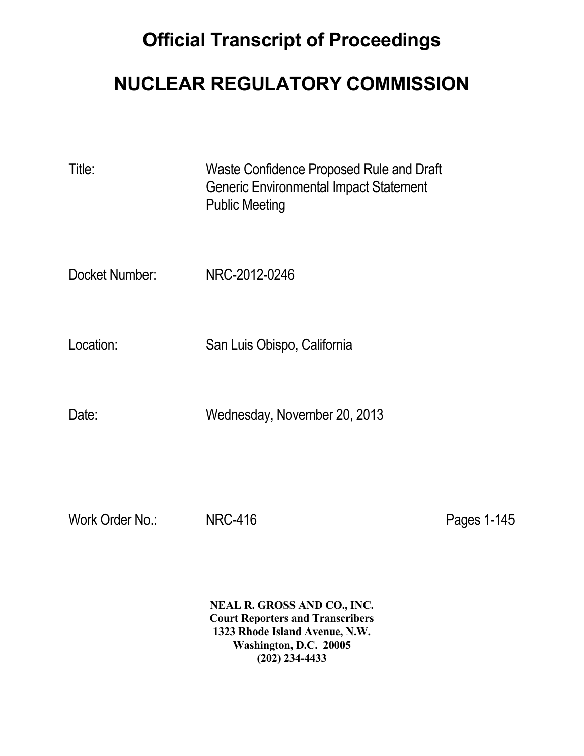# Official Transcript of Proceedings

# NUCLEAR REGULATORY COMMISSION

| | |
|---|---|
| Title: | Waste Confidence Proposed Rule and Draft Generic Environmental Impact Statement Public Meeting |
| Docket Number: | NRC-2012-0246 |
| Location: | San Luis Obispo, California |
| Date: | Wednesday, November 20, 2013 |
| Work Order No.: | NRC-416 |

Pages 1-145

**NEAL R. GROSS AND CO., INC.**
**Court Reporters and Transcribers**
**1323 Rhode Island Avenue, N.W.**
**Washington, D.C. 20005**
**(202) 234-4433**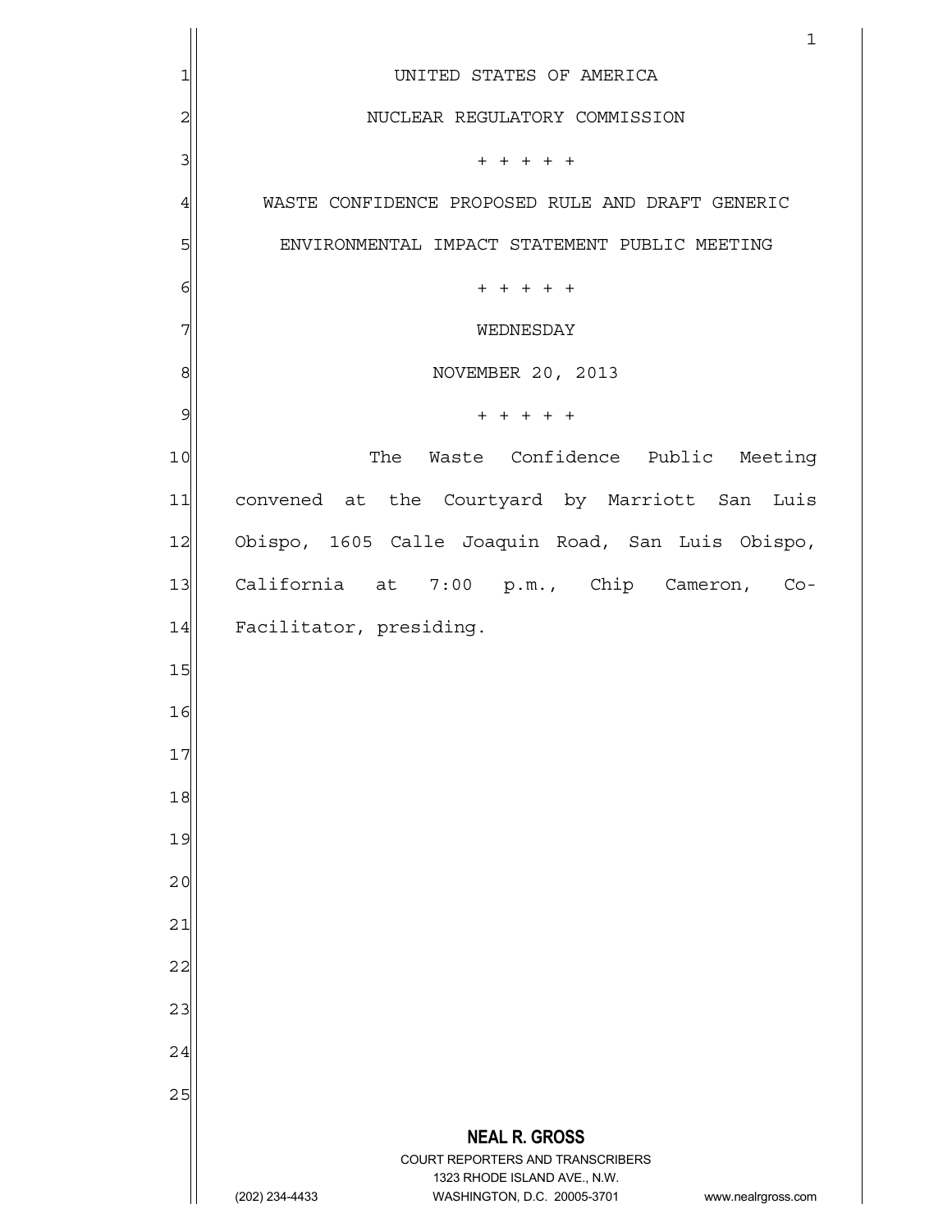UNITED STATES OF AMERICA

NUCLEAR REGULATORY COMMISSION

\+ + + + +

WASTE CONFIDENCE PROPOSED RULE AND DRAFT GENERIC ENVIRONMENTAL IMPACT STATEMENT PUBLIC MEETING

\+ + + + +

WEDNESDAY

NOVEMBER 20, 2013

\+ + + + +

The Waste Confidence Public Meeting convened at the Courtyard by Marriott San Luis Obispo, 1605 Calle Joaquin Road, San Luis Obispo, California at 7:00 p.m., Chip Cameron, Co-Facilitator, presiding.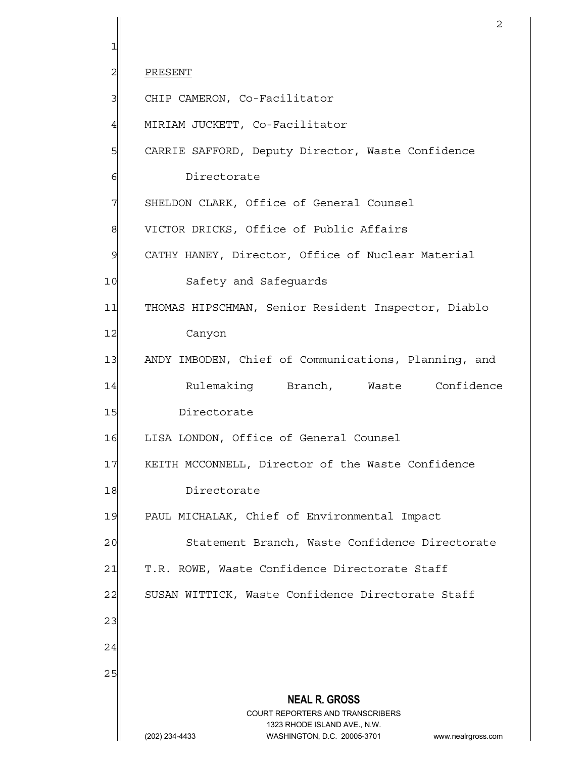PRESENT

CHIP CAMERON, Co-Facilitator

MIRIAM JUCKETT, Co-Facilitator

CARRIE SAFFORD, Deputy Director, Waste Confidence Directorate

SHELDON CLARK, Office of General Counsel

VICTOR DRICKS, Office of Public Affairs

CATHY HANEY, Director, Office of Nuclear Material Safety and Safeguards

THOMAS HIPSCHMAN, Senior Resident Inspector, Diablo Canyon

ANDY IMBODEN, Chief of Communications, Planning, and Rulemaking Branch, Waste Confidence Directorate

LISA LONDON, Office of General Counsel

KEITH MCCONNELL, Director of the Waste Confidence Directorate

PAUL MICHALAK, Chief of Environmental Impact Statement Branch, Waste Confidence Directorate

T.R. ROWE, Waste Confidence Directorate Staff

SUSAN WITTICK, Waste Confidence Directorate Staff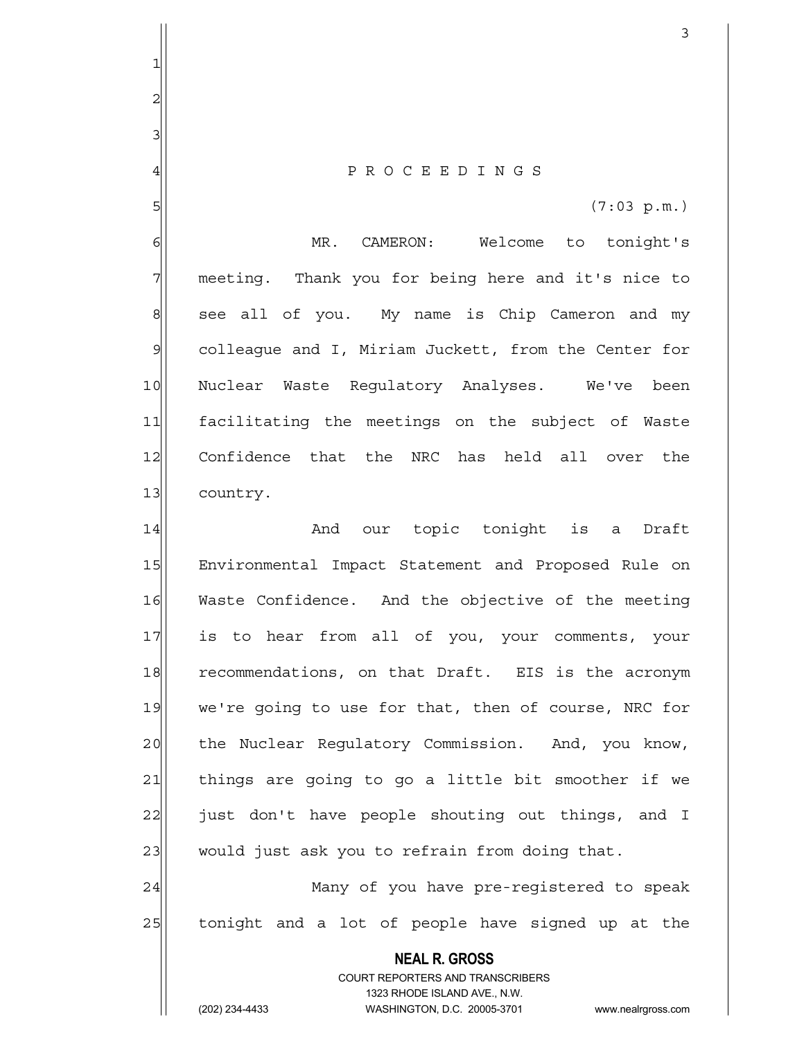P R O C E E D I N G S

(7:03 p.m.)

MR. CAMERON: Welcome to tonight's meeting. Thank you for being here and it's nice to see all of you. My name is Chip Cameron and my colleague and I, Miriam Juckett, from the Center for Nuclear Waste Regulatory Analyses. We've been facilitating the meetings on the subject of Waste Confidence that the NRC has held all over the country.

And our topic tonight is a Draft Environmental Impact Statement and Proposed Rule on Waste Confidence. And the objective of the meeting is to hear from all of you, your comments, your recommendations, on that Draft. EIS is the acronym we're going to use for that, then of course, NRC for the Nuclear Regulatory Commission. And, you know, things are going to go a little bit smoother if we just don't have people shouting out things, and I would just ask you to refrain from doing that.

Many of you have pre-registered to speak tonight and a lot of people have signed up at the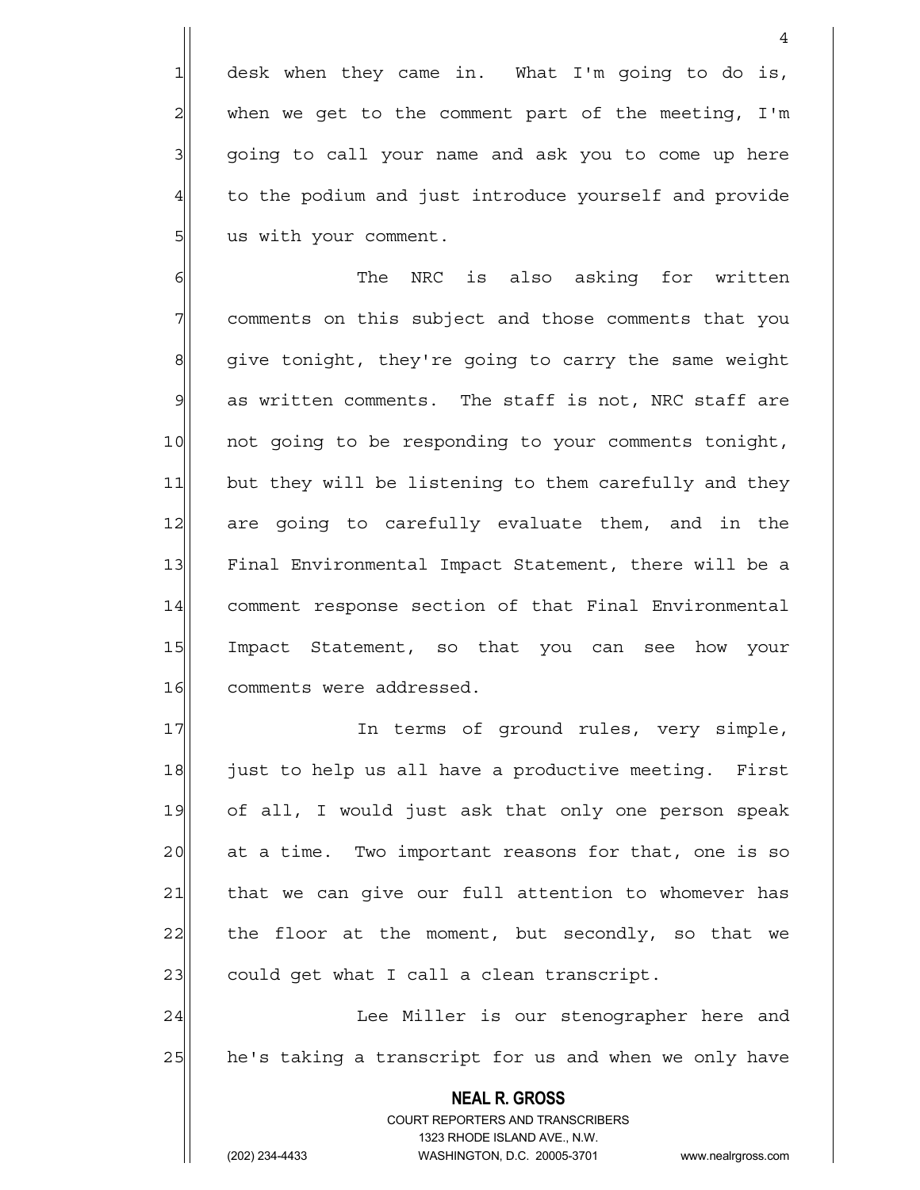desk when they came in. What I'm going to do is, when we get to the comment part of the meeting, I'm going to call your name and ask you to come up here to the podium and just introduce yourself and provide us with your comment.

The NRC is also asking for written comments on this subject and those comments that you give tonight, they're going to carry the same weight as written comments. The staff is not, NRC staff are not going to be responding to your comments tonight, but they will be listening to them carefully and they are going to carefully evaluate them, and in the Final Environmental Impact Statement, there will be a comment response section of that Final Environmental Impact Statement, so that you can see how your comments were addressed.

In terms of ground rules, very simple, just to help us all have a productive meeting. First of all, I would just ask that only one person speak at a time. Two important reasons for that, one is so that we can give our full attention to whomever has the floor at the moment, but secondly, so that we could get what I call a clean transcript.

Lee Miller is our stenographer here and he's taking a transcript for us and when we only have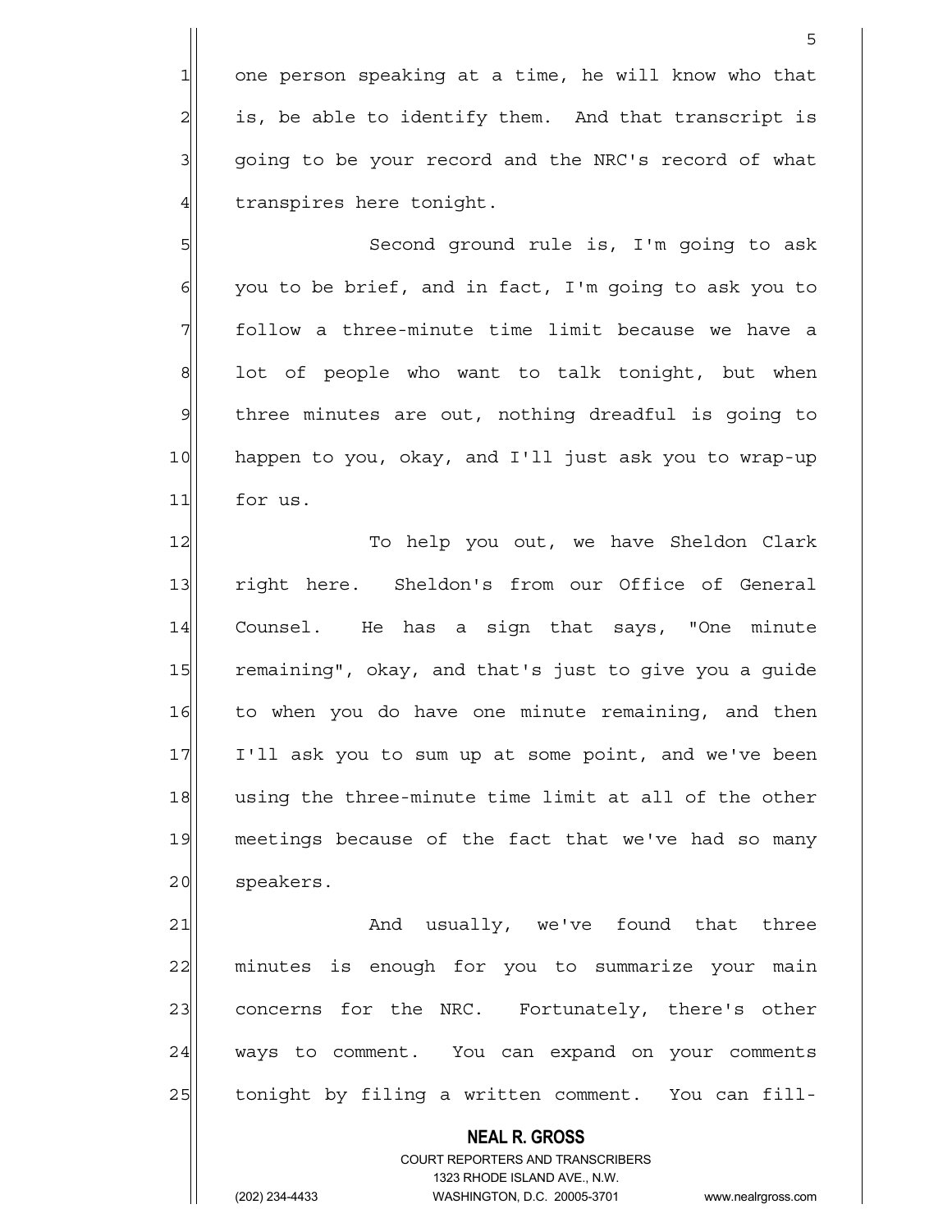one person speaking at a time, he will know who that is, be able to identify them. And that transcript is going to be your record and the NRC's record of what transpires here tonight.

Second ground rule is, I'm going to ask you to be brief, and in fact, I'm going to ask you to follow a three-minute time limit because we have a lot of people who want to talk tonight, but when three minutes are out, nothing dreadful is going to happen to you, okay, and I'll just ask you to wrap-up for us.

To help you out, we have Sheldon Clark right here. Sheldon's from our Office of General Counsel. He has a sign that says, "One minute remaining", okay, and that's just to give you a guide to when you do have one minute remaining, and then I'll ask you to sum up at some point, and we've been using the three-minute time limit at all of the other meetings because of the fact that we've had so many speakers.

And usually, we've found that three minutes is enough for you to summarize your main concerns for the NRC. Fortunately, there's other ways to comment. You can expand on your comments tonight by filing a written comment. You can fill-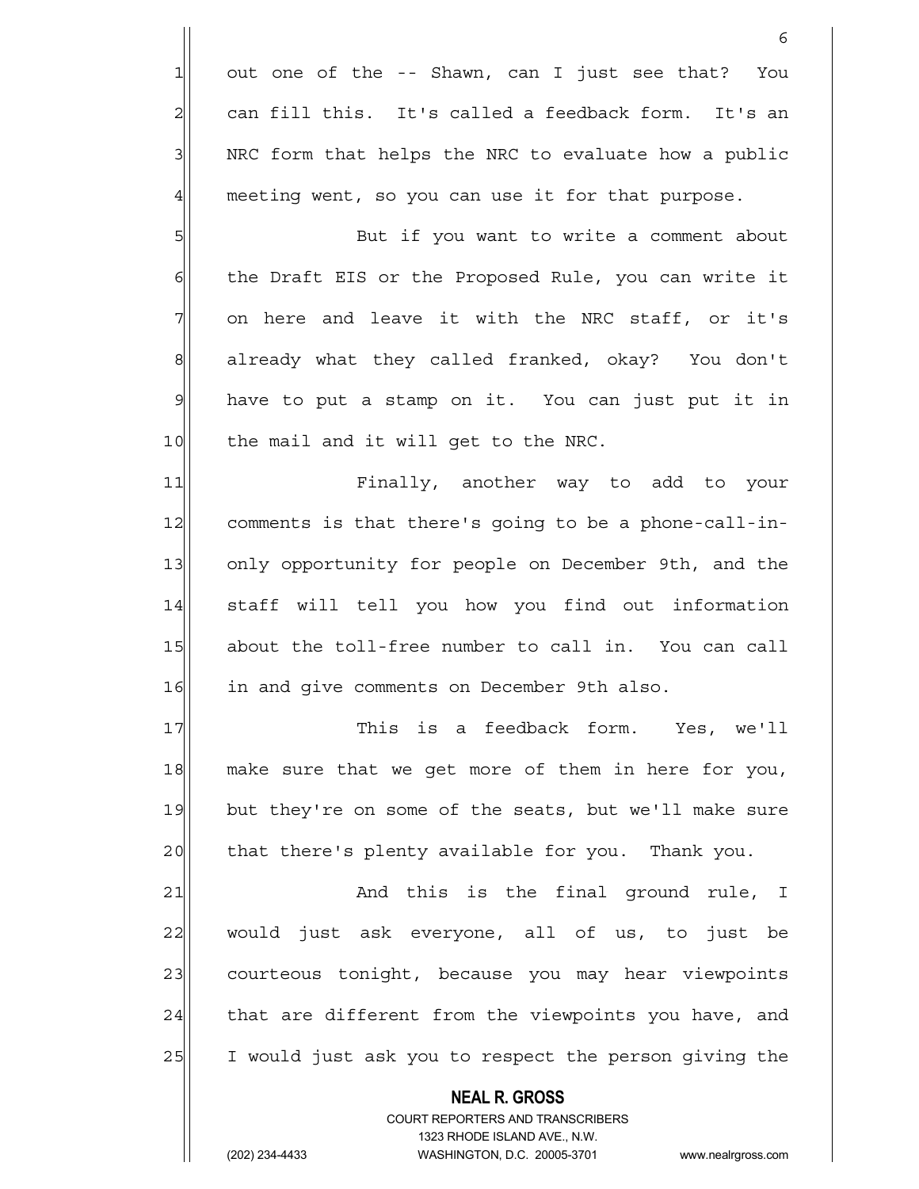out one of the -- Shawn, can I just see that? You can fill this. It's called a feedback form. It's an NRC form that helps the NRC to evaluate how a public meeting went, so you can use it for that purpose.

But if you want to write a comment about the Draft EIS or the Proposed Rule, you can write it on here and leave it with the NRC staff, or it's already what they called franked, okay? You don't have to put a stamp on it. You can just put it in the mail and it will get to the NRC.

Finally, another way to add to your comments is that there's going to be a phone-call-in-only opportunity for people on December 9th, and the staff will tell you how you find out information about the toll-free number to call in. You can call in and give comments on December 9th also.

This is a feedback form. Yes, we'll make sure that we get more of them in here for you, but they're on some of the seats, but we'll make sure that there's plenty available for you. Thank you.

And this is the final ground rule, I would just ask everyone, all of us, to just be courteous tonight, because you may hear viewpoints that are different from the viewpoints you have, and I would just ask you to respect the person giving the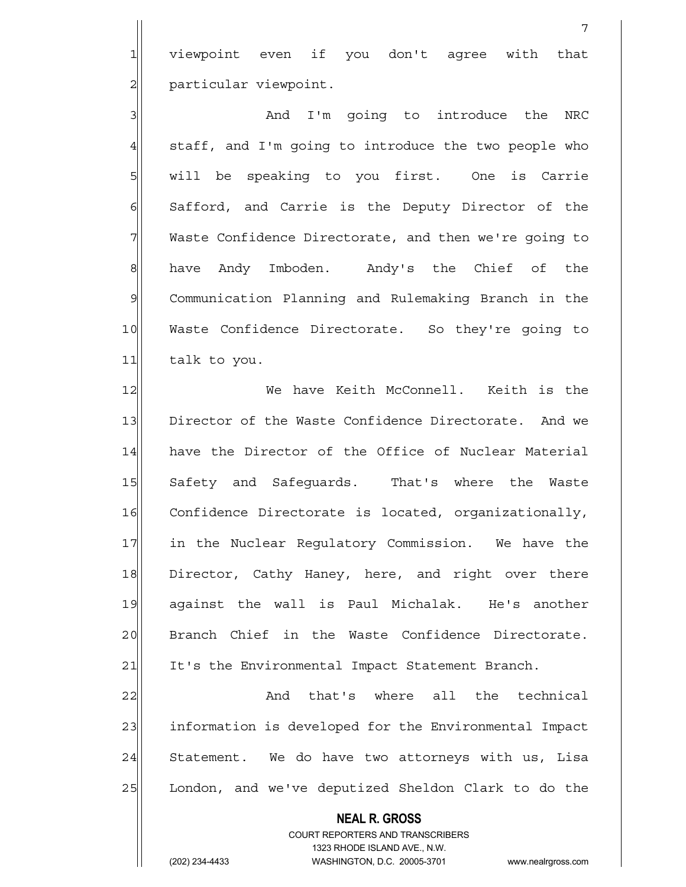viewpoint even if you don't agree with that particular viewpoint.

And I'm going to introduce the NRC staff, and I'm going to introduce the two people who will be speaking to you first. One is Carrie Safford, and Carrie is the Deputy Director of the Waste Confidence Directorate, and then we're going to have Andy Imboden. Andy's the Chief of the Communication Planning and Rulemaking Branch in the Waste Confidence Directorate. So they're going to talk to you.

We have Keith McConnell. Keith is the Director of the Waste Confidence Directorate. And we have the Director of the Office of Nuclear Material Safety and Safeguards. That's where the Waste Confidence Directorate is located, organizationally, in the Nuclear Regulatory Commission. We have the Director, Cathy Haney, here, and right over there against the wall is Paul Michalak. He's another Branch Chief in the Waste Confidence Directorate. It's the Environmental Impact Statement Branch.

And that's where all the technical information is developed for the Environmental Impact Statement. We do have two attorneys with us, Lisa London, and we've deputized Sheldon Clark to do the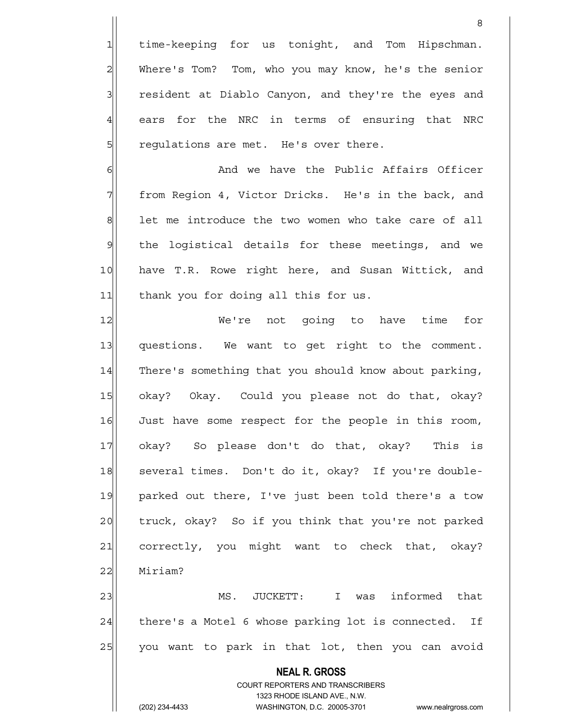time-keeping for us tonight, and Tom Hipschman. Where's Tom? Tom, who you may know, he's the senior resident at Diablo Canyon, and they're the eyes and ears for the NRC in terms of ensuring that NRC regulations are met. He's over there.

And we have the Public Affairs Officer from Region 4, Victor Dricks. He's in the back, and let me introduce the two women who take care of all the logistical details for these meetings, and we have T.R. Rowe right here, and Susan Wittick, and thank you for doing all this for us.

We're not going to have time for questions. We want to get right to the comment. There's something that you should know about parking, okay? Okay. Could you please not do that, okay? Just have some respect for the people in this room, okay? So please don't do that, okay? This is several times. Don't do it, okay? If you're double-parked out there, I've just been told there's a tow truck, okay? So if you think that you're not parked correctly, you might want to check that, okay? Miriam?

MS. JUCKETT: I was informed that there's a Motel 6 whose parking lot is connected. If you want to park in that lot, then you can avoid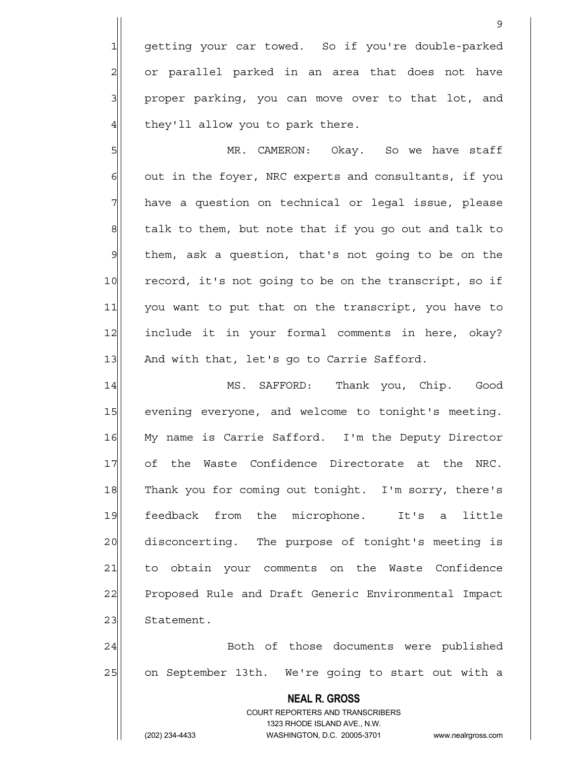getting your car towed. So if you're double-parked or parallel parked in an area that does not have proper parking, you can move over to that lot, and they'll allow you to park there.

MR. CAMERON: Okay. So we have staff out in the foyer, NRC experts and consultants, if you have a question on technical or legal issue, please talk to them, but note that if you go out and talk to them, ask a question, that's not going to be on the record, it's not going to be on the transcript, so if you want to put that on the transcript, you have to include it in your formal comments in here, okay? And with that, let's go to Carrie Safford.

MS. SAFFORD: Thank you, Chip. Good evening everyone, and welcome to tonight's meeting. My name is Carrie Safford. I'm the Deputy Director of the Waste Confidence Directorate at the NRC. Thank you for coming out tonight. I'm sorry, there's feedback from the microphone. It's a little disconcerting. The purpose of tonight's meeting is to obtain your comments on the Waste Confidence Proposed Rule and Draft Generic Environmental Impact Statement.

Both of those documents were published on September 13th. We're going to start out with a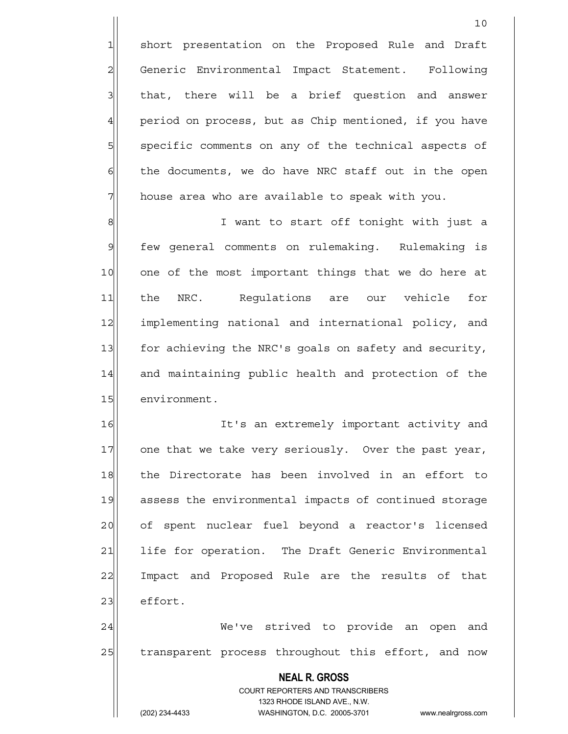short presentation on the Proposed Rule and Draft Generic Environmental Impact Statement. Following that, there will be a brief question and answer period on process, but as Chip mentioned, if you have specific comments on any of the technical aspects of the documents, we do have NRC staff out in the open house area who are available to speak with you.

I want to start off tonight with just a few general comments on rulemaking. Rulemaking is one of the most important things that we do here at the NRC. Regulations are our vehicle for implementing national and international policy, and for achieving the NRC's goals on safety and security, and maintaining public health and protection of the environment.

It's an extremely important activity and one that we take very seriously. Over the past year, the Directorate has been involved in an effort to assess the environmental impacts of continued storage of spent nuclear fuel beyond a reactor's licensed life for operation. The Draft Generic Environmental Impact and Proposed Rule are the results of that effort.

We've strived to provide an open and transparent process throughout this effort, and now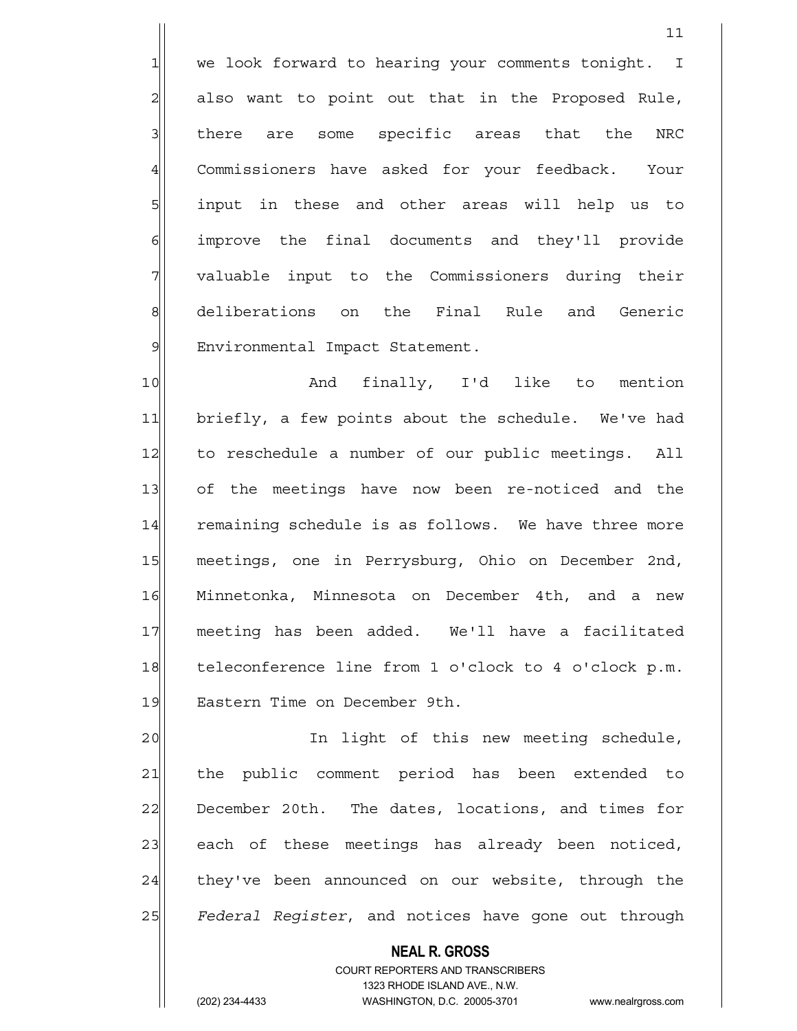we look forward to hearing your comments tonight. I also want to point out that in the Proposed Rule, there are some specific areas that the NRC Commissioners have asked for your feedback. Your input in these and other areas will help us to improve the final documents and they'll provide valuable input to the Commissioners during their deliberations on the Final Rule and Generic Environmental Impact Statement.

And finally, I'd like to mention briefly, a few points about the schedule. We've had to reschedule a number of our public meetings. All of the meetings have now been re-noticed and the remaining schedule is as follows. We have three more meetings, one in Perrysburg, Ohio on December 2nd, Minnetonka, Minnesota on December 4th, and a new meeting has been added. We'll have a facilitated teleconference line from 1 o'clock to 4 o'clock p.m. Eastern Time on December 9th.

In light of this new meeting schedule, the public comment period has been extended to December 20th. The dates, locations, and times for each of these meetings has already been noticed, they've been announced on our website, through the *Federal Register*, and notices have gone out through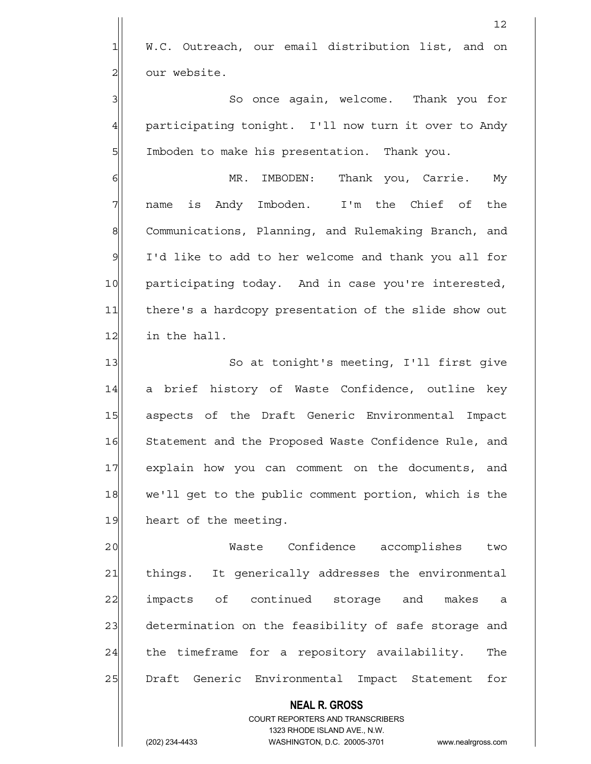W.C. Outreach, our email distribution list, and on our website.

So once again, welcome. Thank you for participating tonight. I'll now turn it over to Andy Imboden to make his presentation. Thank you.

MR. IMBODEN: Thank you, Carrie. My name is Andy Imboden. I'm the Chief of the Communications, Planning, and Rulemaking Branch, and I'd like to add to her welcome and thank you all for participating today. And in case you're interested, there's a hardcopy presentation of the slide show out in the hall.

So at tonight's meeting, I'll first give a brief history of Waste Confidence, outline key aspects of the Draft Generic Environmental Impact Statement and the Proposed Waste Confidence Rule, and explain how you can comment on the documents, and we'll get to the public comment portion, which is the heart of the meeting.

Waste Confidence accomplishes two things. It generically addresses the environmental impacts of continued storage and makes a determination on the feasibility of safe storage and the timeframe for a repository availability. The Draft Generic Environmental Impact Statement for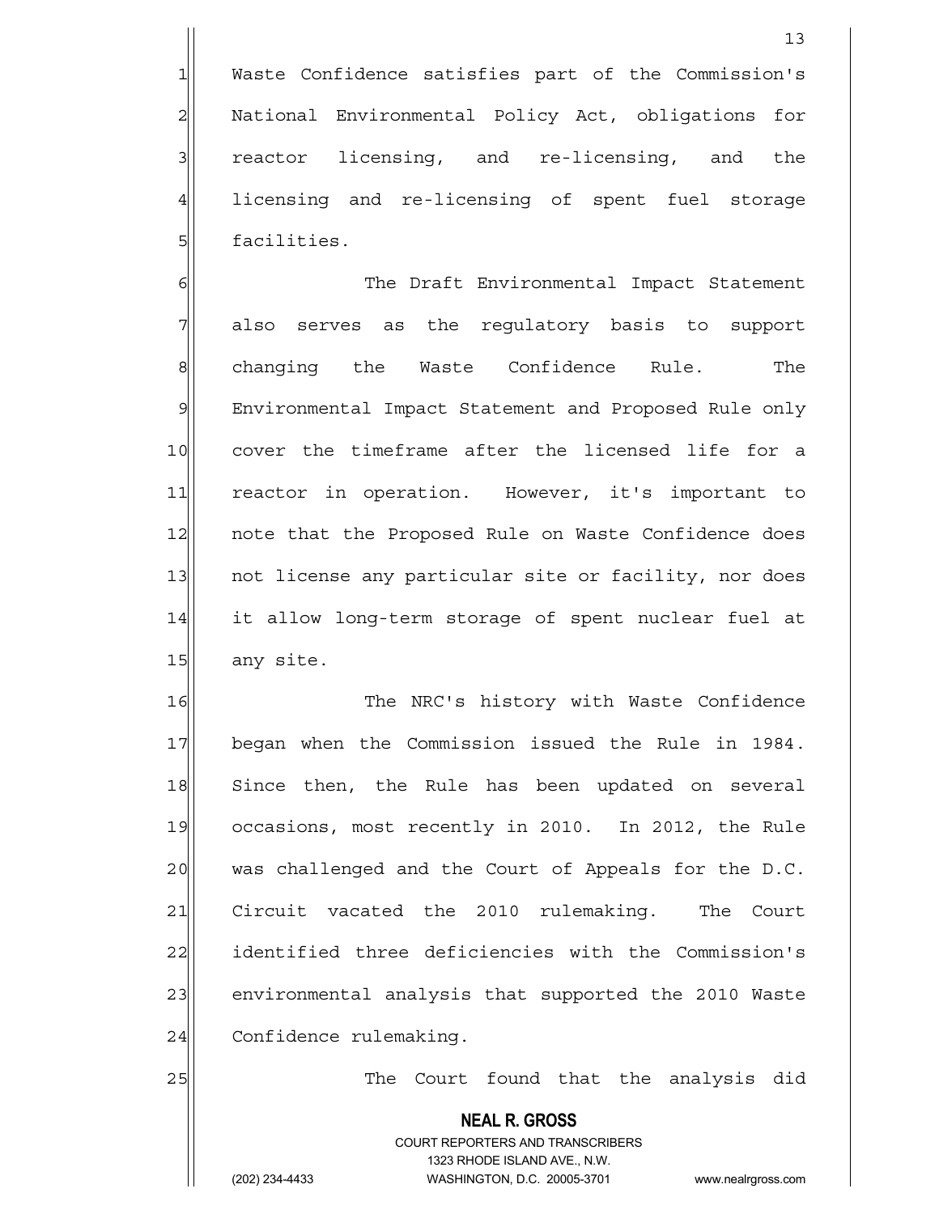Waste Confidence satisfies part of the Commission's National Environmental Policy Act, obligations for reactor licensing, and re-licensing, and the licensing and re-licensing of spent fuel storage facilities.

The Draft Environmental Impact Statement also serves as the regulatory basis to support changing the Waste Confidence Rule. The Environmental Impact Statement and Proposed Rule only cover the timeframe after the licensed life for a reactor in operation. However, it's important to note that the Proposed Rule on Waste Confidence does not license any particular site or facility, nor does it allow long-term storage of spent nuclear fuel at any site.

The NRC's history with Waste Confidence began when the Commission issued the Rule in 1984. Since then, the Rule has been updated on several occasions, most recently in 2010. In 2012, the Rule was challenged and the Court of Appeals for the D.C. Circuit vacated the 2010 rulemaking. The Court identified three deficiencies with the Commission's environmental analysis that supported the 2010 Waste Confidence rulemaking.

The Court found that the analysis did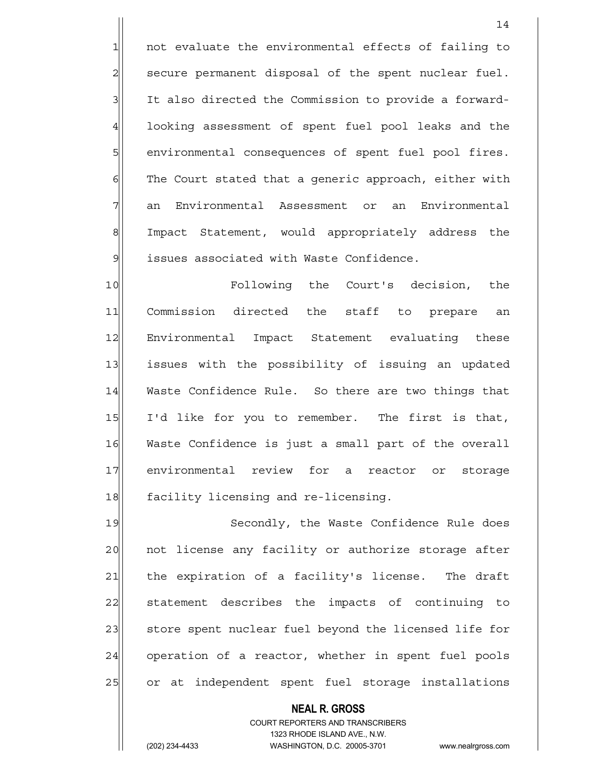not evaluate the environmental effects of failing to secure permanent disposal of the spent nuclear fuel. It also directed the Commission to provide a forward-looking assessment of spent fuel pool leaks and the environmental consequences of spent fuel pool fires. The Court stated that a generic approach, either with an Environmental Assessment or an Environmental Impact Statement, would appropriately address the issues associated with Waste Confidence.

Following the Court's decision, the Commission directed the staff to prepare an Environmental Impact Statement evaluating these issues with the possibility of issuing an updated Waste Confidence Rule. So there are two things that I'd like for you to remember. The first is that, Waste Confidence is just a small part of the overall environmental review for a reactor or storage facility licensing and re-licensing.

Secondly, the Waste Confidence Rule does not license any facility or authorize storage after the expiration of a facility's license. The draft statement describes the impacts of continuing to store spent nuclear fuel beyond the licensed life for operation of a reactor, whether in spent fuel pools or at independent spent fuel storage installations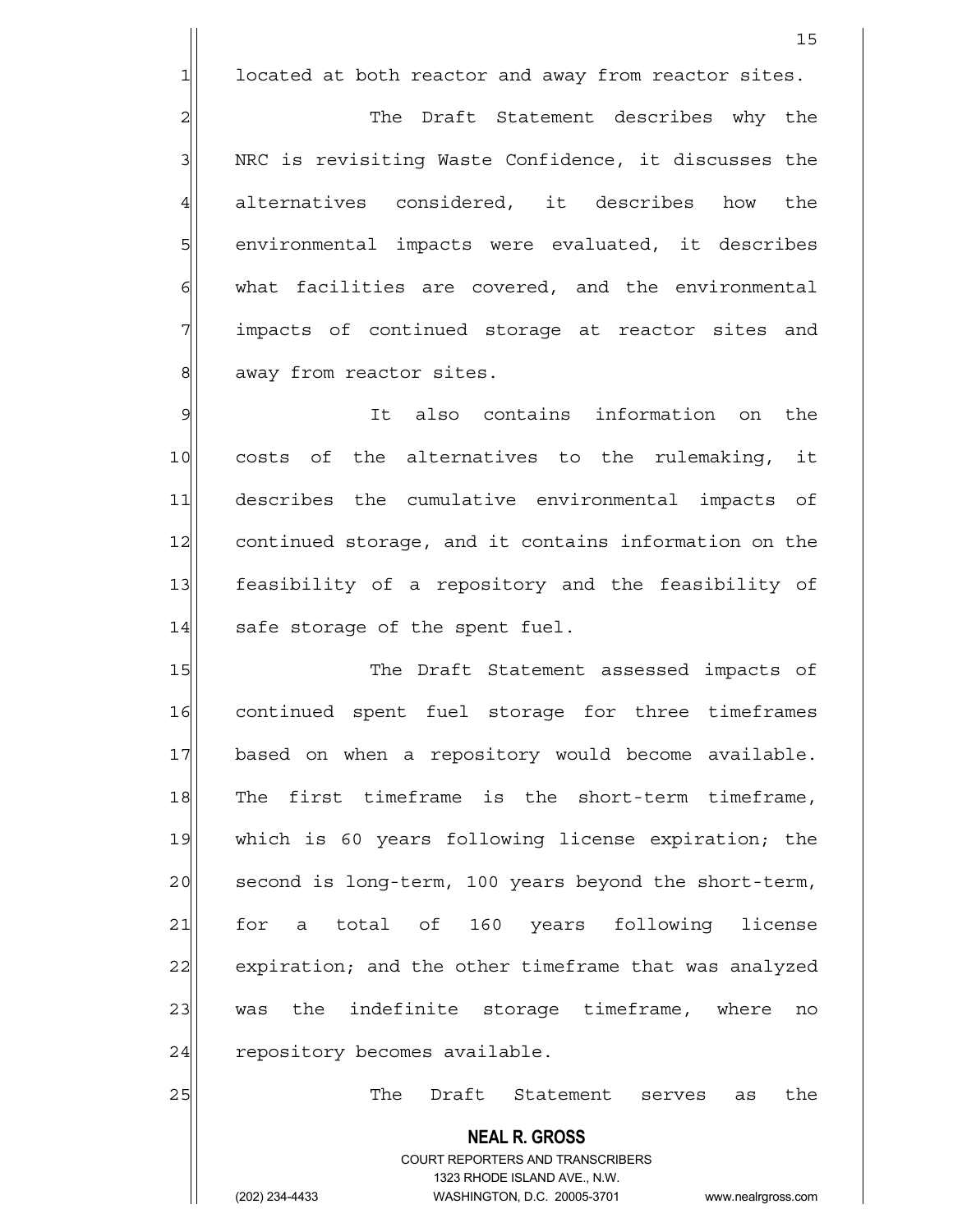located at both reactor and away from reactor sites.

The Draft Statement describes why the NRC is revisiting Waste Confidence, it discusses the alternatives considered, it describes how the environmental impacts were evaluated, it describes what facilities are covered, and the environmental impacts of continued storage at reactor sites and away from reactor sites.

It also contains information on the costs of the alternatives to the rulemaking, it describes the cumulative environmental impacts of continued storage, and it contains information on the feasibility of a repository and the feasibility of safe storage of the spent fuel.

The Draft Statement assessed impacts of continued spent fuel storage for three timeframes based on when a repository would become available. The first timeframe is the short-term timeframe, which is 60 years following license expiration; the second is long-term, 100 years beyond the short-term, for a total of 160 years following license expiration; and the other timeframe that was analyzed was the indefinite storage timeframe, where no repository becomes available.

The Draft Statement serves as the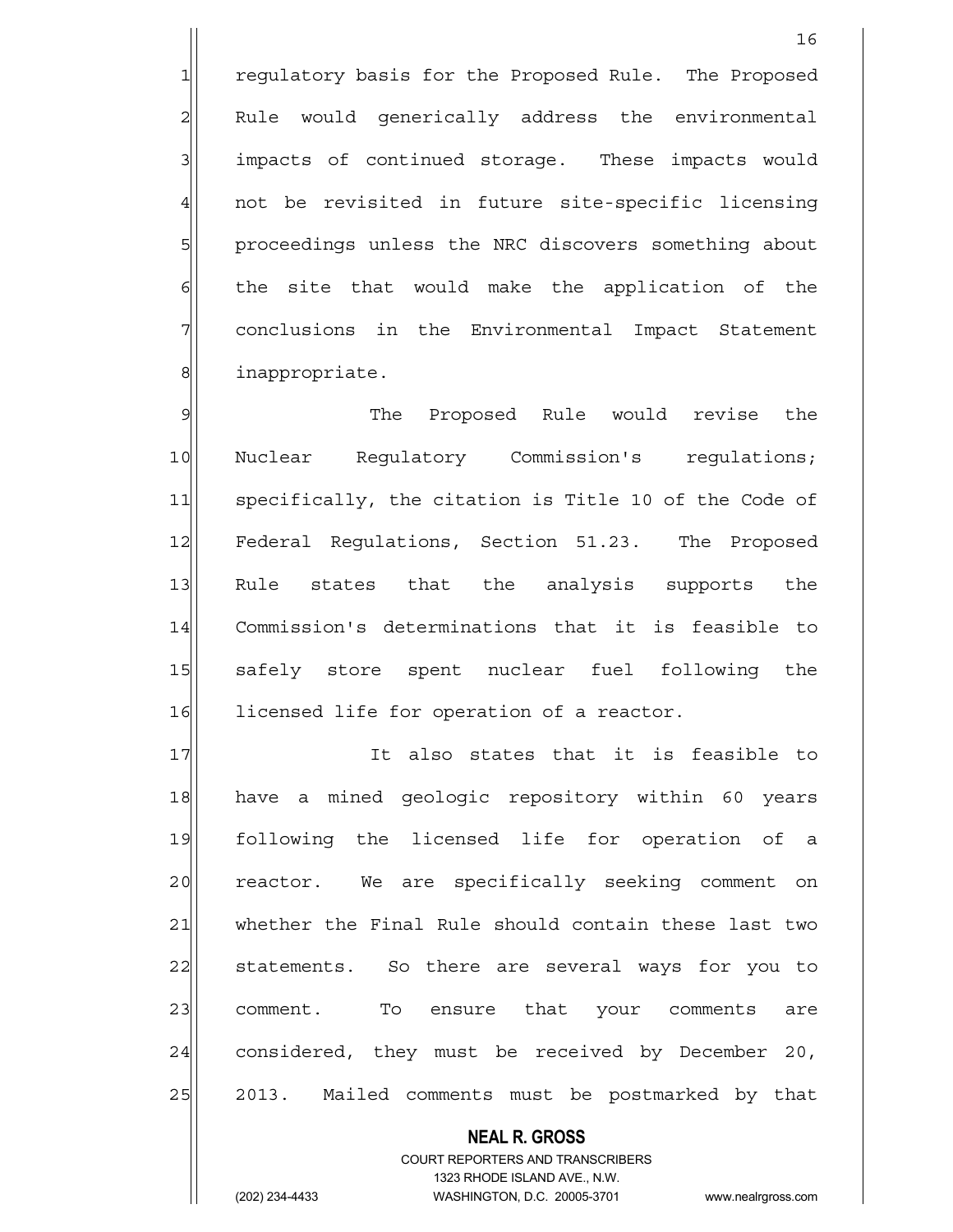regulatory basis for the Proposed Rule. The Proposed Rule would generically address the environmental impacts of continued storage. These impacts would not be revisited in future site-specific licensing proceedings unless the NRC discovers something about the site that would make the application of the conclusions in the Environmental Impact Statement inappropriate.

The Proposed Rule would revise the Nuclear Regulatory Commission's regulations; specifically, the citation is Title 10 of the Code of Federal Regulations, Section 51.23. The Proposed Rule states that the analysis supports the Commission's determinations that it is feasible to safely store spent nuclear fuel following the licensed life for operation of a reactor.

It also states that it is feasible to have a mined geologic repository within 60 years following the licensed life for operation of a reactor. We are specifically seeking comment on whether the Final Rule should contain these last two statements. So there are several ways for you to comment. To ensure that your comments are considered, they must be received by December 20, 2013. Mailed comments must be postmarked by that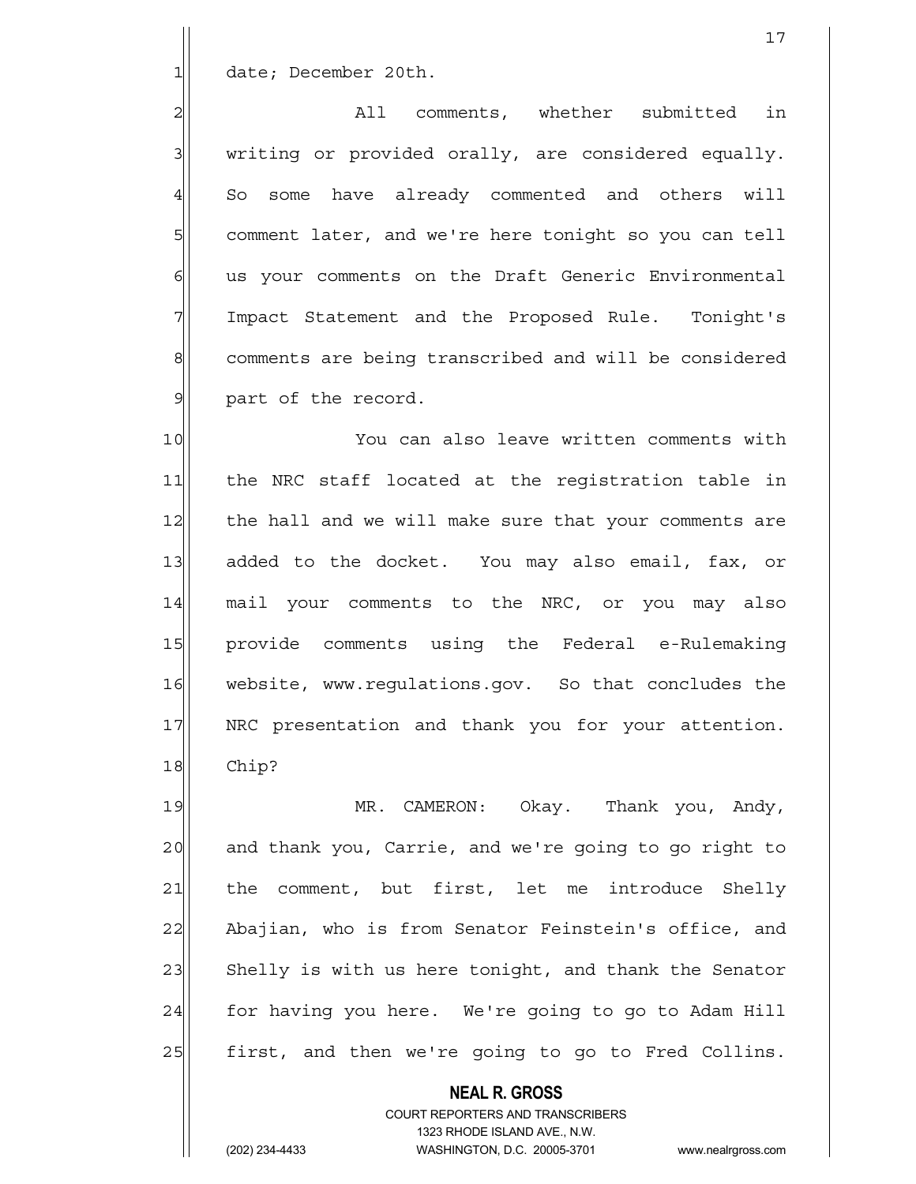date; December 20th.

All comments, whether submitted in writing or provided orally, are considered equally. So some have already commented and others will comment later, and we're here tonight so you can tell us your comments on the Draft Generic Environmental Impact Statement and the Proposed Rule. Tonight's comments are being transcribed and will be considered part of the record.

You can also leave written comments with the NRC staff located at the registration table in the hall and we will make sure that your comments are added to the docket. You may also email, fax, or mail your comments to the NRC, or you may also provide comments using the Federal e-Rulemaking website, www.regulations.gov. So that concludes the NRC presentation and thank you for your attention. Chip?

MR. CAMERON: Okay. Thank you, Andy, and thank you, Carrie, and we're going to go right to the comment, but first, let me introduce Shelly Abajian, who is from Senator Feinstein's office, and Shelly is with us here tonight, and thank the Senator for having you here. We're going to go to Adam Hill first, and then we're going to go to Fred Collins.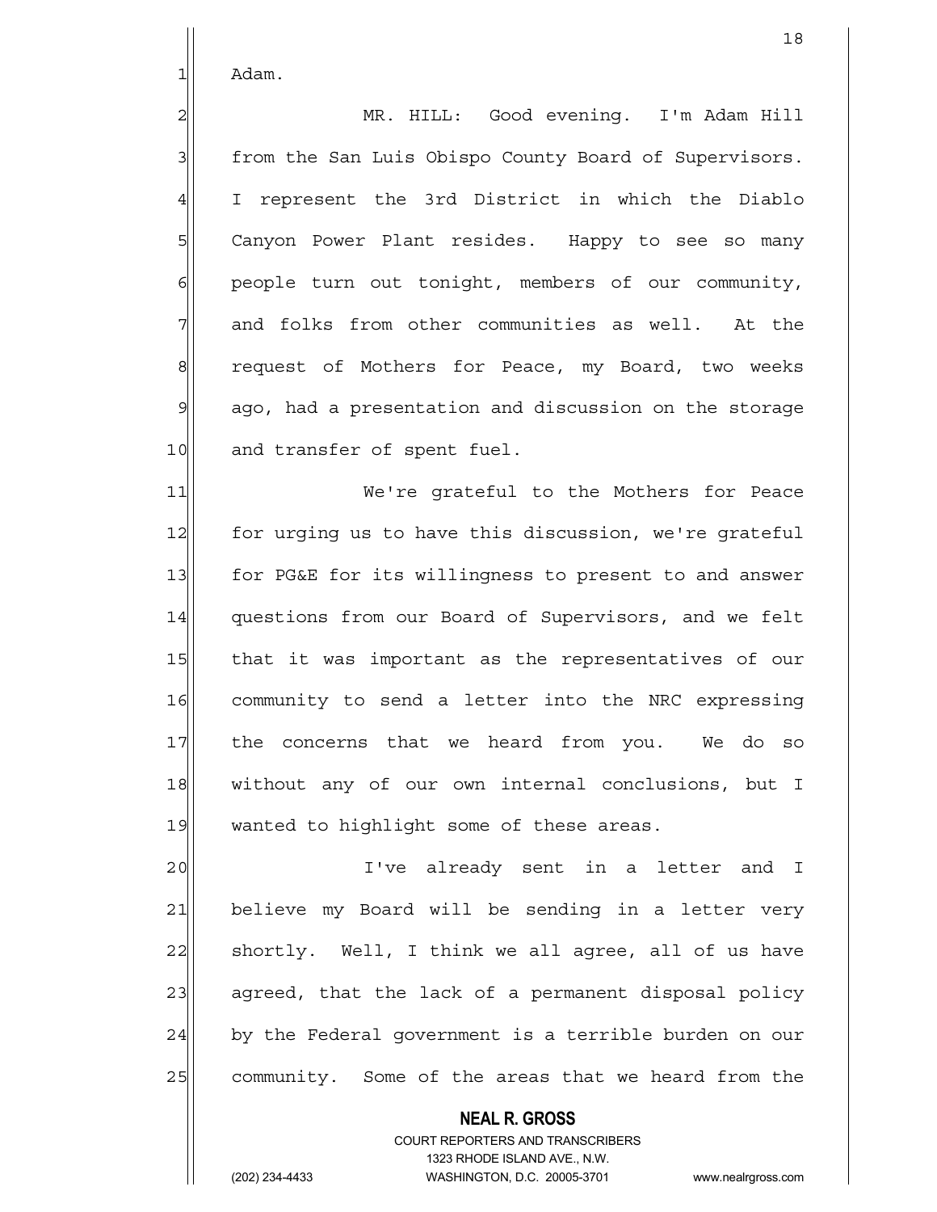Adam.

MR. HILL: Good evening. I'm Adam Hill from the San Luis Obispo County Board of Supervisors. I represent the 3rd District in which the Diablo Canyon Power Plant resides. Happy to see so many people turn out tonight, members of our community, and folks from other communities as well. At the request of Mothers for Peace, my Board, two weeks ago, had a presentation and discussion on the storage and transfer of spent fuel.

We're grateful to the Mothers for Peace for urging us to have this discussion, we're grateful for PG&E for its willingness to present to and answer questions from our Board of Supervisors, and we felt that it was important as the representatives of our community to send a letter into the NRC expressing the concerns that we heard from you. We do so without any of our own internal conclusions, but I wanted to highlight some of these areas.

I've already sent in a letter and I believe my Board will be sending in a letter very shortly. Well, I think we all agree, all of us have agreed, that the lack of a permanent disposal policy by the Federal government is a terrible burden on our community. Some of the areas that we heard from the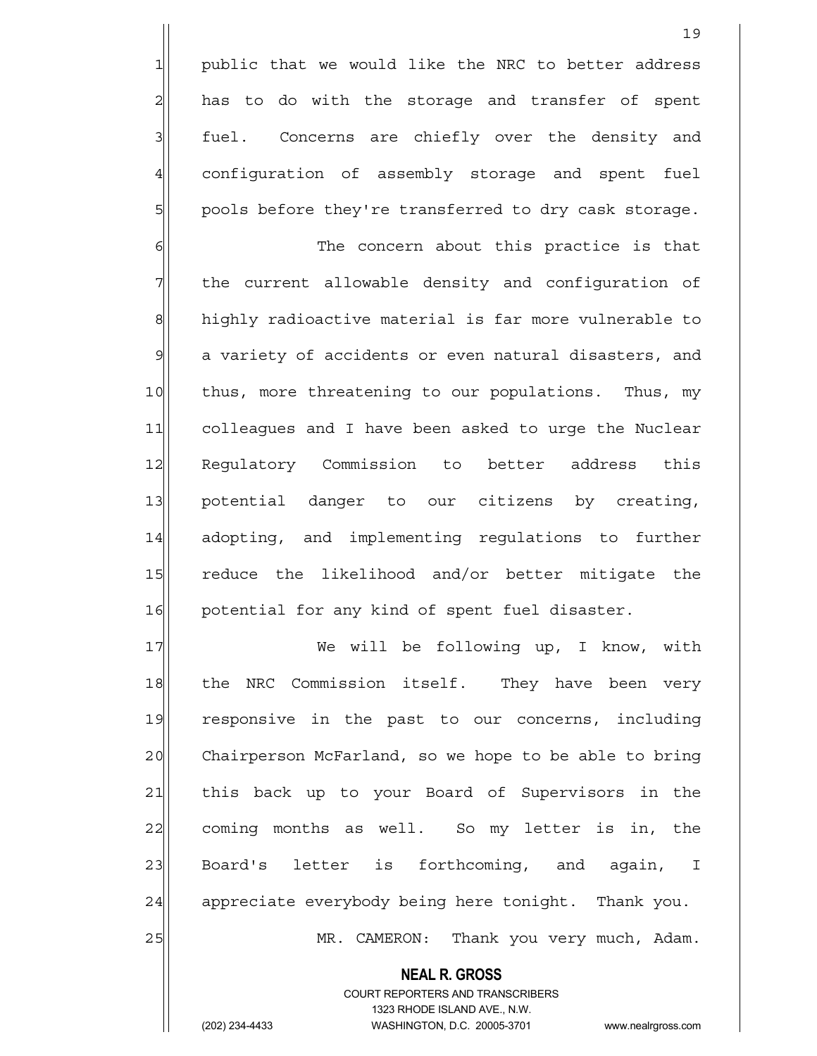public that we would like the NRC to better address has to do with the storage and transfer of spent fuel. Concerns are chiefly over the density and configuration of assembly storage and spent fuel pools before they're transferred to dry cask storage.

The concern about this practice is that the current allowable density and configuration of highly radioactive material is far more vulnerable to a variety of accidents or even natural disasters, and thus, more threatening to our populations. Thus, my colleagues and I have been asked to urge the Nuclear Regulatory Commission to better address this potential danger to our citizens by creating, adopting, and implementing regulations to further reduce the likelihood and/or better mitigate the potential for any kind of spent fuel disaster.

We will be following up, I know, with the NRC Commission itself. They have been very responsive in the past to our concerns, including Chairperson McFarland, so we hope to be able to bring this back up to your Board of Supervisors in the coming months as well. So my letter is in, the Board's letter is forthcoming, and again, I appreciate everybody being here tonight. Thank you.

MR. CAMERON: Thank you very much, Adam.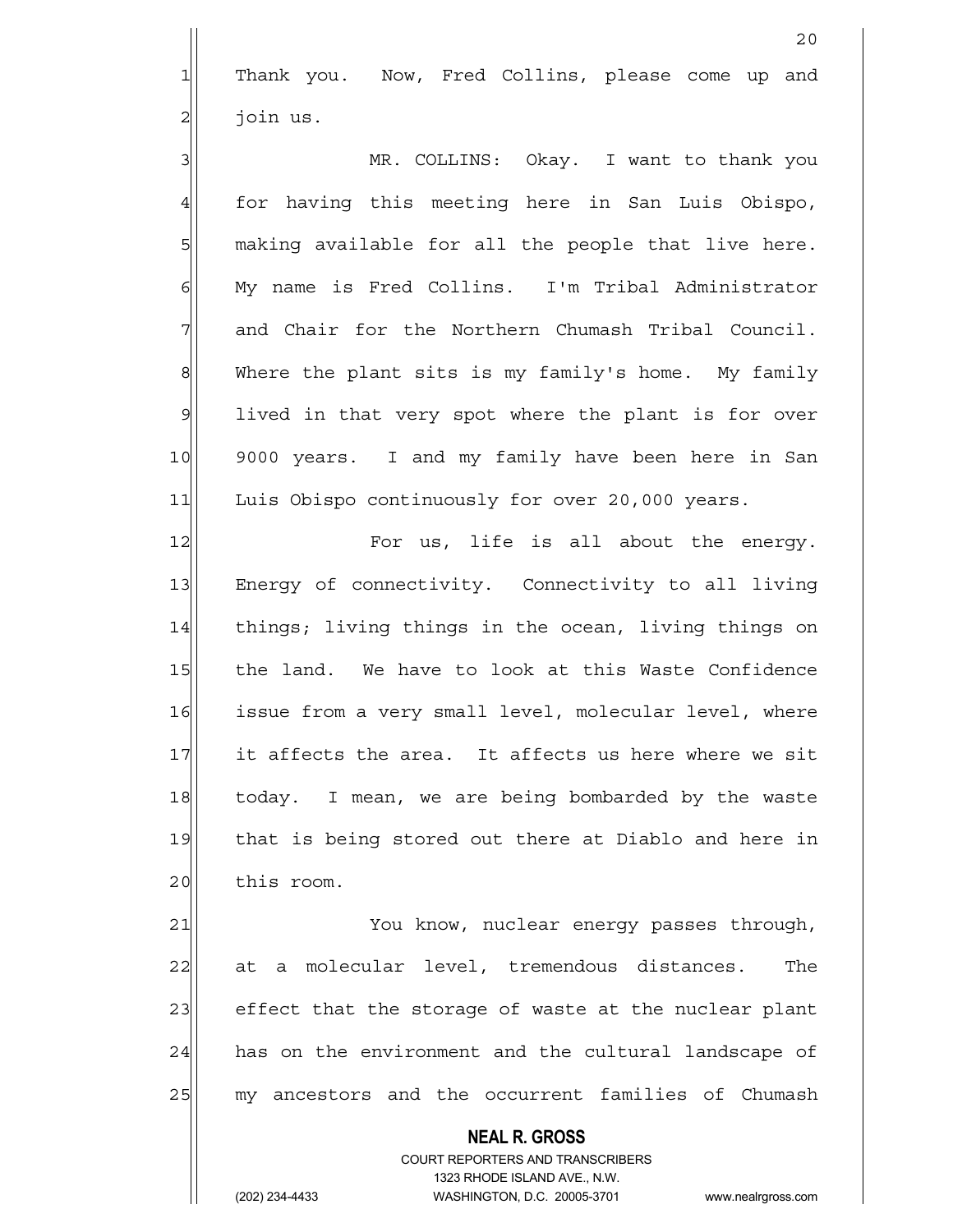Thank you. Now, Fred Collins, please come up and join us.

MR. COLLINS: Okay. I want to thank you for having this meeting here in San Luis Obispo, making available for all the people that live here. My name is Fred Collins. I'm Tribal Administrator and Chair for the Northern Chumash Tribal Council. Where the plant sits is my family's home. My family lived in that very spot where the plant is for over 9000 years. I and my family have been here in San Luis Obispo continuously for over 20,000 years.

For us, life is all about the energy. Energy of connectivity. Connectivity to all living things; living things in the ocean, living things on the land. We have to look at this Waste Confidence issue from a very small level, molecular level, where it affects the area. It affects us here where we sit today. I mean, we are being bombarded by the waste that is being stored out there at Diablo and here in this room.

You know, nuclear energy passes through, at a molecular level, tremendous distances. The effect that the storage of waste at the nuclear plant has on the environment and the cultural landscape of my ancestors and the occurrent families of Chumash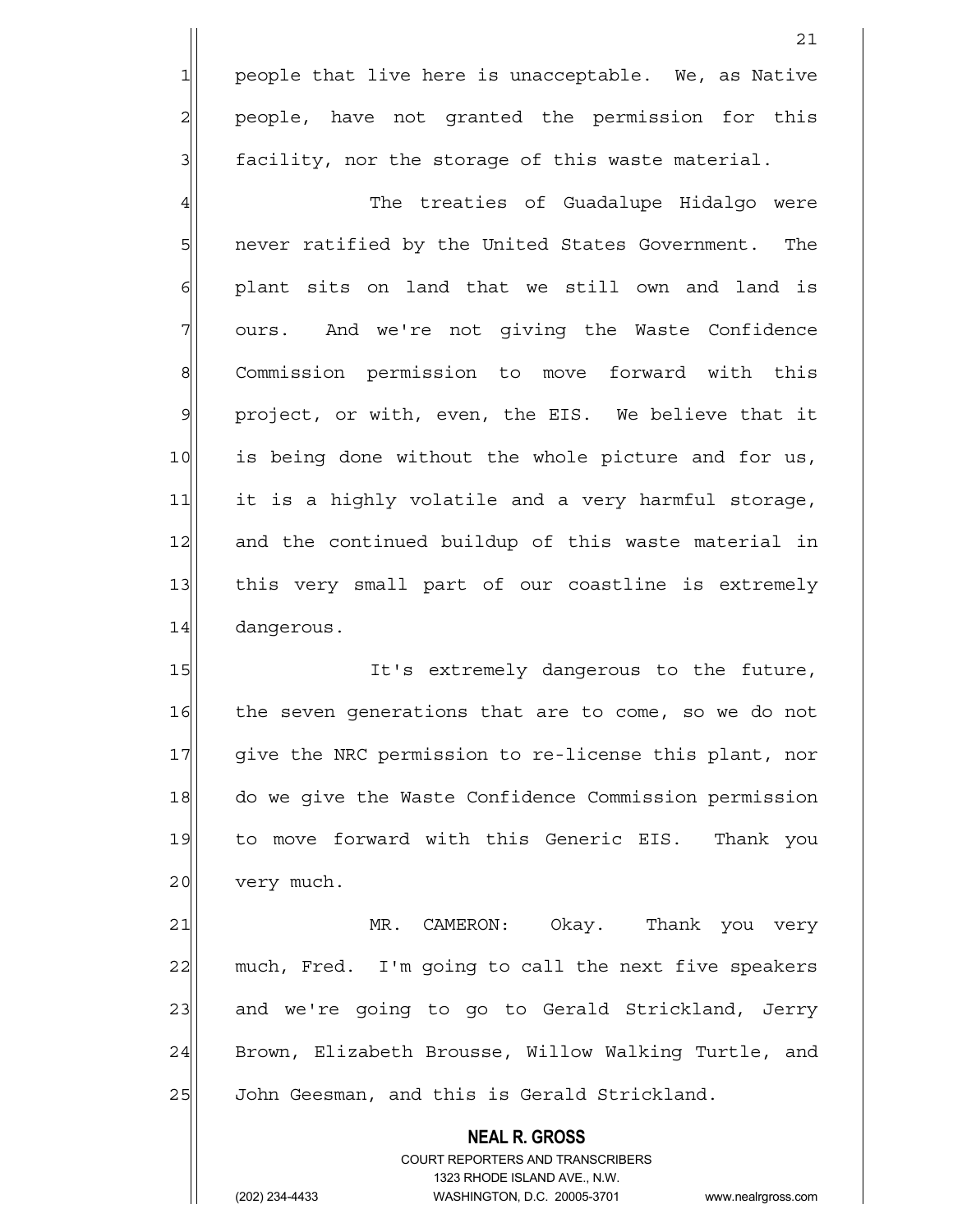people that live here is unacceptable. We, as Native people, have not granted the permission for this facility, nor the storage of this waste material.

The treaties of Guadalupe Hidalgo were never ratified by the United States Government. The plant sits on land that we still own and land is ours. And we're not giving the Waste Confidence Commission permission to move forward with this project, or with, even, the EIS. We believe that it is being done without the whole picture and for us, it is a highly volatile and a very harmful storage, and the continued buildup of this waste material in this very small part of our coastline is extremely dangerous.

It's extremely dangerous to the future, the seven generations that are to come, so we do not give the NRC permission to re-license this plant, nor do we give the Waste Confidence Commission permission to move forward with this Generic EIS. Thank you very much.

MR. CAMERON: Okay. Thank you very much, Fred. I'm going to call the next five speakers and we're going to go to Gerald Strickland, Jerry Brown, Elizabeth Brousse, Willow Walking Turtle, and John Geesman, and this is Gerald Strickland.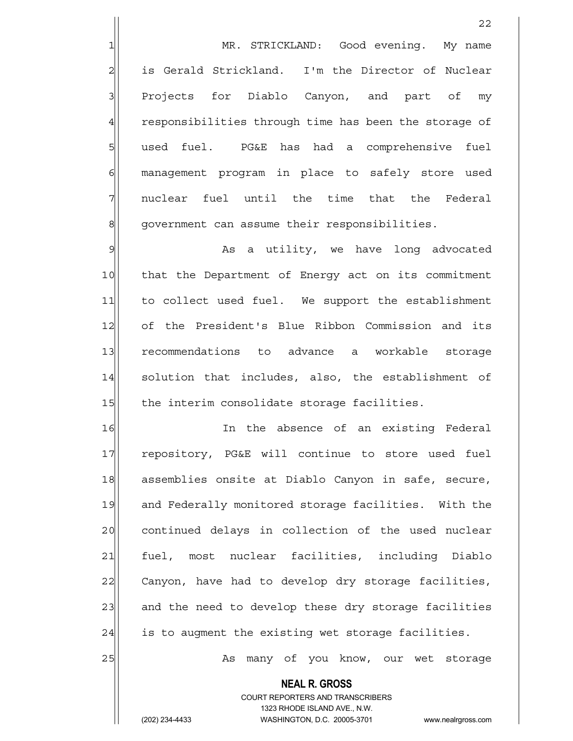MR. STRICKLAND: Good evening. My name is Gerald Strickland. I'm the Director of Nuclear Projects for Diablo Canyon, and part of my responsibilities through time has been the storage of used fuel. PG&E has had a comprehensive fuel management program in place to safely store used nuclear fuel until the time that the Federal government can assume their responsibilities.

As a utility, we have long advocated that the Department of Energy act on its commitment to collect used fuel. We support the establishment of the President's Blue Ribbon Commission and its recommendations to advance a workable storage solution that includes, also, the establishment of the interim consolidate storage facilities.

In the absence of an existing Federal repository, PG&E will continue to store used fuel assemblies onsite at Diablo Canyon in safe, secure, and Federally monitored storage facilities. With the continued delays in collection of the used nuclear fuel, most nuclear facilities, including Diablo Canyon, have had to develop dry storage facilities, and the need to develop these dry storage facilities is to augment the existing wet storage facilities.

As many of you know, our wet storage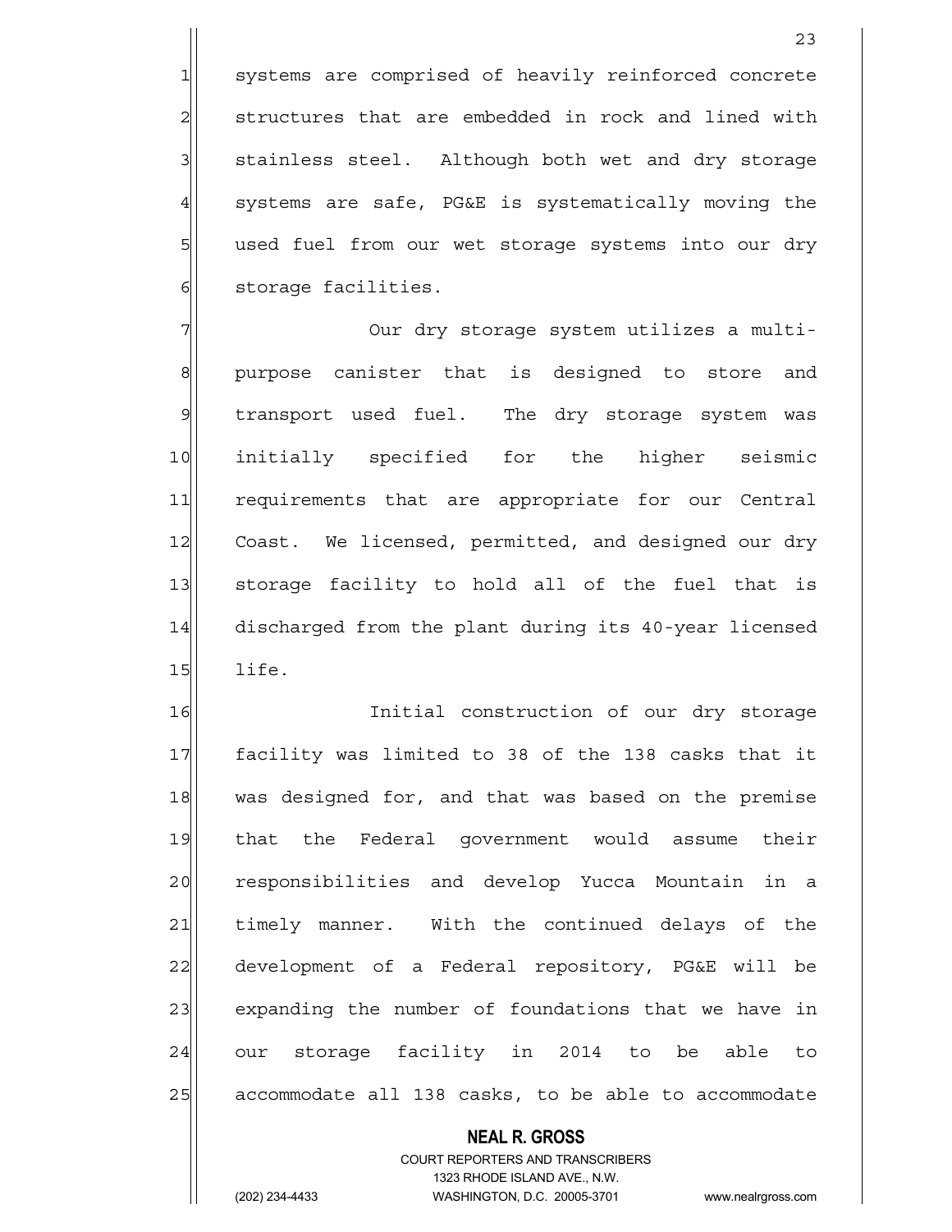systems are comprised of heavily reinforced concrete structures that are embedded in rock and lined with stainless steel. Although both wet and dry storage systems are safe, PG&E is systematically moving the used fuel from our wet storage systems into our dry storage facilities.

Our dry storage system utilizes a multi-purpose canister that is designed to store and transport used fuel. The dry storage system was initially specified for the higher seismic requirements that are appropriate for our Central Coast. We licensed, permitted, and designed our dry storage facility to hold all of the fuel that is discharged from the plant during its 40-year licensed life.

Initial construction of our dry storage facility was limited to 38 of the 138 casks that it was designed for, and that was based on the premise that the Federal government would assume their responsibilities and develop Yucca Mountain in a timely manner. With the continued delays of the development of a Federal repository, PG&E will be expanding the number of foundations that we have in our storage facility in 2014 to be able to accommodate all 138 casks, to be able to accommodate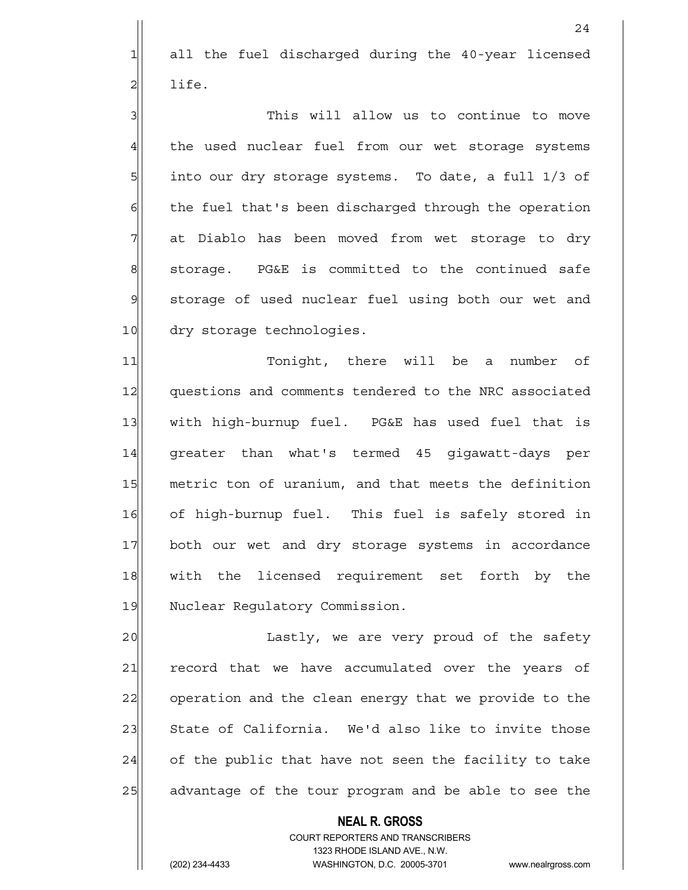all the fuel discharged during the 40-year licensed life.

This will allow us to continue to move the used nuclear fuel from our wet storage systems into our dry storage systems. To date, a full 1/3 of the fuel that's been discharged through the operation at Diablo has been moved from wet storage to dry storage. PG&E is committed to the continued safe storage of used nuclear fuel using both our wet and dry storage technologies.

Tonight, there will be a number of questions and comments tendered to the NRC associated with high-burnup fuel. PG&E has used fuel that is greater than what's termed 45 gigawatt-days per metric ton of uranium, and that meets the definition of high-burnup fuel. This fuel is safely stored in both our wet and dry storage systems in accordance with the licensed requirement set forth by the Nuclear Regulatory Commission.

Lastly, we are very proud of the safety record that we have accumulated over the years of operation and the clean energy that we provide to the State of California. We'd also like to invite those of the public that have not seen the facility to take advantage of the tour program and be able to see the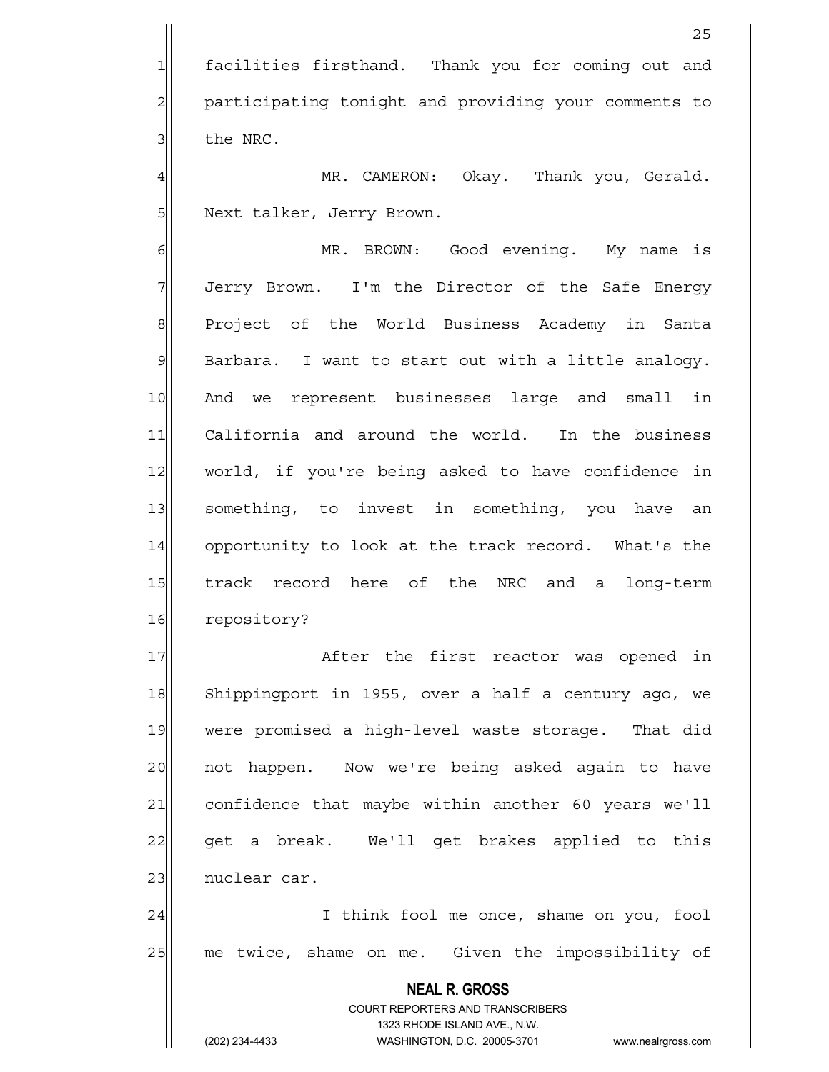facilities firsthand. Thank you for coming out and participating tonight and providing your comments to the NRC.

MR. CAMERON: Okay. Thank you, Gerald. Next talker, Jerry Brown.

MR. BROWN: Good evening. My name is Jerry Brown. I'm the Director of the Safe Energy Project of the World Business Academy in Santa Barbara. I want to start out with a little analogy. And we represent businesses large and small in California and around the world. In the business world, if you're being asked to have confidence in something, to invest in something, you have an opportunity to look at the track record. What's the track record here of the NRC and a long-term repository?

After the first reactor was opened in Shippingport in 1955, over a half a century ago, we were promised a high-level waste storage. That did not happen. Now we're being asked again to have confidence that maybe within another 60 years we'll get a break. We'll get brakes applied to this nuclear car.

I think fool me once, shame on you, fool me twice, shame on me. Given the impossibility of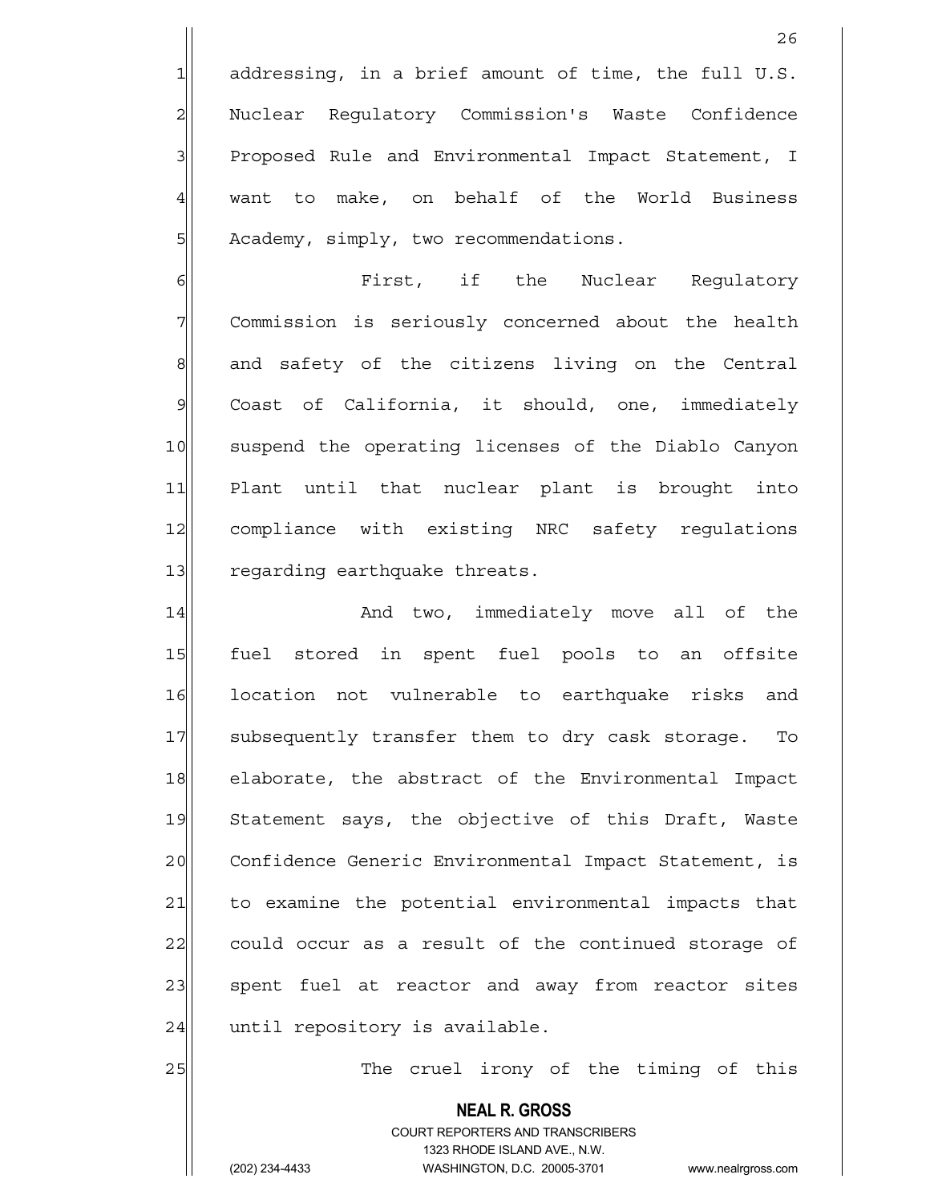addressing, in a brief amount of time, the full U.S. Nuclear Regulatory Commission's Waste Confidence Proposed Rule and Environmental Impact Statement, I want to make, on behalf of the World Business Academy, simply, two recommendations.

First, if the Nuclear Regulatory Commission is seriously concerned about the health and safety of the citizens living on the Central Coast of California, it should, one, immediately suspend the operating licenses of the Diablo Canyon Plant until that nuclear plant is brought into compliance with existing NRC safety regulations regarding earthquake threats.

And two, immediately move all of the fuel stored in spent fuel pools to an offsite location not vulnerable to earthquake risks and subsequently transfer them to dry cask storage. To elaborate, the abstract of the Environmental Impact Statement says, the objective of this Draft, Waste Confidence Generic Environmental Impact Statement, is to examine the potential environmental impacts that could occur as a result of the continued storage of spent fuel at reactor and away from reactor sites until repository is available.

The cruel irony of the timing of this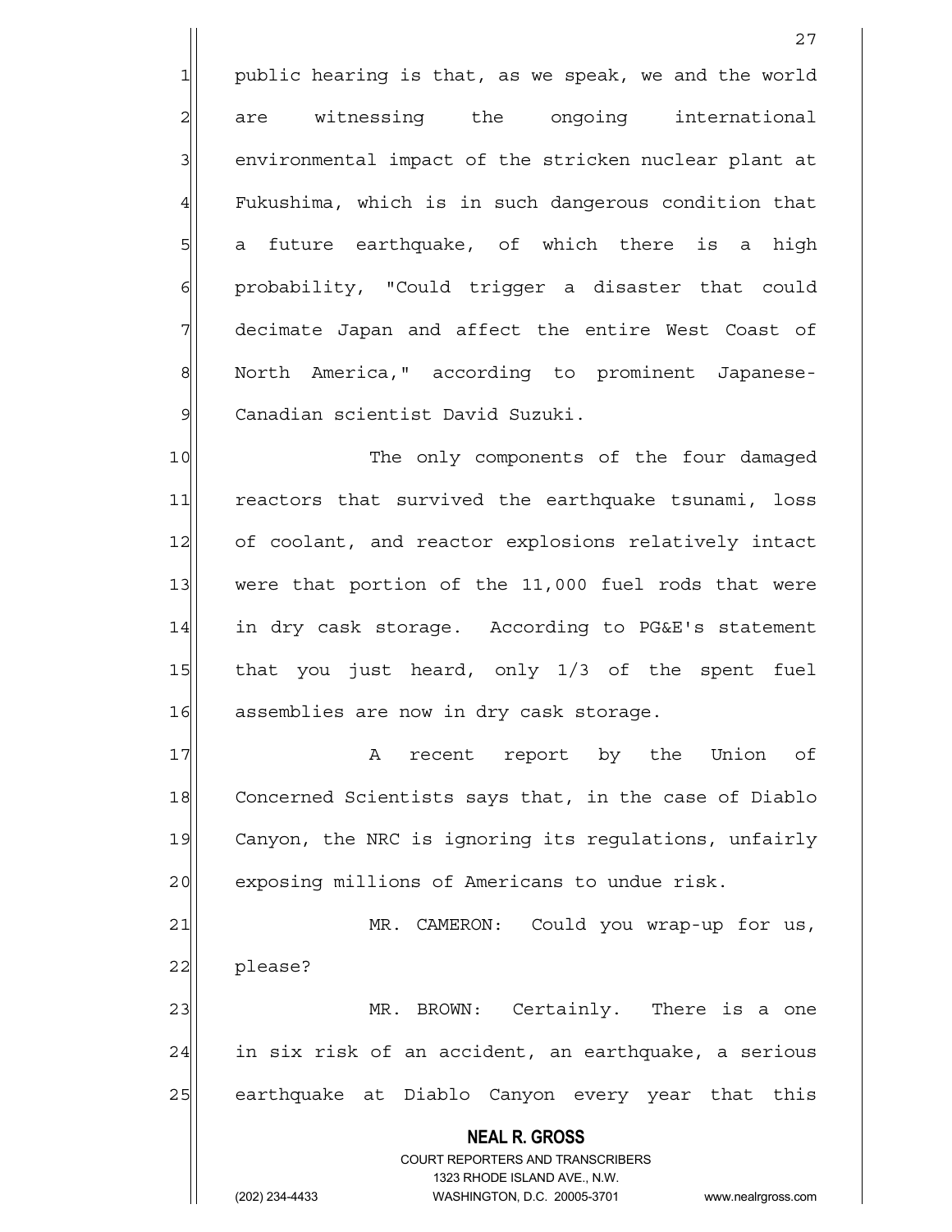public hearing is that, as we speak, we and the world are witnessing the ongoing international environmental impact of the stricken nuclear plant at Fukushima, which is in such dangerous condition that a future earthquake, of which there is a high probability, "Could trigger a disaster that could decimate Japan and affect the entire West Coast of North America," according to prominent Japanese-Canadian scientist David Suzuki.

The only components of the four damaged reactors that survived the earthquake tsunami, loss of coolant, and reactor explosions relatively intact were that portion of the 11,000 fuel rods that were in dry cask storage. According to PG&E's statement that you just heard, only 1/3 of the spent fuel assemblies are now in dry cask storage.

A recent report by the Union of Concerned Scientists says that, in the case of Diablo Canyon, the NRC is ignoring its regulations, unfairly exposing millions of Americans to undue risk.

MR. CAMERON: Could you wrap-up for us, please?

MR. BROWN: Certainly. There is a one in six risk of an accident, an earthquake, a serious earthquake at Diablo Canyon every year that this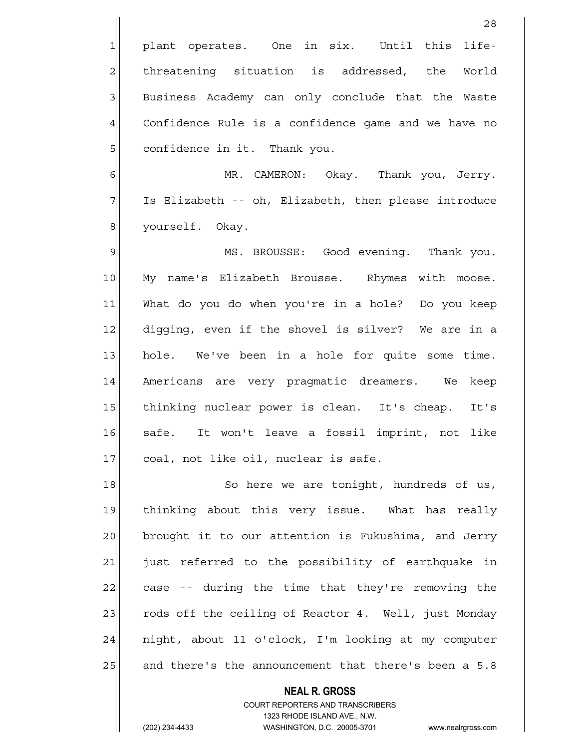plant operates. One in six. Until this life-threatening situation is addressed, the World Business Academy can only conclude that the Waste Confidence Rule is a confidence game and we have no confidence in it. Thank you.

MR. CAMERON: Okay. Thank you, Jerry. Is Elizabeth -- oh, Elizabeth, then please introduce yourself. Okay.

MS. BROUSSE: Good evening. Thank you. My name's Elizabeth Brousse. Rhymes with moose. What do you do when you're in a hole? Do you keep digging, even if the shovel is silver? We are in a hole. We've been in a hole for quite some time. Americans are very pragmatic dreamers. We keep thinking nuclear power is clean. It's cheap. It's safe. It won't leave a fossil imprint, not like coal, not like oil, nuclear is safe.

So here we are tonight, hundreds of us, thinking about this very issue. What has really brought it to our attention is Fukushima, and Jerry just referred to the possibility of earthquake in case -- during the time that they're removing the rods off the ceiling of Reactor 4. Well, just Monday night, about 11 o'clock, I'm looking at my computer and there's the announcement that there's been a 5.8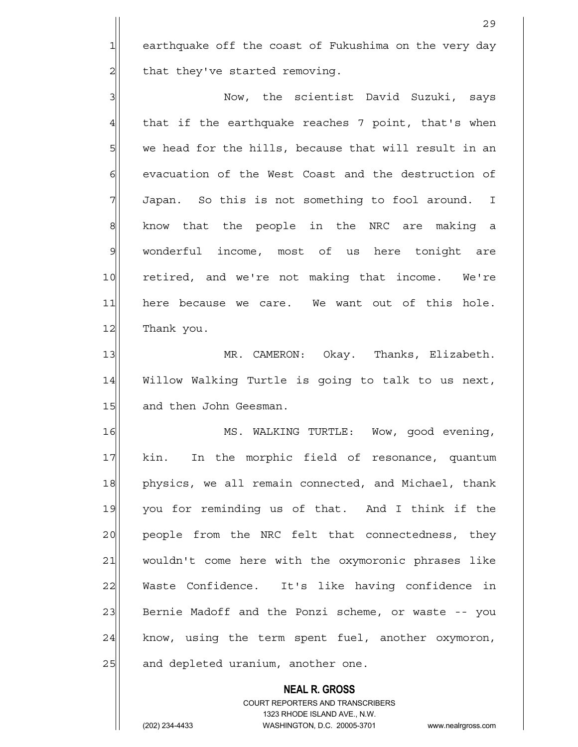earthquake off the coast of Fukushima on the very day that they've started removing.

Now, the scientist David Suzuki, says that if the earthquake reaches 7 point, that's when we head for the hills, because that will result in an evacuation of the West Coast and the destruction of Japan. So this is not something to fool around. I know that the people in the NRC are making a wonderful income, most of us here tonight are retired, and we're not making that income. We're here because we care. We want out of this hole. Thank you.

MR. CAMERON: Okay. Thanks, Elizabeth. Willow Walking Turtle is going to talk to us next, and then John Geesman.

MS. WALKING TURTLE: Wow, good evening, kin. In the morphic field of resonance, quantum physics, we all remain connected, and Michael, thank you for reminding us of that. And I think if the people from the NRC felt that connectedness, they wouldn't come here with the oxymoronic phrases like Waste Confidence. It's like having confidence in Bernie Madoff and the Ponzi scheme, or waste -- you know, using the term spent fuel, another oxymoron, and depleted uranium, another one.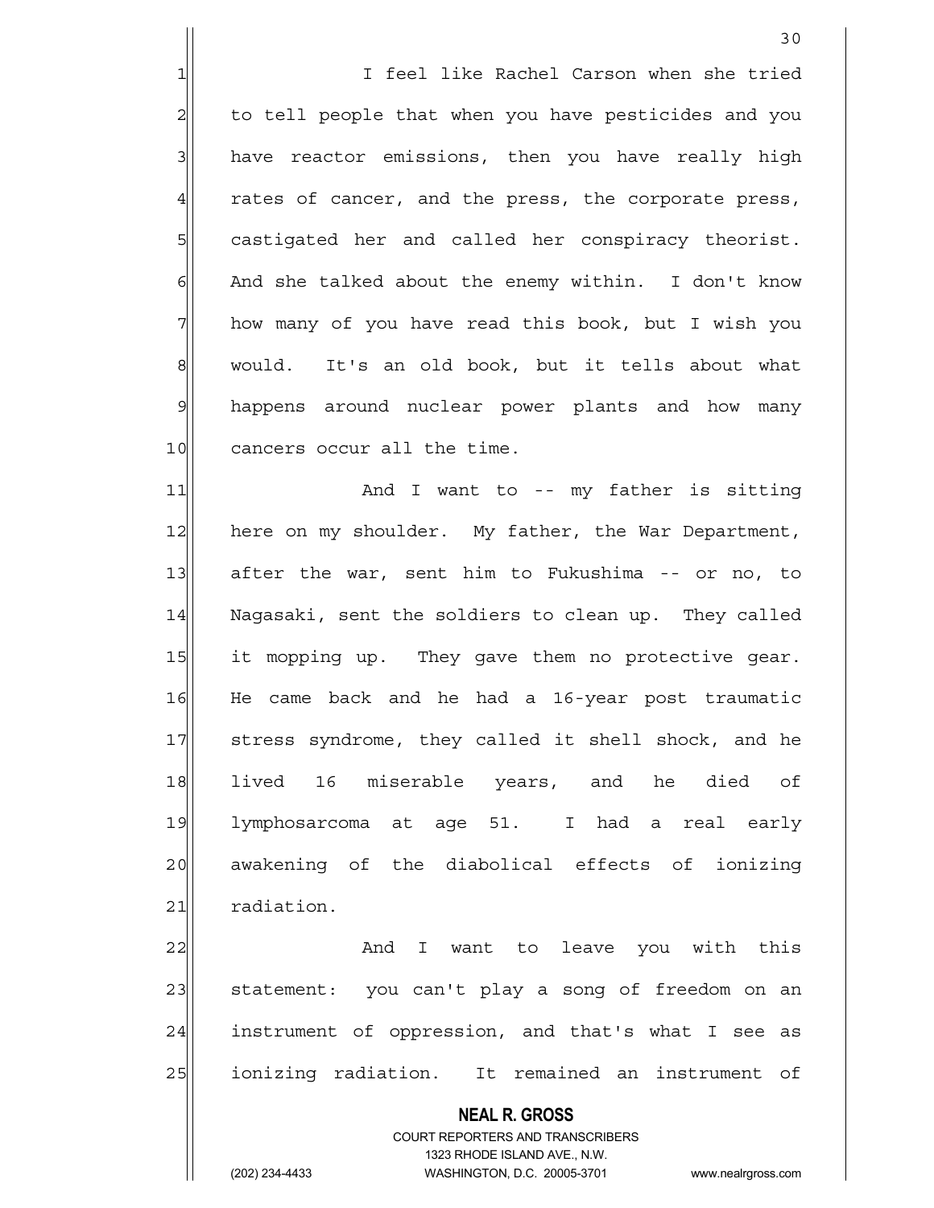I feel like Rachel Carson when she tried to tell people that when you have pesticides and you have reactor emissions, then you have really high rates of cancer, and the press, the corporate press, castigated her and called her conspiracy theorist. And she talked about the enemy within. I don't know how many of you have read this book, but I wish you would. It's an old book, but it tells about what happens around nuclear power plants and how many cancers occur all the time.

And I want to -- my father is sitting here on my shoulder. My father, the War Department, after the war, sent him to Fukushima -- or no, to Nagasaki, sent the soldiers to clean up. They called it mopping up. They gave them no protective gear. He came back and he had a 16-year post traumatic stress syndrome, they called it shell shock, and he lived 16 miserable years, and he died of lymphosarcoma at age 51. I had a real early awakening of the diabolical effects of ionizing radiation.

And I want to leave you with this statement: you can't play a song of freedom on an instrument of oppression, and that's what I see as ionizing radiation. It remained an instrument of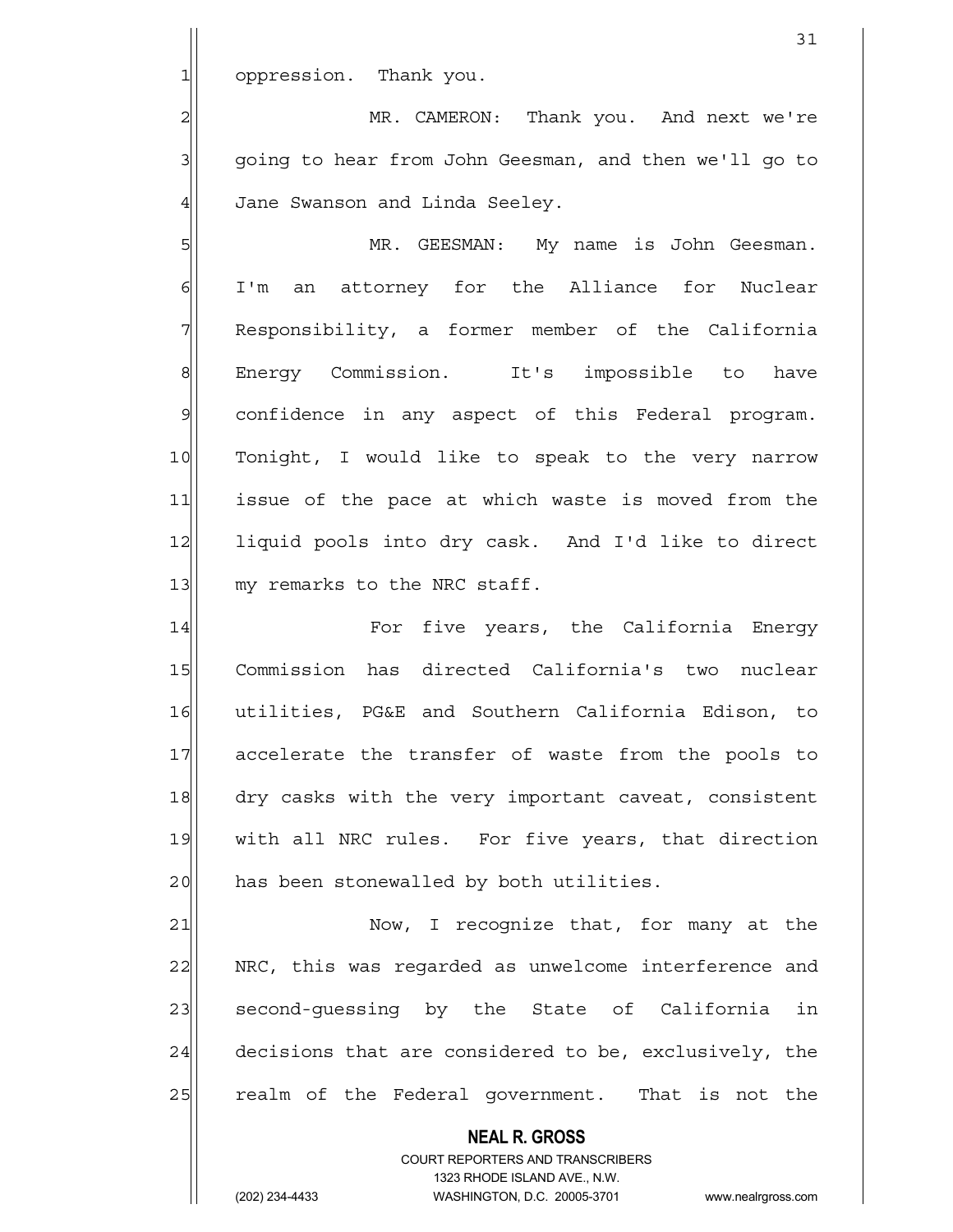oppression. Thank you.

MR. CAMERON: Thank you. And next we're going to hear from John Geesman, and then we'll go to Jane Swanson and Linda Seeley.

MR. GEESMAN: My name is John Geesman. I'm an attorney for the Alliance for Nuclear Responsibility, a former member of the California Energy Commission. It's impossible to have confidence in any aspect of this Federal program. Tonight, I would like to speak to the very narrow issue of the pace at which waste is moved from the liquid pools into dry cask. And I'd like to direct my remarks to the NRC staff.

For five years, the California Energy Commission has directed California's two nuclear utilities, PG&E and Southern California Edison, to accelerate the transfer of waste from the pools to dry casks with the very important caveat, consistent with all NRC rules. For five years, that direction has been stonewalled by both utilities.

Now, I recognize that, for many at the NRC, this was regarded as unwelcome interference and second-guessing by the State of California in decisions that are considered to be, exclusively, the realm of the Federal government. That is not the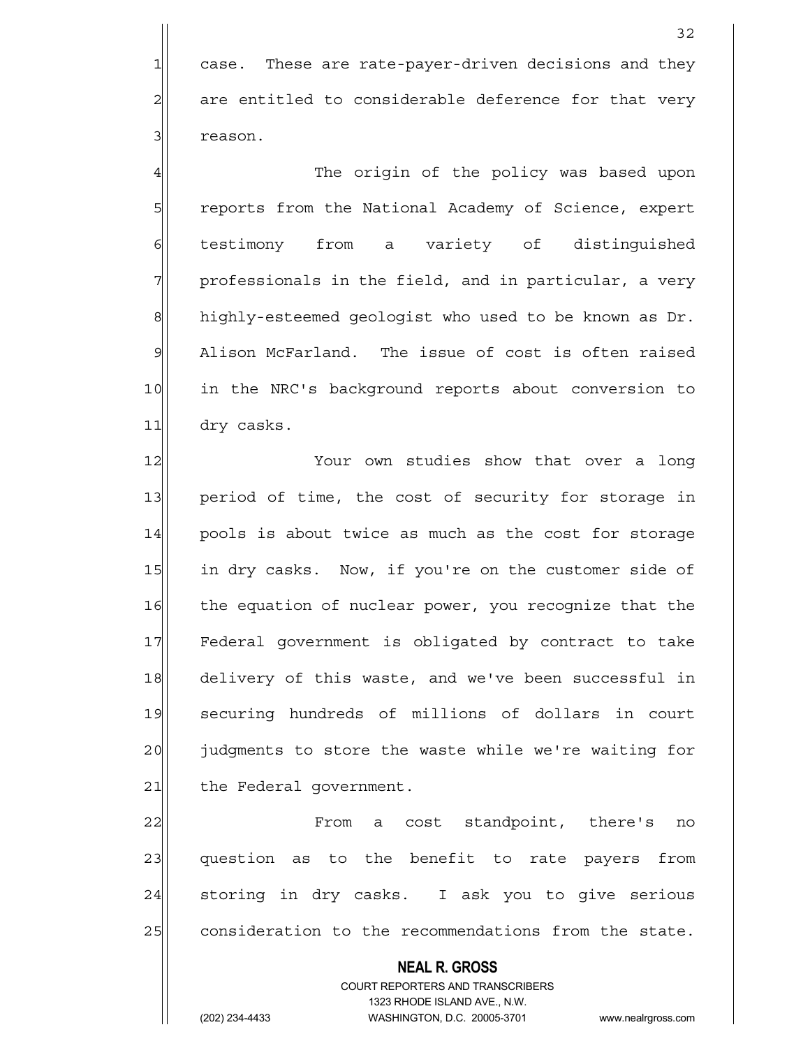case. These are rate-payer-driven decisions and they are entitled to considerable deference for that very reason.

The origin of the policy was based upon reports from the National Academy of Science, expert testimony from a variety of distinguished professionals in the field, and in particular, a very highly-esteemed geologist who used to be known as Dr. Alison McFarland. The issue of cost is often raised in the NRC's background reports about conversion to dry casks.

Your own studies show that over a long period of time, the cost of security for storage in pools is about twice as much as the cost for storage in dry casks. Now, if you're on the customer side of the equation of nuclear power, you recognize that the Federal government is obligated by contract to take delivery of this waste, and we've been successful in securing hundreds of millions of dollars in court judgments to store the waste while we're waiting for the Federal government.

From a cost standpoint, there's no question as to the benefit to rate payers from storing in dry casks. I ask you to give serious consideration to the recommendations from the state.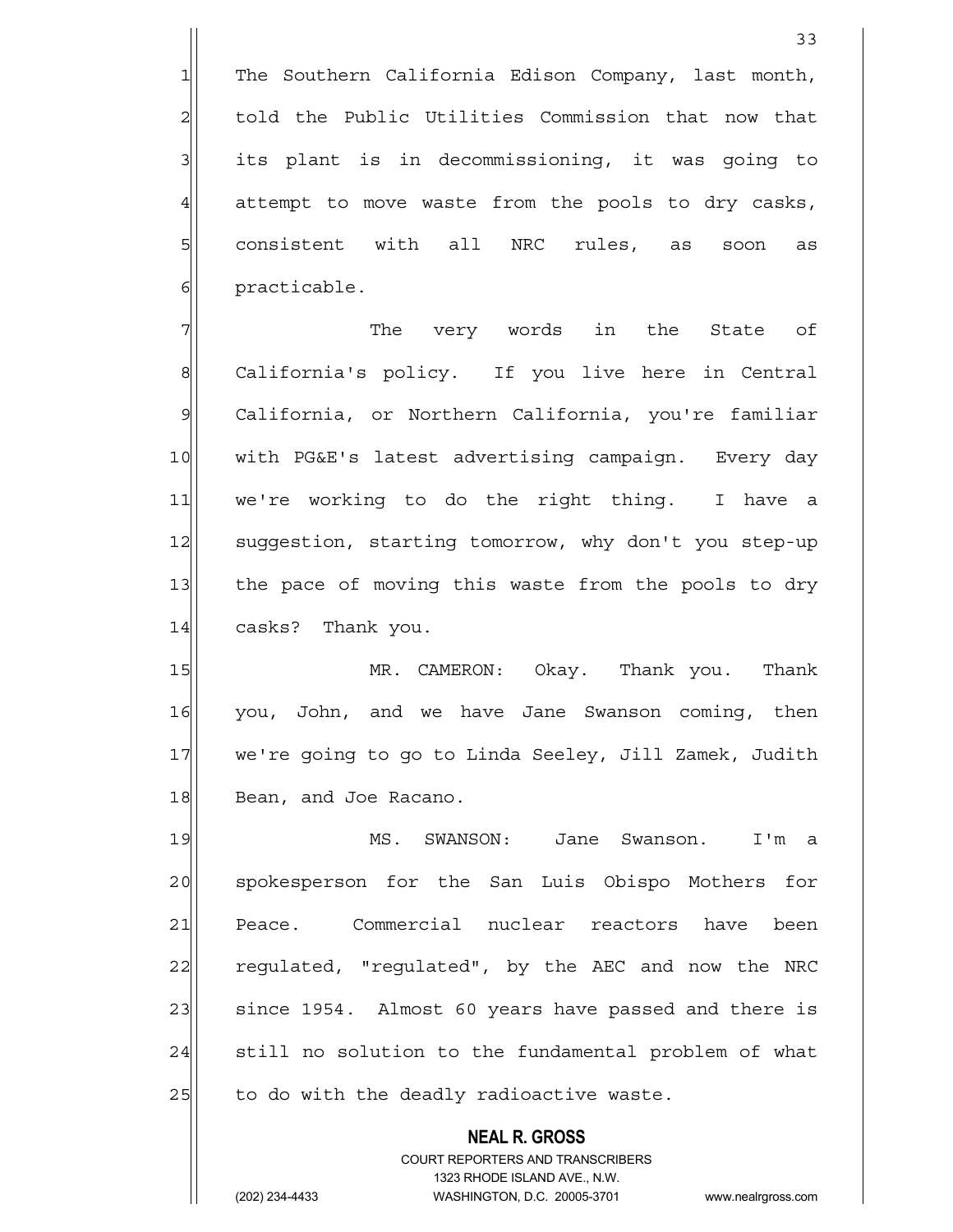The Southern California Edison Company, last month, told the Public Utilities Commission that now that its plant is in decommissioning, it was going to attempt to move waste from the pools to dry casks, consistent with all NRC rules, as soon as practicable.

The very words in the State of California's policy. If you live here in Central California, or Northern California, you're familiar with PG&E's latest advertising campaign. Every day we're working to do the right thing. I have a suggestion, starting tomorrow, why don't you step-up the pace of moving this waste from the pools to dry casks? Thank you.

MR. CAMERON: Okay. Thank you. Thank you, John, and we have Jane Swanson coming, then we're going to go to Linda Seeley, Jill Zamek, Judith Bean, and Joe Racano.

MS. SWANSON: Jane Swanson. I'm a spokesperson for the San Luis Obispo Mothers for Peace. Commercial nuclear reactors have been regulated, "regulated", by the AEC and now the NRC since 1954. Almost 60 years have passed and there is still no solution to the fundamental problem of what to do with the deadly radioactive waste.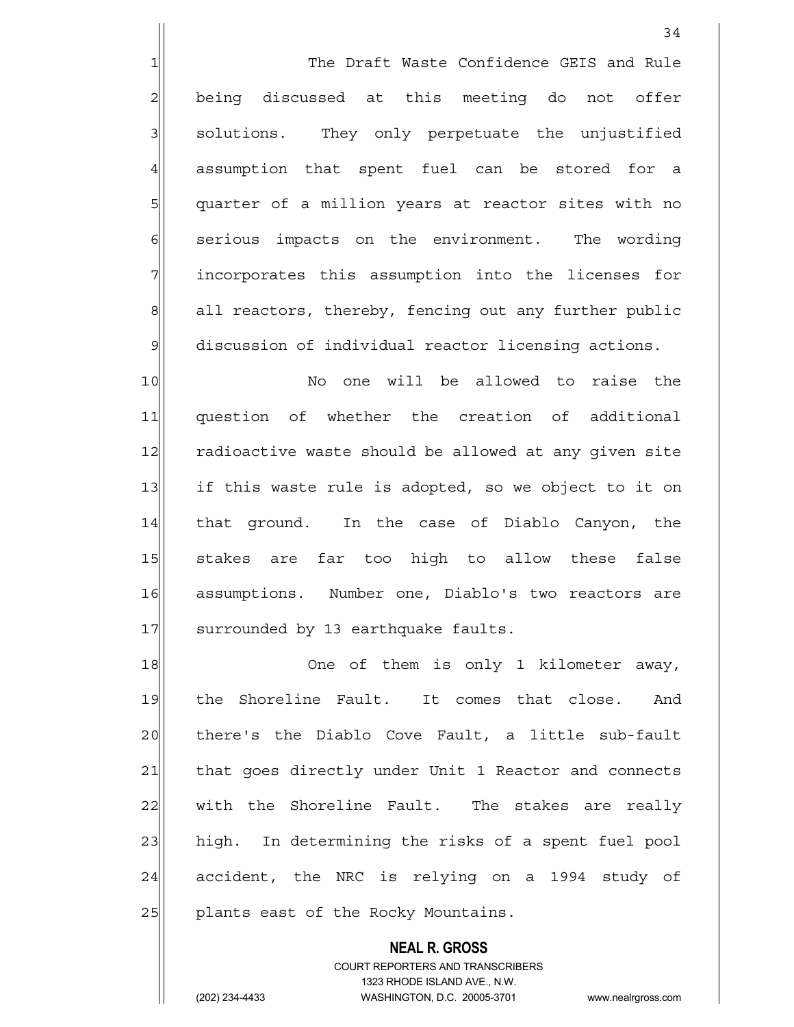The Draft Waste Confidence GEIS and Rule being discussed at this meeting do not offer solutions. They only perpetuate the unjustified assumption that spent fuel can be stored for a quarter of a million years at reactor sites with no serious impacts on the environment. The wording incorporates this assumption into the licenses for all reactors, thereby, fencing out any further public discussion of individual reactor licensing actions.

No one will be allowed to raise the question of whether the creation of additional radioactive waste should be allowed at any given site if this waste rule is adopted, so we object to it on that ground. In the case of Diablo Canyon, the stakes are far too high to allow these false assumptions. Number one, Diablo's two reactors are surrounded by 13 earthquake faults.

One of them is only 1 kilometer away, the Shoreline Fault. It comes that close. And there's the Diablo Cove Fault, a little sub-fault that goes directly under Unit 1 Reactor and connects with the Shoreline Fault. The stakes are really high. In determining the risks of a spent fuel pool accident, the NRC is relying on a 1994 study of plants east of the Rocky Mountains.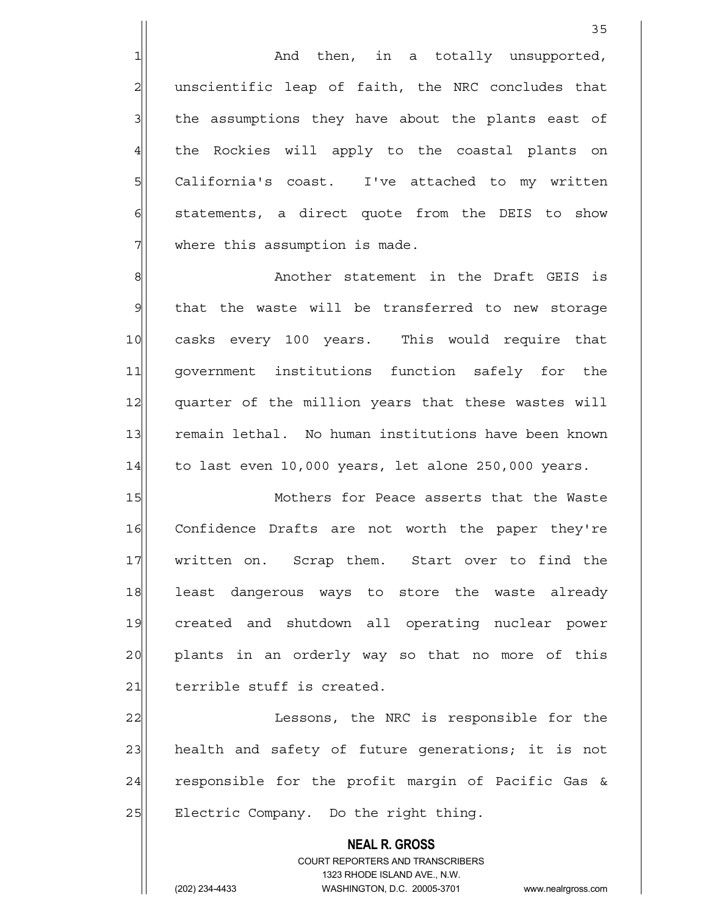And then, in a totally unsupported, unscientific leap of faith, the NRC concludes that the assumptions they have about the plants east of the Rockies will apply to the coastal plants on California's coast. I've attached to my written statements, a direct quote from the DEIS to show where this assumption is made.

Another statement in the Draft GEIS is that the waste will be transferred to new storage casks every 100 years. This would require that government institutions function safely for the quarter of the million years that these wastes will remain lethal. No human institutions have been known to last even 10,000 years, let alone 250,000 years.

Mothers for Peace asserts that the Waste Confidence Drafts are not worth the paper they're written on. Scrap them. Start over to find the least dangerous ways to store the waste already created and shutdown all operating nuclear power plants in an orderly way so that no more of this terrible stuff is created.

Lessons, the NRC is responsible for the health and safety of future generations; it is not responsible for the profit margin of Pacific Gas & Electric Company. Do the right thing.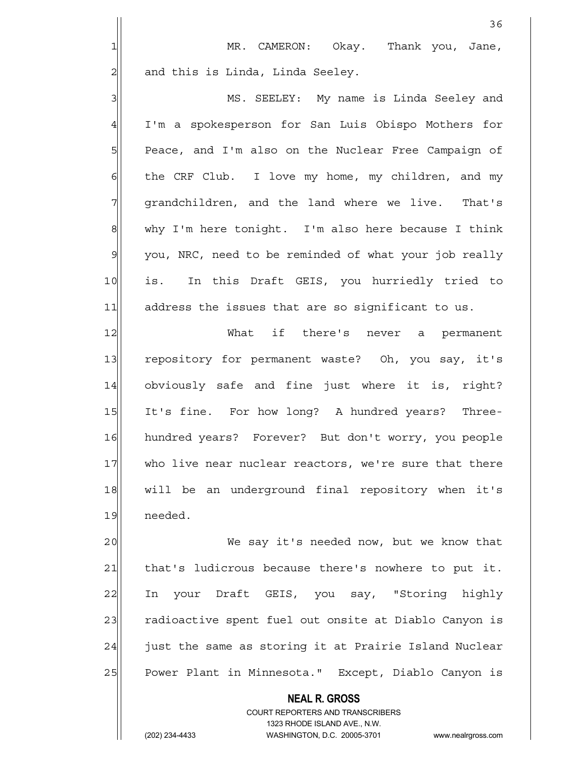MR. CAMERON: Okay. Thank you, Jane, and this is Linda, Linda Seeley.

MS. SEELEY: My name is Linda Seeley and I'm a spokesperson for San Luis Obispo Mothers for Peace, and I'm also on the Nuclear Free Campaign of the CRF Club. I love my home, my children, and my grandchildren, and the land where we live. That's why I'm here tonight. I'm also here because I think you, NRC, need to be reminded of what your job really is. In this Draft GEIS, you hurriedly tried to address the issues that are so significant to us.

What if there's never a permanent repository for permanent waste? Oh, you say, it's obviously safe and fine just where it is, right? It's fine. For how long? A hundred years? Three-hundred years? Forever? But don't worry, you people who live near nuclear reactors, we're sure that there will be an underground final repository when it's needed.

We say it's needed now, but we know that that's ludicrous because there's nowhere to put it. In your Draft GEIS, you say, "Storing highly radioactive spent fuel out onsite at Diablo Canyon is just the same as storing it at Prairie Island Nuclear Power Plant in Minnesota." Except, Diablo Canyon is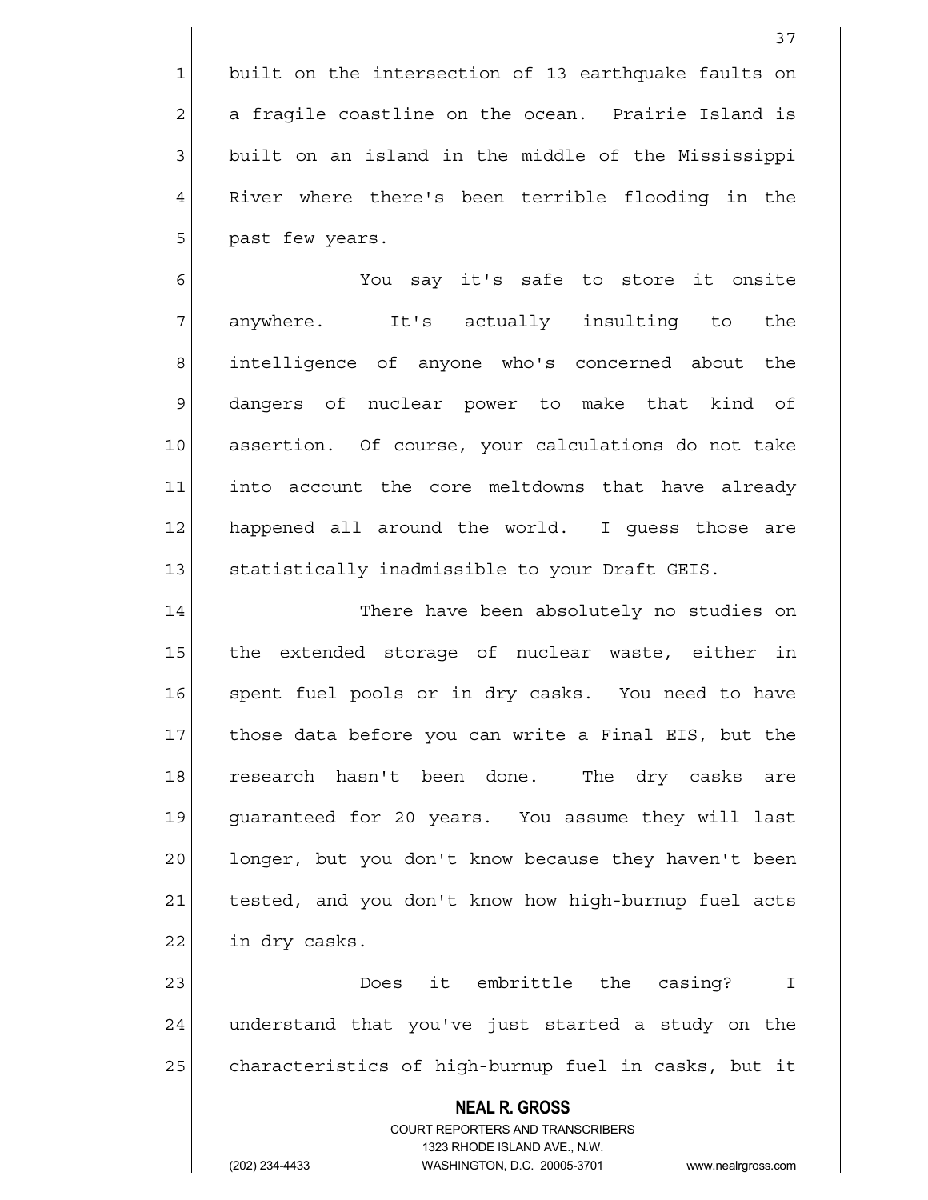built on the intersection of 13 earthquake faults on a fragile coastline on the ocean. Prairie Island is built on an island in the middle of the Mississippi River where there's been terrible flooding in the past few years.

You say it's safe to store it onsite anywhere. It's actually insulting to the intelligence of anyone who's concerned about the dangers of nuclear power to make that kind of assertion. Of course, your calculations do not take into account the core meltdowns that have already happened all around the world. I guess those are statistically inadmissible to your Draft GEIS.

There have been absolutely no studies on the extended storage of nuclear waste, either in spent fuel pools or in dry casks. You need to have those data before you can write a Final EIS, but the research hasn't been done. The dry casks are guaranteed for 20 years. You assume they will last longer, but you don't know because they haven't been tested, and you don't know how high-burnup fuel acts in dry casks.

Does it embrittle the casing? I understand that you've just started a study on the characteristics of high-burnup fuel in casks, but it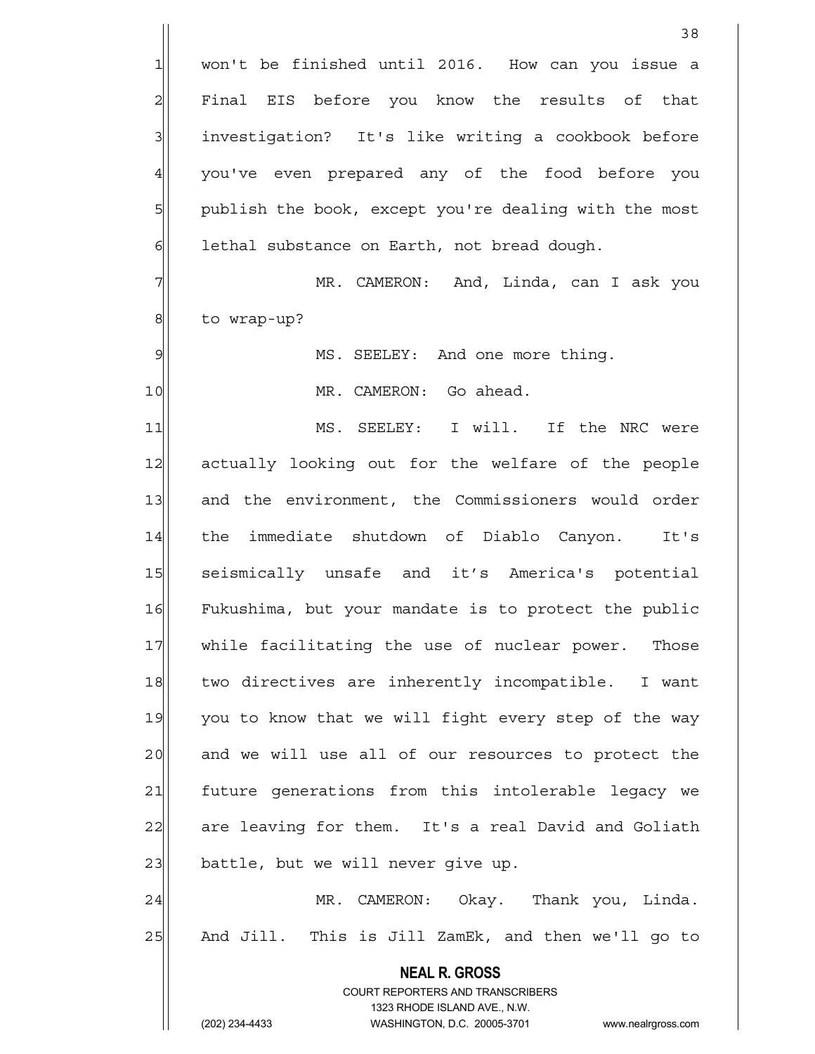won't be finished until 2016. How can you issue a Final EIS before you know the results of that investigation? It's like writing a cookbook before you've even prepared any of the food before you publish the book, except you're dealing with the most lethal substance on Earth, not bread dough.

MR. CAMERON: And, Linda, can I ask you to wrap-up?

MS. SEELEY: And one more thing.

MR. CAMERON: Go ahead.

MS. SEELEY: I will. If the NRC were actually looking out for the welfare of the people and the environment, the Commissioners would order the immediate shutdown of Diablo Canyon. It's seismically unsafe and it's America's potential Fukushima, but your mandate is to protect the public while facilitating the use of nuclear power. Those two directives are inherently incompatible. I want you to know that we will fight every step of the way and we will use all of our resources to protect the future generations from this intolerable legacy we are leaving for them. It's a real David and Goliath battle, but we will never give up.

MR. CAMERON: Okay. Thank you, Linda. And Jill. This is Jill ZamEk, and then we'll go to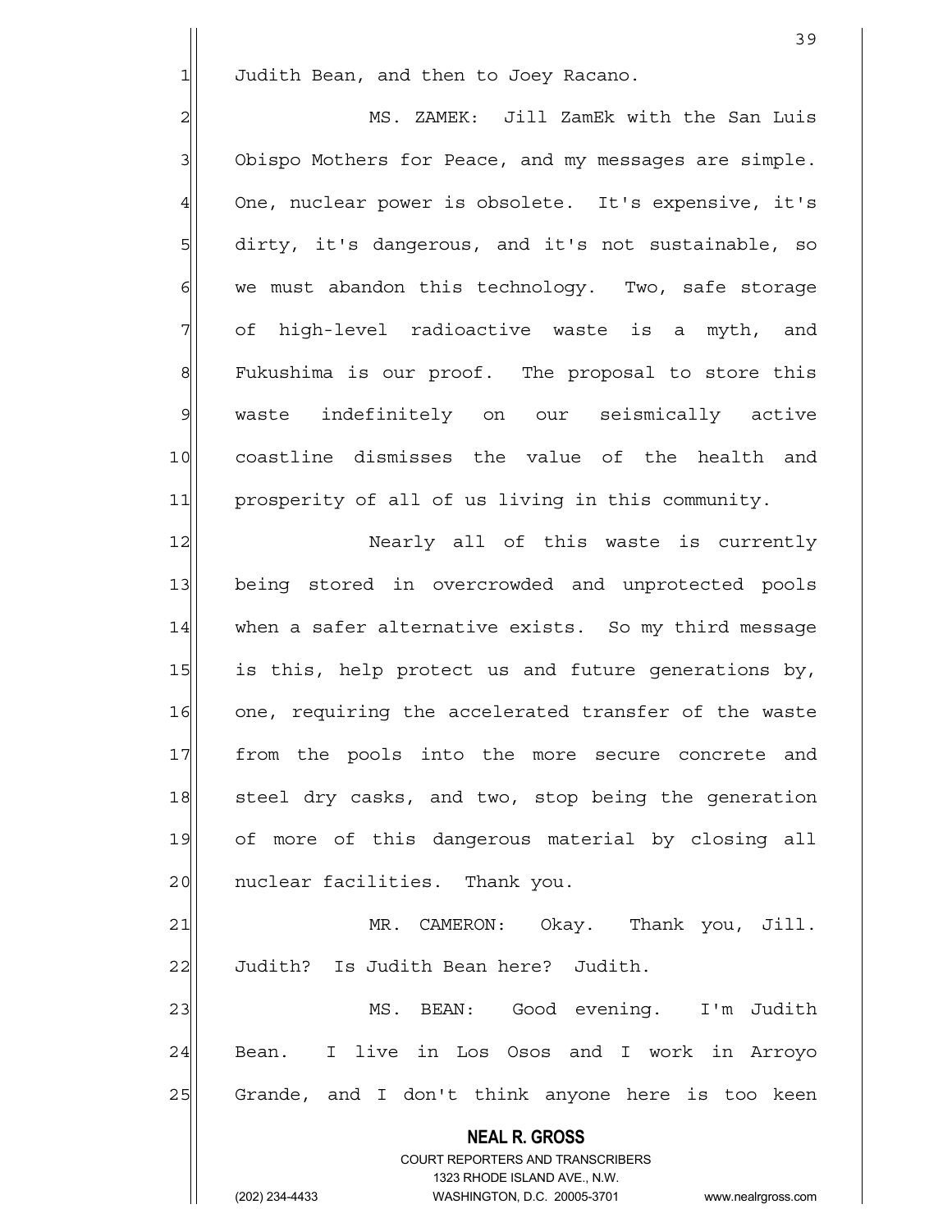Judith Bean, and then to Joey Racano.

MS. ZAMEK: Jill ZamEk with the San Luis Obispo Mothers for Peace, and my messages are simple. One, nuclear power is obsolete. It's expensive, it's dirty, it's dangerous, and it's not sustainable, so we must abandon this technology. Two, safe storage of high-level radioactive waste is a myth, and Fukushima is our proof. The proposal to store this waste indefinitely on our seismically active coastline dismisses the value of the health and prosperity of all of us living in this community.

Nearly all of this waste is currently being stored in overcrowded and unprotected pools when a safer alternative exists. So my third message is this, help protect us and future generations by, one, requiring the accelerated transfer of the waste from the pools into the more secure concrete and steel dry casks, and two, stop being the generation of more of this dangerous material by closing all nuclear facilities. Thank you.

MR. CAMERON: Okay. Thank you, Jill. Judith? Is Judith Bean here? Judith.

MS. BEAN: Good evening. I'm Judith Bean. I live in Los Osos and I work in Arroyo Grande, and I don't think anyone here is too keen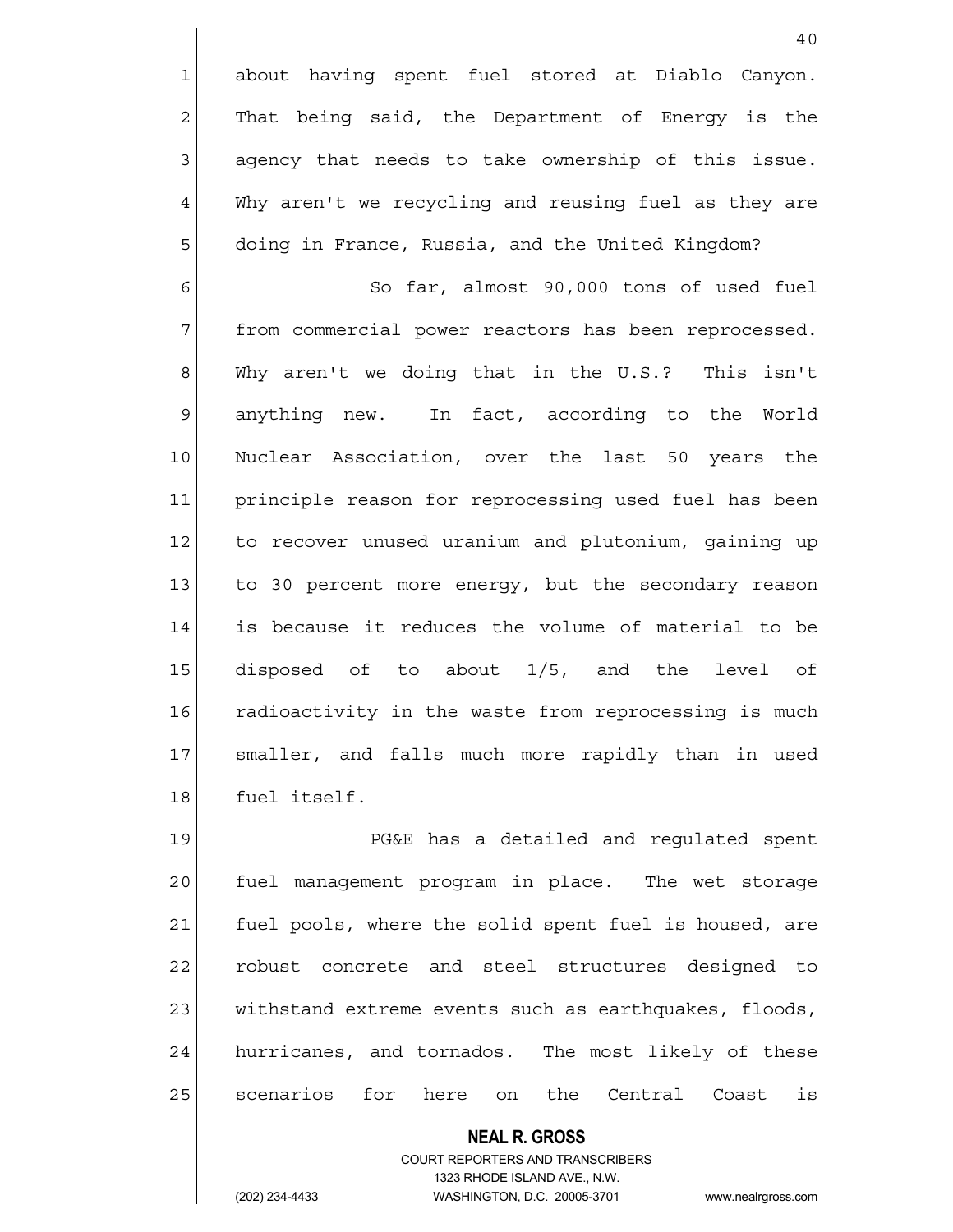about having spent fuel stored at Diablo Canyon. That being said, the Department of Energy is the agency that needs to take ownership of this issue. Why aren't we recycling and reusing fuel as they are doing in France, Russia, and the United Kingdom?

So far, almost 90,000 tons of used fuel from commercial power reactors has been reprocessed. Why aren't we doing that in the U.S.? This isn't anything new. In fact, according to the World Nuclear Association, over the last 50 years the principle reason for reprocessing used fuel has been to recover unused uranium and plutonium, gaining up to 30 percent more energy, but the secondary reason is because it reduces the volume of material to be disposed of to about 1/5, and the level of radioactivity in the waste from reprocessing is much smaller, and falls much more rapidly than in used fuel itself.

PG&E has a detailed and regulated spent fuel management program in place. The wet storage fuel pools, where the solid spent fuel is housed, are robust concrete and steel structures designed to withstand extreme events such as earthquakes, floods, hurricanes, and tornados. The most likely of these scenarios for here on the Central Coast is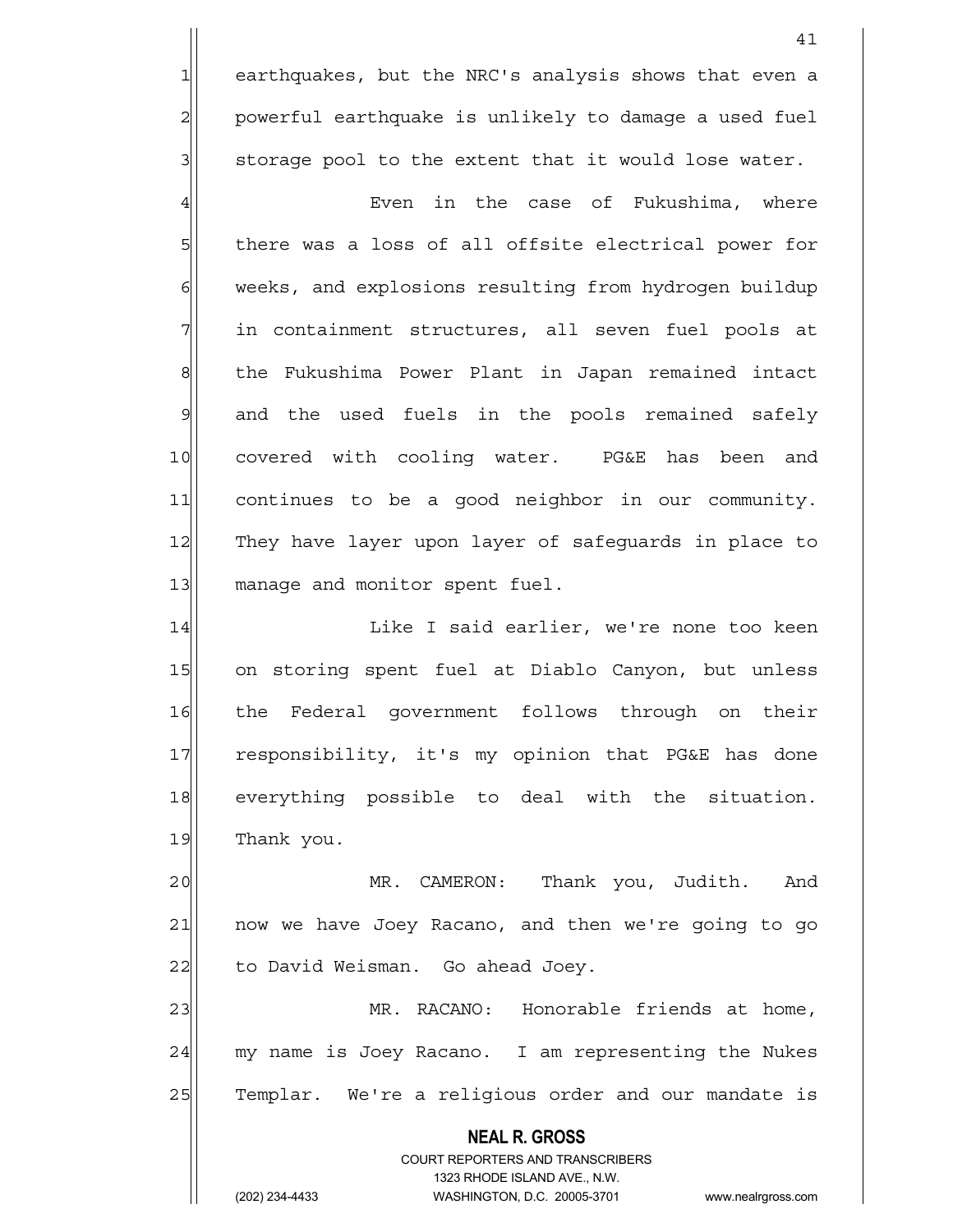earthquakes, but the NRC's analysis shows that even a powerful earthquake is unlikely to damage a used fuel storage pool to the extent that it would lose water.

Even in the case of Fukushima, where there was a loss of all offsite electrical power for weeks, and explosions resulting from hydrogen buildup in containment structures, all seven fuel pools at the Fukushima Power Plant in Japan remained intact and the used fuels in the pools remained safely covered with cooling water. PG&E has been and continues to be a good neighbor in our community. They have layer upon layer of safeguards in place to manage and monitor spent fuel.

Like I said earlier, we're none too keen on storing spent fuel at Diablo Canyon, but unless the Federal government follows through on their responsibility, it's my opinion that PG&E has done everything possible to deal with the situation. Thank you.

MR. CAMERON: Thank you, Judith. And now we have Joey Racano, and then we're going to go to David Weisman. Go ahead Joey.

MR. RACANO: Honorable friends at home, my name is Joey Racano. I am representing the Nukes Templar. We're a religious order and our mandate is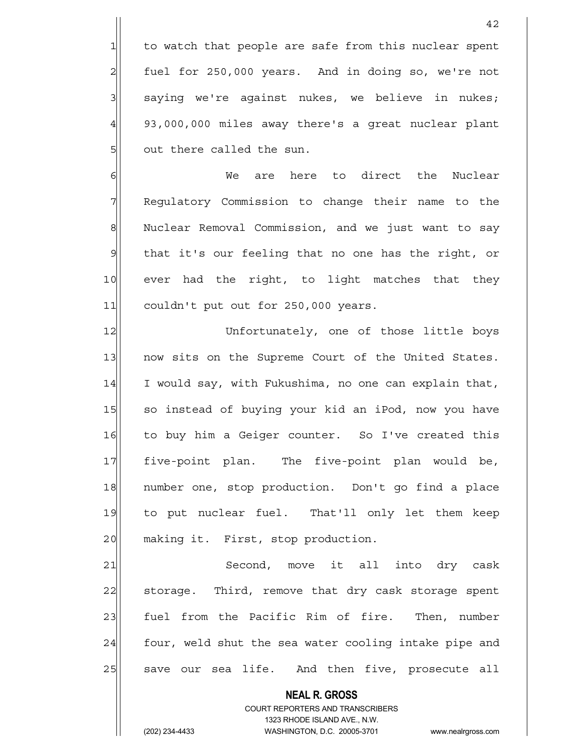to watch that people are safe from this nuclear spent fuel for 250,000 years. And in doing so, we're not saying we're against nukes, we believe in nukes; 93,000,000 miles away there's a great nuclear plant out there called the sun.

We are here to direct the Nuclear Regulatory Commission to change their name to the Nuclear Removal Commission, and we just want to say that it's our feeling that no one has the right, or ever had the right, to light matches that they couldn't put out for 250,000 years.

Unfortunately, one of those little boys now sits on the Supreme Court of the United States. I would say, with Fukushima, no one can explain that, so instead of buying your kid an iPod, now you have to buy him a Geiger counter. So I've created this five-point plan. The five-point plan would be, number one, stop production. Don't go find a place to put nuclear fuel. That'll only let them keep making it. First, stop production.

Second, move it all into dry cask storage. Third, remove that dry cask storage spent fuel from the Pacific Rim of fire. Then, number four, weld shut the sea water cooling intake pipe and save our sea life. And then five, prosecute all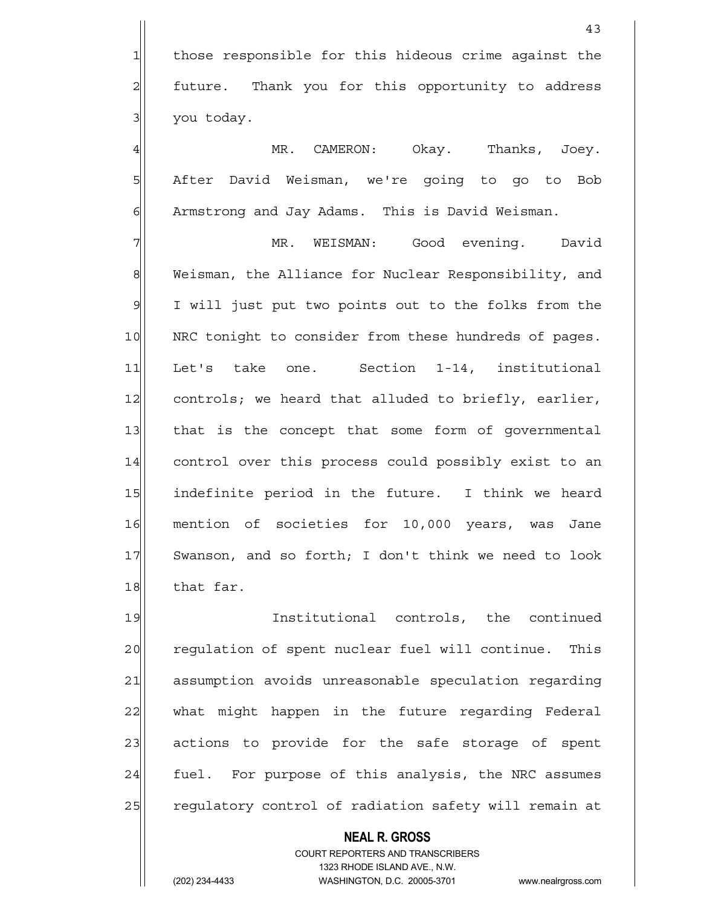those responsible for this hideous crime against the future. Thank you for this opportunity to address you today.

MR. CAMERON: Okay. Thanks, Joey. After David Weisman, we're going to go to Bob Armstrong and Jay Adams. This is David Weisman.

MR. WEISMAN: Good evening. David Weisman, the Alliance for Nuclear Responsibility, and I will just put two points out to the folks from the NRC tonight to consider from these hundreds of pages. Let's take one. Section 1-14, institutional controls; we heard that alluded to briefly, earlier, that is the concept that some form of governmental control over this process could possibly exist to an indefinite period in the future. I think we heard mention of societies for 10,000 years, was Jane Swanson, and so forth; I don't think we need to look that far.

Institutional controls, the continued regulation of spent nuclear fuel will continue. This assumption avoids unreasonable speculation regarding what might happen in the future regarding Federal actions to provide for the safe storage of spent fuel. For purpose of this analysis, the NRC assumes regulatory control of radiation safety will remain at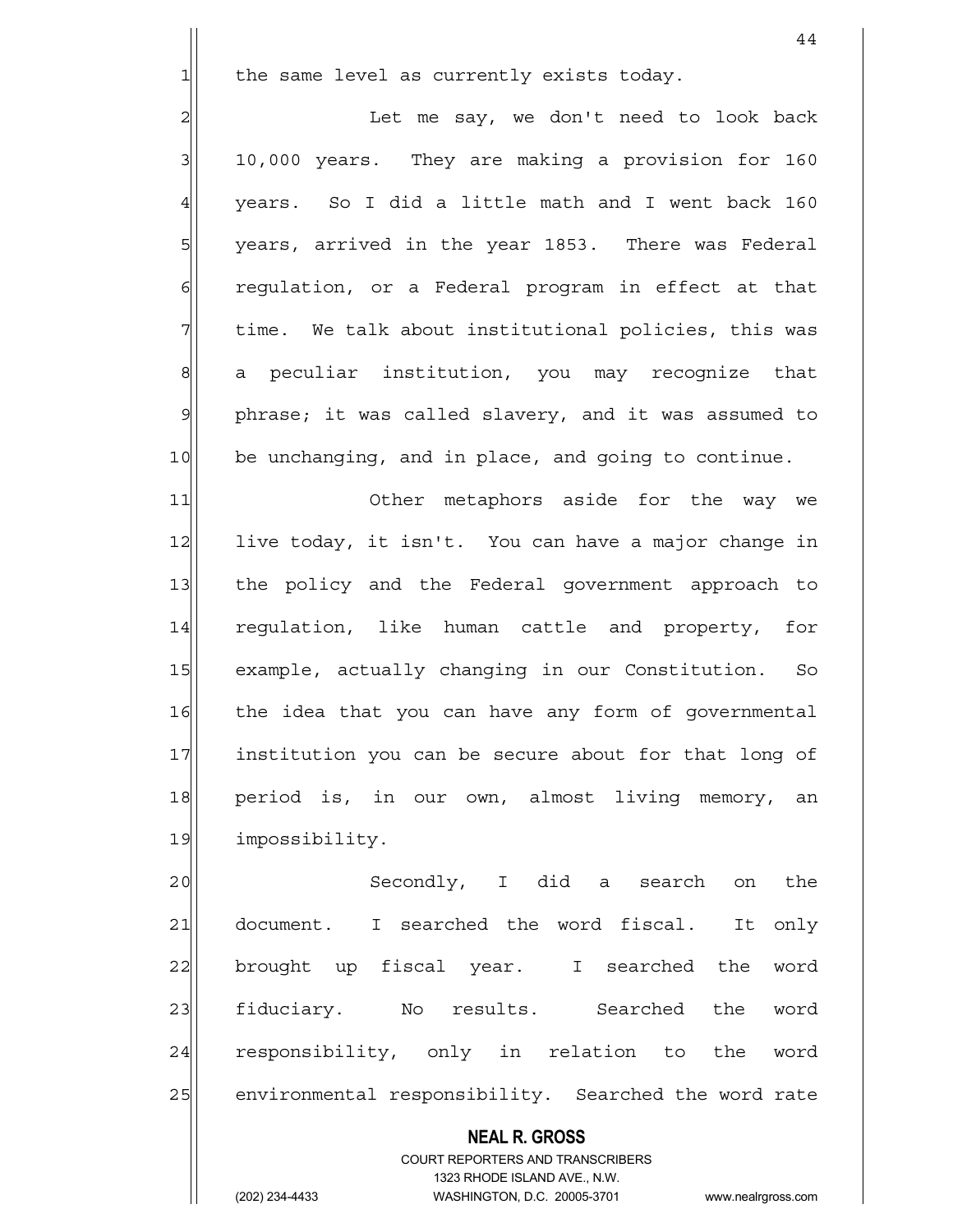the same level as currently exists today.

Let me say, we don't need to look back 10,000 years. They are making a provision for 160 years. So I did a little math and I went back 160 years, arrived in the year 1853. There was Federal regulation, or a Federal program in effect at that time. We talk about institutional policies, this was a peculiar institution, you may recognize that phrase; it was called slavery, and it was assumed to be unchanging, and in place, and going to continue.

Other metaphors aside for the way we live today, it isn't. You can have a major change in the policy and the Federal government approach to regulation, like human cattle and property, for example, actually changing in our Constitution. So the idea that you can have any form of governmental institution you can be secure about for that long of period is, in our own, almost living memory, an impossibility.

Secondly, I did a search on the document. I searched the word fiscal. It only brought up fiscal year. I searched the word fiduciary. No results. Searched the word responsibility, only in relation to the word environmental responsibility. Searched the word rate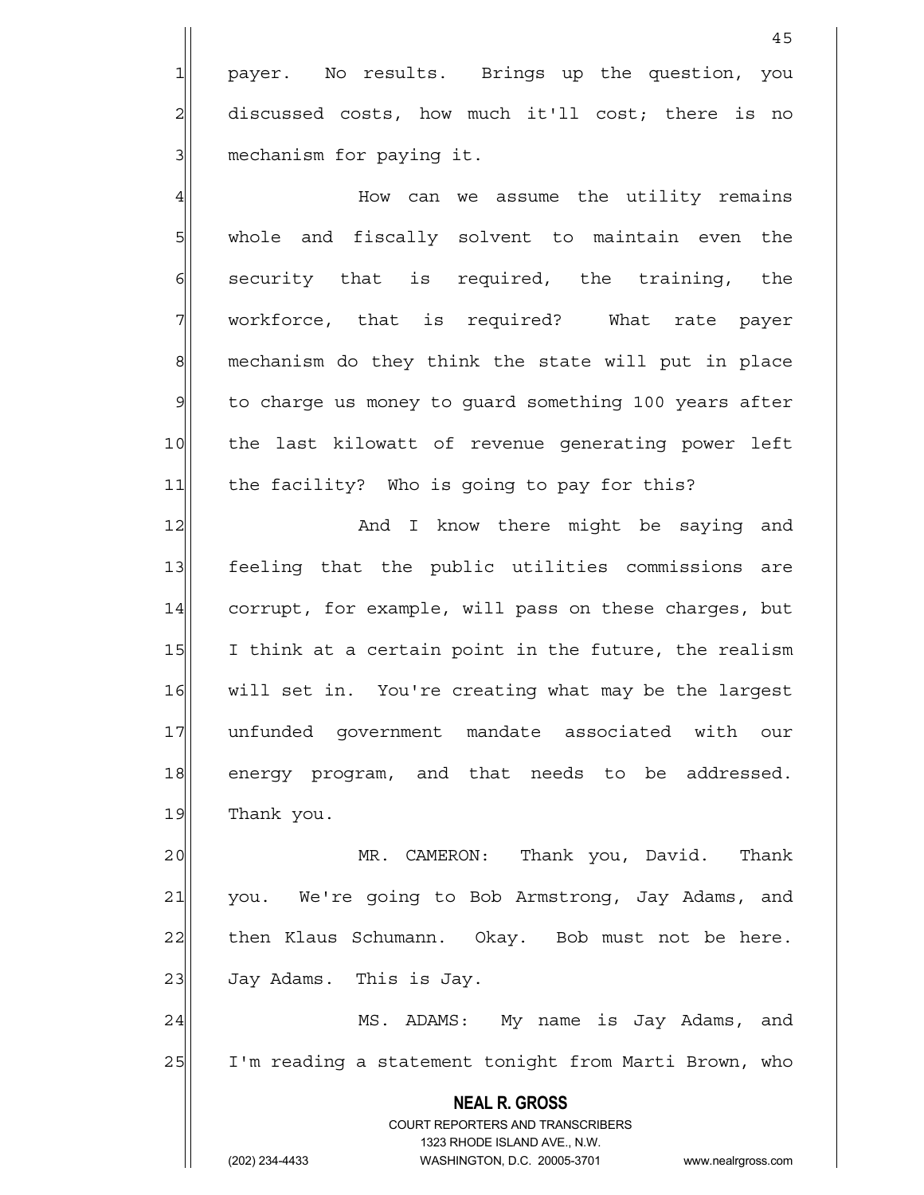payer. No results. Brings up the question, you discussed costs, how much it'll cost; there is no mechanism for paying it.

How can we assume the utility remains whole and fiscally solvent to maintain even the security that is required, the training, the workforce, that is required? What rate payer mechanism do they think the state will put in place to charge us money to guard something 100 years after the last kilowatt of revenue generating power left the facility? Who is going to pay for this?

And I know there might be saying and feeling that the public utilities commissions are corrupt, for example, will pass on these charges, but I think at a certain point in the future, the realism will set in. You're creating what may be the largest unfunded government mandate associated with our energy program, and that needs to be addressed. Thank you.

MR. CAMERON: Thank you, David. Thank you. We're going to Bob Armstrong, Jay Adams, and then Klaus Schumann. Okay. Bob must not be here. Jay Adams. This is Jay.

MS. ADAMS: My name is Jay Adams, and I'm reading a statement tonight from Marti Brown, who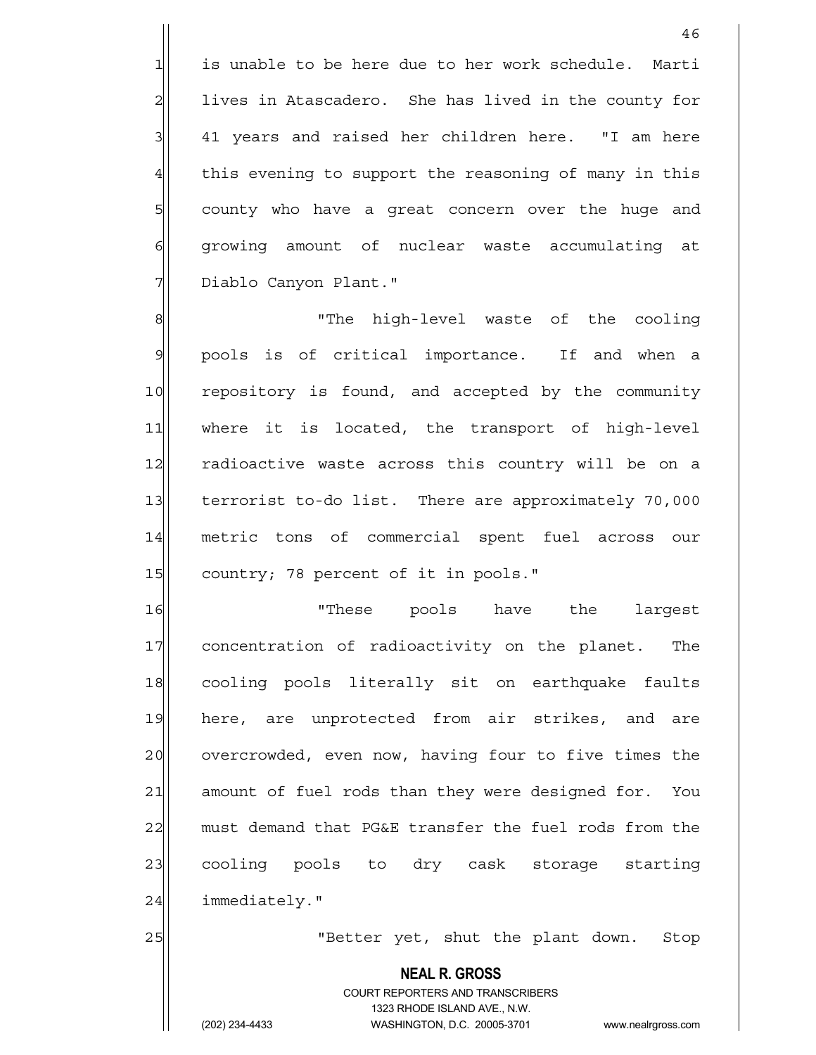is unable to be here due to her work schedule. Marti lives in Atascadero. She has lived in the county for 41 years and raised her children here. "I am here this evening to support the reasoning of many in this county who have a great concern over the huge and growing amount of nuclear waste accumulating at Diablo Canyon Plant."

"The high-level waste of the cooling pools is of critical importance. If and when a repository is found, and accepted by the community where it is located, the transport of high-level radioactive waste across this country will be on a terrorist to-do list. There are approximately 70,000 metric tons of commercial spent fuel across our country; 78 percent of it in pools."

"These pools have the largest concentration of radioactivity on the planet. The cooling pools literally sit on earthquake faults here, are unprotected from air strikes, and are overcrowded, even now, having four to five times the amount of fuel rods than they were designed for. You must demand that PG&E transfer the fuel rods from the cooling pools to dry cask storage starting immediately."

"Better yet, shut the plant down. Stop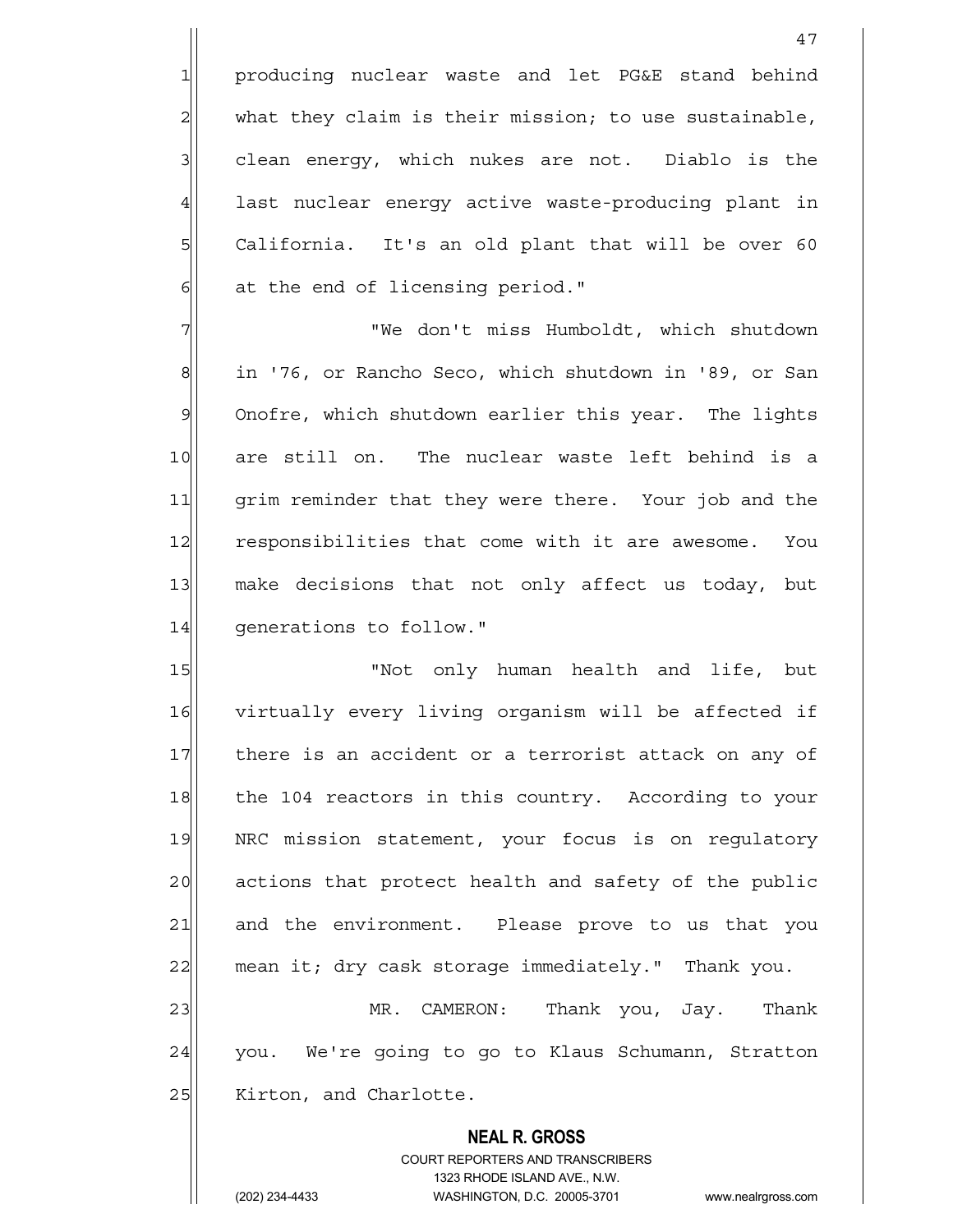producing nuclear waste and let PG&E stand behind what they claim is their mission; to use sustainable, clean energy, which nukes are not. Diablo is the last nuclear energy active waste-producing plant in California. It's an old plant that will be over 60 at the end of licensing period."

"We don't miss Humboldt, which shutdown in '76, or Rancho Seco, which shutdown in '89, or San Onofre, which shutdown earlier this year. The lights are still on. The nuclear waste left behind is a grim reminder that they were there. Your job and the responsibilities that come with it are awesome. You make decisions that not only affect us today, but generations to follow."

"Not only human health and life, but virtually every living organism will be affected if there is an accident or a terrorist attack on any of the 104 reactors in this country. According to your NRC mission statement, your focus is on regulatory actions that protect health and safety of the public and the environment. Please prove to us that you mean it; dry cask storage immediately." Thank you.

MR. CAMERON: Thank you, Jay. Thank you. We're going to go to Klaus Schumann, Stratton Kirton, and Charlotte.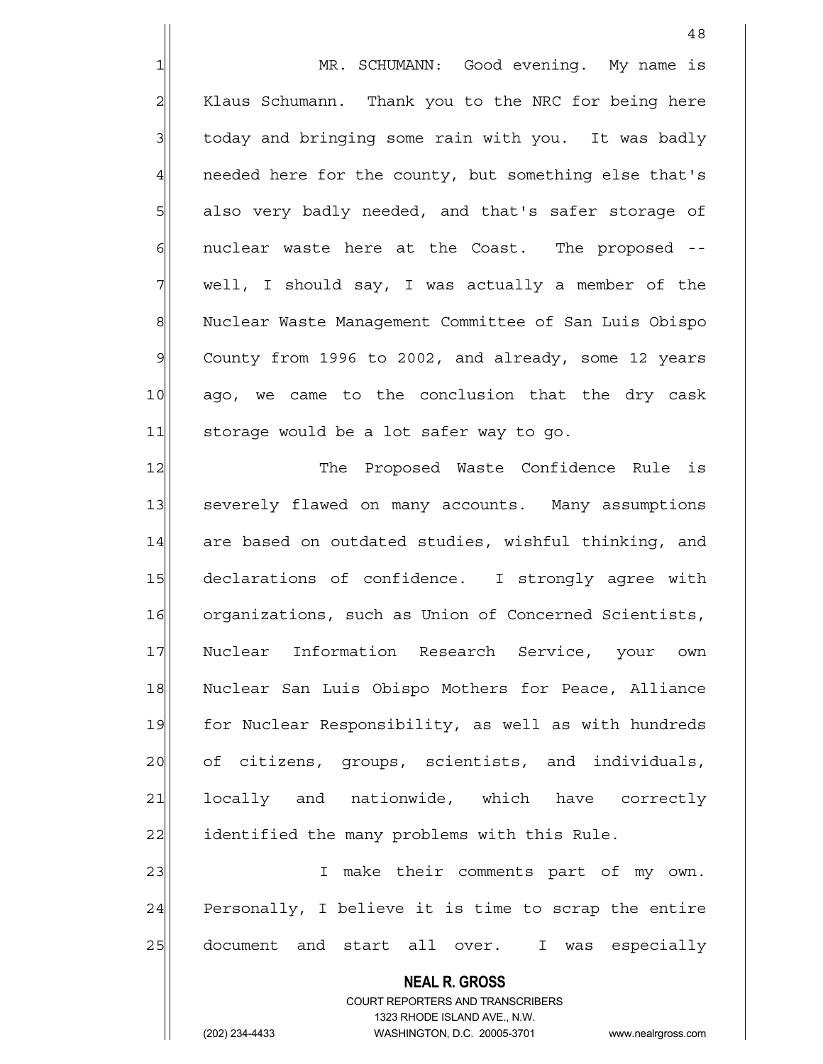MR. SCHUMANN: Good evening. My name is Klaus Schumann. Thank you to the NRC for being here today and bringing some rain with you. It was badly needed here for the county, but something else that's also very badly needed, and that's safer storage of nuclear waste here at the Coast. The proposed -- well, I should say, I was actually a member of the Nuclear Waste Management Committee of San Luis Obispo County from 1996 to 2002, and already, some 12 years ago, we came to the conclusion that the dry cask storage would be a lot safer way to go.

The Proposed Waste Confidence Rule is severely flawed on many accounts. Many assumptions are based on outdated studies, wishful thinking, and declarations of confidence. I strongly agree with organizations, such as Union of Concerned Scientists, Nuclear Information Research Service, your own Nuclear San Luis Obispo Mothers for Peace, Alliance for Nuclear Responsibility, as well as with hundreds of citizens, groups, scientists, and individuals, locally and nationwide, which have correctly identified the many problems with this Rule.

I make their comments part of my own. Personally, I believe it is time to scrap the entire document and start all over. I was especially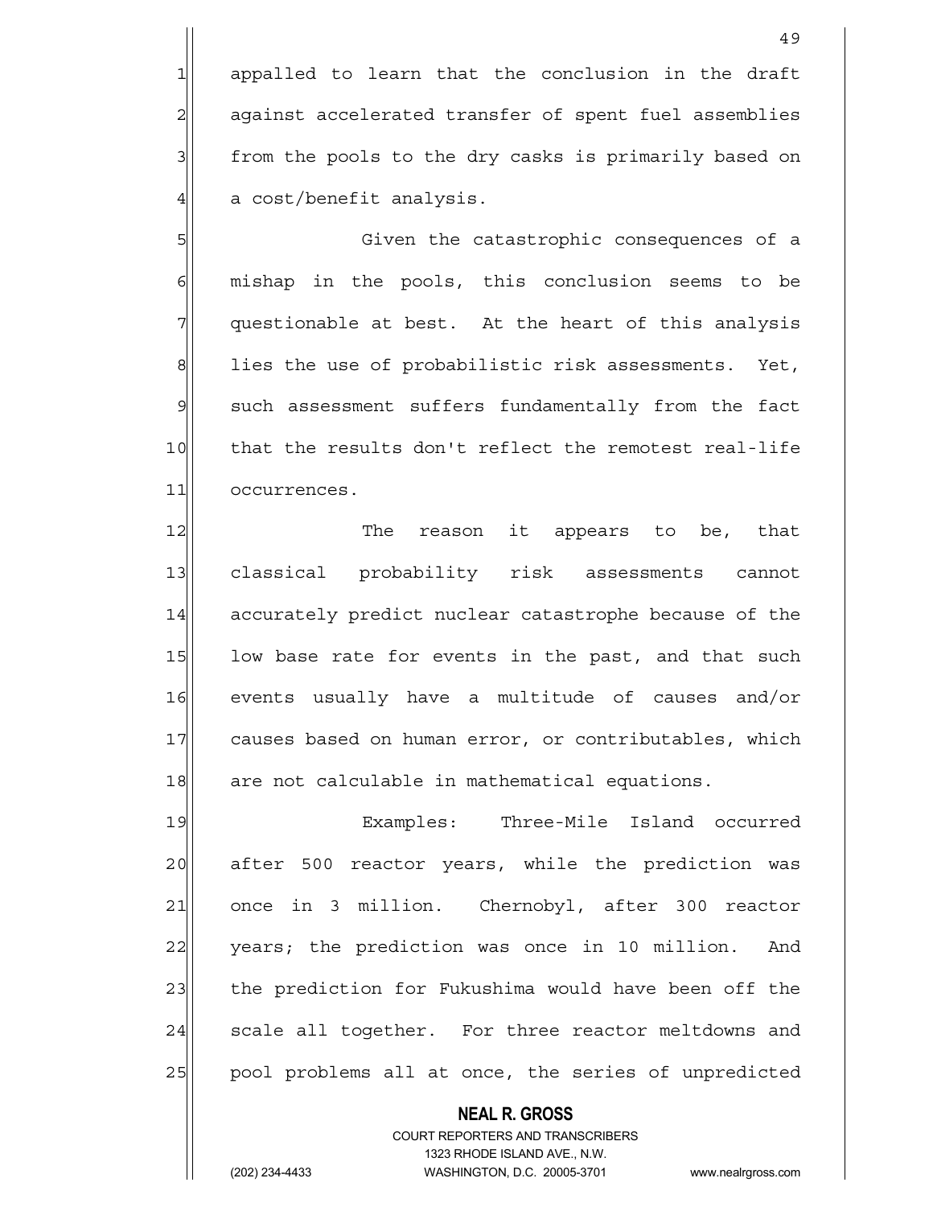appalled to learn that the conclusion in the draft against accelerated transfer of spent fuel assemblies from the pools to the dry casks is primarily based on a cost/benefit analysis.

Given the catastrophic consequences of a mishap in the pools, this conclusion seems to be questionable at best. At the heart of this analysis lies the use of probabilistic risk assessments. Yet, such assessment suffers fundamentally from the fact that the results don't reflect the remotest real-life occurrences.

The reason it appears to be, that classical probability risk assessments cannot accurately predict nuclear catastrophe because of the low base rate for events in the past, and that such events usually have a multitude of causes and/or causes based on human error, or contributables, which are not calculable in mathematical equations.

Examples: Three-Mile Island occurred after 500 reactor years, while the prediction was once in 3 million. Chernobyl, after 300 reactor years; the prediction was once in 10 million. And the prediction for Fukushima would have been off the scale all together. For three reactor meltdowns and pool problems all at once, the series of unpredicted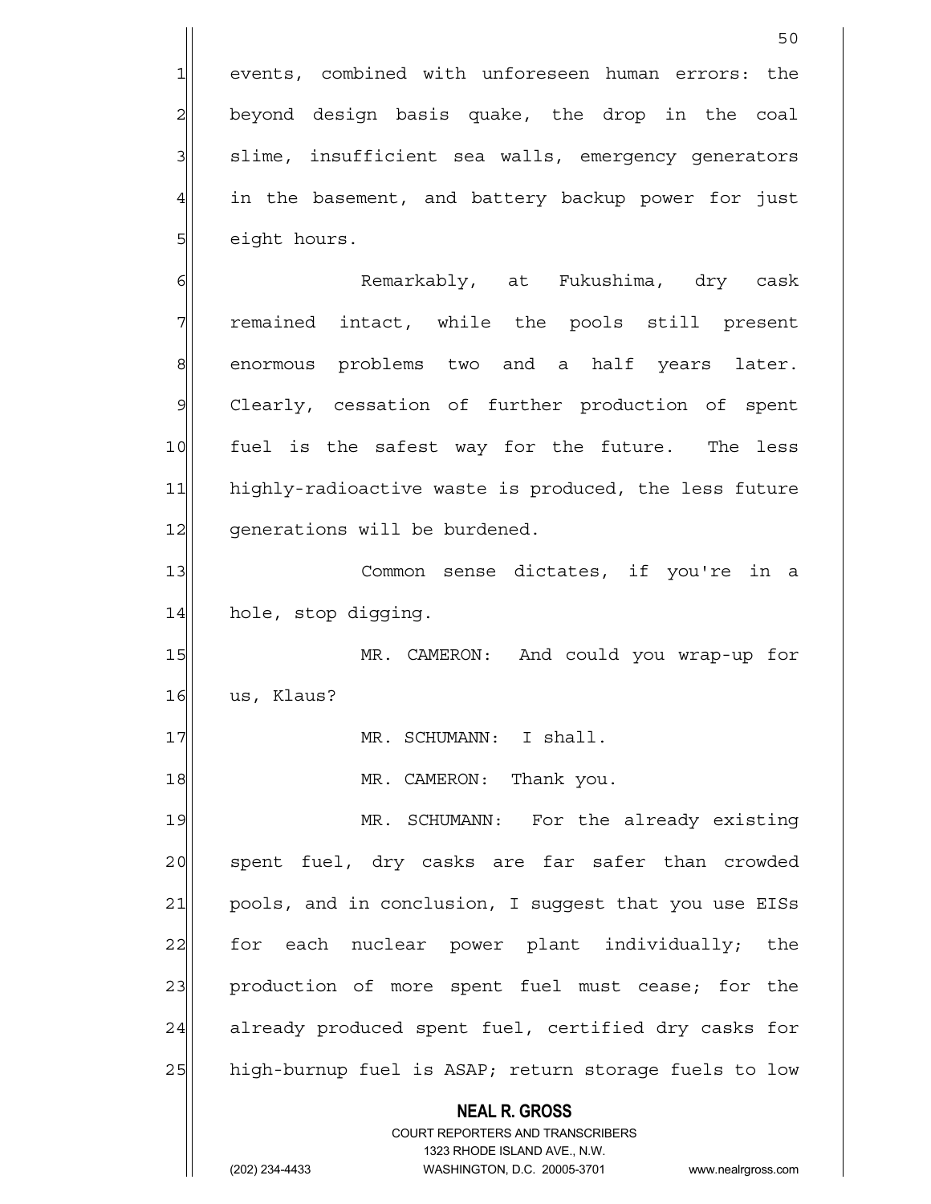events, combined with unforeseen human errors: the beyond design basis quake, the drop in the coal slime, insufficient sea walls, emergency generators in the basement, and battery backup power for just eight hours.

Remarkably, at Fukushima, dry cask remained intact, while the pools still present enormous problems two and a half years later. Clearly, cessation of further production of spent fuel is the safest way for the future. The less highly-radioactive waste is produced, the less future generations will be burdened.

Common sense dictates, if you're in a hole, stop digging.

MR. CAMERON: And could you wrap-up for us, Klaus?

MR. SCHUMANN: I shall.

MR. CAMERON: Thank you.

MR. SCHUMANN: For the already existing spent fuel, dry casks are far safer than crowded pools, and in conclusion, I suggest that you use EISs for each nuclear power plant individually; the production of more spent fuel must cease; for the already produced spent fuel, certified dry casks for high-burnup fuel is ASAP; return storage fuels to low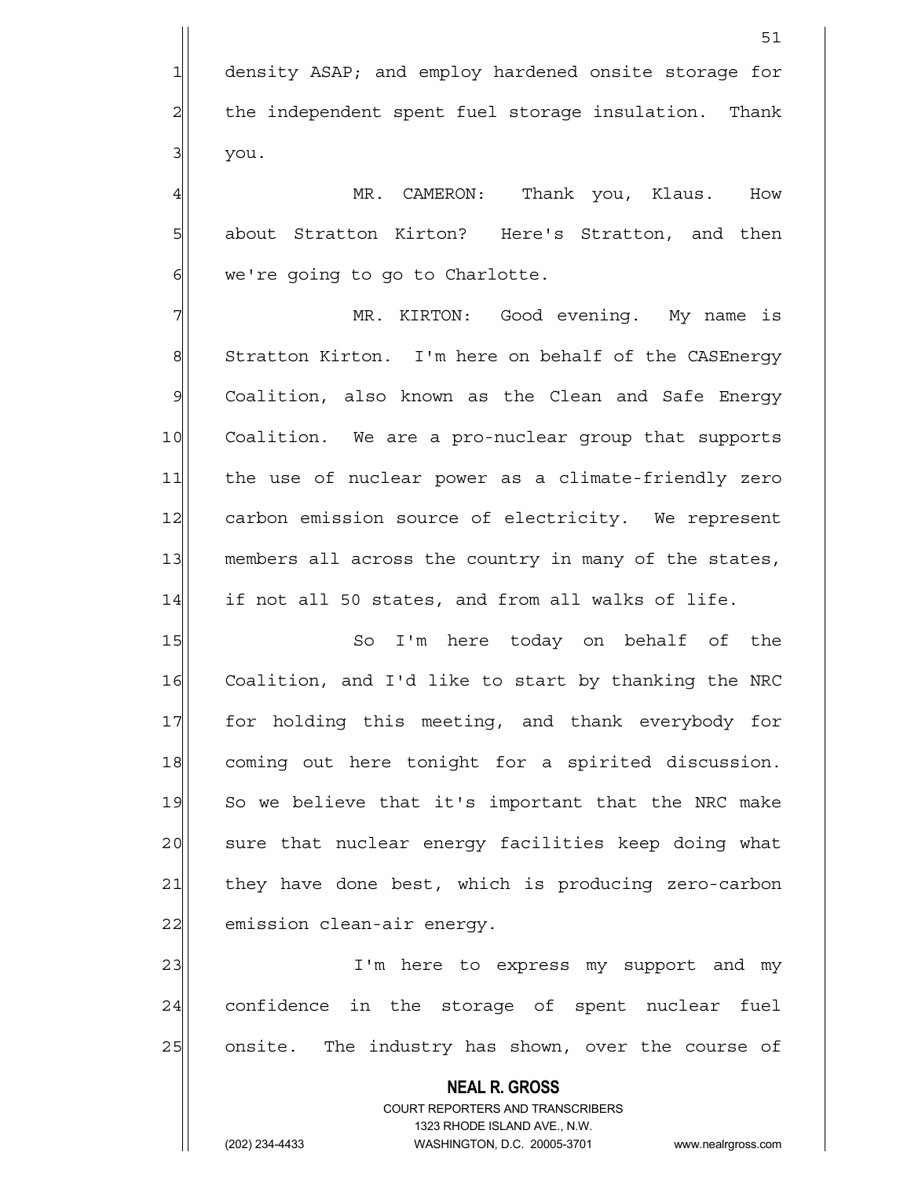density ASAP; and employ hardened onsite storage for the independent spent fuel storage insulation. Thank you.

MR. CAMERON: Thank you, Klaus. How about Stratton Kirton? Here's Stratton, and then we're going to go to Charlotte.

MR. KIRTON: Good evening. My name is Stratton Kirton. I'm here on behalf of the CASEnergy Coalition, also known as the Clean and Safe Energy Coalition. We are a pro-nuclear group that supports the use of nuclear power as a climate-friendly zero carbon emission source of electricity. We represent members all across the country in many of the states, if not all 50 states, and from all walks of life.

So I'm here today on behalf of the Coalition, and I'd like to start by thanking the NRC for holding this meeting, and thank everybody for coming out here tonight for a spirited discussion. So we believe that it's important that the NRC make sure that nuclear energy facilities keep doing what they have done best, which is producing zero-carbon emission clean-air energy.

I'm here to express my support and my confidence in the storage of spent nuclear fuel onsite. The industry has shown, over the course of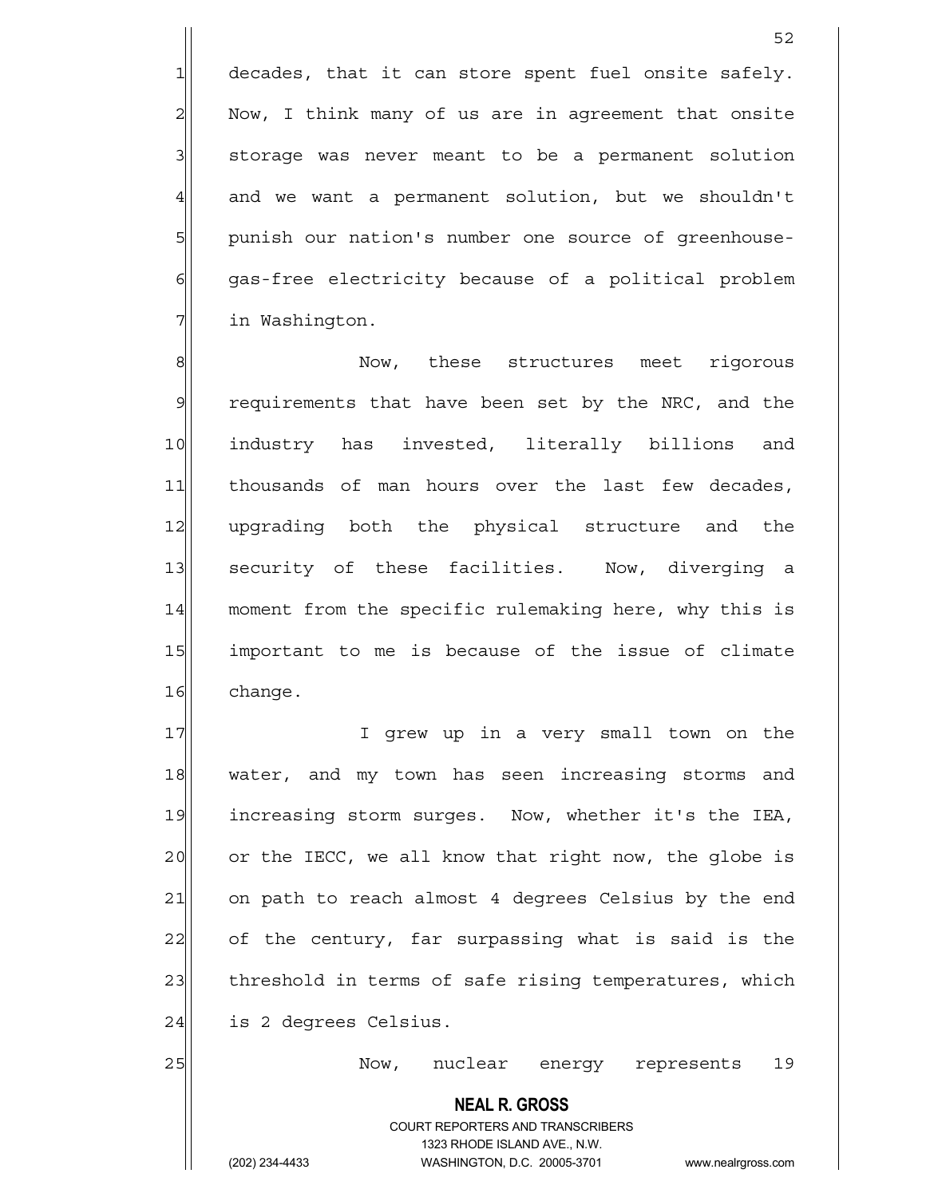decades, that it can store spent fuel onsite safely. Now, I think many of us are in agreement that onsite storage was never meant to be a permanent solution and we want a permanent solution, but we shouldn't punish our nation's number one source of greenhouse-gas-free electricity because of a political problem in Washington.

Now, these structures meet rigorous requirements that have been set by the NRC, and the industry has invested, literally billions and thousands of man hours over the last few decades, upgrading both the physical structure and the security of these facilities. Now, diverging a moment from the specific rulemaking here, why this is important to me is because of the issue of climate change.

I grew up in a very small town on the water, and my town has seen increasing storms and increasing storm surges. Now, whether it's the IEA, or the IECC, we all know that right now, the globe is on path to reach almost 4 degrees Celsius by the end of the century, far surpassing what is said is the threshold in terms of safe rising temperatures, which is 2 degrees Celsius.

Now, nuclear energy represents 19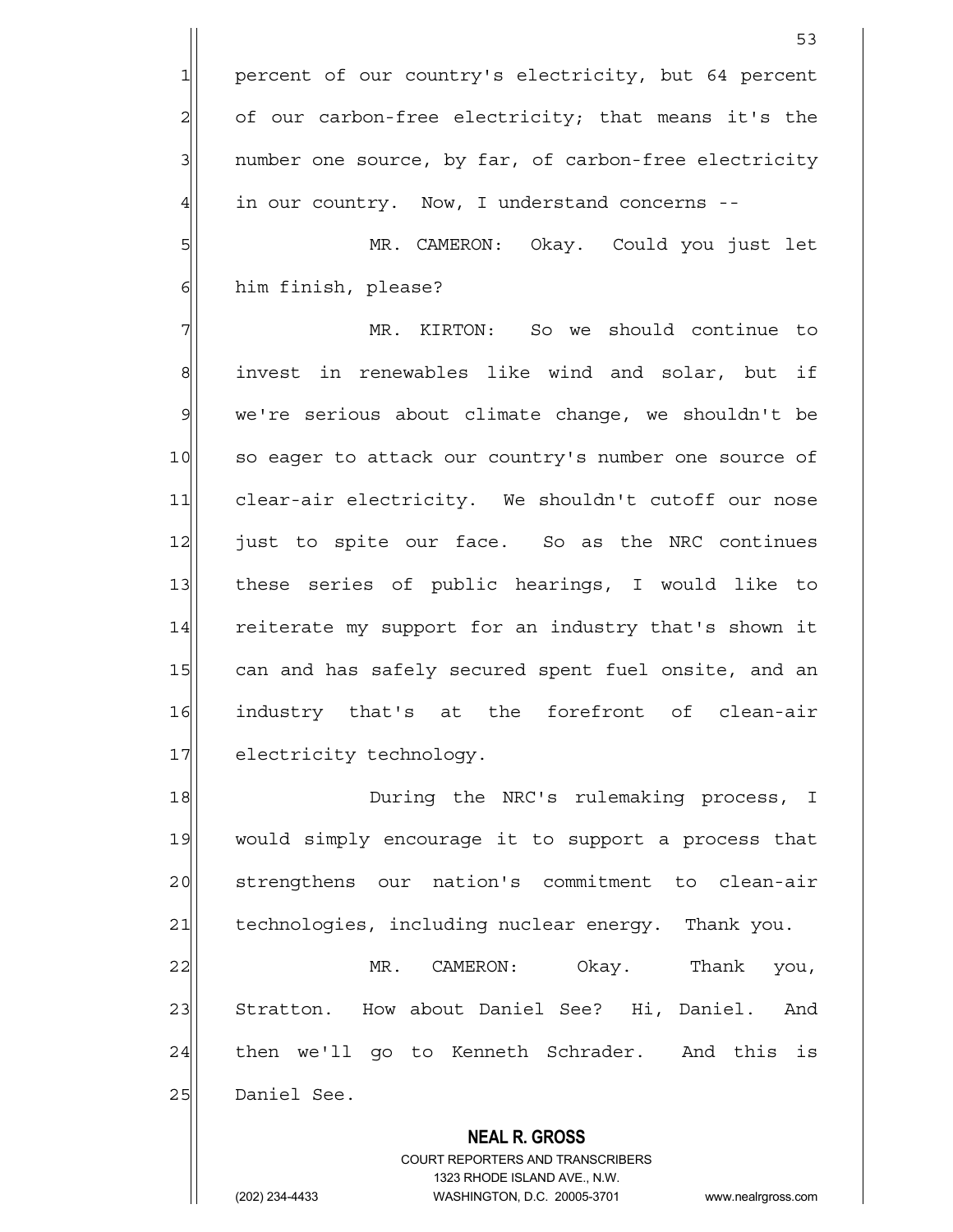percent of our country's electricity, but 64 percent of our carbon-free electricity; that means it's the number one source, by far, of carbon-free electricity in our country. Now, I understand concerns --

MR. CAMERON: Okay. Could you just let him finish, please?

MR. KIRTON: So we should continue to invest in renewables like wind and solar, but if we're serious about climate change, we shouldn't be so eager to attack our country's number one source of clear-air electricity. We shouldn't cutoff our nose just to spite our face. So as the NRC continues these series of public hearings, I would like to reiterate my support for an industry that's shown it can and has safely secured spent fuel onsite, and an industry that's at the forefront of clean-air electricity technology.

During the NRC's rulemaking process, I would simply encourage it to support a process that strengthens our nation's commitment to clean-air technologies, including nuclear energy. Thank you.

MR. CAMERON: Okay. Thank you, Stratton. How about Daniel See? Hi, Daniel. And then we'll go to Kenneth Schrader. And this is Daniel See.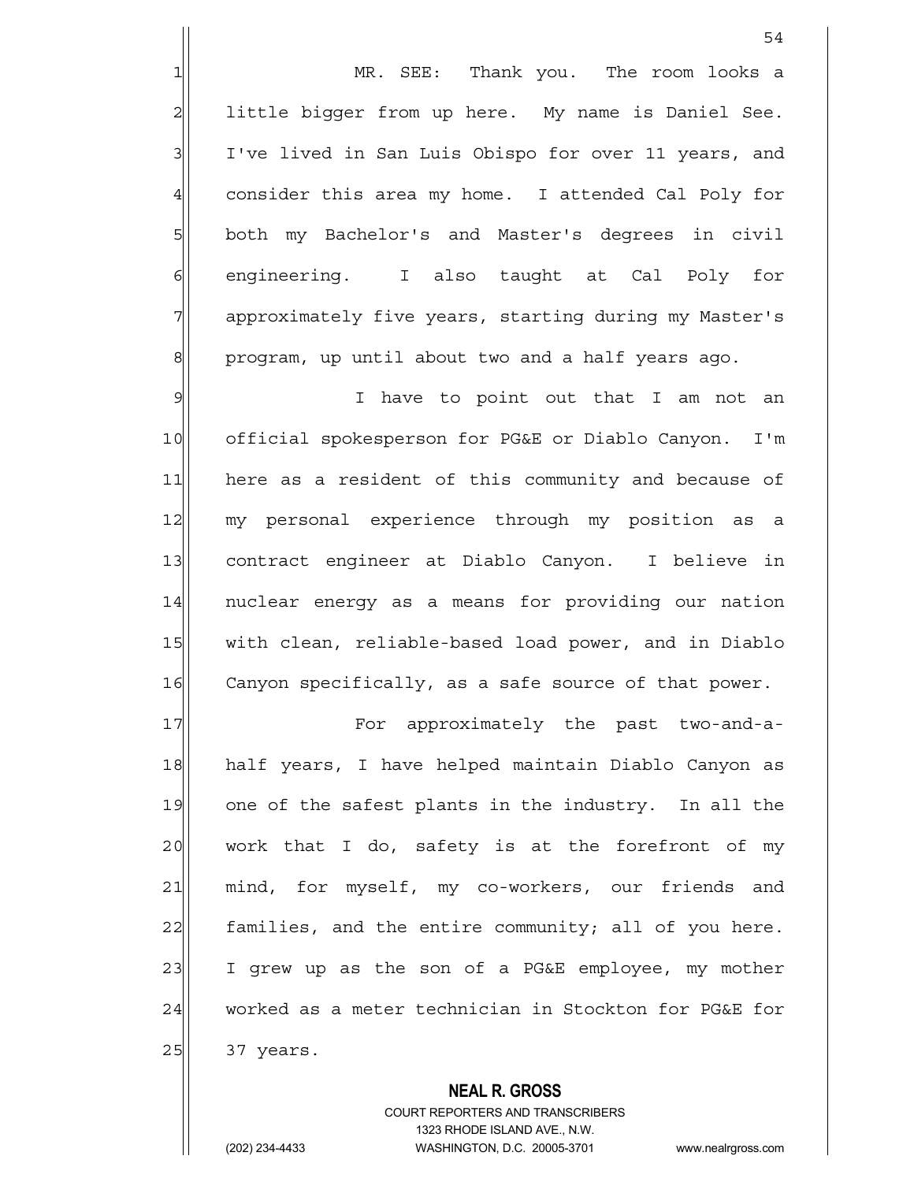MR. SEE: Thank you. The room looks a little bigger from up here. My name is Daniel See. I've lived in San Luis Obispo for over 11 years, and consider this area my home. I attended Cal Poly for both my Bachelor's and Master's degrees in civil engineering. I also taught at Cal Poly for approximately five years, starting during my Master's program, up until about two and a half years ago.

I have to point out that I am not an official spokesperson for PG&E or Diablo Canyon. I'm here as a resident of this community and because of my personal experience through my position as a contract engineer at Diablo Canyon. I believe in nuclear energy as a means for providing our nation with clean, reliable-based load power, and in Diablo Canyon specifically, as a safe source of that power.

For approximately the past two-and-a-half years, I have helped maintain Diablo Canyon as one of the safest plants in the industry. In all the work that I do, safety is at the forefront of my mind, for myself, my co-workers, our friends and families, and the entire community; all of you here. I grew up as the son of a PG&E employee, my mother worked as a meter technician in Stockton for PG&E for 37 years.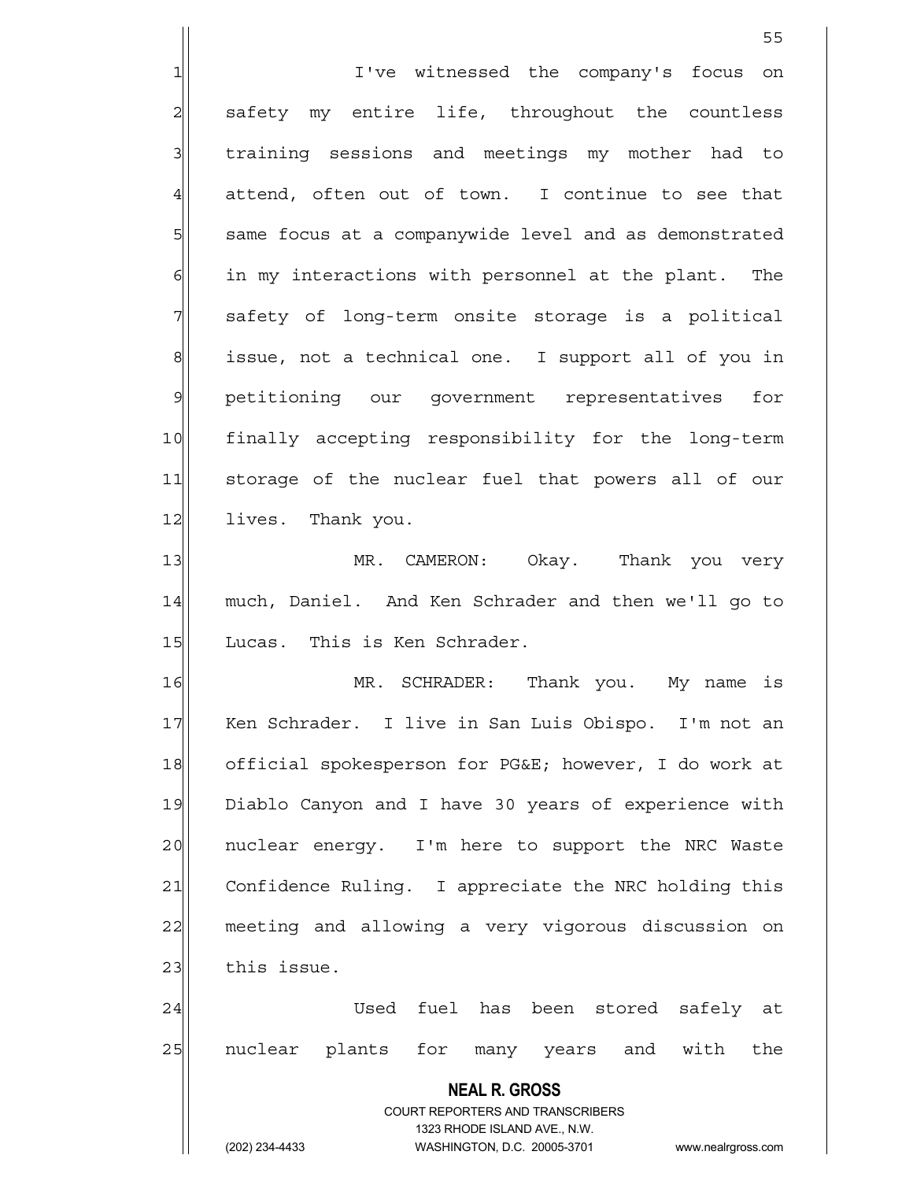I've witnessed the company's focus on safety my entire life, throughout the countless training sessions and meetings my mother had to attend, often out of town. I continue to see that same focus at a companywide level and as demonstrated in my interactions with personnel at the plant. The safety of long-term onsite storage is a political issue, not a technical one. I support all of you in petitioning our government representatives for finally accepting responsibility for the long-term storage of the nuclear fuel that powers all of our lives. Thank you.

MR. CAMERON: Okay. Thank you very much, Daniel. And Ken Schrader and then we'll go to Lucas. This is Ken Schrader.

MR. SCHRADER: Thank you. My name is Ken Schrader. I live in San Luis Obispo. I'm not an official spokesperson for PG&E; however, I do work at Diablo Canyon and I have 30 years of experience with nuclear energy. I'm here to support the NRC Waste Confidence Ruling. I appreciate the NRC holding this meeting and allowing a very vigorous discussion on this issue.

Used fuel has been stored safely at nuclear plants for many years and with the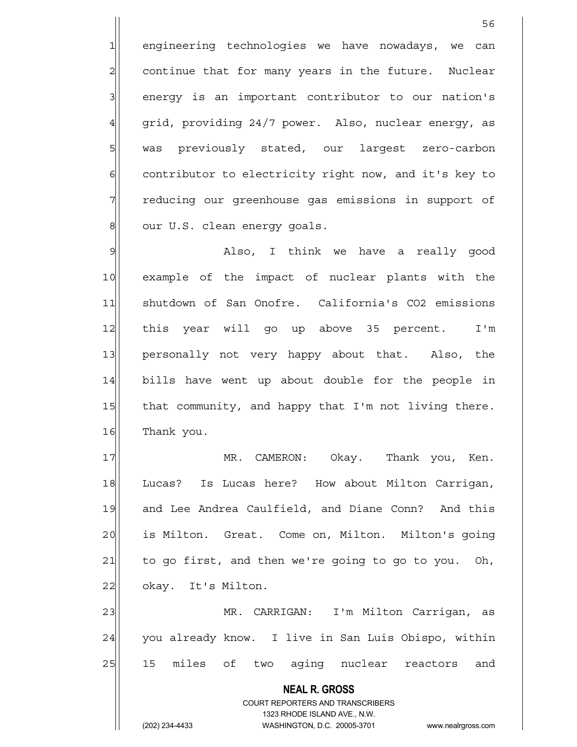engineering technologies we have nowadays, we can continue that for many years in the future. Nuclear energy is an important contributor to our nation's grid, providing 24/7 power. Also, nuclear energy, as was previously stated, our largest zero-carbon contributor to electricity right now, and it's key to reducing our greenhouse gas emissions in support of our U.S. clean energy goals.

Also, I think we have a really good example of the impact of nuclear plants with the shutdown of San Onofre. California's CO2 emissions this year will go up above 35 percent. I'm personally not very happy about that. Also, the bills have went up about double for the people in that community, and happy that I'm not living there. Thank you.

MR. CAMERON: Okay. Thank you, Ken. Lucas? Is Lucas here? How about Milton Carrigan, and Lee Andrea Caulfield, and Diane Conn? And this is Milton. Great. Come on, Milton. Milton's going to go first, and then we're going to go to you. Oh, okay. It's Milton.

MR. CARRIGAN: I'm Milton Carrigan, as you already know. I live in San Luis Obispo, within 15 miles of two aging nuclear reactors and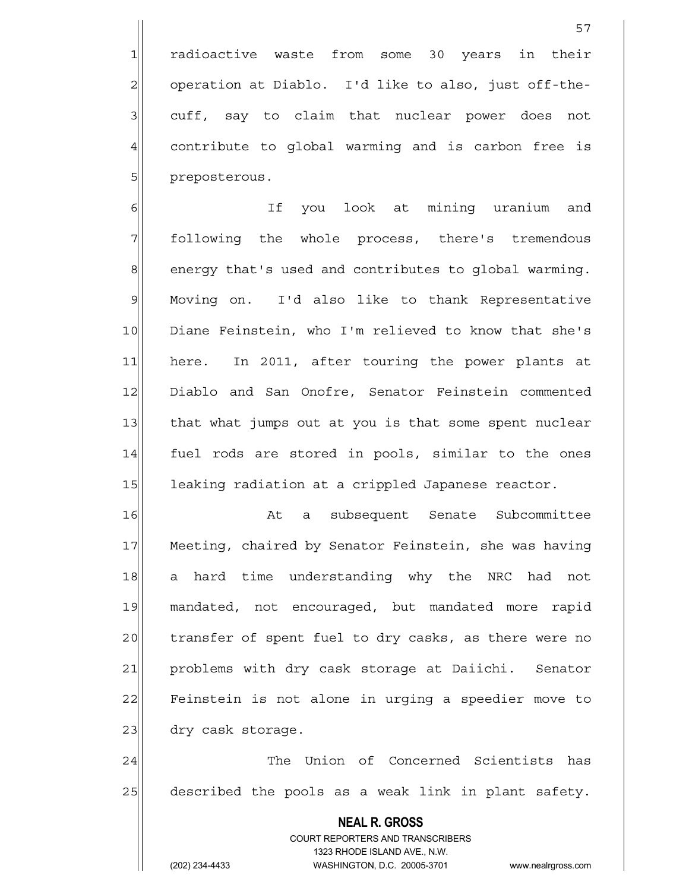radioactive waste from some 30 years in their operation at Diablo. I'd like to also, just off-the-cuff, say to claim that nuclear power does not contribute to global warming and is carbon free is preposterous.

If you look at mining uranium and following the whole process, there's tremendous energy that's used and contributes to global warming. Moving on. I'd also like to thank Representative Diane Feinstein, who I'm relieved to know that she's here. In 2011, after touring the power plants at Diablo and San Onofre, Senator Feinstein commented that what jumps out at you is that some spent nuclear fuel rods are stored in pools, similar to the ones leaking radiation at a crippled Japanese reactor.

At a subsequent Senate Subcommittee Meeting, chaired by Senator Feinstein, she was having a hard time understanding why the NRC had not mandated, not encouraged, but mandated more rapid transfer of spent fuel to dry casks, as there were no problems with dry cask storage at Daiichi. Senator Feinstein is not alone in urging a speedier move to dry cask storage.

The Union of Concerned Scientists has described the pools as a weak link in plant safety.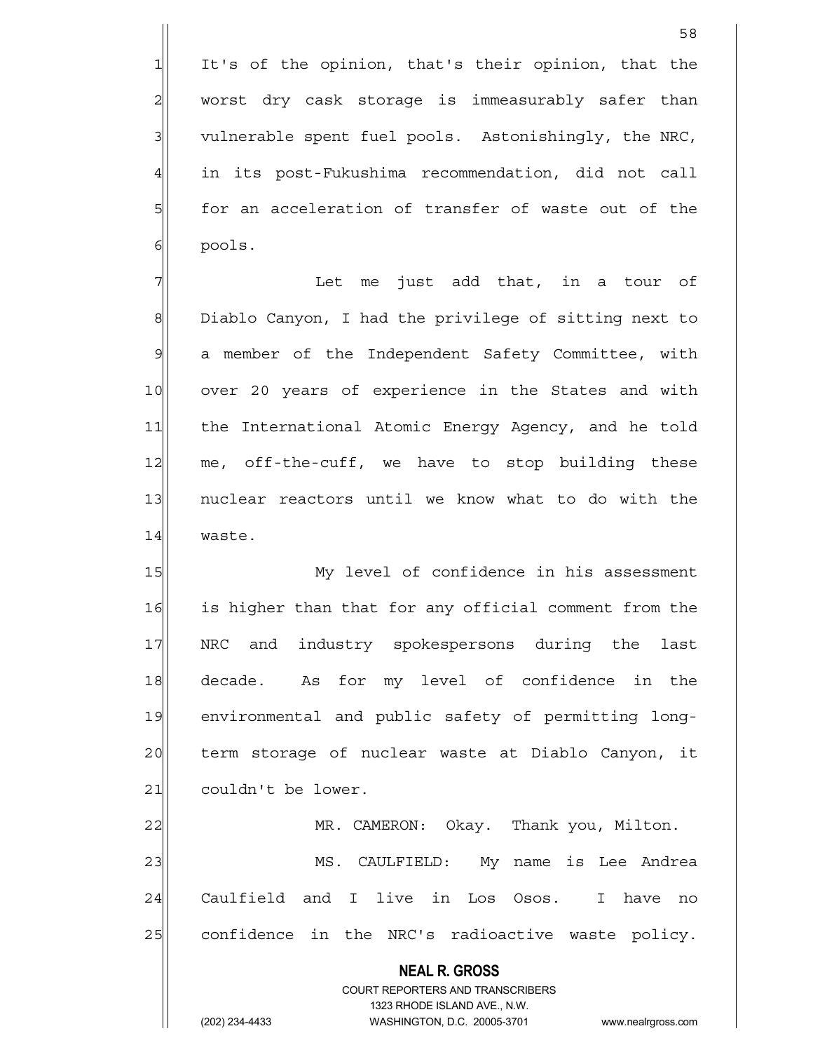It's of the opinion, that's their opinion, that the worst dry cask storage is immeasurably safer than vulnerable spent fuel pools. Astonishingly, the NRC, in its post-Fukushima recommendation, did not call for an acceleration of transfer of waste out of the pools.

Let me just add that, in a tour of Diablo Canyon, I had the privilege of sitting next to a member of the Independent Safety Committee, with over 20 years of experience in the States and with the International Atomic Energy Agency, and he told me, off-the-cuff, we have to stop building these nuclear reactors until we know what to do with the waste.

My level of confidence in his assessment is higher than that for any official comment from the NRC and industry spokespersons during the last decade. As for my level of confidence in the environmental and public safety of permitting long-term storage of nuclear waste at Diablo Canyon, it couldn't be lower.

MR. CAMERON: Okay. Thank you, Milton.

MS. CAULFIELD: My name is Lee Andrea Caulfield and I live in Los Osos. I have no confidence in the NRC's radioactive waste policy.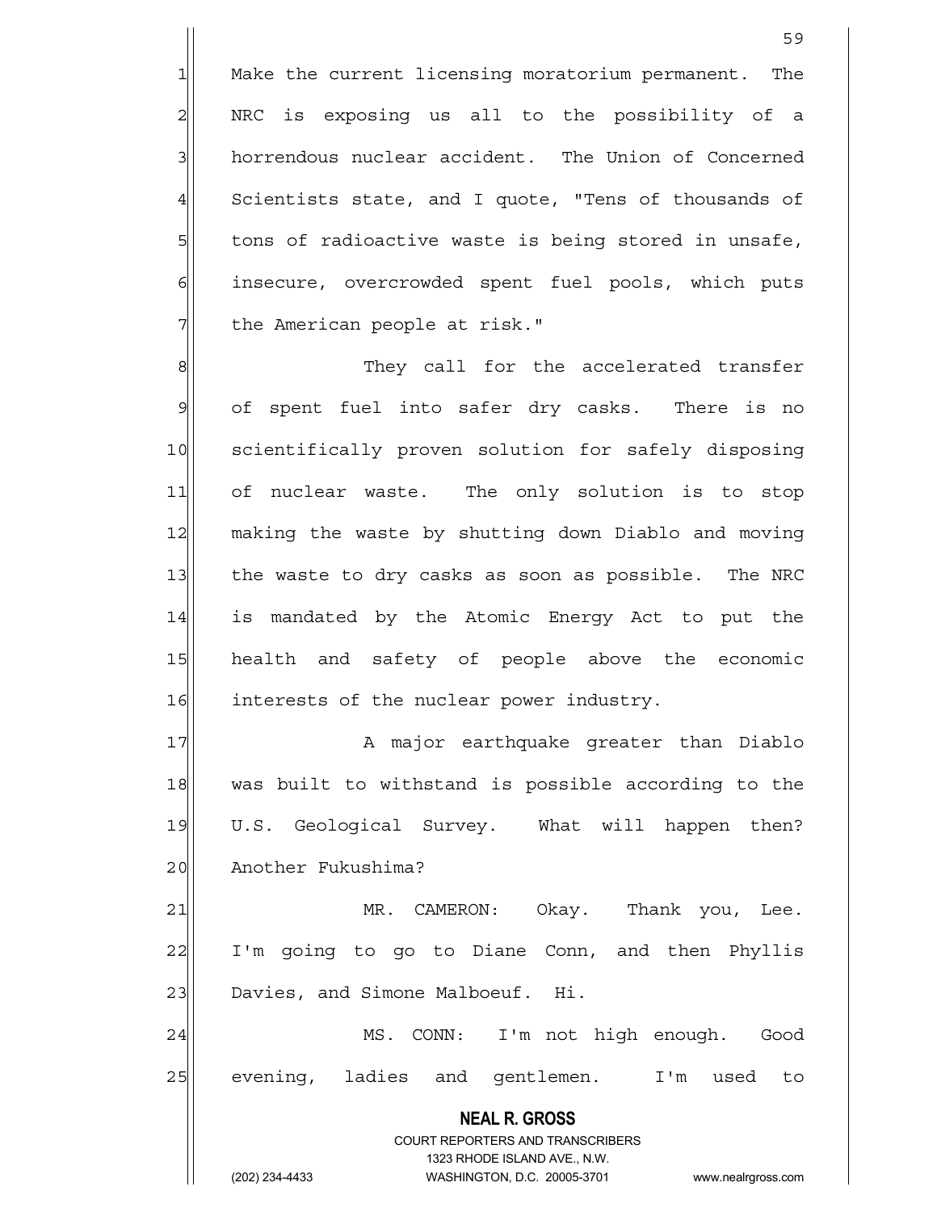Make the current licensing moratorium permanent. The NRC is exposing us all to the possibility of a horrendous nuclear accident. The Union of Concerned Scientists state, and I quote, "Tens of thousands of tons of radioactive waste is being stored in unsafe, insecure, overcrowded spent fuel pools, which puts the American people at risk."

They call for the accelerated transfer of spent fuel into safer dry casks. There is no scientifically proven solution for safely disposing of nuclear waste. The only solution is to stop making the waste by shutting down Diablo and moving the waste to dry casks as soon as possible. The NRC is mandated by the Atomic Energy Act to put the health and safety of people above the economic interests of the nuclear power industry.

A major earthquake greater than Diablo was built to withstand is possible according to the U.S. Geological Survey. What will happen then? Another Fukushima?

MR. CAMERON: Okay. Thank you, Lee. I'm going to go to Diane Conn, and then Phyllis Davies, and Simone Malboeuf. Hi.

MS. CONN: I'm not high enough. Good evening, ladies and gentlemen. I'm used to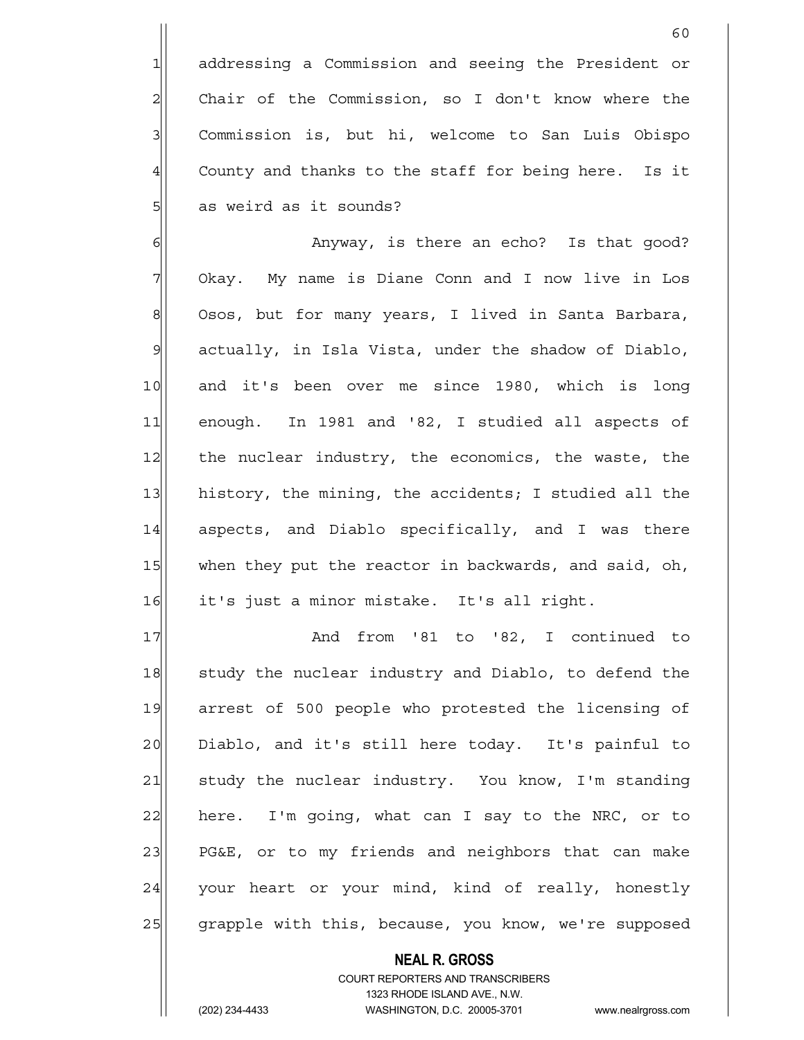addressing a Commission and seeing the President or Chair of the Commission, so I don't know where the Commission is, but hi, welcome to San Luis Obispo County and thanks to the staff for being here. Is it as weird as it sounds?

Anyway, is there an echo? Is that good? Okay. My name is Diane Conn and I now live in Los Osos, but for many years, I lived in Santa Barbara, actually, in Isla Vista, under the shadow of Diablo, and it's been over me since 1980, which is long enough. In 1981 and '82, I studied all aspects of the nuclear industry, the economics, the waste, the history, the mining, the accidents; I studied all the aspects, and Diablo specifically, and I was there when they put the reactor in backwards, and said, oh, it's just a minor mistake. It's all right.

And from '81 to '82, I continued to study the nuclear industry and Diablo, to defend the arrest of 500 people who protested the licensing of Diablo, and it's still here today. It's painful to study the nuclear industry. You know, I'm standing here. I'm going, what can I say to the NRC, or to PG&E, or to my friends and neighbors that can make your heart or your mind, kind of really, honestly grapple with this, because, you know, we're supposed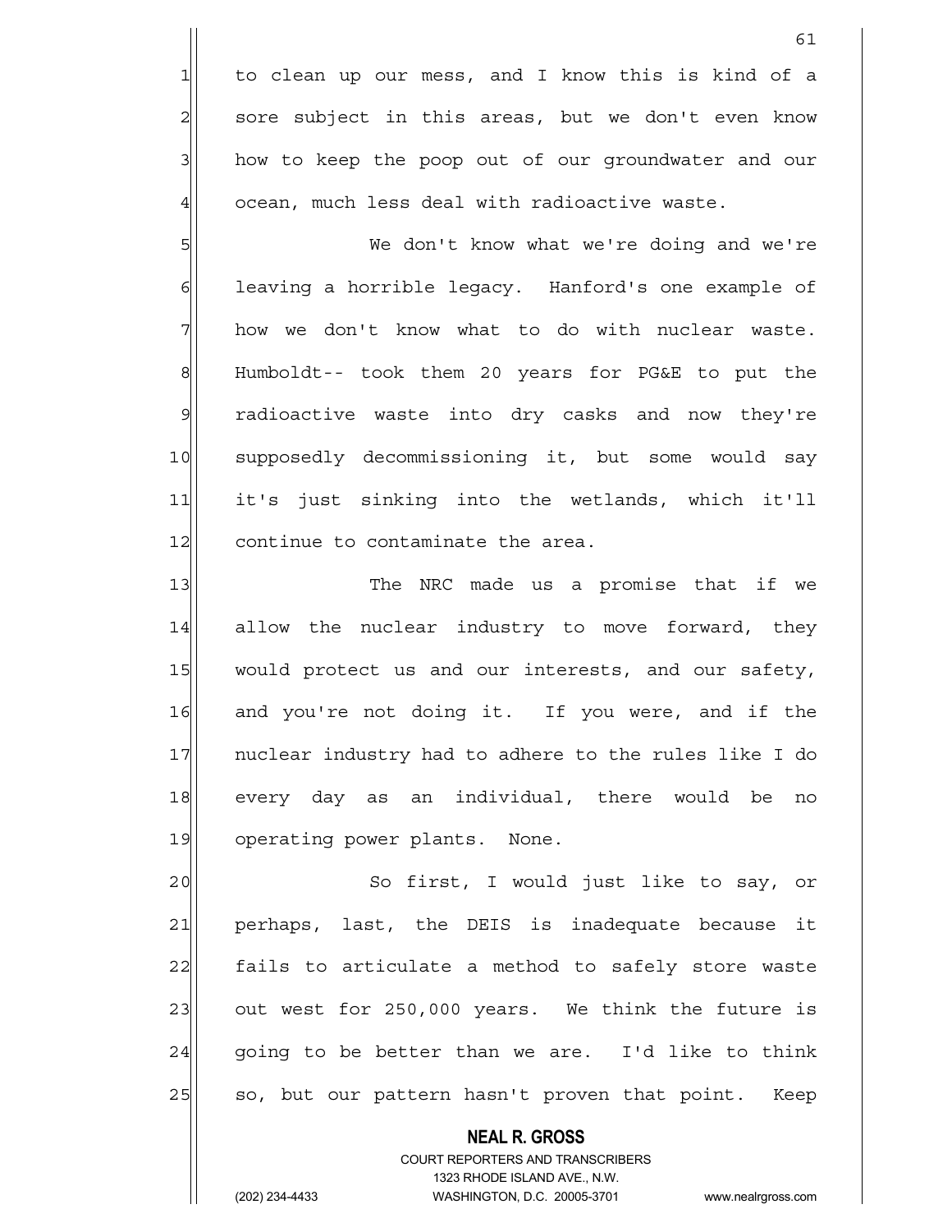to clean up our mess, and I know this is kind of a sore subject in this areas, but we don't even know how to keep the poop out of our groundwater and our ocean, much less deal with radioactive waste.

We don't know what we're doing and we're leaving a horrible legacy. Hanford's one example of how we don't know what to do with nuclear waste. Humboldt-- took them 20 years for PG&E to put the radioactive waste into dry casks and now they're supposedly decommissioning it, but some would say it's just sinking into the wetlands, which it'll continue to contaminate the area.

The NRC made us a promise that if we allow the nuclear industry to move forward, they would protect us and our interests, and our safety, and you're not doing it. If you were, and if the nuclear industry had to adhere to the rules like I do every day as an individual, there would be no operating power plants. None.

So first, I would just like to say, or perhaps, last, the DEIS is inadequate because it fails to articulate a method to safely store waste out west for 250,000 years. We think the future is going to be better than we are. I'd like to think so, but our pattern hasn't proven that point. Keep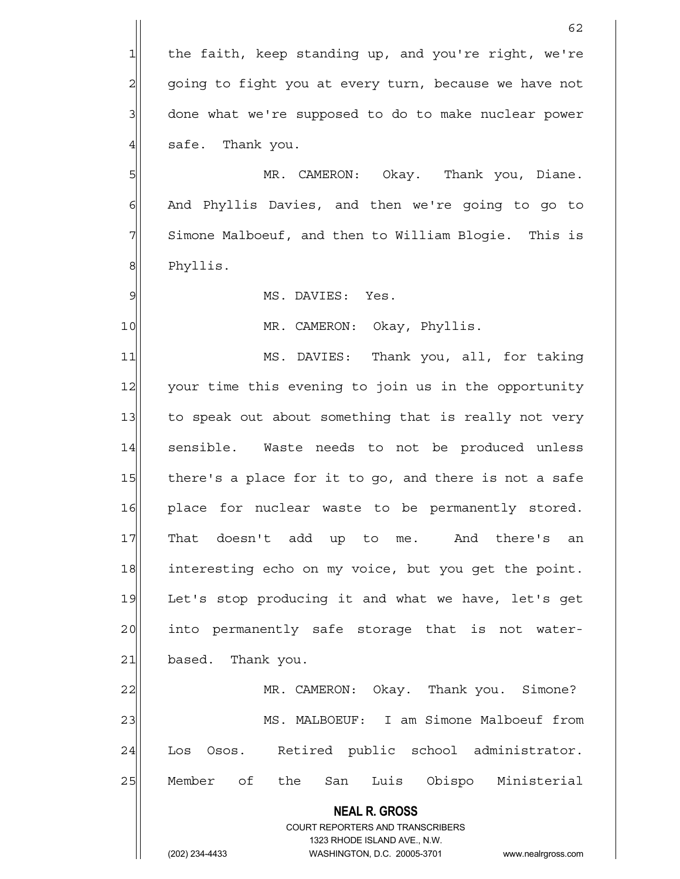the faith, keep standing up, and you're right, we're going to fight you at every turn, because we have not done what we're supposed to do to make nuclear power safe. Thank you.

MR. CAMERON: Okay. Thank you, Diane. And Phyllis Davies, and then we're going to go to Simone Malboeuf, and then to William Blogie. This is Phyllis.

MS. DAVIES: Yes.

MR. CAMERON: Okay, Phyllis.

MS. DAVIES: Thank you, all, for taking your time this evening to join us in the opportunity to speak out about something that is really not very sensible. Waste needs to not be produced unless there's a place for it to go, and there is not a safe place for nuclear waste to be permanently stored. That doesn't add up to me. And there's an interesting echo on my voice, but you get the point. Let's stop producing it and what we have, let's get into permanently safe storage that is not water-based. Thank you.

MR. CAMERON: Okay. Thank you. Simone?

MS. MALBOEUF: I am Simone Malboeuf from Los Osos. Retired public school administrator. Member of the San Luis Obispo Ministerial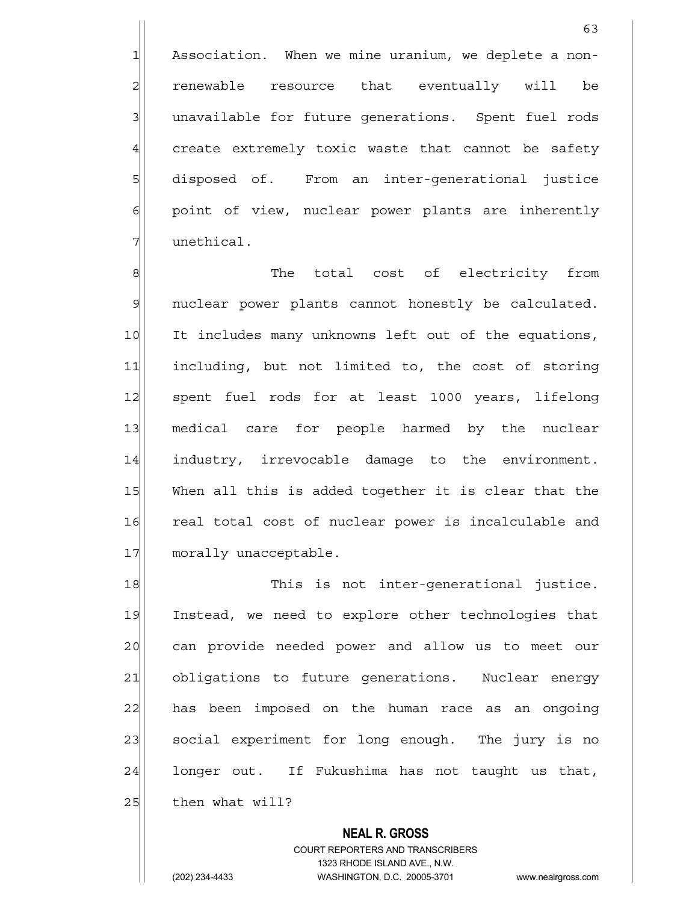Association. When we mine uranium, we deplete a non-renewable resource that eventually will be unavailable for future generations. Spent fuel rods create extremely toxic waste that cannot be safety disposed of. From an inter-generational justice point of view, nuclear power plants are inherently unethical.

The total cost of electricity from nuclear power plants cannot honestly be calculated. It includes many unknowns left out of the equations, including, but not limited to, the cost of storing spent fuel rods for at least 1000 years, lifelong medical care for people harmed by the nuclear industry, irrevocable damage to the environment. When all this is added together it is clear that the real total cost of nuclear power is incalculable and morally unacceptable.

This is not inter-generational justice. Instead, we need to explore other technologies that can provide needed power and allow us to meet our obligations to future generations. Nuclear energy has been imposed on the human race as an ongoing social experiment for long enough. The jury is no longer out. If Fukushima has not taught us that, then what will?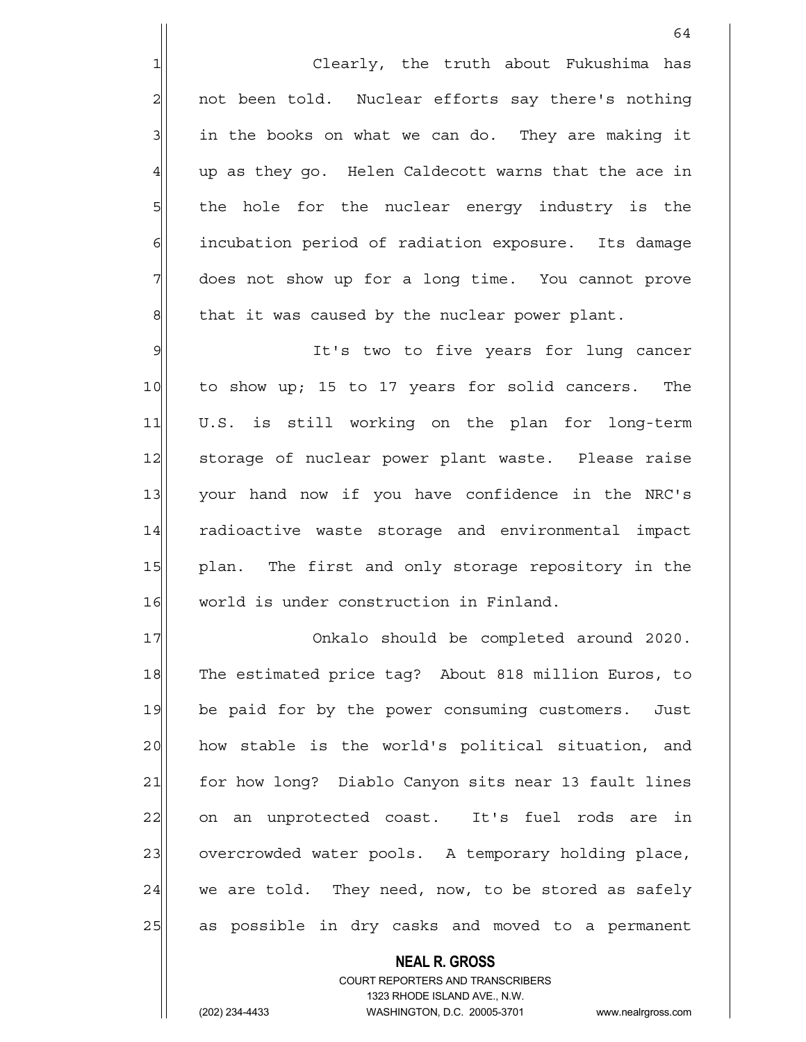Clearly, the truth about Fukushima has not been told. Nuclear efforts say there's nothing in the books on what we can do. They are making it up as they go. Helen Caldecott warns that the ace in the hole for the nuclear energy industry is the incubation period of radiation exposure. Its damage does not show up for a long time. You cannot prove that it was caused by the nuclear power plant.

It's two to five years for lung cancer to show up; 15 to 17 years for solid cancers. The U.S. is still working on the plan for long-term storage of nuclear power plant waste. Please raise your hand now if you have confidence in the NRC's radioactive waste storage and environmental impact plan. The first and only storage repository in the world is under construction in Finland.

Onkalo should be completed around 2020. The estimated price tag? About 818 million Euros, to be paid for by the power consuming customers. Just how stable is the world's political situation, and for how long? Diablo Canyon sits near 13 fault lines on an unprotected coast. It's fuel rods are in overcrowded water pools. A temporary holding place, we are told. They need, now, to be stored as safely as possible in dry casks and moved to a permanent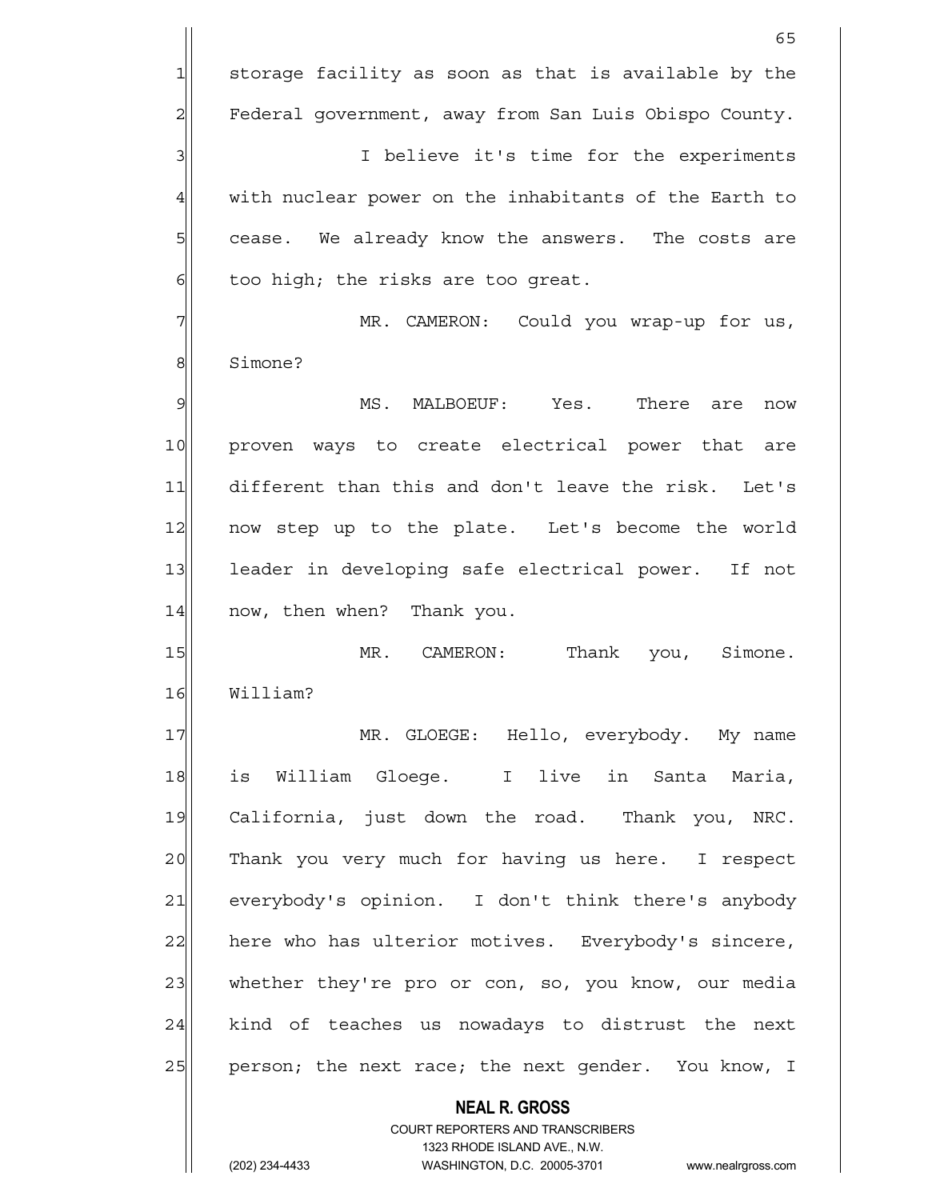storage facility as soon as that is available by the Federal government, away from San Luis Obispo County.

I believe it's time for the experiments with nuclear power on the inhabitants of the Earth to cease. We already know the answers. The costs are too high; the risks are too great.

MR. CAMERON: Could you wrap-up for us, Simone?

MS. MALBOEUF: Yes. There are now proven ways to create electrical power that are different than this and don't leave the risk. Let's now step up to the plate. Let's become the world leader in developing safe electrical power. If not now, then when? Thank you.

MR. CAMERON: Thank you, Simone. William?

MR. GLOEGE: Hello, everybody. My name is William Gloege. I live in Santa Maria, California, just down the road. Thank you, NRC. Thank you very much for having us here. I respect everybody's opinion. I don't think there's anybody here who has ulterior motives. Everybody's sincere, whether they're pro or con, so, you know, our media kind of teaches us nowadays to distrust the next person; the next race; the next gender. You know, I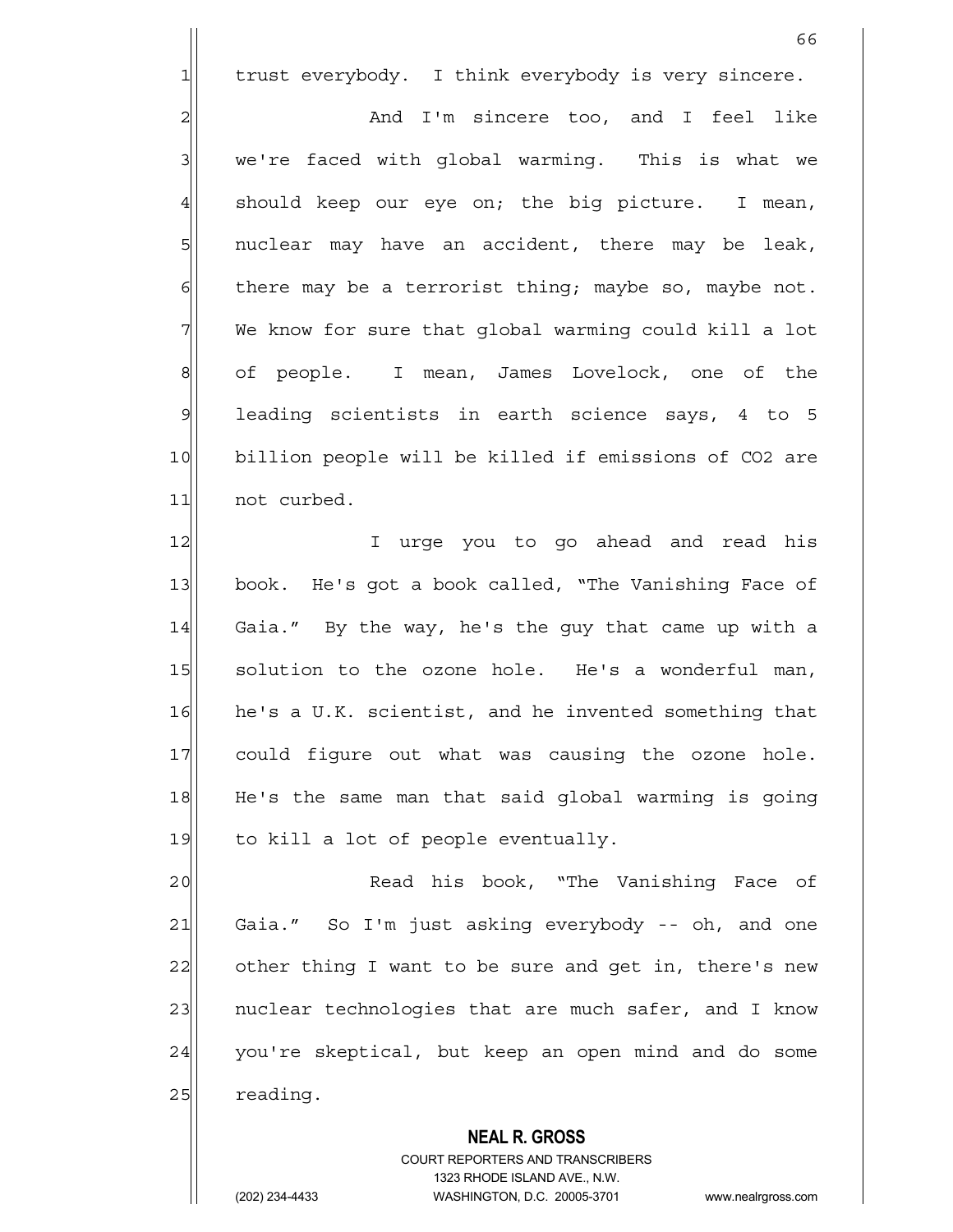trust everybody. I think everybody is very sincere.

And I'm sincere too, and I feel like we're faced with global warming. This is what we should keep our eye on; the big picture. I mean, nuclear may have an accident, there may be leak, there may be a terrorist thing; maybe so, maybe not. We know for sure that global warming could kill a lot of people. I mean, James Lovelock, one of the leading scientists in earth science says, 4 to 5 billion people will be killed if emissions of $CO_2$ are not curbed.

I urge you to go ahead and read his book. He's got a book called, "The Vanishing Face of Gaia." By the way, he's the guy that came up with a solution to the ozone hole. He's a wonderful man, he's a U.K. scientist, and he invented something that could figure out what was causing the ozone hole. He's the same man that said global warming is going to kill a lot of people eventually.

Read his book, "The Vanishing Face of Gaia." So I'm just asking everybody -- oh, and one other thing I want to be sure and get in, there's new nuclear technologies that are much safer, and I know you're skeptical, but keep an open mind and do some reading.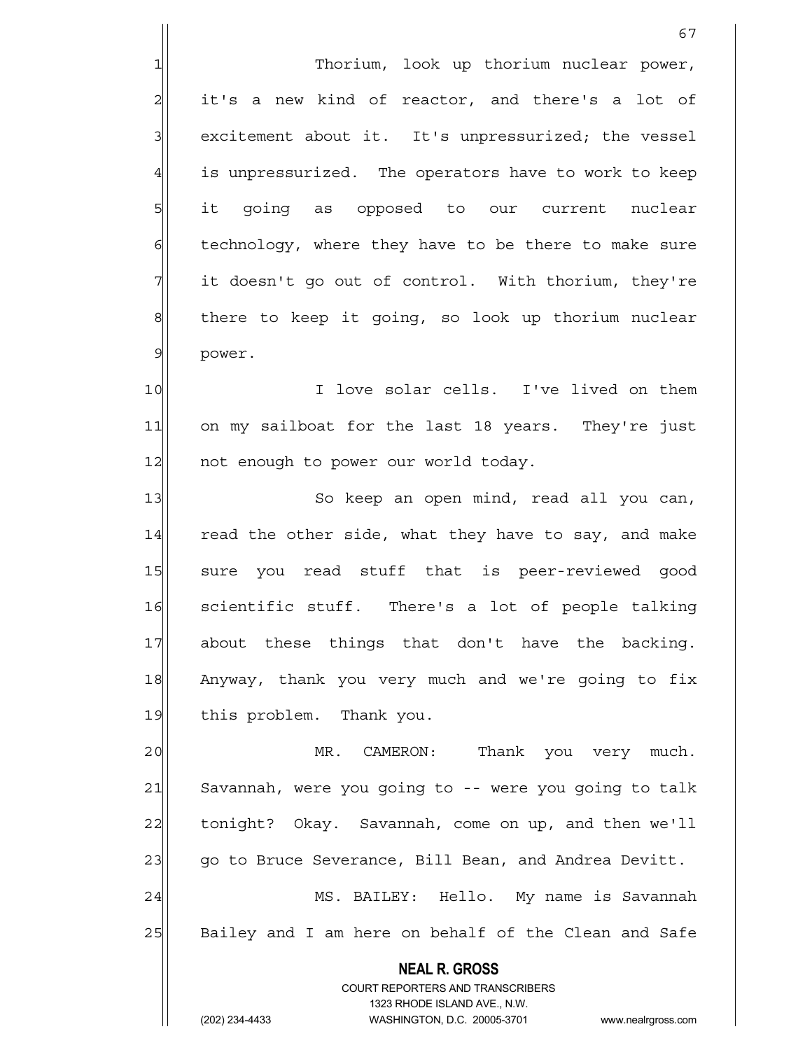Thorium, look up thorium nuclear power, it's a new kind of reactor, and there's a lot of excitement about it. It's unpressurized; the vessel is unpressurized. The operators have to work to keep it going as opposed to our current nuclear technology, where they have to be there to make sure it doesn't go out of control. With thorium, they're there to keep it going, so look up thorium nuclear power.

I love solar cells. I've lived on them on my sailboat for the last 18 years. They're just not enough to power our world today.

So keep an open mind, read all you can, read the other side, what they have to say, and make sure you read stuff that is peer-reviewed good scientific stuff. There's a lot of people talking about these things that don't have the backing. Anyway, thank you very much and we're going to fix this problem. Thank you.

MR. CAMERON: Thank you very much. Savannah, were you going to -- were you going to talk tonight? Okay. Savannah, come on up, and then we'll go to Bruce Severance, Bill Bean, and Andrea Devitt.

MS. BAILEY: Hello. My name is Savannah Bailey and I am here on behalf of the Clean and Safe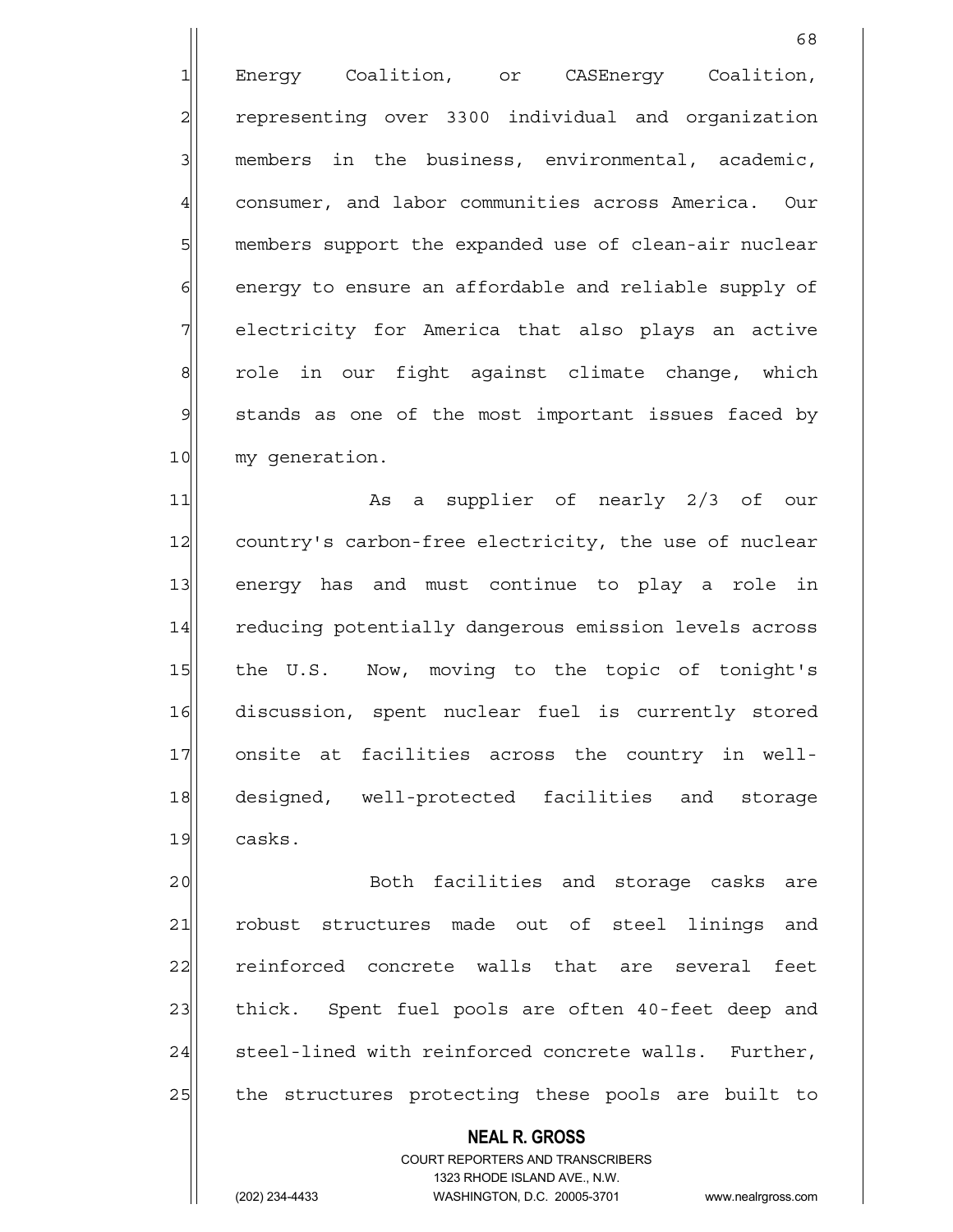Energy Coalition, or CASEnergy Coalition, representing over 3300 individual and organization members in the business, environmental, academic, consumer, and labor communities across America. Our members support the expanded use of clean-air nuclear energy to ensure an affordable and reliable supply of electricity for America that also plays an active role in our fight against climate change, which stands as one of the most important issues faced by my generation.

As a supplier of nearly 2/3 of our country's carbon-free electricity, the use of nuclear energy has and must continue to play a role in reducing potentially dangerous emission levels across the U.S. Now, moving to the topic of tonight's discussion, spent nuclear fuel is currently stored onsite at facilities across the country in well-designed, well-protected facilities and storage casks.

Both facilities and storage casks are robust structures made out of steel linings and reinforced concrete walls that are several feet thick. Spent fuel pools are often 40-feet deep and steel-lined with reinforced concrete walls. Further, the structures protecting these pools are built to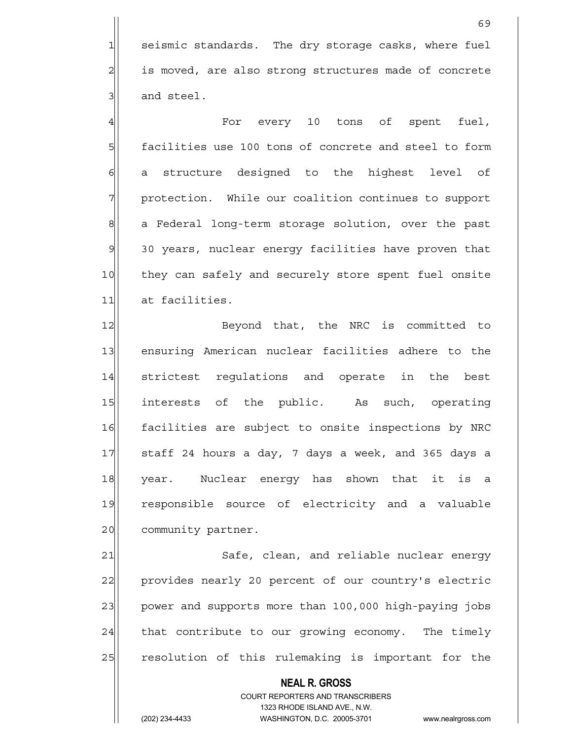seismic standards. The dry storage casks, where fuel is moved, are also strong structures made of concrete and steel.

For every 10 tons of spent fuel, facilities use 100 tons of concrete and steel to form a structure designed to the highest level of protection. While our coalition continues to support a Federal long-term storage solution, over the past 30 years, nuclear energy facilities have proven that they can safely and securely store spent fuel onsite at facilities.

Beyond that, the NRC is committed to ensuring American nuclear facilities adhere to the strictest regulations and operate in the best interests of the public. As such, operating facilities are subject to onsite inspections by NRC staff 24 hours a day, 7 days a week, and 365 days a year. Nuclear energy has shown that it is a responsible source of electricity and a valuable community partner.

Safe, clean, and reliable nuclear energy provides nearly 20 percent of our country's electric power and supports more than 100,000 high-paying jobs that contribute to our growing economy. The timely resolution of this rulemaking is important for the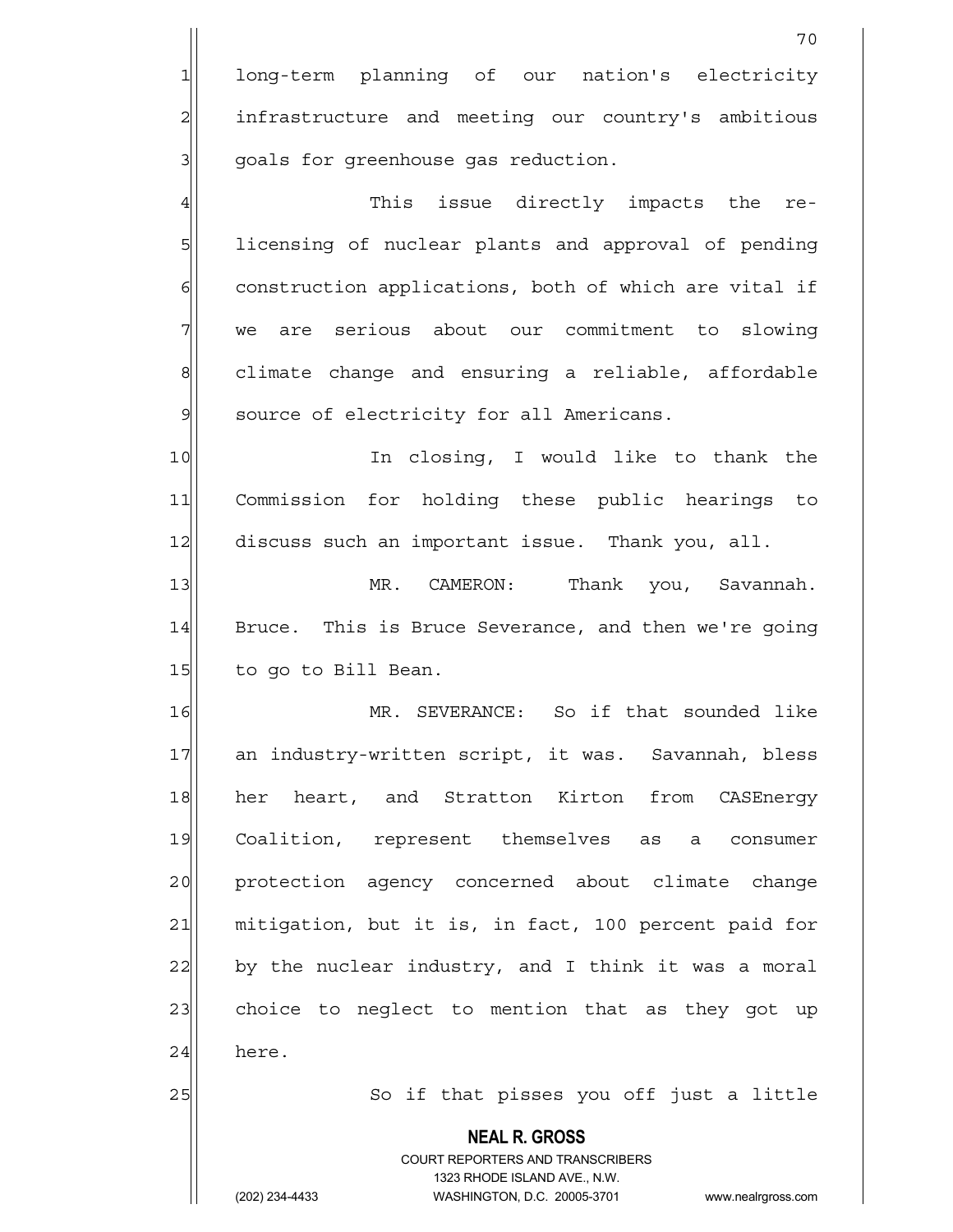long-term planning of our nation's electricity infrastructure and meeting our country's ambitious goals for greenhouse gas reduction.

This issue directly impacts the re-licensing of nuclear plants and approval of pending construction applications, both of which are vital if we are serious about our commitment to slowing climate change and ensuring a reliable, affordable source of electricity for all Americans.

In closing, I would like to thank the Commission for holding these public hearings to discuss such an important issue. Thank you, all.

MR. CAMERON: Thank you, Savannah. Bruce. This is Bruce Severance, and then we're going to go to Bill Bean.

MR. SEVERANCE: So if that sounded like an industry-written script, it was. Savannah, bless her heart, and Stratton Kirton from CASEnergy Coalition, represent themselves as a consumer protection agency concerned about climate change mitigation, but it is, in fact, 100 percent paid for by the nuclear industry, and I think it was a moral choice to neglect to mention that as they got up here.

So if that pisses you off just a little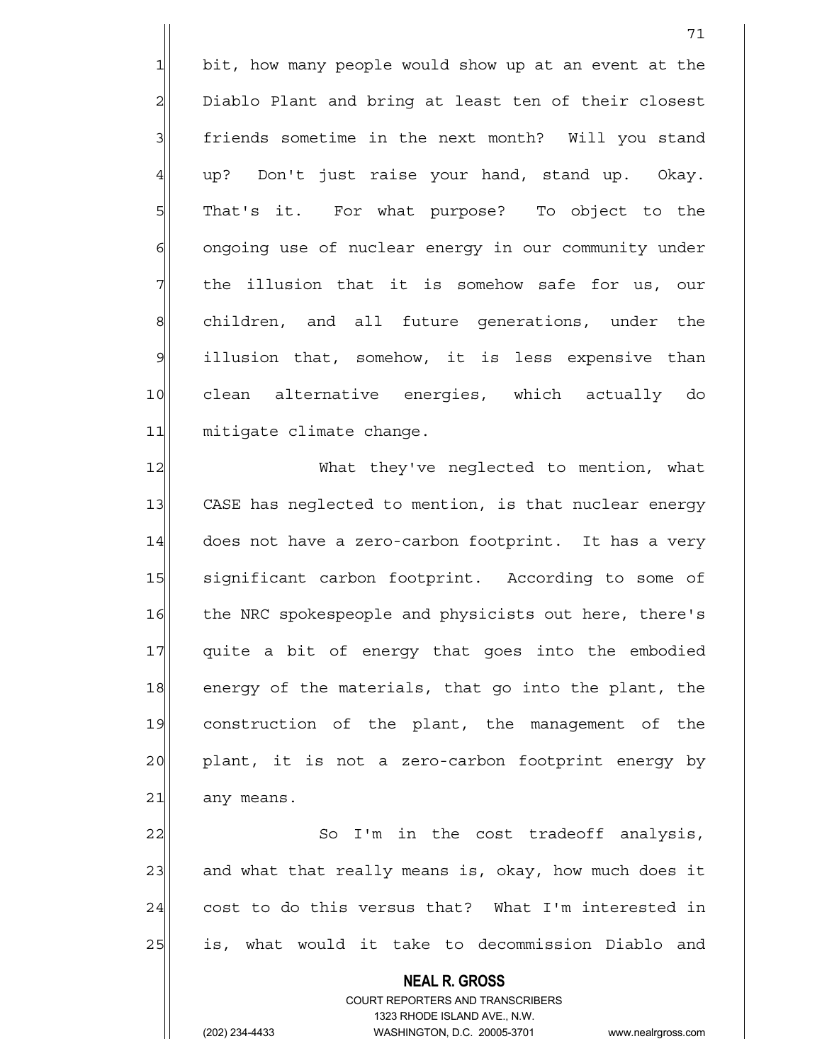bit, how many people would show up at an event at the Diablo Plant and bring at least ten of their closest friends sometime in the next month? Will you stand up? Don't just raise your hand, stand up. Okay. That's it. For what purpose? To object to the ongoing use of nuclear energy in our community under the illusion that it is somehow safe for us, our children, and all future generations, under the illusion that, somehow, it is less expensive than clean alternative energies, which actually do mitigate climate change.

What they've neglected to mention, what CASE has neglected to mention, is that nuclear energy does not have a zero-carbon footprint. It has a very significant carbon footprint. According to some of the NRC spokespeople and physicists out here, there's quite a bit of energy that goes into the embodied energy of the materials, that go into the plant, the construction of the plant, the management of the plant, it is not a zero-carbon footprint energy by any means.

So I'm in the cost tradeoff analysis, and what that really means is, okay, how much does it cost to do this versus that? What I'm interested in is, what would it take to decommission Diablo and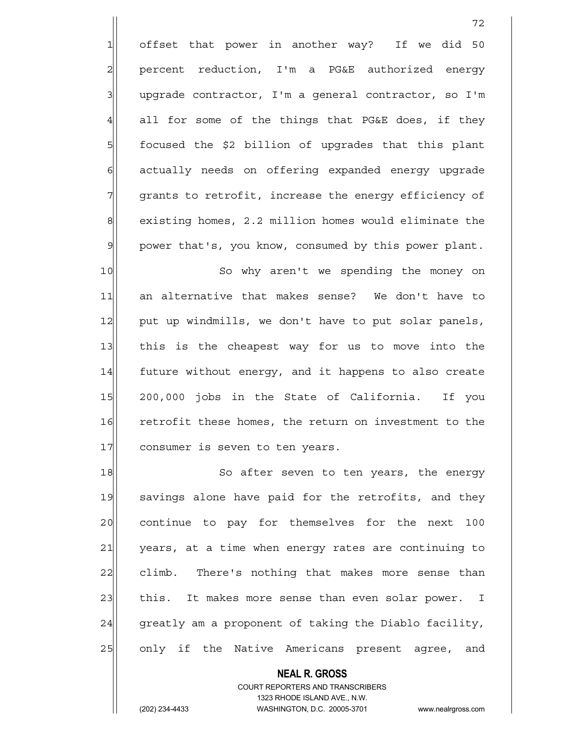offset that power in another way? If we did 50 percent reduction, I'm a PG&E authorized energy upgrade contractor, I'm a general contractor, so I'm all for some of the things that PG&E does, if they focused the $2 billion of upgrades that this plant actually needs on offering expanded energy upgrade grants to retrofit, increase the energy efficiency of existing homes, 2.2 million homes would eliminate the power that's, you know, consumed by this power plant.

So why aren't we spending the money on an alternative that makes sense? We don't have to put up windmills, we don't have to put solar panels, this is the cheapest way for us to move into the future without energy, and it happens to also create 200,000 jobs in the State of California. If you retrofit these homes, the return on investment to the consumer is seven to ten years.

So after seven to ten years, the energy savings alone have paid for the retrofits, and they continue to pay for themselves for the next 100 years, at a time when energy rates are continuing to climb. There's nothing that makes more sense than this. It makes more sense than even solar power. I greatly am a proponent of taking the Diablo facility, only if the Native Americans present agree, and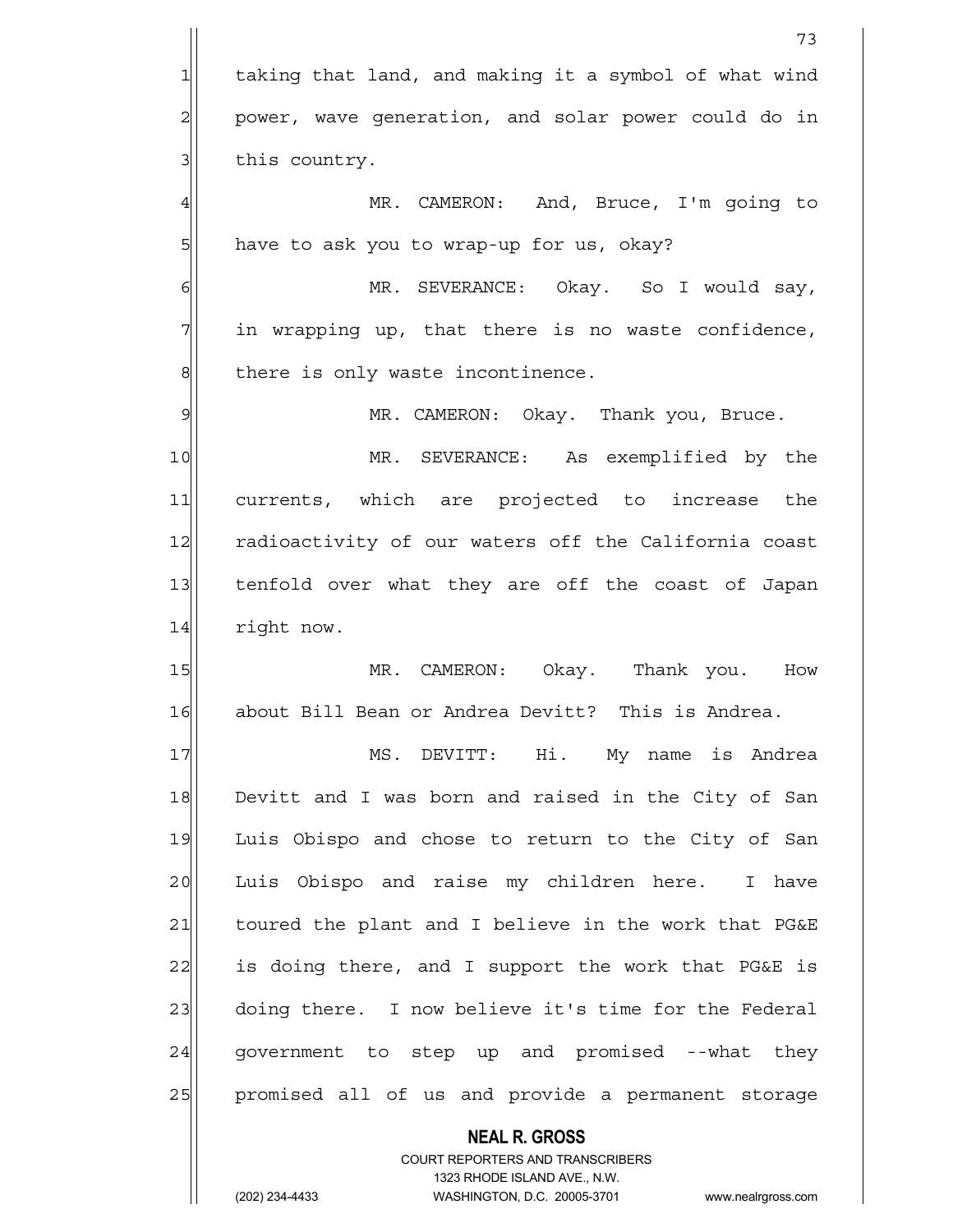taking that land, and making it a symbol of what wind power, wave generation, and solar power could do in this country.

MR. CAMERON: And, Bruce, I'm going to have to ask you to wrap-up for us, okay?

MR. SEVERANCE: Okay. So I would say, in wrapping up, that there is no waste confidence, there is only waste incontinence.

MR. CAMERON: Okay. Thank you, Bruce.

MR. SEVERANCE: As exemplified by the currents, which are projected to increase the radioactivity of our waters off the California coast tenfold over what they are off the coast of Japan right now.

MR. CAMERON: Okay. Thank you. How about Bill Bean or Andrea Devitt? This is Andrea.

MS. DEVITT: Hi. My name is Andrea Devitt and I was born and raised in the City of San Luis Obispo and chose to return to the City of San Luis Obispo and raise my children here. I have toured the plant and I believe in the work that PG&E is doing there, and I support the work that PG&E is doing there. I now believe it's time for the Federal government to step up and promised --what they promised all of us and provide a permanent storage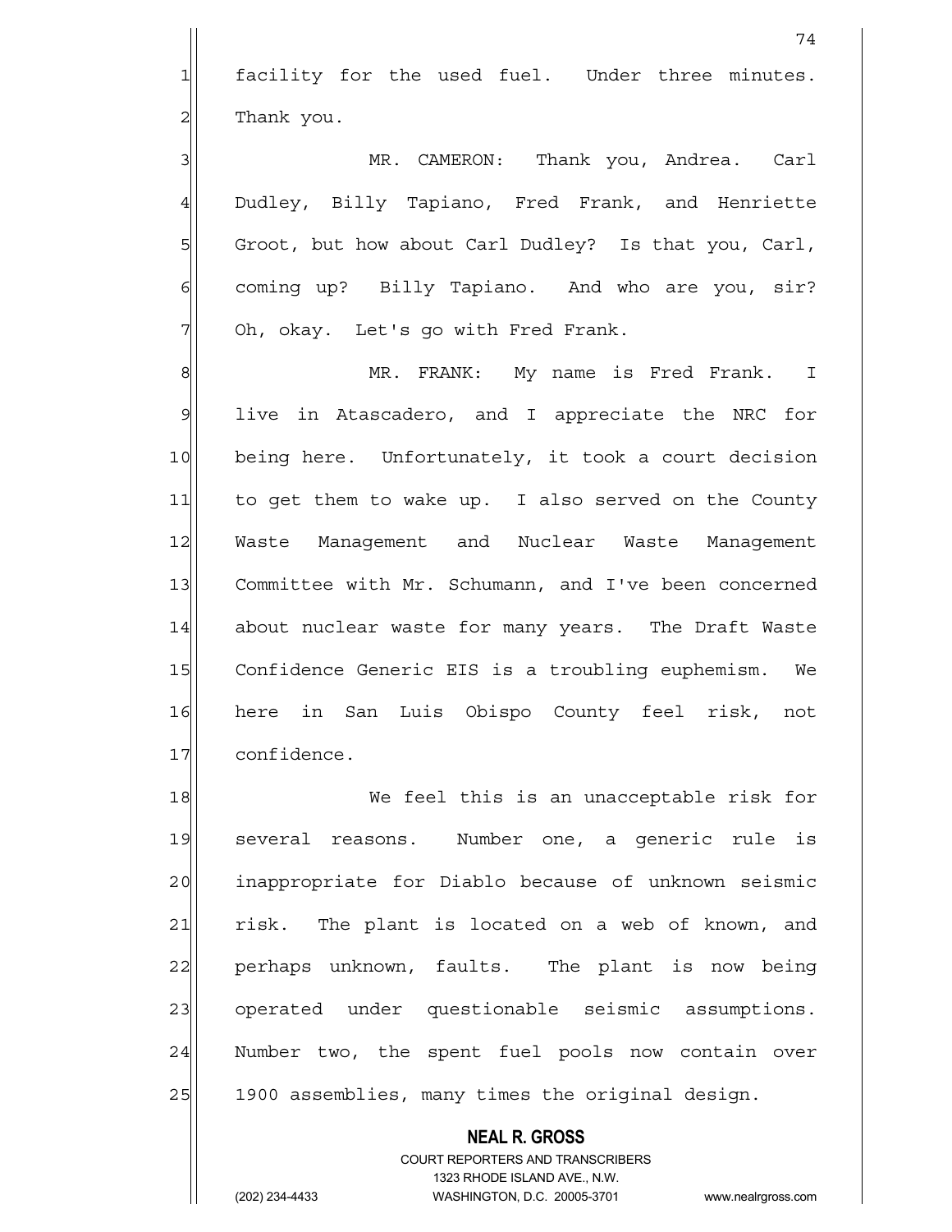facility for the used fuel. Under three minutes. Thank you.

MR. CAMERON: Thank you, Andrea. Carl Dudley, Billy Tapiano, Fred Frank, and Henriette Groot, but how about Carl Dudley? Is that you, Carl, coming up? Billy Tapiano. And who are you, sir? Oh, okay. Let's go with Fred Frank.

MR. FRANK: My name is Fred Frank. I live in Atascadero, and I appreciate the NRC for being here. Unfortunately, it took a court decision to get them to wake up. I also served on the County Waste Management and Nuclear Waste Management Committee with Mr. Schumann, and I've been concerned about nuclear waste for many years. The Draft Waste Confidence Generic EIS is a troubling euphemism. We here in San Luis Obispo County feel risk, not confidence.

We feel this is an unacceptable risk for several reasons. Number one, a generic rule is inappropriate for Diablo because of unknown seismic risk. The plant is located on a web of known, and perhaps unknown, faults. The plant is now being operated under questionable seismic assumptions. Number two, the spent fuel pools now contain over 1900 assemblies, many times the original design.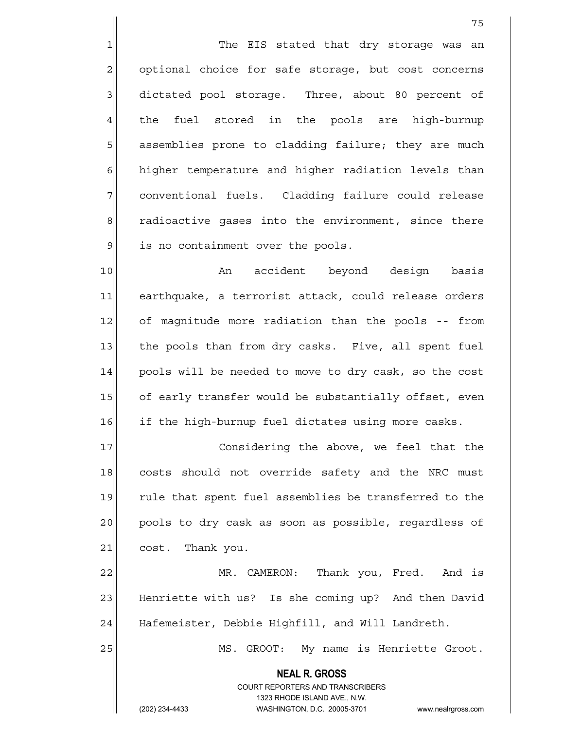The EIS stated that dry storage was an optional choice for safe storage, but cost concerns dictated pool storage. Three, about 80 percent of the fuel stored in the pools are high-burnup assemblies prone to cladding failure; they are much higher temperature and higher radiation levels than conventional fuels. Cladding failure could release radioactive gases into the environment, since there is no containment over the pools.

An accident beyond design basis earthquake, a terrorist attack, could release orders of magnitude more radiation than the pools -- from the pools than from dry casks. Five, all spent fuel pools will be needed to move to dry cask, so the cost of early transfer would be substantially offset, even if the high-burnup fuel dictates using more casks.

Considering the above, we feel that the costs should not override safety and the NRC must rule that spent fuel assemblies be transferred to the pools to dry cask as soon as possible, regardless of cost. Thank you.

MR. CAMERON: Thank you, Fred. And is Henriette with us? Is she coming up? And then David Hafemeister, Debbie Highfill, and Will Landreth.

MS. GROOT: My name is Henriette Groot.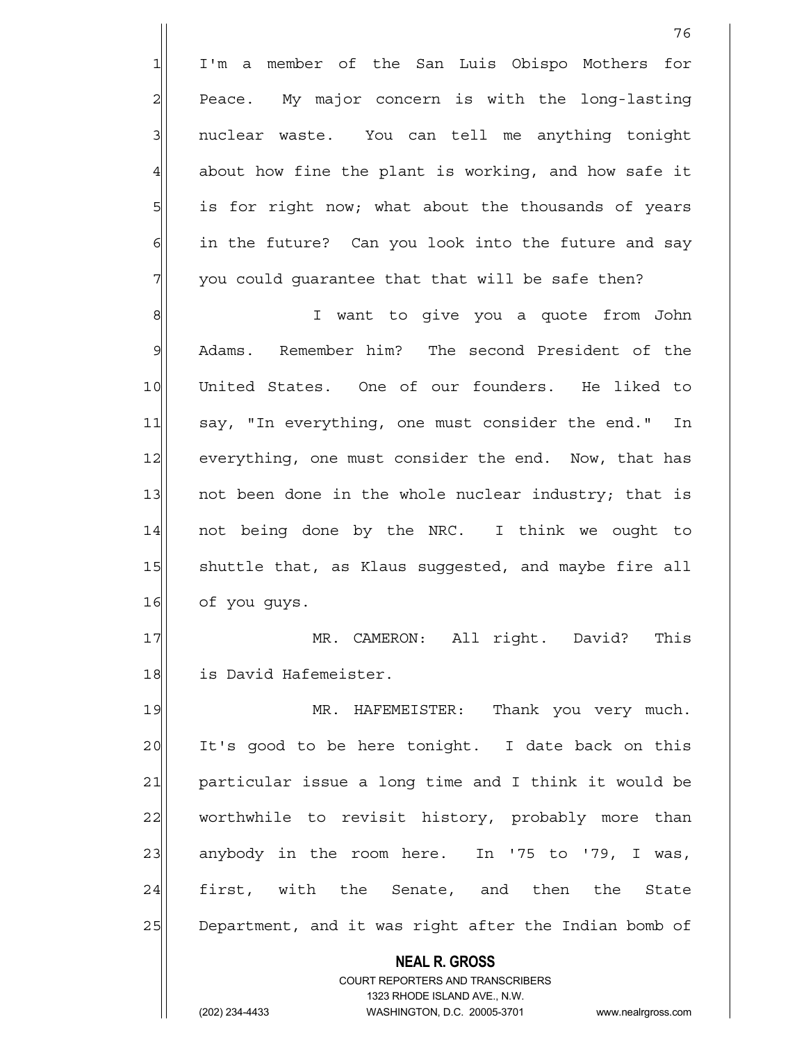I'm a member of the San Luis Obispo Mothers for Peace. My major concern is with the long-lasting nuclear waste. You can tell me anything tonight about how fine the plant is working, and how safe it is for right now; what about the thousands of years in the future? Can you look into the future and say you could guarantee that that will be safe then?

I want to give you a quote from John Adams. Remember him? The second President of the United States. One of our founders. He liked to say, "In everything, one must consider the end." In everything, one must consider the end. Now, that has not been done in the whole nuclear industry; that is not being done by the NRC. I think we ought to shuttle that, as Klaus suggested, and maybe fire all of you guys.

MR. CAMERON: All right. David? This is David Hafemeister.

MR. HAFEMEISTER: Thank you very much. It's good to be here tonight. I date back on this particular issue a long time and I think it would be worthwhile to revisit history, probably more than anybody in the room here. In '75 to '79, I was, first, with the Senate, and then the State Department, and it was right after the Indian bomb of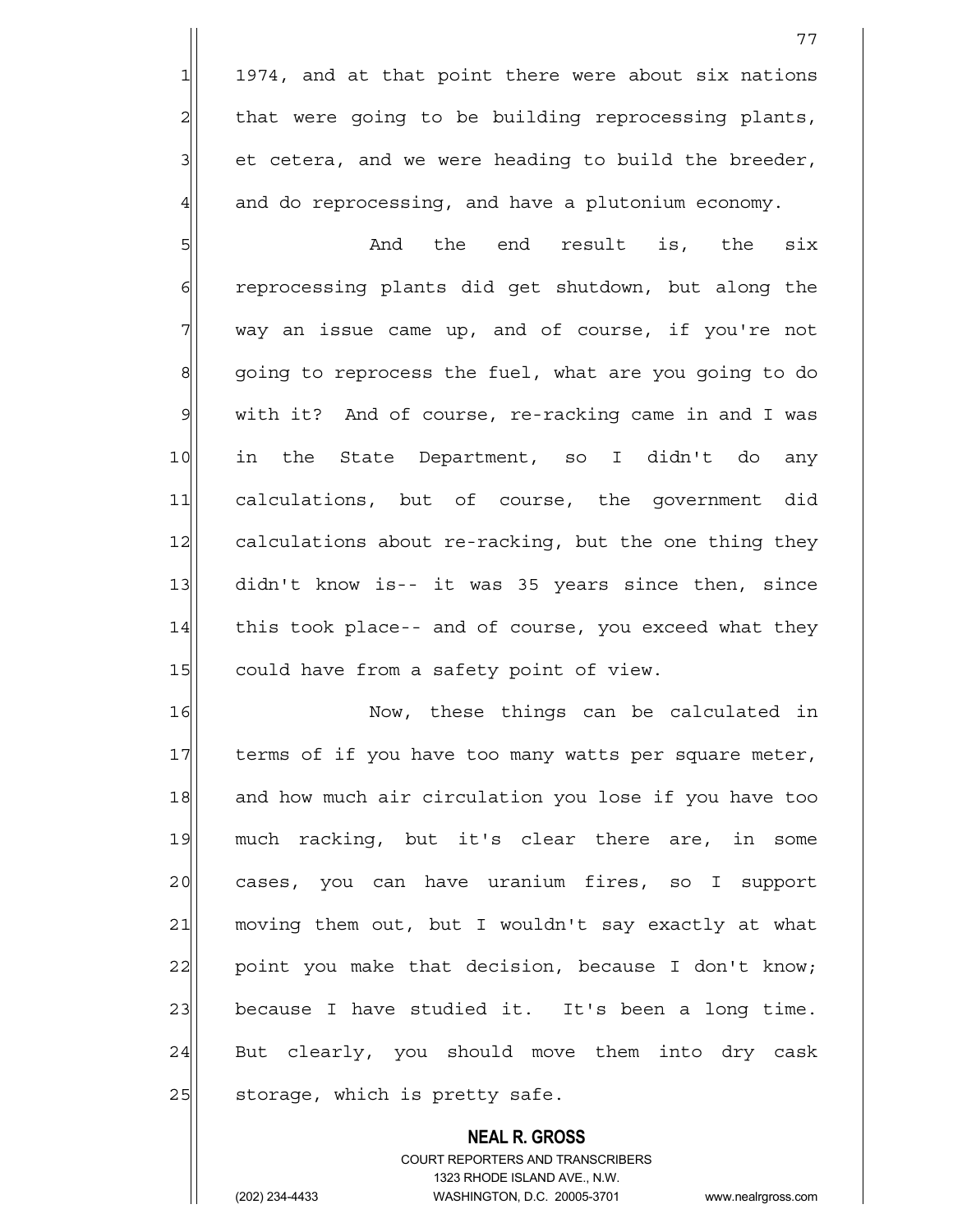1974, and at that point there were about six nations that were going to be building reprocessing plants, et cetera, and we were heading to build the breeder, and do reprocessing, and have a plutonium economy.

And the end result is, the six reprocessing plants did get shutdown, but along the way an issue came up, and of course, if you're not going to reprocess the fuel, what are you going to do with it? And of course, re-racking came in and I was in the State Department, so I didn't do any calculations, but of course, the government did calculations about re-racking, but the one thing they didn't know is-- it was 35 years since then, since this took place-- and of course, you exceed what they could have from a safety point of view.

Now, these things can be calculated in terms of if you have too many watts per square meter, and how much air circulation you lose if you have too much racking, but it's clear there are, in some cases, you can have uranium fires, so I support moving them out, but I wouldn't say exactly at what point you make that decision, because I don't know; because I have studied it. It's been a long time. But clearly, you should move them into dry cask storage, which is pretty safe.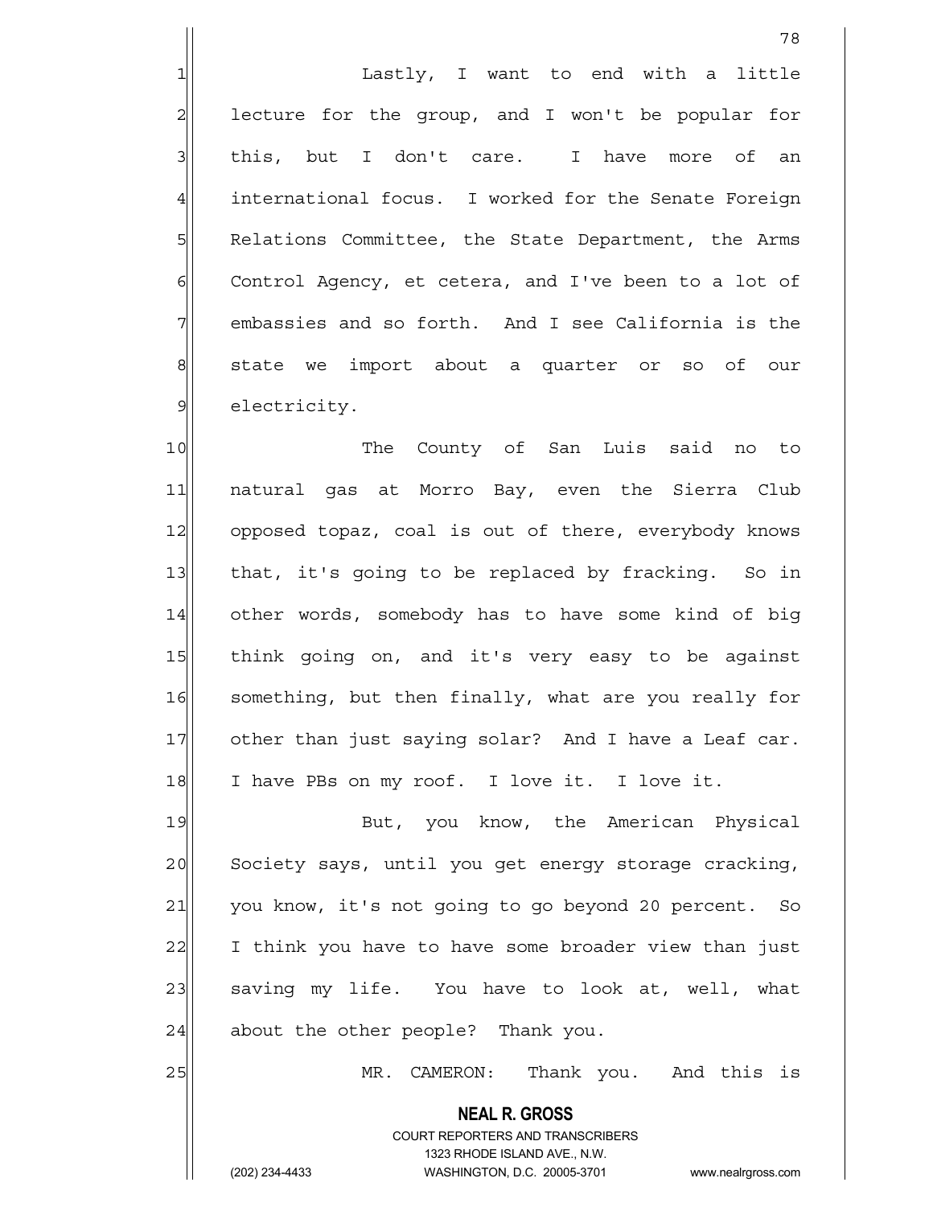Lastly, I want to end with a little lecture for the group, and I won't be popular for this, but I don't care. I have more of an international focus. I worked for the Senate Foreign Relations Committee, the State Department, the Arms Control Agency, et cetera, and I've been to a lot of embassies and so forth. And I see California is the state we import about a quarter or so of our electricity.

The County of San Luis said no to natural gas at Morro Bay, even the Sierra Club opposed topaz, coal is out of there, everybody knows that, it's going to be replaced by fracking. So in other words, somebody has to have some kind of big think going on, and it's very easy to be against something, but then finally, what are you really for other than just saying solar? And I have a Leaf car. I have PBs on my roof. I love it. I love it.

But, you know, the American Physical Society says, until you get energy storage cracking, you know, it's not going to go beyond 20 percent. So I think you have to have some broader view than just saving my life. You have to look at, well, what about the other people? Thank you.

MR. CAMERON: Thank you. And this is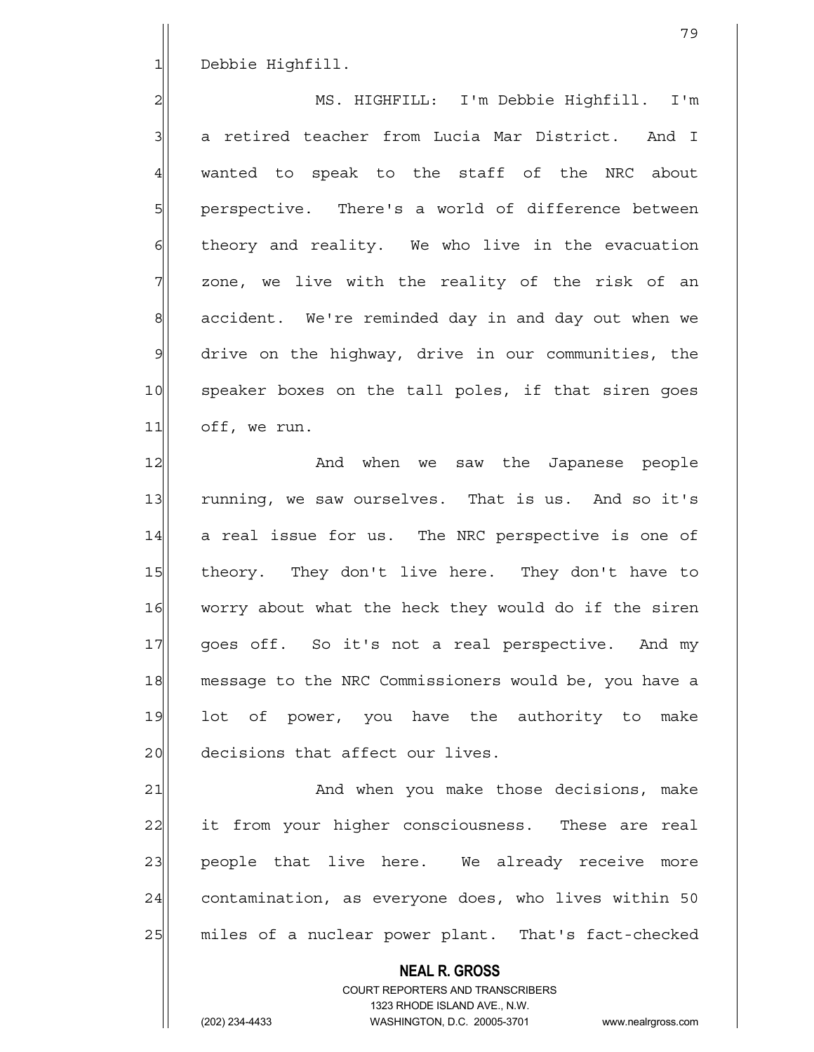Debbie Highfill.

MS. HIGHFILL: I'm Debbie Highfill. I'm a retired teacher from Lucia Mar District. And I wanted to speak to the staff of the NRC about perspective. There's a world of difference between theory and reality. We who live in the evacuation zone, we live with the reality of the risk of an accident. We're reminded day in and day out when we drive on the highway, drive in our communities, the speaker boxes on the tall poles, if that siren goes off, we run.

And when we saw the Japanese people running, we saw ourselves. That is us. And so it's a real issue for us. The NRC perspective is one of theory. They don't live here. They don't have to worry about what the heck they would do if the siren goes off. So it's not a real perspective. And my message to the NRC Commissioners would be, you have a lot of power, you have the authority to make decisions that affect our lives.

And when you make those decisions, make it from your higher consciousness. These are real people that live here. We already receive more contamination, as everyone does, who lives within 50 miles of a nuclear power plant. That's fact-checked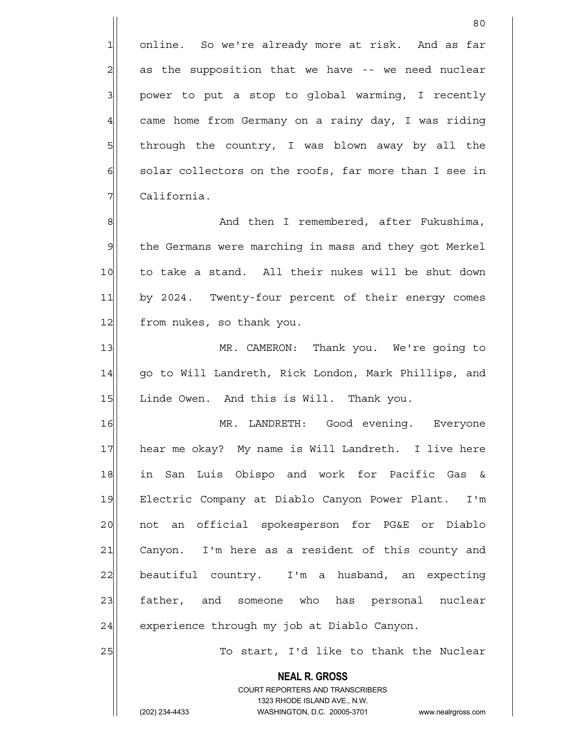online. So we're already more at risk. And as far as the supposition that we have -- we need nuclear power to put a stop to global warming, I recently came home from Germany on a rainy day, I was riding through the country, I was blown away by all the solar collectors on the roofs, far more than I see in California.

And then I remembered, after Fukushima, the Germans were marching in mass and they got Merkel to take a stand. All their nukes will be shut down by 2024. Twenty-four percent of their energy comes from nukes, so thank you.

MR. CAMERON: Thank you. We're going to go to Will Landreth, Rick London, Mark Phillips, and Linde Owen. And this is Will. Thank you.

MR. LANDRETH: Good evening. Everyone hear me okay? My name is Will Landreth. I live here in San Luis Obispo and work for Pacific Gas & Electric Company at Diablo Canyon Power Plant. I'm not an official spokesperson for PG&E or Diablo Canyon. I'm here as a resident of this county and beautiful country. I'm a husband, an expecting father, and someone who has personal nuclear experience through my job at Diablo Canyon.

To start, I'd like to thank the Nuclear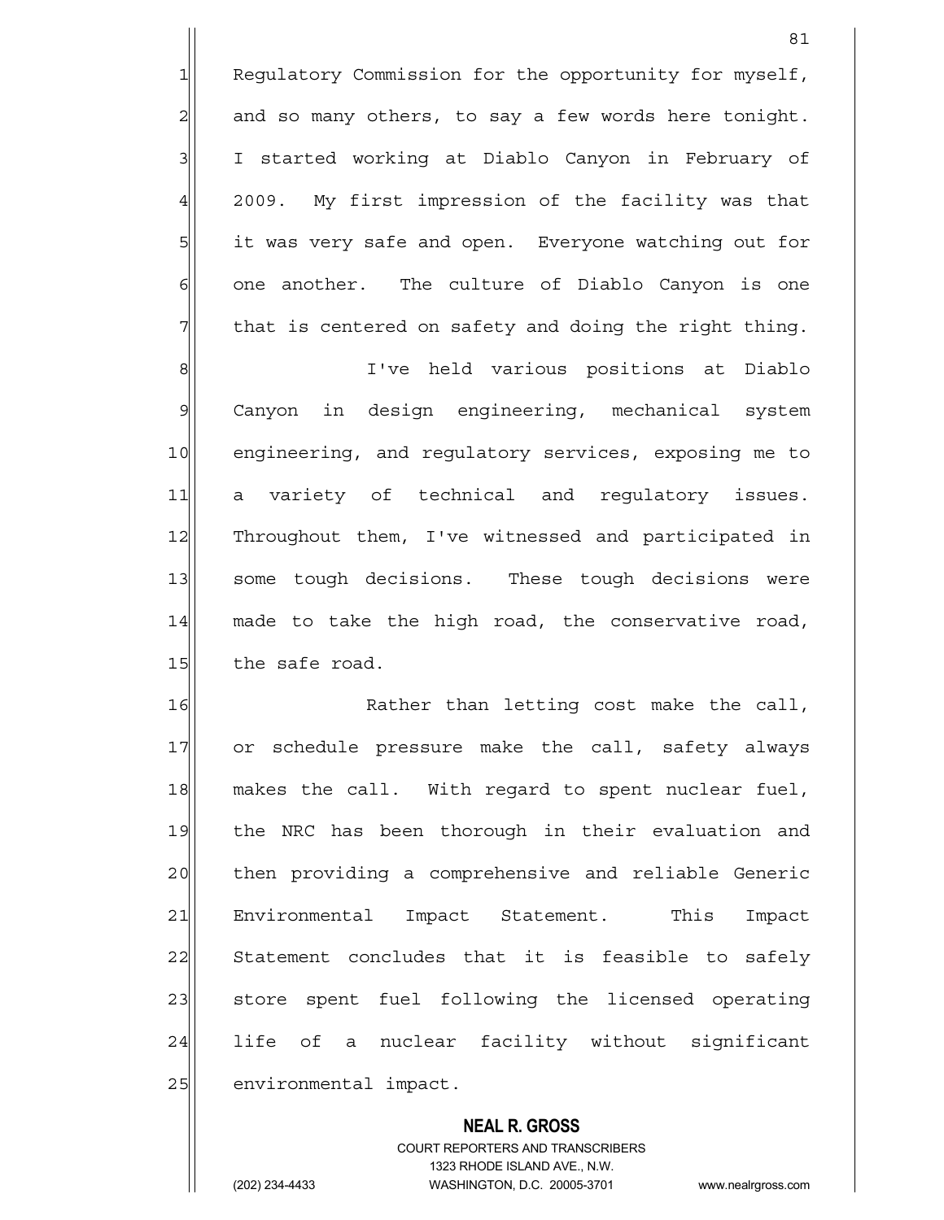Regulatory Commission for the opportunity for myself, and so many others, to say a few words here tonight. I started working at Diablo Canyon in February of 2009. My first impression of the facility was that it was very safe and open. Everyone watching out for one another. The culture of Diablo Canyon is one that is centered on safety and doing the right thing.

I've held various positions at Diablo Canyon in design engineering, mechanical system engineering, and regulatory services, exposing me to a variety of technical and regulatory issues. Throughout them, I've witnessed and participated in some tough decisions. These tough decisions were made to take the high road, the conservative road, the safe road.

Rather than letting cost make the call, or schedule pressure make the call, safety always makes the call. With regard to spent nuclear fuel, the NRC has been thorough in their evaluation and then providing a comprehensive and reliable Generic Environmental Impact Statement. This Impact Statement concludes that it is feasible to safely store spent fuel following the licensed operating life of a nuclear facility without significant environmental impact.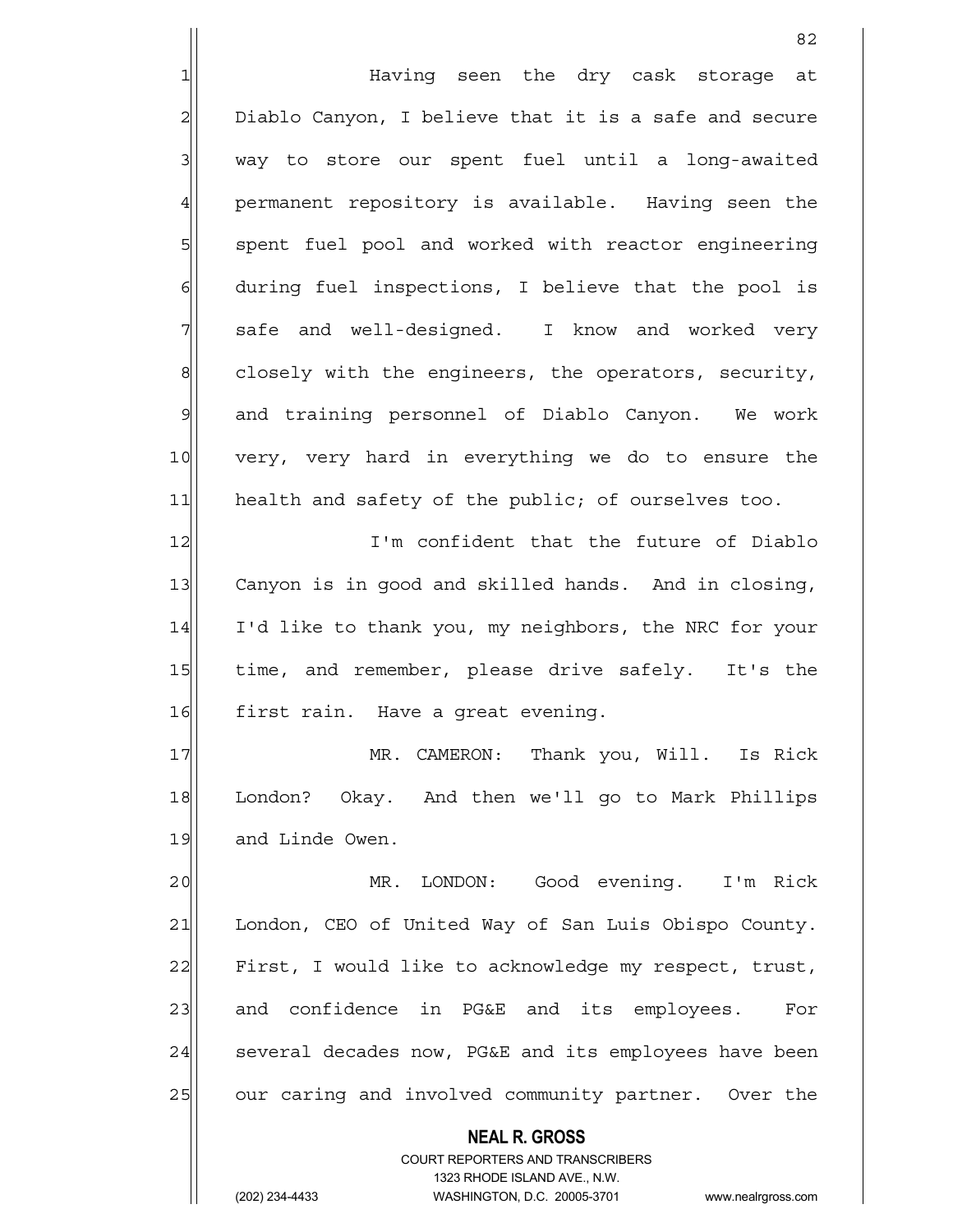Having seen the dry cask storage at Diablo Canyon, I believe that it is a safe and secure way to store our spent fuel until a long-awaited permanent repository is available. Having seen the spent fuel pool and worked with reactor engineering during fuel inspections, I believe that the pool is safe and well-designed. I know and worked very closely with the engineers, the operators, security, and training personnel of Diablo Canyon. We work very, very hard in everything we do to ensure the health and safety of the public; of ourselves too.

I'm confident that the future of Diablo Canyon is in good and skilled hands. And in closing, I'd like to thank you, my neighbors, the NRC for your time, and remember, please drive safely. It's the first rain. Have a great evening.

MR. CAMERON: Thank you, Will. Is Rick London? Okay. And then we'll go to Mark Phillips and Linde Owen.

MR. LONDON: Good evening. I'm Rick London, CEO of United Way of San Luis Obispo County. First, I would like to acknowledge my respect, trust, and confidence in PG&E and its employees. For several decades now, PG&E and its employees have been our caring and involved community partner. Over the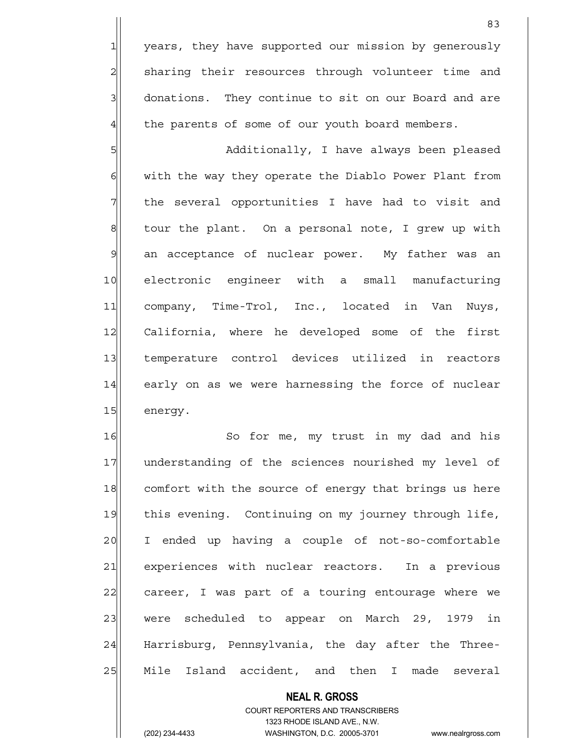years, they have supported our mission by generously sharing their resources through volunteer time and donations. They continue to sit on our Board and are the parents of some of our youth board members.

Additionally, I have always been pleased with the way they operate the Diablo Power Plant from the several opportunities I have had to visit and tour the plant. On a personal note, I grew up with an acceptance of nuclear power. My father was an electronic engineer with a small manufacturing company, Time-Trol, Inc., located in Van Nuys, California, where he developed some of the first temperature control devices utilized in reactors early on as we were harnessing the force of nuclear energy.

So for me, my trust in my dad and his understanding of the sciences nourished my level of comfort with the source of energy that brings us here this evening. Continuing on my journey through life, I ended up having a couple of not-so-comfortable experiences with nuclear reactors. In a previous career, I was part of a touring entourage where we were scheduled to appear on March 29, 1979 in Harrisburg, Pennsylvania, the day after the Three-Mile Island accident, and then I made several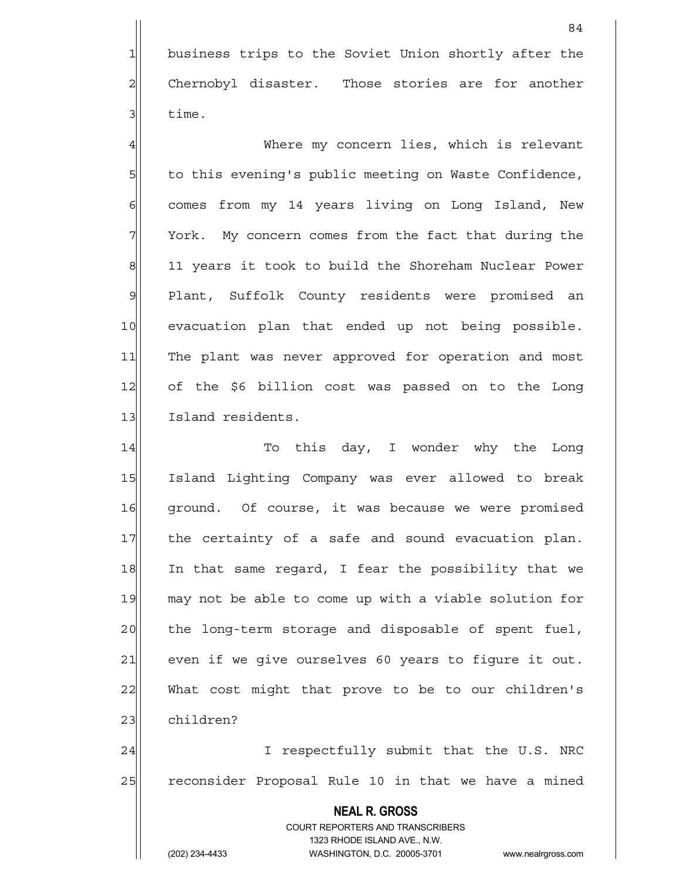business trips to the Soviet Union shortly after the Chernobyl disaster. Those stories are for another time.

Where my concern lies, which is relevant to this evening's public meeting on Waste Confidence, comes from my 14 years living on Long Island, New York. My concern comes from the fact that during the 11 years it took to build the Shoreham Nuclear Power Plant, Suffolk County residents were promised an evacuation plan that ended up not being possible. The plant was never approved for operation and most of the $6 billion cost was passed on to the Long Island residents.

To this day, I wonder why the Long Island Lighting Company was ever allowed to break ground. Of course, it was because we were promised the certainty of a safe and sound evacuation plan. In that same regard, I fear the possibility that we may not be able to come up with a viable solution for the long-term storage and disposable of spent fuel, even if we give ourselves 60 years to figure it out. What cost might that prove to be to our children's children?

I respectfully submit that the U.S. NRC reconsider Proposal Rule 10 in that we have a mined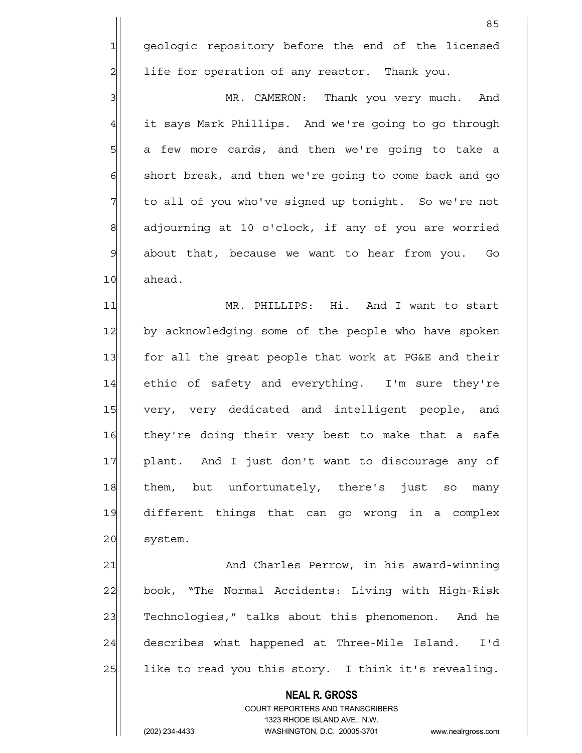geologic repository before the end of the licensed life for operation of any reactor. Thank you.

MR. CAMERON: Thank you very much. And it says Mark Phillips. And we're going to go through a few more cards, and then we're going to take a short break, and then we're going to come back and go to all of you who've signed up tonight. So we're not adjourning at 10 o'clock, if any of you are worried about that, because we want to hear from you. Go ahead.

MR. PHILLIPS: Hi. And I want to start by acknowledging some of the people who have spoken for all the great people that work at PG&E and their ethic of safety and everything. I'm sure they're very, very dedicated and intelligent people, and they're doing their very best to make that a safe plant. And I just don't want to discourage any of them, but unfortunately, there's just so many different things that can go wrong in a complex system.

And Charles Perrow, in his award-winning book, "The Normal Accidents: Living with High-Risk Technologies," talks about this phenomenon. And he describes what happened at Three-Mile Island. I'd like to read you this story. I think it's revealing.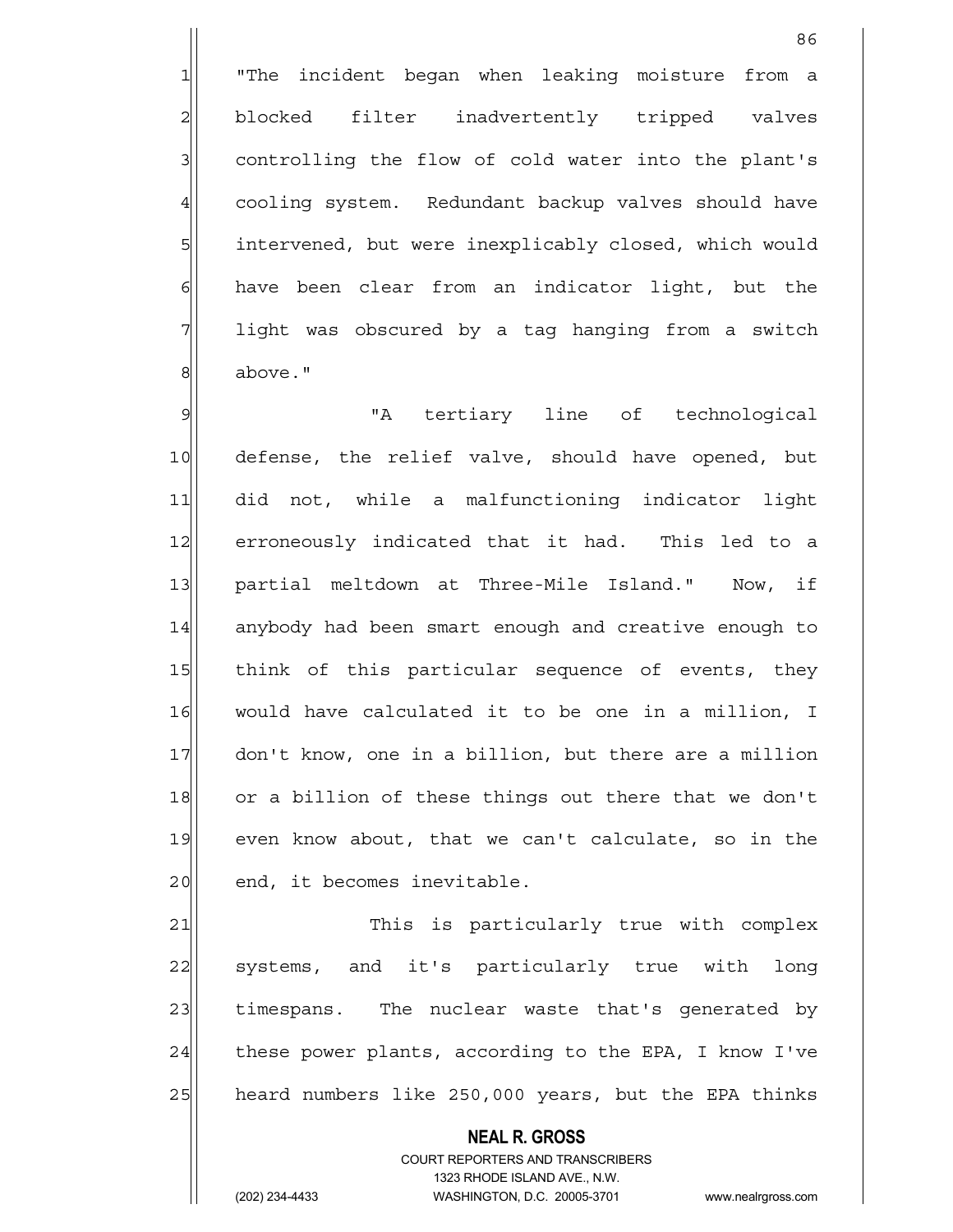"The incident began when leaking moisture from a blocked filter inadvertently tripped valves controlling the flow of cold water into the plant's cooling system. Redundant backup valves should have intervened, but were inexplicably closed, which would have been clear from an indicator light, but the light was obscured by a tag hanging from a switch above."

"A tertiary line of technological defense, the relief valve, should have opened, but did not, while a malfunctioning indicator light erroneously indicated that it had. This led to a partial meltdown at Three-Mile Island." Now, if anybody had been smart enough and creative enough to think of this particular sequence of events, they would have calculated it to be one in a million, I don't know, one in a billion, but there are a million or a billion of these things out there that we don't even know about, that we can't calculate, so in the end, it becomes inevitable.

This is particularly true with complex systems, and it's particularly true with long timespans. The nuclear waste that's generated by these power plants, according to the EPA, I know I've heard numbers like 250,000 years, but the EPA thinks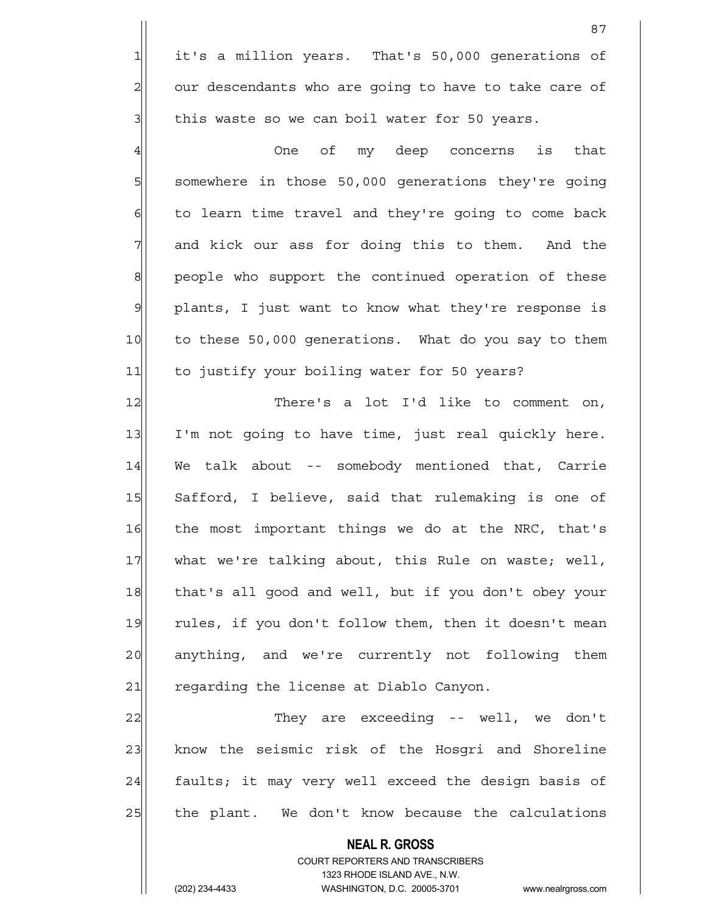it's a million years. That's 50,000 generations of our descendants who are going to have to take care of this waste so we can boil water for 50 years.

One of my deep concerns is that somewhere in those 50,000 generations they're going to learn time travel and they're going to come back and kick our ass for doing this to them. And the people who support the continued operation of these plants, I just want to know what they're response is to these 50,000 generations. What do you say to them to justify your boiling water for 50 years?

There's a lot I'd like to comment on, I'm not going to have time, just real quickly here. We talk about -- somebody mentioned that, Carrie Safford, I believe, said that rulemaking is one of the most important things we do at the NRC, that's what we're talking about, this Rule on waste; well, that's all good and well, but if you don't obey your rules, if you don't follow them, then it doesn't mean anything, and we're currently not following them regarding the license at Diablo Canyon.

They are exceeding -- well, we don't know the seismic risk of the Hosgri and Shoreline faults; it may very well exceed the design basis of the plant. We don't know because the calculations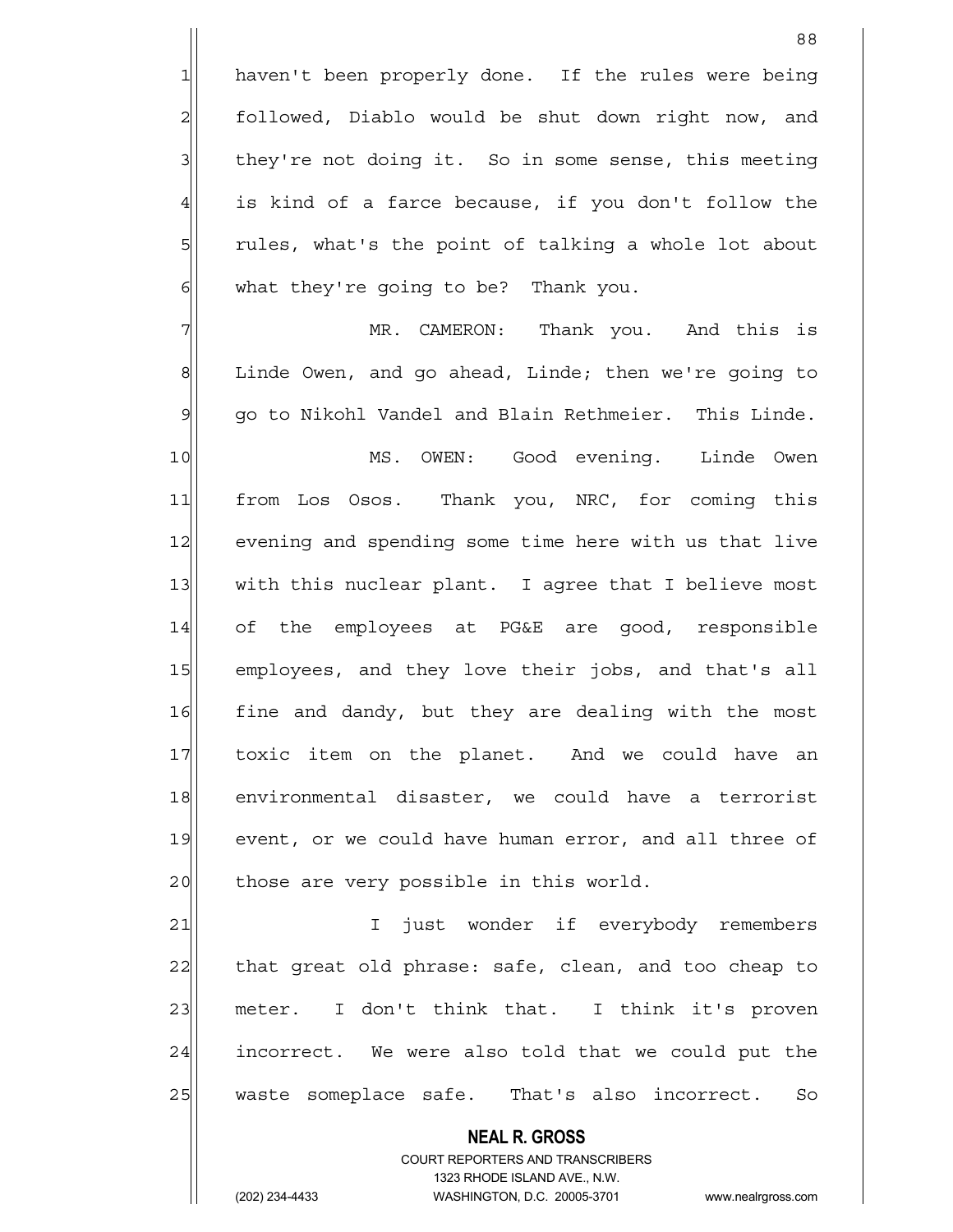haven't been properly done. If the rules were being followed, Diablo would be shut down right now, and they're not doing it. So in some sense, this meeting is kind of a farce because, if you don't follow the rules, what's the point of talking a whole lot about what they're going to be? Thank you.

MR. CAMERON: Thank you. And this is Linde Owen, and go ahead, Linde; then we're going to go to Nikohl Vandel and Blain Rethmeier. This Linde.

MS. OWEN: Good evening. Linde Owen from Los Osos. Thank you, NRC, for coming this evening and spending some time here with us that live with this nuclear plant. I agree that I believe most of the employees at PG&E are good, responsible employees, and they love their jobs, and that's all fine and dandy, but they are dealing with the most toxic item on the planet. And we could have an environmental disaster, we could have a terrorist event, or we could have human error, and all three of those are very possible in this world.

I just wonder if everybody remembers that great old phrase: safe, clean, and too cheap to meter. I don't think that. I think it's proven incorrect. We were also told that we could put the waste someplace safe. That's also incorrect. So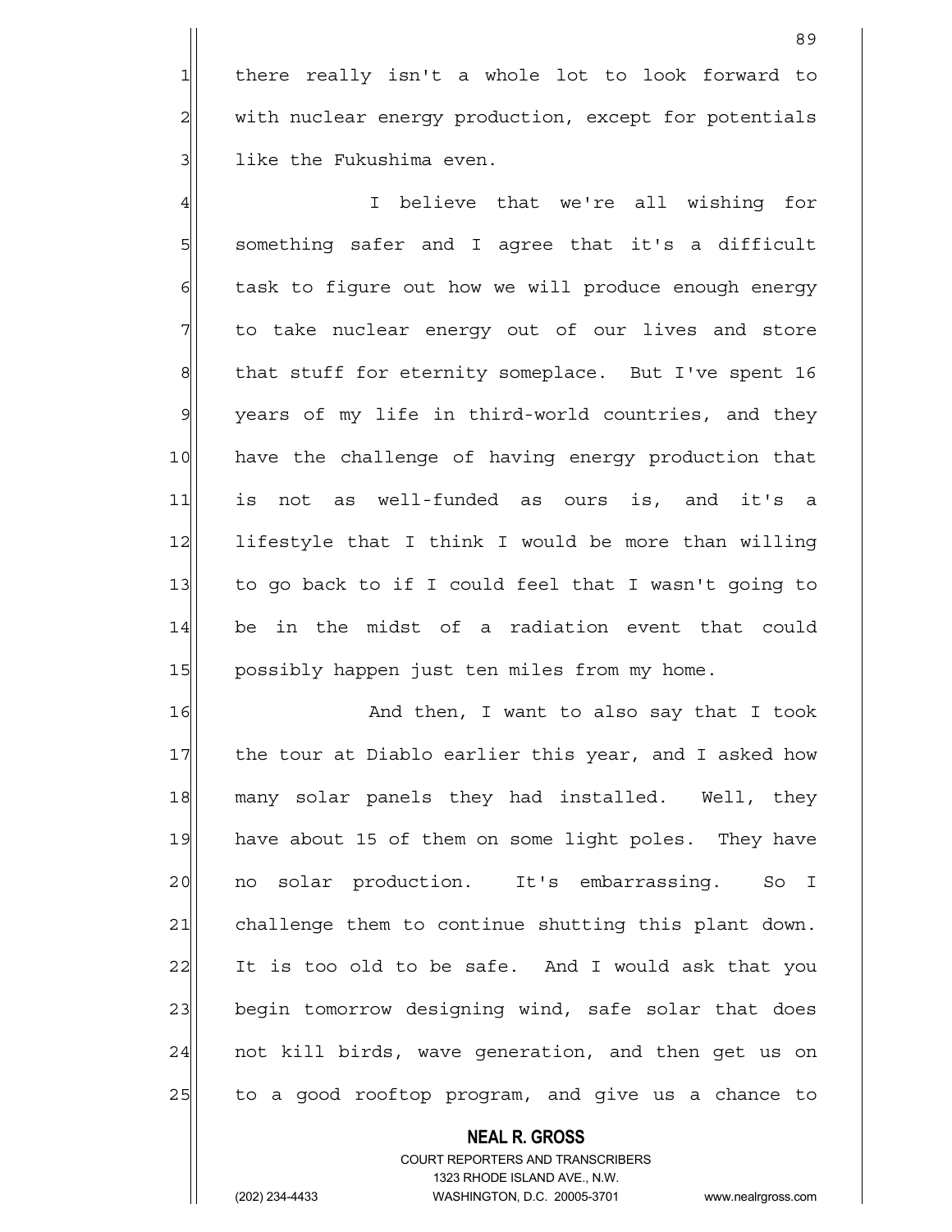there really isn't a whole lot to look forward to with nuclear energy production, except for potentials like the Fukushima even.

I believe that we're all wishing for something safer and I agree that it's a difficult task to figure out how we will produce enough energy to take nuclear energy out of our lives and store that stuff for eternity someplace. But I've spent 16 years of my life in third-world countries, and they have the challenge of having energy production that is not as well-funded as ours is, and it's a lifestyle that I think I would be more than willing to go back to if I could feel that I wasn't going to be in the midst of a radiation event that could possibly happen just ten miles from my home.

And then, I want to also say that I took the tour at Diablo earlier this year, and I asked how many solar panels they had installed. Well, they have about 15 of them on some light poles. They have no solar production. It's embarrassing. So I challenge them to continue shutting this plant down. It is too old to be safe. And I would ask that you begin tomorrow designing wind, safe solar that does not kill birds, wave generation, and then get us on to a good rooftop program, and give us a chance to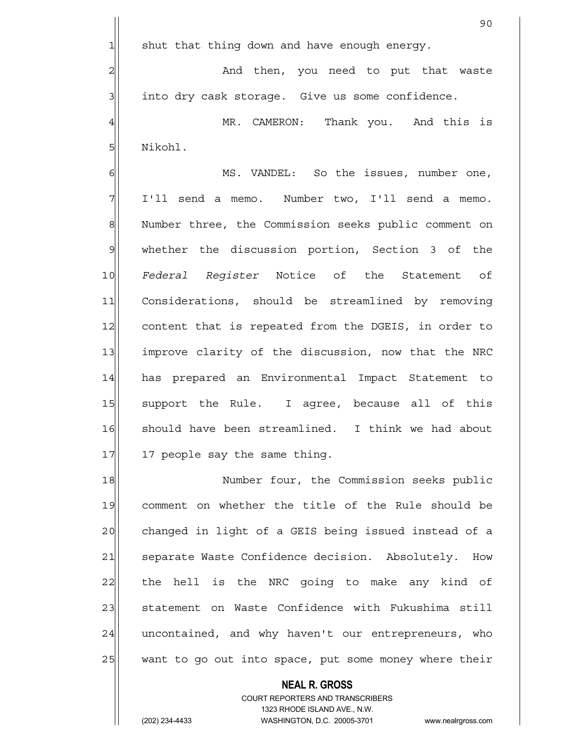shut that thing down and have enough energy.

And then, you need to put that waste into dry cask storage. Give us some confidence.

MR. CAMERON: Thank you. And this is Nikohl.

MS. VANDEL: So the issues, number one, I'll send a memo. Number two, I'll send a memo. Number three, the Commission seeks public comment on whether the discussion portion, Section 3 of the *Federal Register* Notice of the Statement of Considerations, should be streamlined by removing content that is repeated from the DGEIS, in order to improve clarity of the discussion, now that the NRC has prepared an Environmental Impact Statement to support the Rule. I agree, because all of this should have been streamlined. I think we had about 17 people say the same thing.

Number four, the Commission seeks public comment on whether the title of the Rule should be changed in light of a GEIS being issued instead of a separate Waste Confidence decision. Absolutely. How the hell is the NRC going to make any kind of statement on Waste Confidence with Fukushima still uncontained, and why haven't our entrepreneurs, who want to go out into space, put some money where their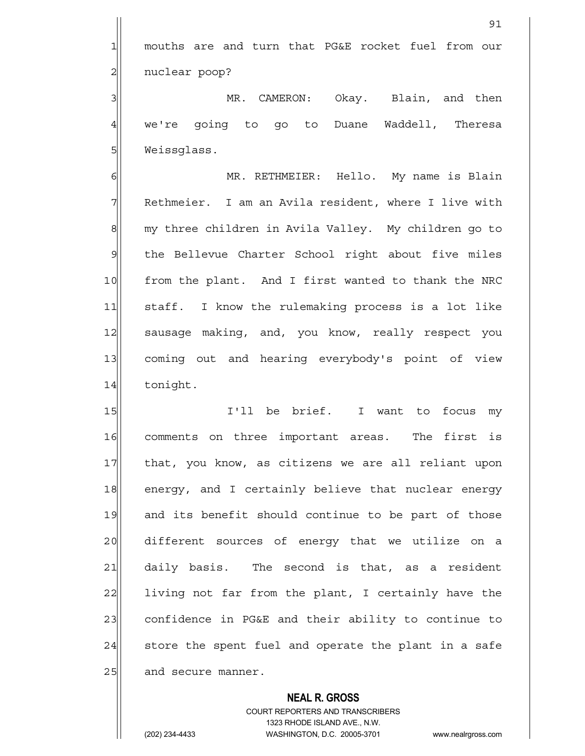mouths are and turn that PG&E rocket fuel from our nuclear poop?

MR. CAMERON: Okay. Blain, and then we're going to go to Duane Waddell, Theresa Weissglass.

MR. RETHMEIER: Hello. My name is Blain Rethmeier. I am an Avila resident, where I live with my three children in Avila Valley. My children go to the Bellevue Charter School right about five miles from the plant. And I first wanted to thank the NRC staff. I know the rulemaking process is a lot like sausage making, and, you know, really respect you coming out and hearing everybody's point of view tonight.

I'll be brief. I want to focus my comments on three important areas. The first is that, you know, as citizens we are all reliant upon energy, and I certainly believe that nuclear energy and its benefit should continue to be part of those different sources of energy that we utilize on a daily basis. The second is that, as a resident living not far from the plant, I certainly have the confidence in PG&E and their ability to continue to store the spent fuel and operate the plant in a safe and secure manner.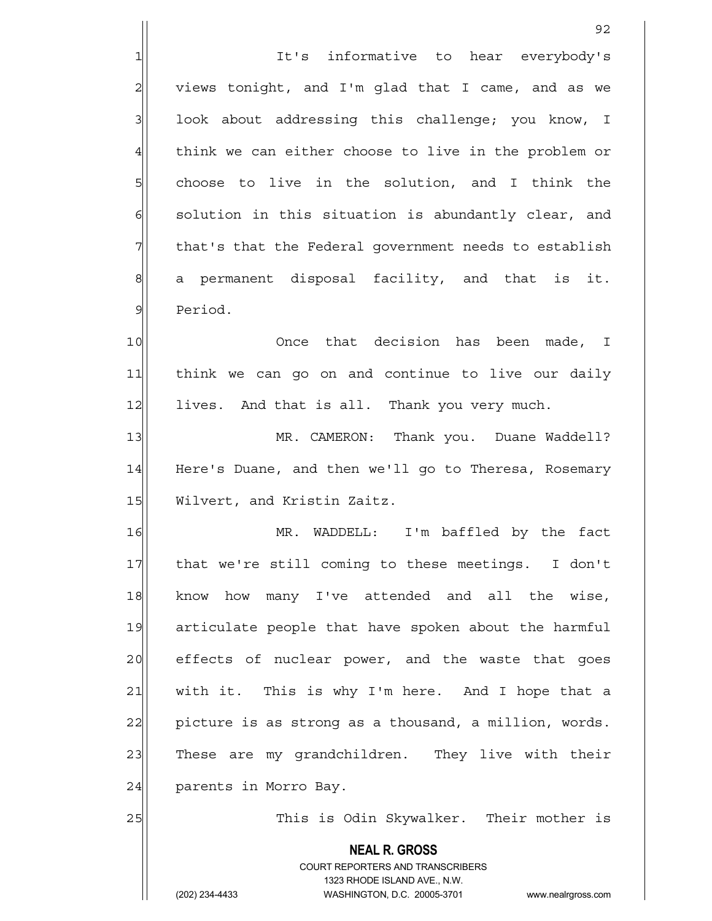It's informative to hear everybody's views tonight, and I'm glad that I came, and as we look about addressing this challenge; you know, I think we can either choose to live in the problem or choose to live in the solution, and I think the solution in this situation is abundantly clear, and that's that the Federal government needs to establish a permanent disposal facility, and that is it. Period.

Once that decision has been made, I think we can go on and continue to live our daily lives. And that is all. Thank you very much.

MR. CAMERON: Thank you. Duane Waddell? Here's Duane, and then we'll go to Theresa, Rosemary Wilvert, and Kristin Zaitz.

MR. WADDELL: I'm baffled by the fact that we're still coming to these meetings. I don't know how many I've attended and all the wise, articulate people that have spoken about the harmful effects of nuclear power, and the waste that goes with it. This is why I'm here. And I hope that a picture is as strong as a thousand, a million, words. These are my grandchildren. They live with their parents in Morro Bay.

This is Odin Skywalker. Their mother is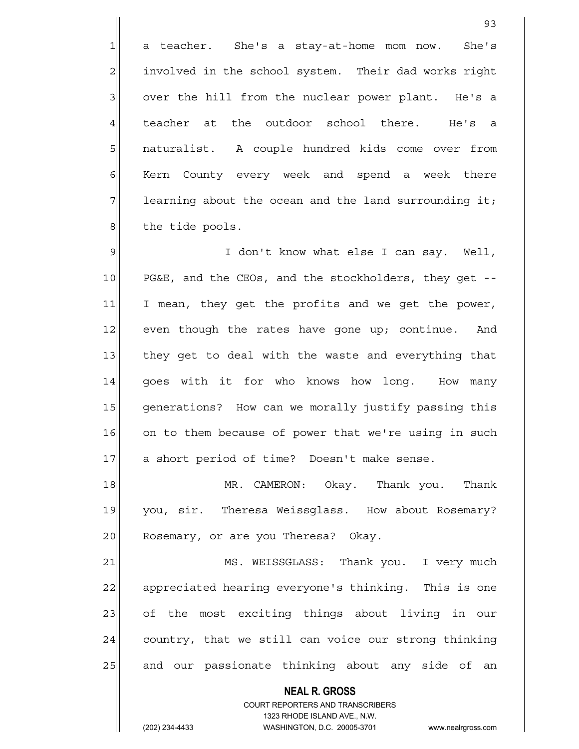a teacher. She's a stay-at-home mom now. She's involved in the school system. Their dad works right over the hill from the nuclear power plant. He's a teacher at the outdoor school there. He's a naturalist. A couple hundred kids come over from Kern County every week and spend a week there learning about the ocean and the land surrounding it; the tide pools.

I don't know what else I can say. Well, PG&E, and the CEOs, and the stockholders, they get -- I mean, they get the profits and we get the power, even though the rates have gone up; continue. And they get to deal with the waste and everything that goes with it for who knows how long. How many generations? How can we morally justify passing this on to them because of power that we're using in such a short period of time? Doesn't make sense.

MR. CAMERON: Okay. Thank you. Thank you, sir. Theresa Weissglass. How about Rosemary? Rosemary, or are you Theresa? Okay.

MS. WEISSGLASS: Thank you. I very much appreciated hearing everyone's thinking. This is one of the most exciting things about living in our country, that we still can voice our strong thinking and our passionate thinking about any side of an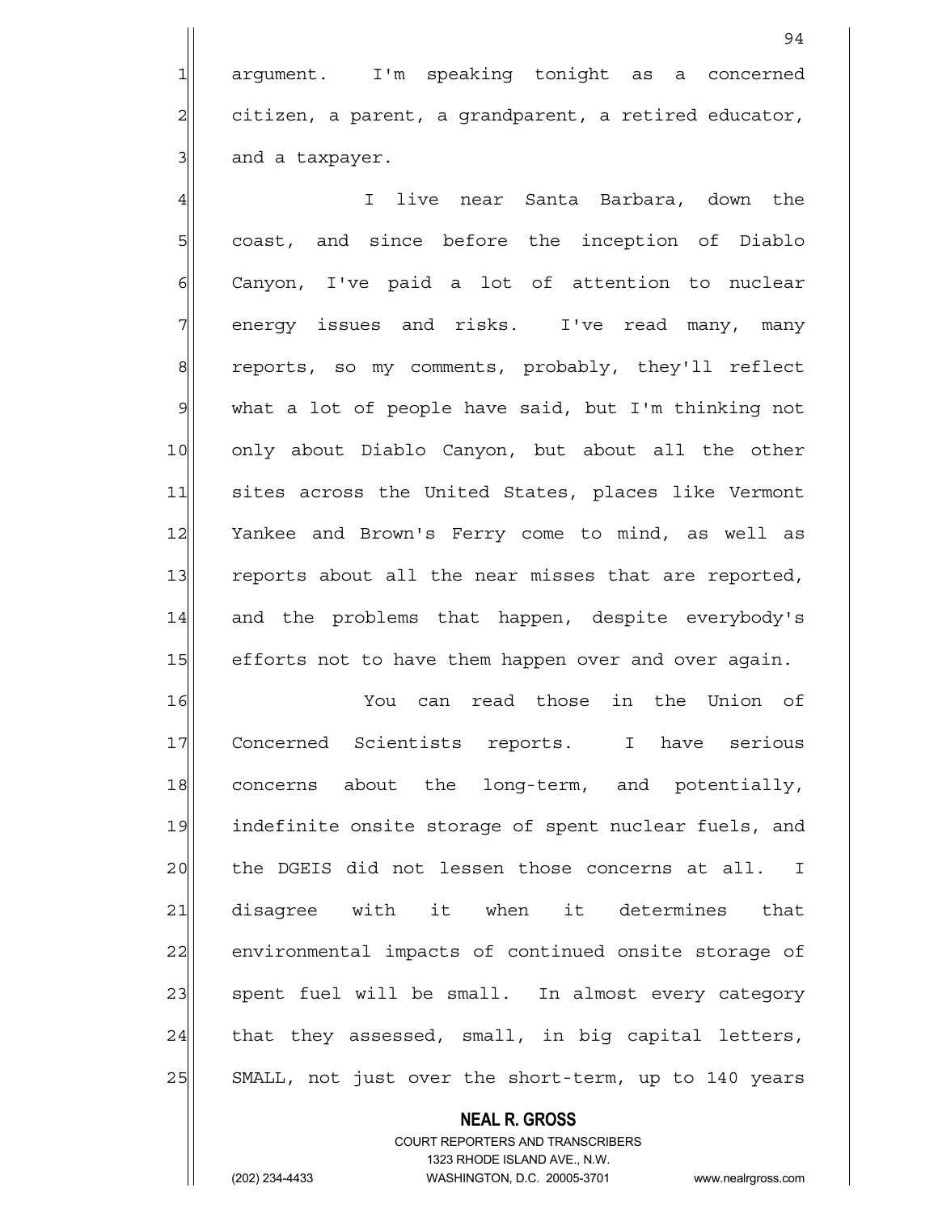argument. I'm speaking tonight as a concerned citizen, a parent, a grandparent, a retired educator, and a taxpayer.

I live near Santa Barbara, down the coast, and since before the inception of Diablo Canyon, I've paid a lot of attention to nuclear energy issues and risks. I've read many, many reports, so my comments, probably, they'll reflect what a lot of people have said, but I'm thinking not only about Diablo Canyon, but about all the other sites across the United States, places like Vermont Yankee and Brown's Ferry come to mind, as well as reports about all the near misses that are reported, and the problems that happen, despite everybody's efforts not to have them happen over and over again.

You can read those in the Union of Concerned Scientists reports. I have serious concerns about the long-term, and potentially, indefinite onsite storage of spent nuclear fuels, and the DGEIS did not lessen those concerns at all. I disagree with it when it determines that environmental impacts of continued onsite storage of spent fuel will be small. In almost every category that they assessed, small, in big capital letters, SMALL, not just over the short-term, up to 140 years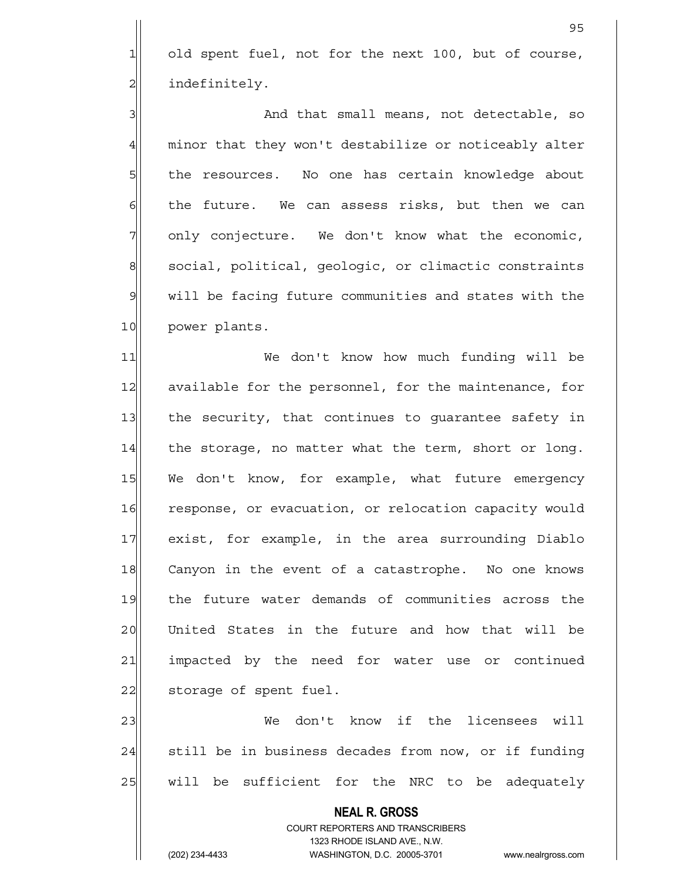old spent fuel, not for the next 100, but of course, indefinitely.

And that small means, not detectable, so minor that they won't destabilize or noticeably alter the resources. No one has certain knowledge about the future. We can assess risks, but then we can only conjecture. We don't know what the economic, social, political, geologic, or climactic constraints will be facing future communities and states with the power plants.

We don't know how much funding will be available for the personnel, for the maintenance, for the security, that continues to guarantee safety in the storage, no matter what the term, short or long. We don't know, for example, what future emergency response, or evacuation, or relocation capacity would exist, for example, in the area surrounding Diablo Canyon in the event of a catastrophe. No one knows the future water demands of communities across the United States in the future and how that will be impacted by the need for water use or continued storage of spent fuel.

We don't know if the licensees will still be in business decades from now, or if funding will be sufficient for the NRC to be adequately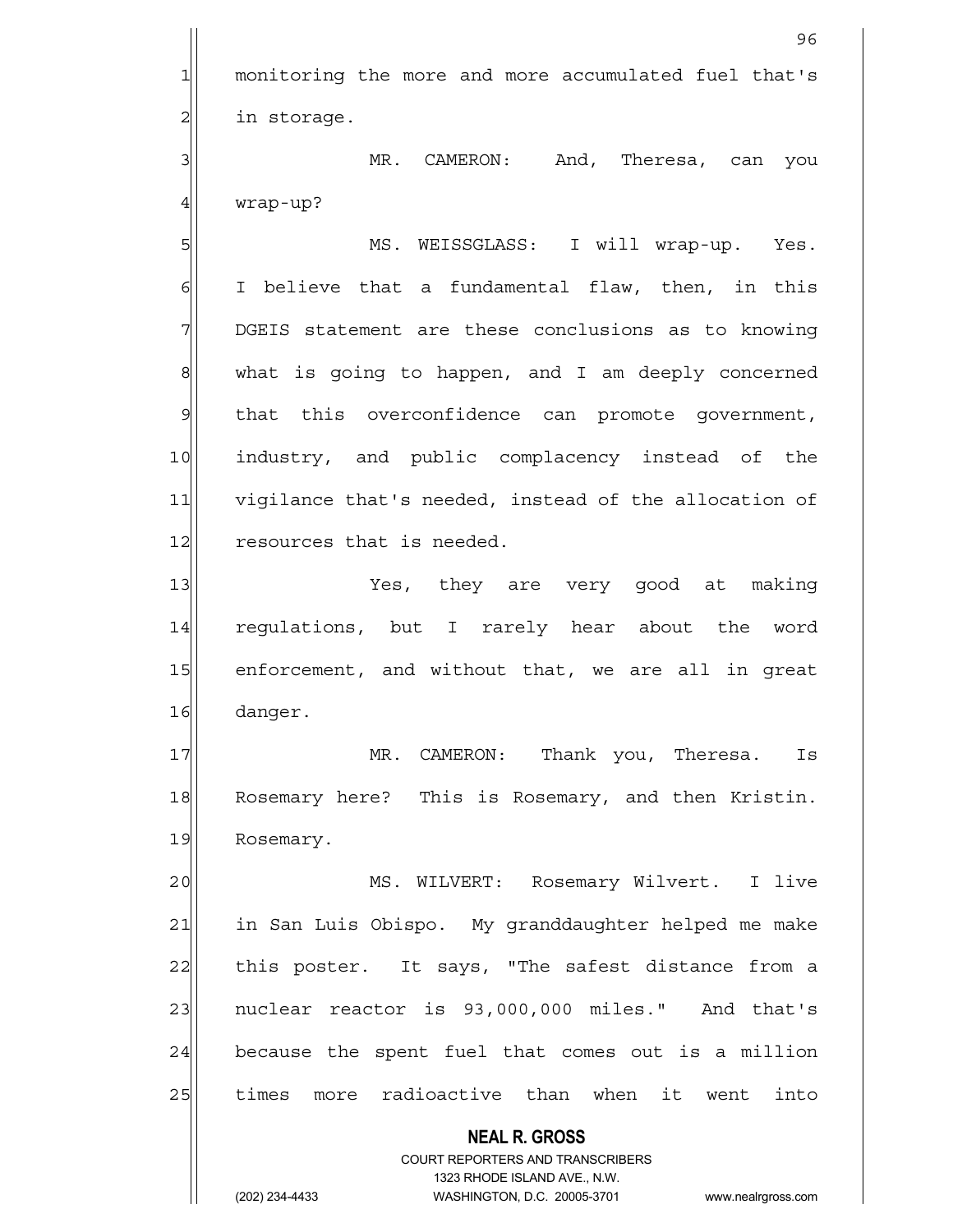monitoring the more and more accumulated fuel that's in storage.

MR. CAMERON: And, Theresa, can you wrap-up?

MS. WEISSGLASS: I will wrap-up. Yes. I believe that a fundamental flaw, then, in this DGEIS statement are these conclusions as to knowing what is going to happen, and I am deeply concerned that this overconfidence can promote government, industry, and public complacency instead of the vigilance that's needed, instead of the allocation of resources that is needed.

Yes, they are very good at making regulations, but I rarely hear about the word enforcement, and without that, we are all in great danger.

MR. CAMERON: Thank you, Theresa. Is Rosemary here? This is Rosemary, and then Kristin. Rosemary.

MS. WILVERT: Rosemary Wilvert. I live in San Luis Obispo. My granddaughter helped me make this poster. It says, "The safest distance from a nuclear reactor is 93,000,000 miles." And that's because the spent fuel that comes out is a million times more radioactive than when it went into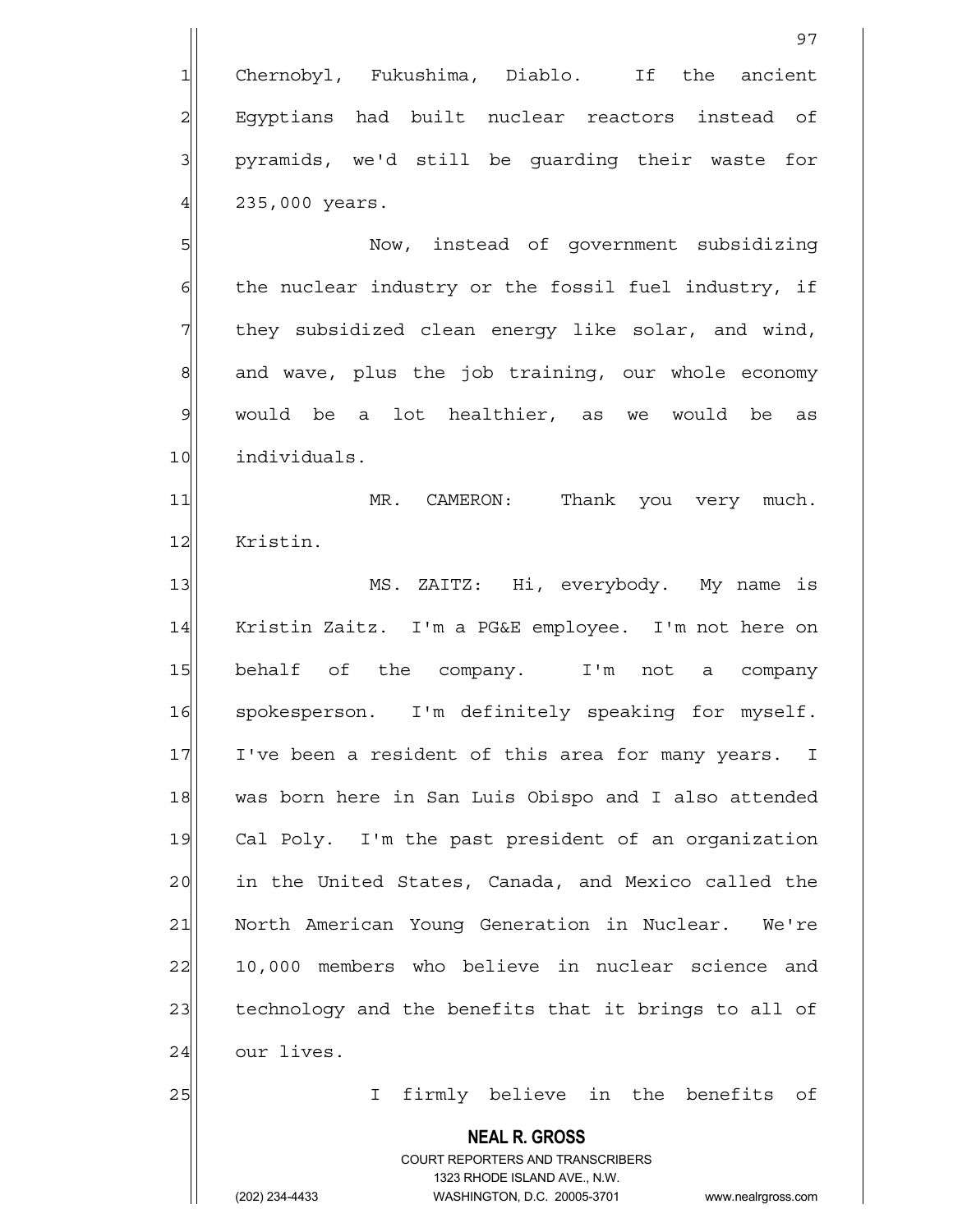Chernobyl, Fukushima, Diablo. If the ancient Egyptians had built nuclear reactors instead of pyramids, we'd still be guarding their waste for 235,000 years.

Now, instead of government subsidizing the nuclear industry or the fossil fuel industry, if they subsidized clean energy like solar, and wind, and wave, plus the job training, our whole economy would be a lot healthier, as we would be as individuals.

MR. CAMERON: Thank you very much. Kristin.

MS. ZAITZ: Hi, everybody. My name is Kristin Zaitz. I'm a PG&E employee. I'm not here on behalf of the company. I'm not a company spokesperson. I'm definitely speaking for myself. I've been a resident of this area for many years. I was born here in San Luis Obispo and I also attended Cal Poly. I'm the past president of an organization in the United States, Canada, and Mexico called the North American Young Generation in Nuclear. We're 10,000 members who believe in nuclear science and technology and the benefits that it brings to all of our lives.

I firmly believe in the benefits of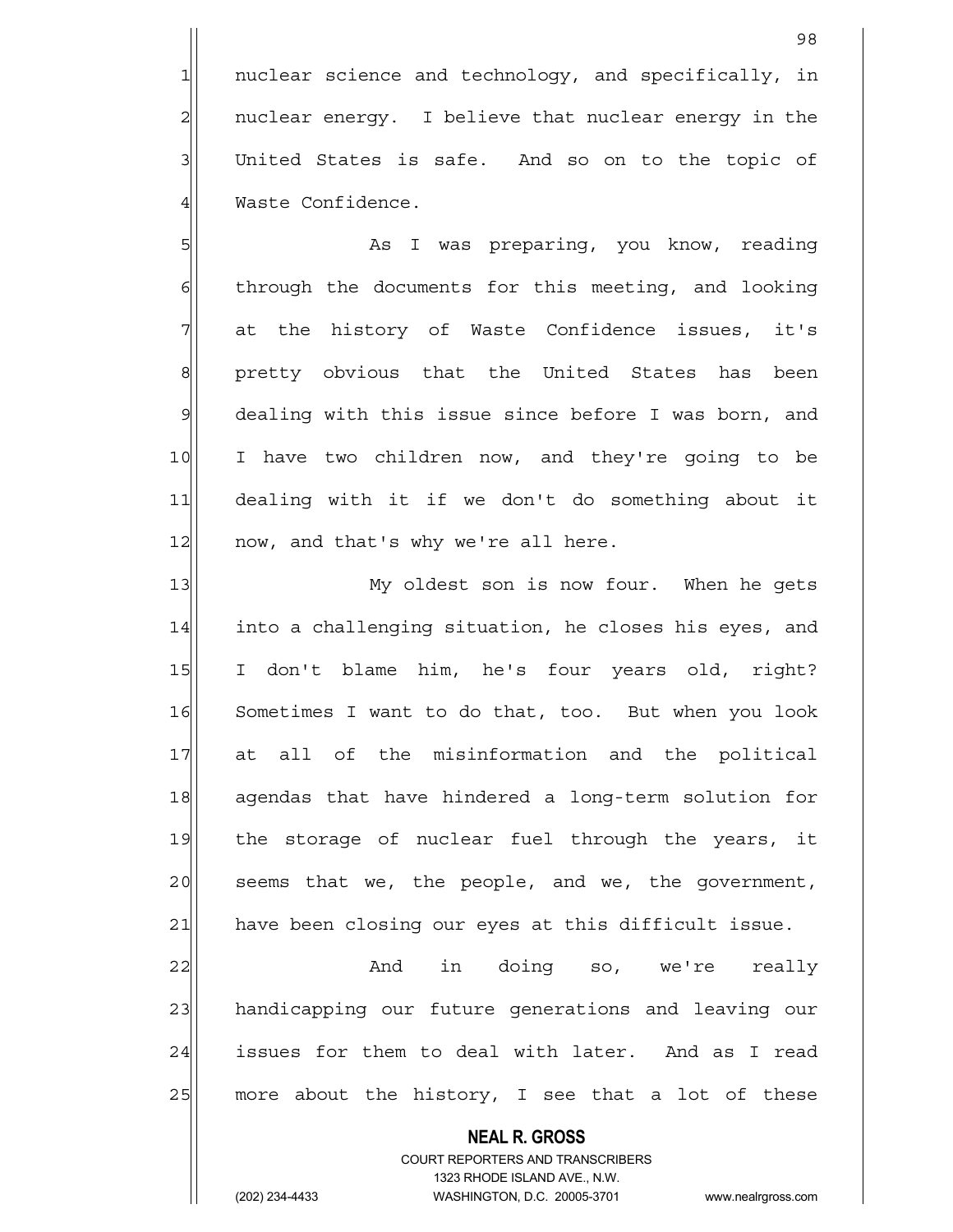nuclear science and technology, and specifically, in nuclear energy. I believe that nuclear energy in the United States is safe. And so on to the topic of Waste Confidence.

As I was preparing, you know, reading through the documents for this meeting, and looking at the history of Waste Confidence issues, it's pretty obvious that the United States has been dealing with this issue since before I was born, and I have two children now, and they're going to be dealing with it if we don't do something about it now, and that's why we're all here.

My oldest son is now four. When he gets into a challenging situation, he closes his eyes, and I don't blame him, he's four years old, right? Sometimes I want to do that, too. But when you look at all of the misinformation and the political agendas that have hindered a long-term solution for the storage of nuclear fuel through the years, it seems that we, the people, and we, the government, have been closing our eyes at this difficult issue.

And in doing so, we're really handicapping our future generations and leaving our issues for them to deal with later. And as I read more about the history, I see that a lot of these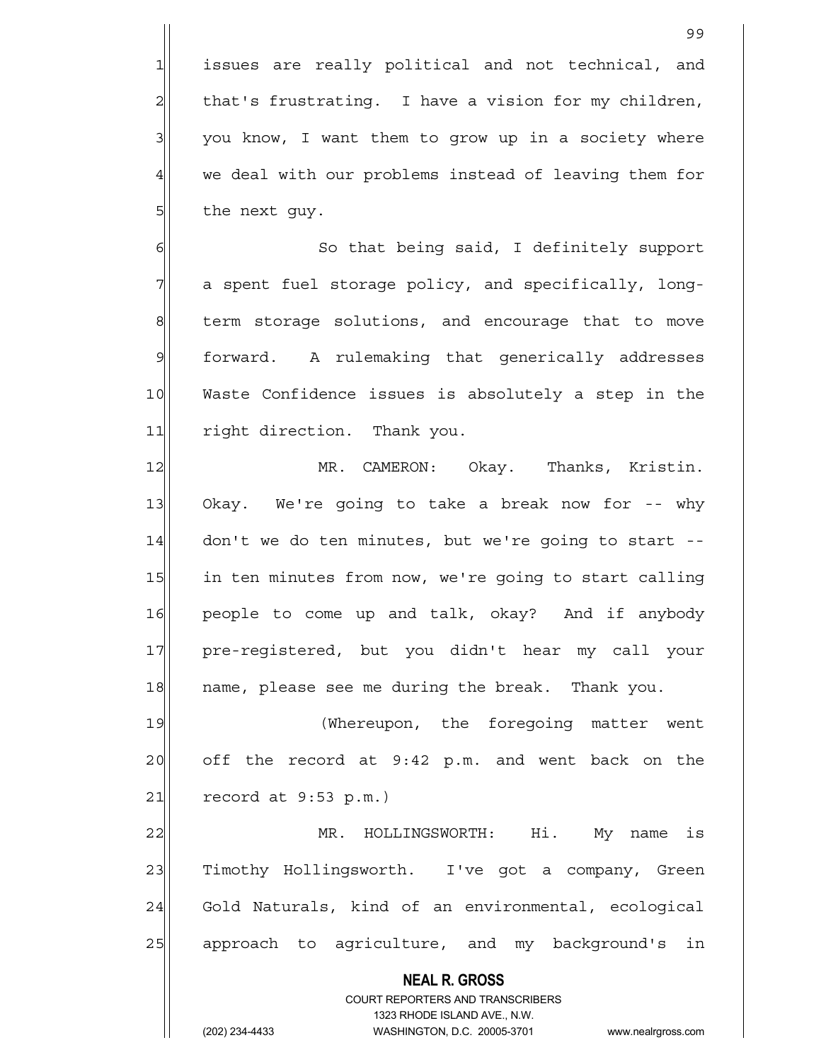issues are really political and not technical, and that's frustrating. I have a vision for my children, you know, I want them to grow up in a society where we deal with our problems instead of leaving them for the next guy.

So that being said, I definitely support a spent fuel storage policy, and specifically, long-term storage solutions, and encourage that to move forward. A rulemaking that generically addresses Waste Confidence issues is absolutely a step in the right direction. Thank you.

MR. CAMERON: Okay. Thanks, Kristin. Okay. We're going to take a break now for -- why don't we do ten minutes, but we're going to start -- in ten minutes from now, we're going to start calling people to come up and talk, okay? And if anybody pre-registered, but you didn't hear my call your name, please see me during the break. Thank you.

(Whereupon, the foregoing matter went off the record at 9:42 p.m. and went back on the record at 9:53 p.m.)

MR. HOLLINGSWORTH: Hi. My name is Timothy Hollingsworth. I've got a company, Green Gold Naturals, kind of an environmental, ecological approach to agriculture, and my background's in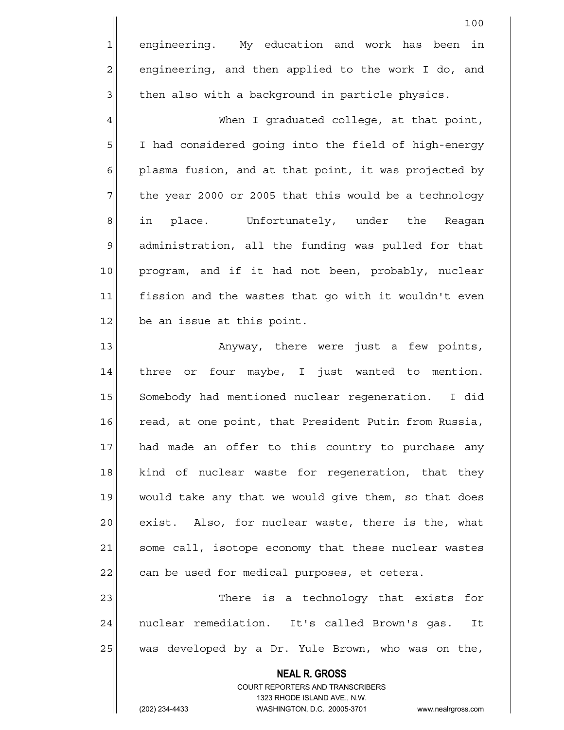engineering. My education and work has been in engineering, and then applied to the work I do, and then also with a background in particle physics.

When I graduated college, at that point, I had considered going into the field of high-energy plasma fusion, and at that point, it was projected by the year 2000 or 2005 that this would be a technology in place. Unfortunately, under the Reagan administration, all the funding was pulled for that program, and if it had not been, probably, nuclear fission and the wastes that go with it wouldn't even be an issue at this point.

Anyway, there were just a few points, three or four maybe, I just wanted to mention. Somebody had mentioned nuclear regeneration. I did read, at one point, that President Putin from Russia, had made an offer to this country to purchase any kind of nuclear waste for regeneration, that they would take any that we would give them, so that does exist. Also, for nuclear waste, there is the, what some call, isotope economy that these nuclear wastes can be used for medical purposes, et cetera.

There is a technology that exists for nuclear remediation. It's called Brown's gas. It was developed by a Dr. Yule Brown, who was on the,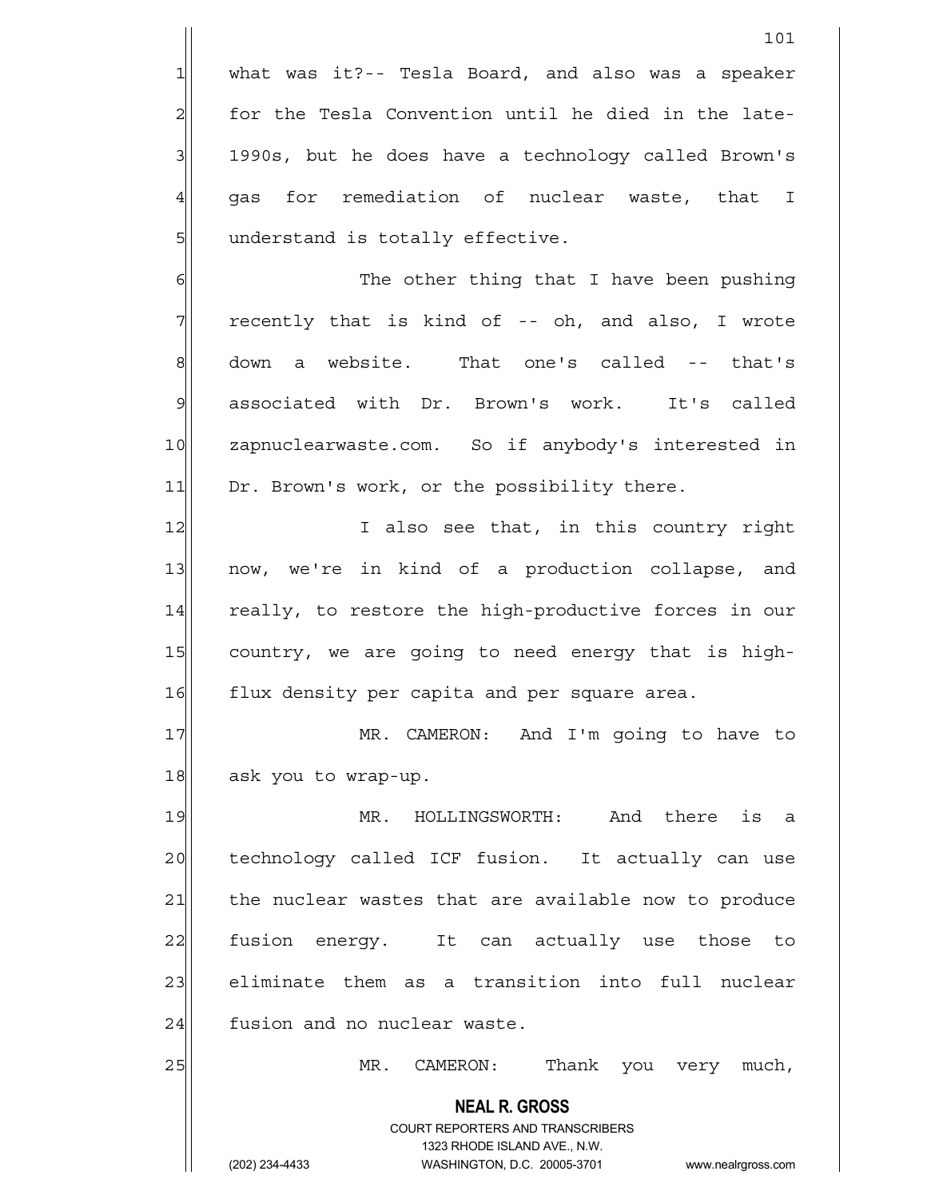what was it?-- Tesla Board, and also was a speaker for the Tesla Convention until he died in the late-1990s, but he does have a technology called Brown's gas for remediation of nuclear waste, that I understand is totally effective.

The other thing that I have been pushing recently that is kind of -- oh, and also, I wrote down a website. That one's called -- that's associated with Dr. Brown's work. It's called zapnuclearwaste.com. So if anybody's interested in Dr. Brown's work, or the possibility there.

I also see that, in this country right now, we're in kind of a production collapse, and really, to restore the high-productive forces in our country, we are going to need energy that is high-flux density per capita and per square area.

MR. CAMERON: And I'm going to have to ask you to wrap-up.

MR. HOLLINGSWORTH: And there is a technology called ICF fusion. It actually can use the nuclear wastes that are available now to produce fusion energy. It can actually use those to eliminate them as a transition into full nuclear fusion and no nuclear waste.

MR. CAMERON: Thank you very much,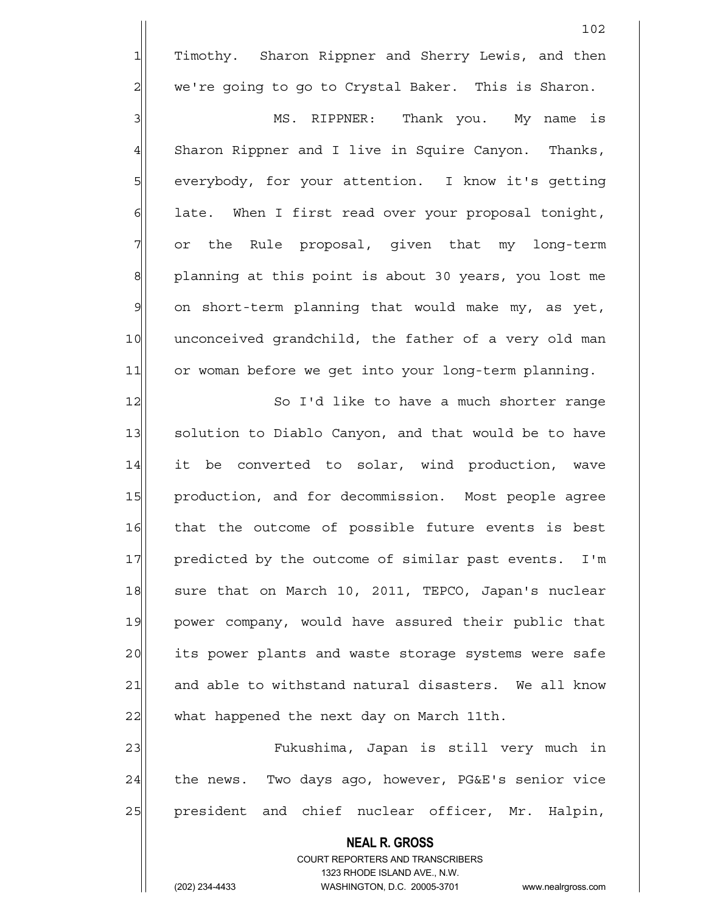Timothy. Sharon Rippner and Sherry Lewis, and then we're going to go to Crystal Baker. This is Sharon.

MS. RIPPNER: Thank you. My name is Sharon Rippner and I live in Squire Canyon. Thanks, everybody, for your attention. I know it's getting late. When I first read over your proposal tonight, or the Rule proposal, given that my long-term planning at this point is about 30 years, you lost me on short-term planning that would make my, as yet, unconceived grandchild, the father of a very old man or woman before we get into your long-term planning.

So I'd like to have a much shorter range solution to Diablo Canyon, and that would be to have it be converted to solar, wind production, wave production, and for decommission. Most people agree that the outcome of possible future events is best predicted by the outcome of similar past events. I'm sure that on March 10, 2011, TEPCO, Japan's nuclear power company, would have assured their public that its power plants and waste storage systems were safe and able to withstand natural disasters. We all know what happened the next day on March 11th.

Fukushima, Japan is still very much in the news. Two days ago, however, PG&E's senior vice president and chief nuclear officer, Mr. Halpin,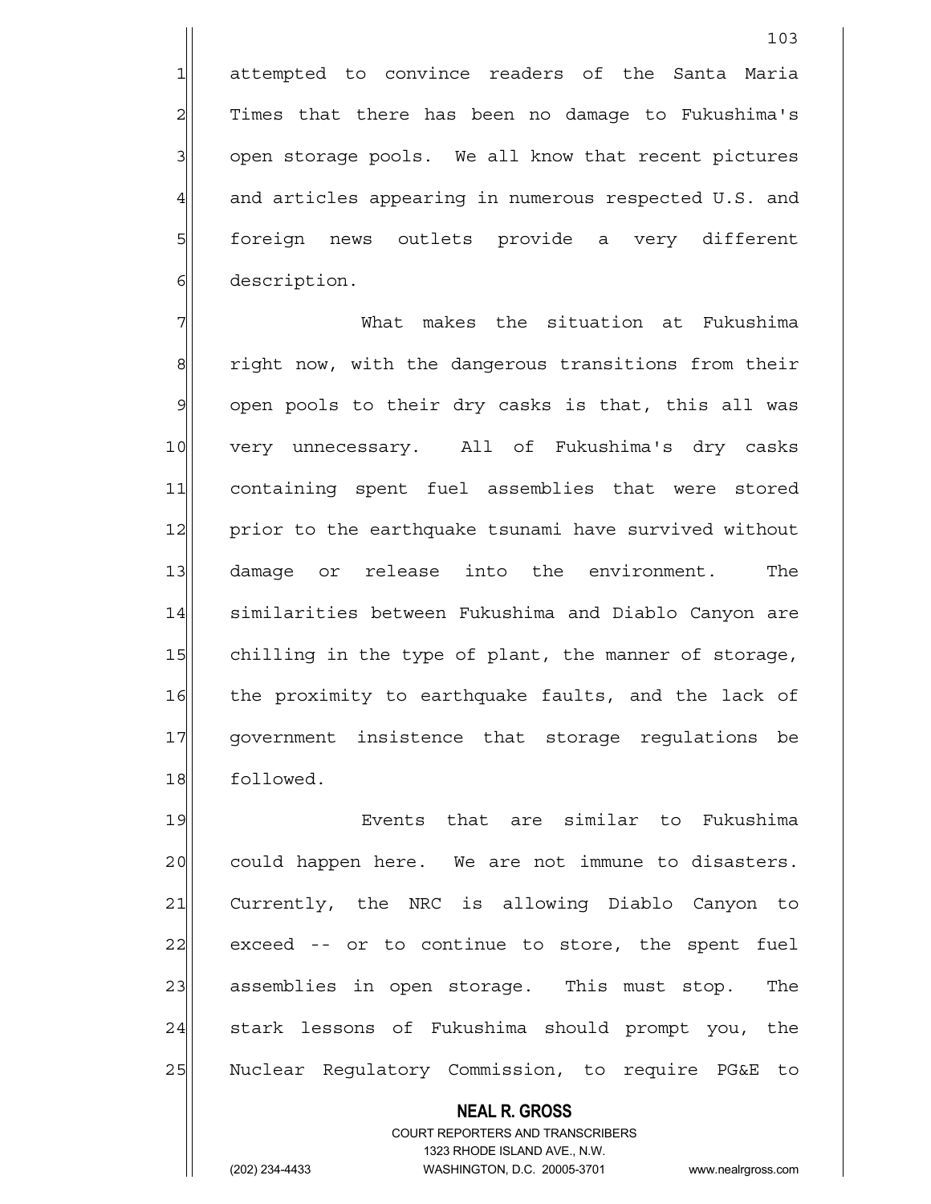attempted to convince readers of the Santa Maria Times that there has been no damage to Fukushima's open storage pools. We all know that recent pictures and articles appearing in numerous respected U.S. and foreign news outlets provide a very different description.

What makes the situation at Fukushima right now, with the dangerous transitions from their open pools to their dry casks is that, this all was very unnecessary. All of Fukushima's dry casks containing spent fuel assemblies that were stored prior to the earthquake tsunami have survived without damage or release into the environment. The similarities between Fukushima and Diablo Canyon are chilling in the type of plant, the manner of storage, the proximity to earthquake faults, and the lack of government insistence that storage regulations be followed.

Events that are similar to Fukushima could happen here. We are not immune to disasters. Currently, the NRC is allowing Diablo Canyon to exceed -- or to continue to store, the spent fuel assemblies in open storage. This must stop. The stark lessons of Fukushima should prompt you, the Nuclear Regulatory Commission, to require PG&E to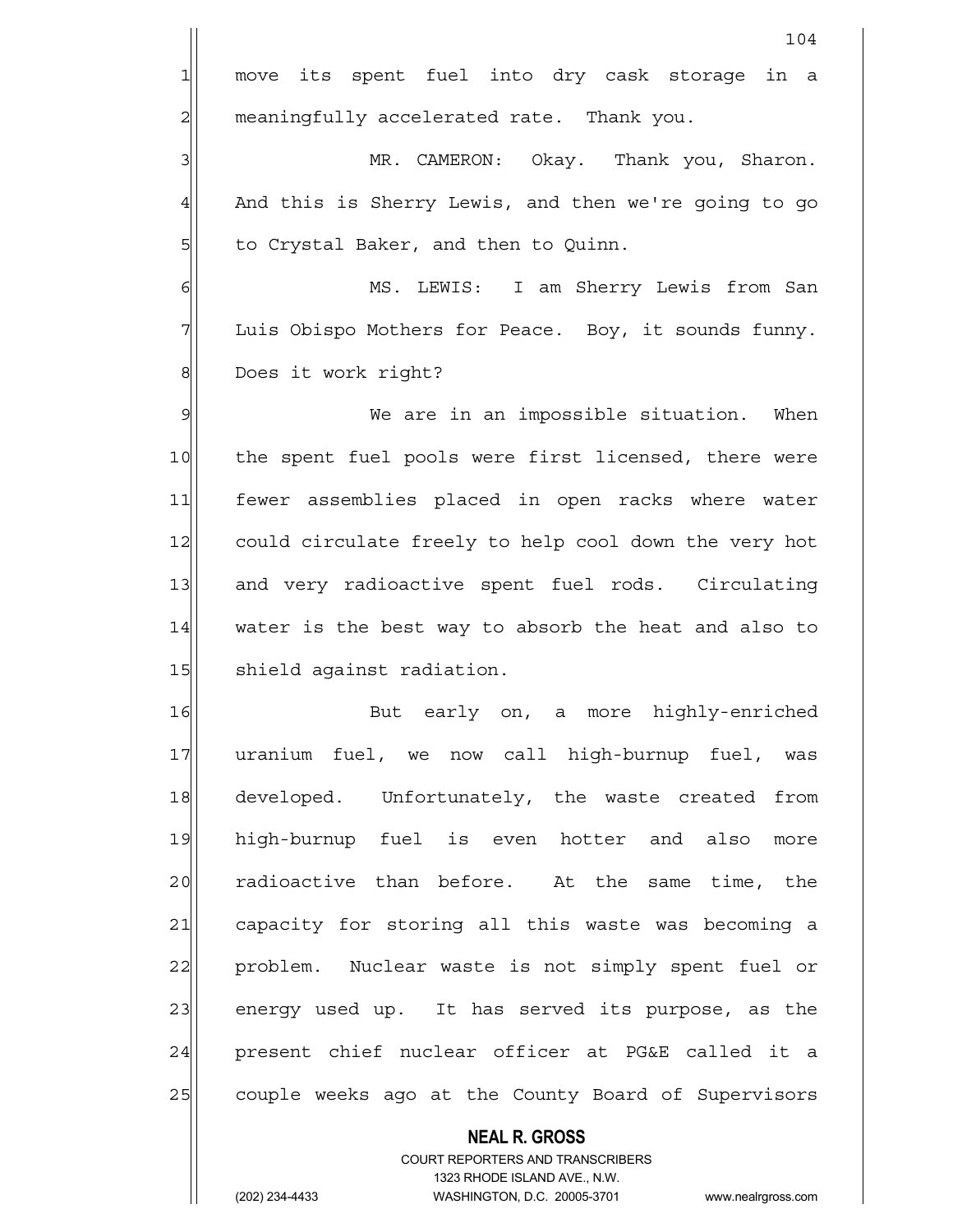move its spent fuel into dry cask storage in a meaningfully accelerated rate. Thank you.

MR. CAMERON: Okay. Thank you, Sharon. And this is Sherry Lewis, and then we're going to go to Crystal Baker, and then to Quinn.

MS. LEWIS: I am Sherry Lewis from San Luis Obispo Mothers for Peace. Boy, it sounds funny. Does it work right?

We are in an impossible situation. When the spent fuel pools were first licensed, there were fewer assemblies placed in open racks where water could circulate freely to help cool down the very hot and very radioactive spent fuel rods. Circulating water is the best way to absorb the heat and also to shield against radiation.

But early on, a more highly-enriched uranium fuel, we now call high-burnup fuel, was developed. Unfortunately, the waste created from high-burnup fuel is even hotter and also more radioactive than before. At the same time, the capacity for storing all this waste was becoming a problem. Nuclear waste is not simply spent fuel or energy used up. It has served its purpose, as the present chief nuclear officer at PG&E called it a couple weeks ago at the County Board of Supervisors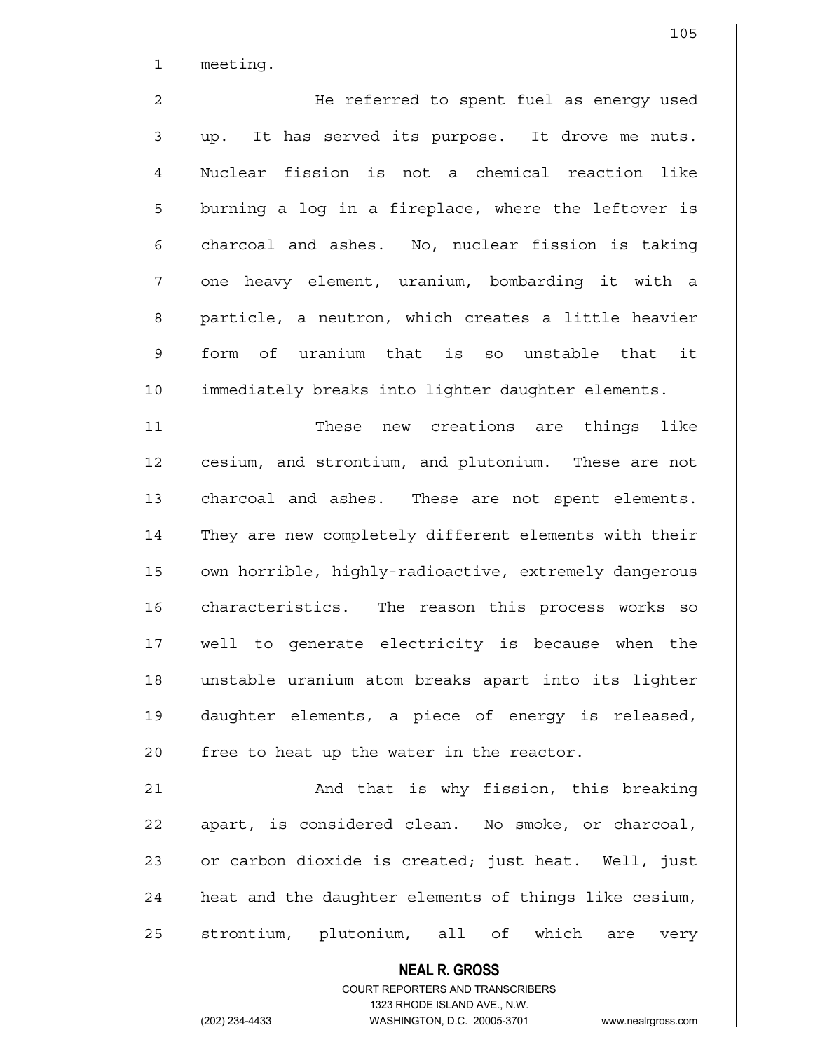meeting.

He referred to spent fuel as energy used up. It has served its purpose. It drove me nuts. Nuclear fission is not a chemical reaction like burning a log in a fireplace, where the leftover is charcoal and ashes. No, nuclear fission is taking one heavy element, uranium, bombarding it with a particle, a neutron, which creates a little heavier form of uranium that is so unstable that it immediately breaks into lighter daughter elements.

These new creations are things like cesium, and strontium, and plutonium. These are not charcoal and ashes. These are not spent elements. They are new completely different elements with their own horrible, highly-radioactive, extremely dangerous characteristics. The reason this process works so well to generate electricity is because when the unstable uranium atom breaks apart into its lighter daughter elements, a piece of energy is released, free to heat up the water in the reactor.

And that is why fission, this breaking apart, is considered clean. No smoke, or charcoal, or carbon dioxide is created; just heat. Well, just heat and the daughter elements of things like cesium, strontium, plutonium, all of which are very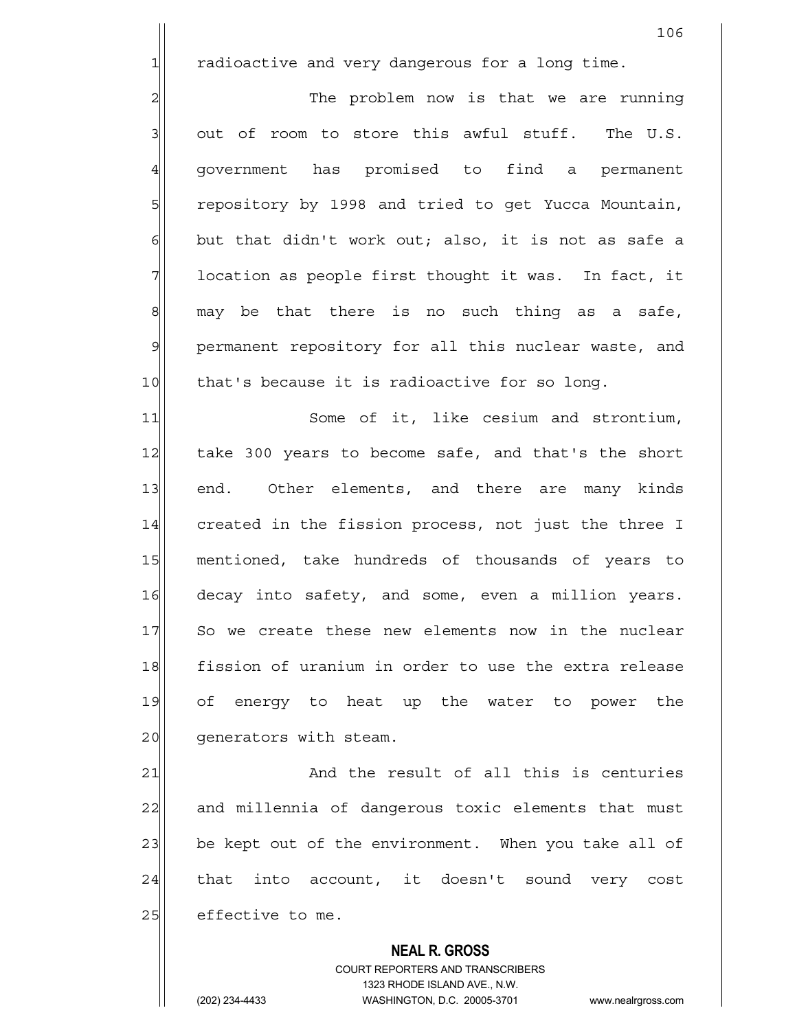radioactive and very dangerous for a long time.

The problem now is that we are running out of room to store this awful stuff. The U.S. government has promised to find a permanent repository by 1998 and tried to get Yucca Mountain, but that didn't work out; also, it is not as safe a location as people first thought it was. In fact, it may be that there is no such thing as a safe, permanent repository for all this nuclear waste, and that's because it is radioactive for so long.

Some of it, like cesium and strontium, take 300 years to become safe, and that's the short end. Other elements, and there are many kinds created in the fission process, not just the three I mentioned, take hundreds of thousands of years to decay into safety, and some, even a million years. So we create these new elements now in the nuclear fission of uranium in order to use the extra release of energy to heat up the water to power the generators with steam.

And the result of all this is centuries and millennia of dangerous toxic elements that must be kept out of the environment. When you take all of that into account, it doesn't sound very cost effective to me.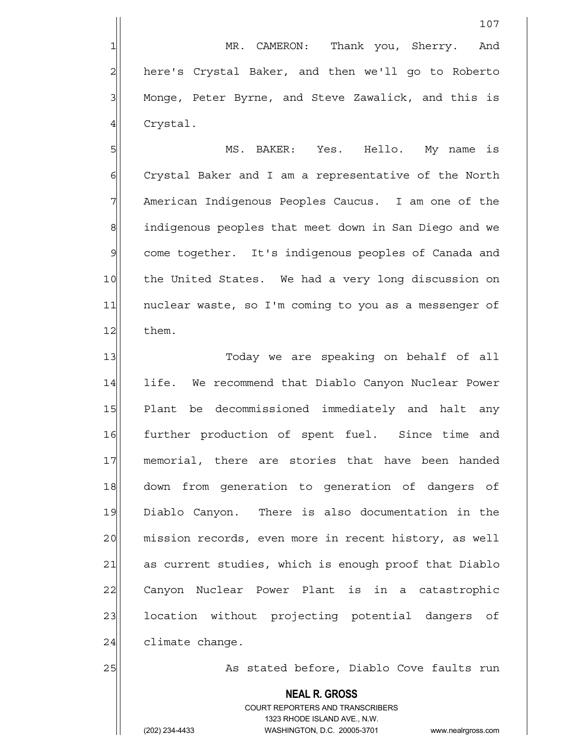MR. CAMERON: Thank you, Sherry. And here's Crystal Baker, and then we'll go to Roberto Monge, Peter Byrne, and Steve Zawalick, and this is Crystal.

MS. BAKER: Yes. Hello. My name is Crystal Baker and I am a representative of the North American Indigenous Peoples Caucus. I am one of the indigenous peoples that meet down in San Diego and we come together. It's indigenous peoples of Canada and the United States. We had a very long discussion on nuclear waste, so I'm coming to you as a messenger of them.

Today we are speaking on behalf of all life. We recommend that Diablo Canyon Nuclear Power Plant be decommissioned immediately and halt any further production of spent fuel. Since time and memorial, there are stories that have been handed down from generation to generation of dangers of Diablo Canyon. There is also documentation in the mission records, even more in recent history, as well as current studies, which is enough proof that Diablo Canyon Nuclear Power Plant is in a catastrophic location without projecting potential dangers of climate change.

As stated before, Diablo Cove faults run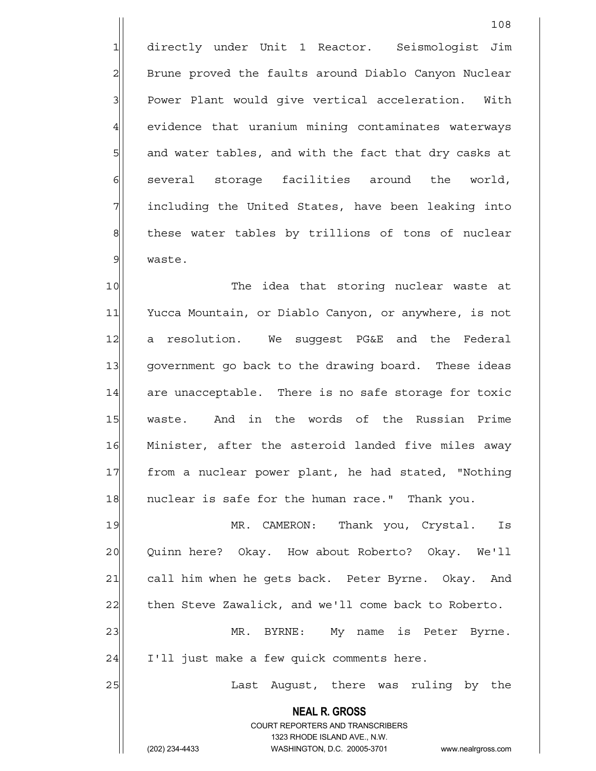directly under Unit 1 Reactor. Seismologist Jim Brune proved the faults around Diablo Canyon Nuclear Power Plant would give vertical acceleration. With evidence that uranium mining contaminates waterways and water tables, and with the fact that dry casks at several storage facilities around the world, including the United States, have been leaking into these water tables by trillions of tons of nuclear waste.

The idea that storing nuclear waste at Yucca Mountain, or Diablo Canyon, or anywhere, is not a resolution. We suggest PG&E and the Federal government go back to the drawing board. These ideas are unacceptable. There is no safe storage for toxic waste. And in the words of the Russian Prime Minister, after the asteroid landed five miles away from a nuclear power plant, he had stated, "Nothing nuclear is safe for the human race." Thank you.

MR. CAMERON: Thank you, Crystal. Is Quinn here? Okay. How about Roberto? Okay. We'll call him when he gets back. Peter Byrne. Okay. And then Steve Zawalick, and we'll come back to Roberto.

MR. BYRNE: My name is Peter Byrne. I'll just make a few quick comments here.

Last August, there was ruling by the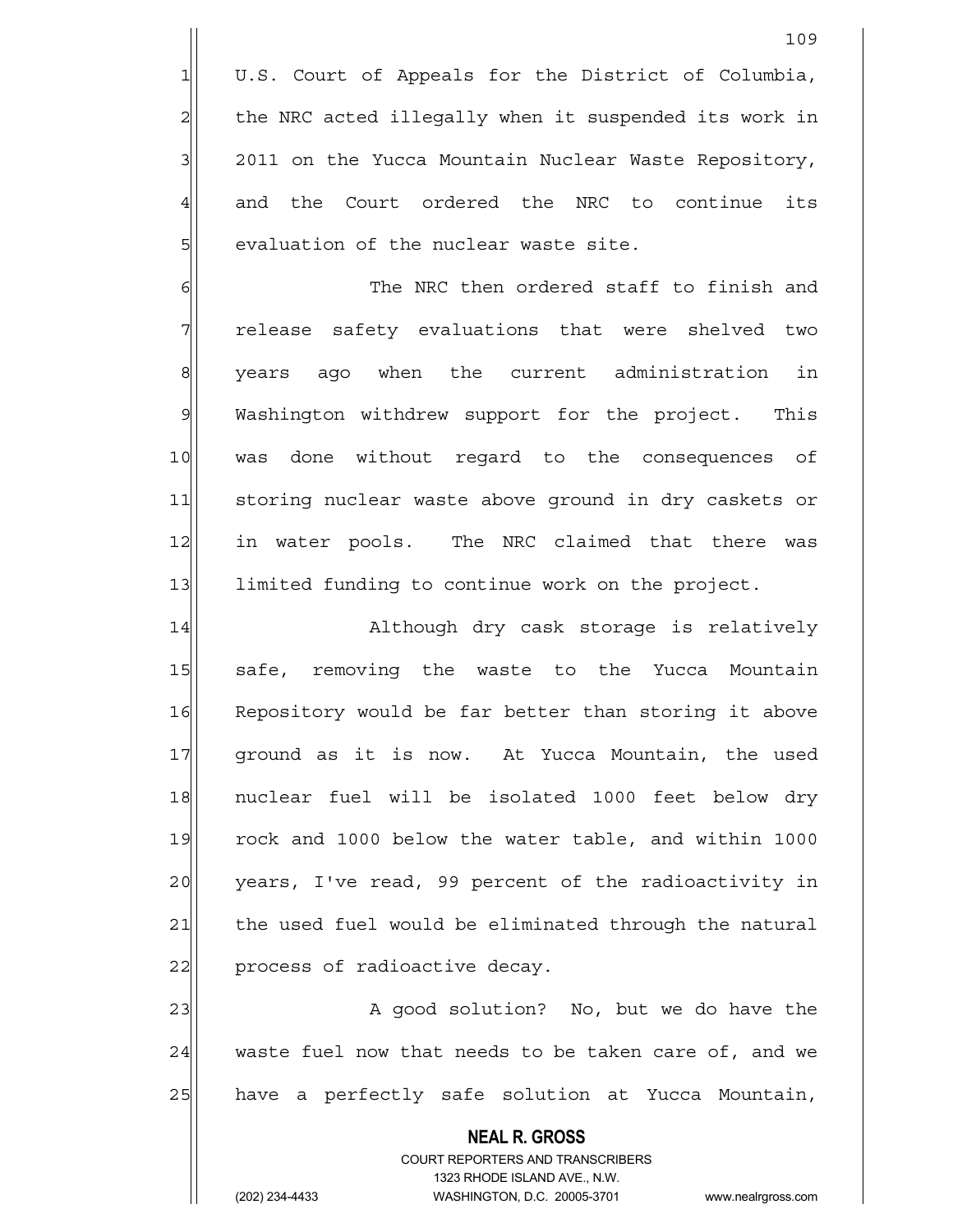U.S. Court of Appeals for the District of Columbia, the NRC acted illegally when it suspended its work in 2011 on the Yucca Mountain Nuclear Waste Repository, and the Court ordered the NRC to continue its evaluation of the nuclear waste site.

The NRC then ordered staff to finish and release safety evaluations that were shelved two years ago when the current administration in Washington withdrew support for the project. This was done without regard to the consequences of storing nuclear waste above ground in dry caskets or in water pools. The NRC claimed that there was limited funding to continue work on the project.

Although dry cask storage is relatively safe, removing the waste to the Yucca Mountain Repository would be far better than storing it above ground as it is now. At Yucca Mountain, the used nuclear fuel will be isolated 1000 feet below dry rock and 1000 below the water table, and within 1000 years, I've read, 99 percent of the radioactivity in the used fuel would be eliminated through the natural process of radioactive decay.

A good solution? No, but we do have the waste fuel now that needs to be taken care of, and we have a perfectly safe solution at Yucca Mountain,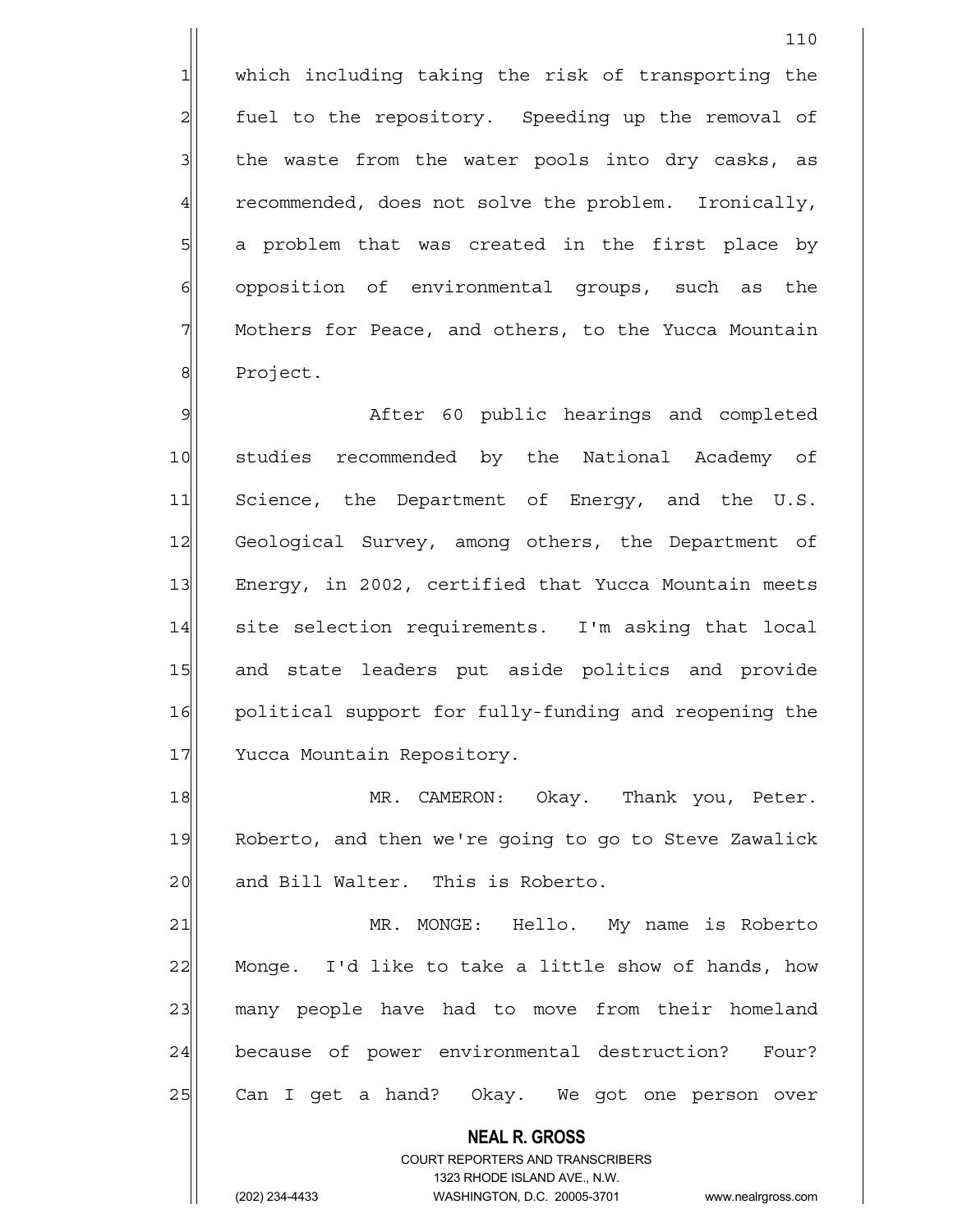which including taking the risk of transporting the fuel to the repository. Speeding up the removal of the waste from the water pools into dry casks, as recommended, does not solve the problem. Ironically, a problem that was created in the first place by opposition of environmental groups, such as the Mothers for Peace, and others, to the Yucca Mountain Project.

After 60 public hearings and completed studies recommended by the National Academy of Science, the Department of Energy, and the U.S. Geological Survey, among others, the Department of Energy, in 2002, certified that Yucca Mountain meets site selection requirements. I'm asking that local and state leaders put aside politics and provide political support for fully-funding and reopening the Yucca Mountain Repository.

MR. CAMERON: Okay. Thank you, Peter. Roberto, and then we're going to go to Steve Zawalick and Bill Walter. This is Roberto.

MR. MONGE: Hello. My name is Roberto Monge. I'd like to take a little show of hands, how many people have had to move from their homeland because of power environmental destruction? Four? Can I get a hand? Okay. We got one person over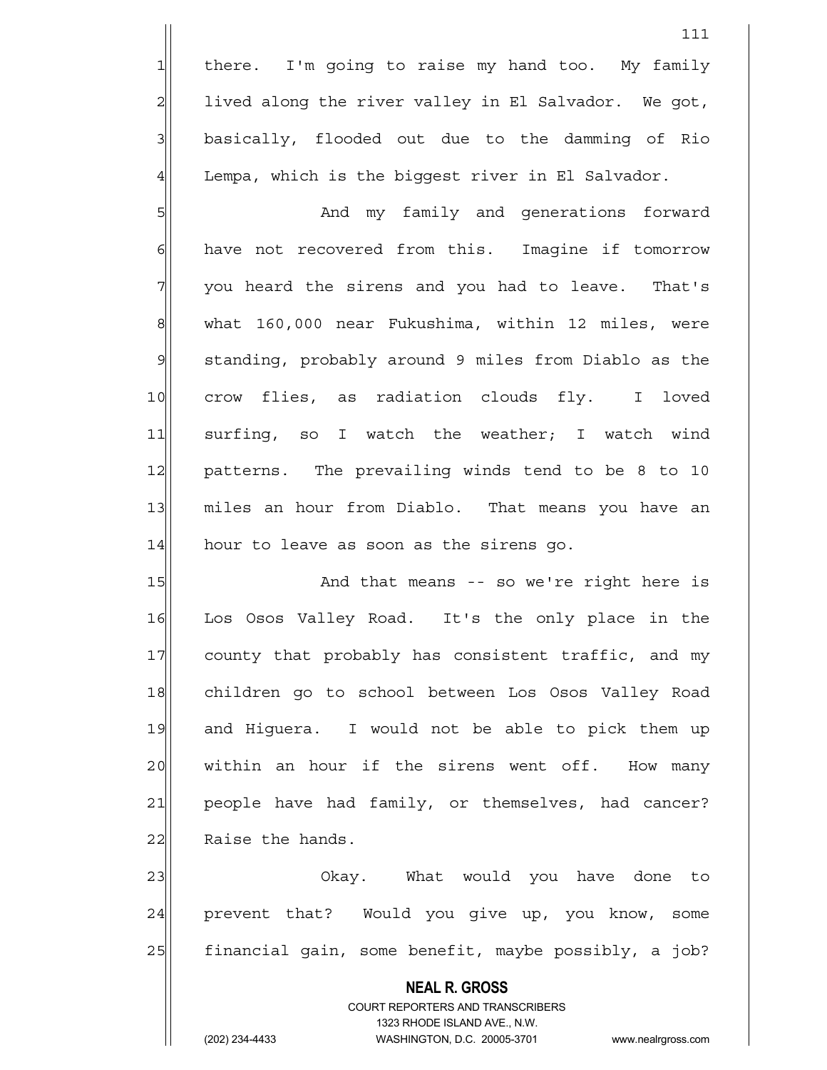there. I'm going to raise my hand too. My family lived along the river valley in El Salvador. We got, basically, flooded out due to the damming of Rio Lempa, which is the biggest river in El Salvador.

And my family and generations forward have not recovered from this. Imagine if tomorrow you heard the sirens and you had to leave. That's what 160,000 near Fukushima, within 12 miles, were standing, probably around 9 miles from Diablo as the crow flies, as radiation clouds fly. I loved surfing, so I watch the weather; I watch wind patterns. The prevailing winds tend to be 8 to 10 miles an hour from Diablo. That means you have an hour to leave as soon as the sirens go.

And that means -- so we're right here is Los Osos Valley Road. It's the only place in the county that probably has consistent traffic, and my children go to school between Los Osos Valley Road and Higuera. I would not be able to pick them up within an hour if the sirens went off. How many people have had family, or themselves, had cancer? Raise the hands.

Okay. What would you have done to prevent that? Would you give up, you know, some financial gain, some benefit, maybe possibly, a job?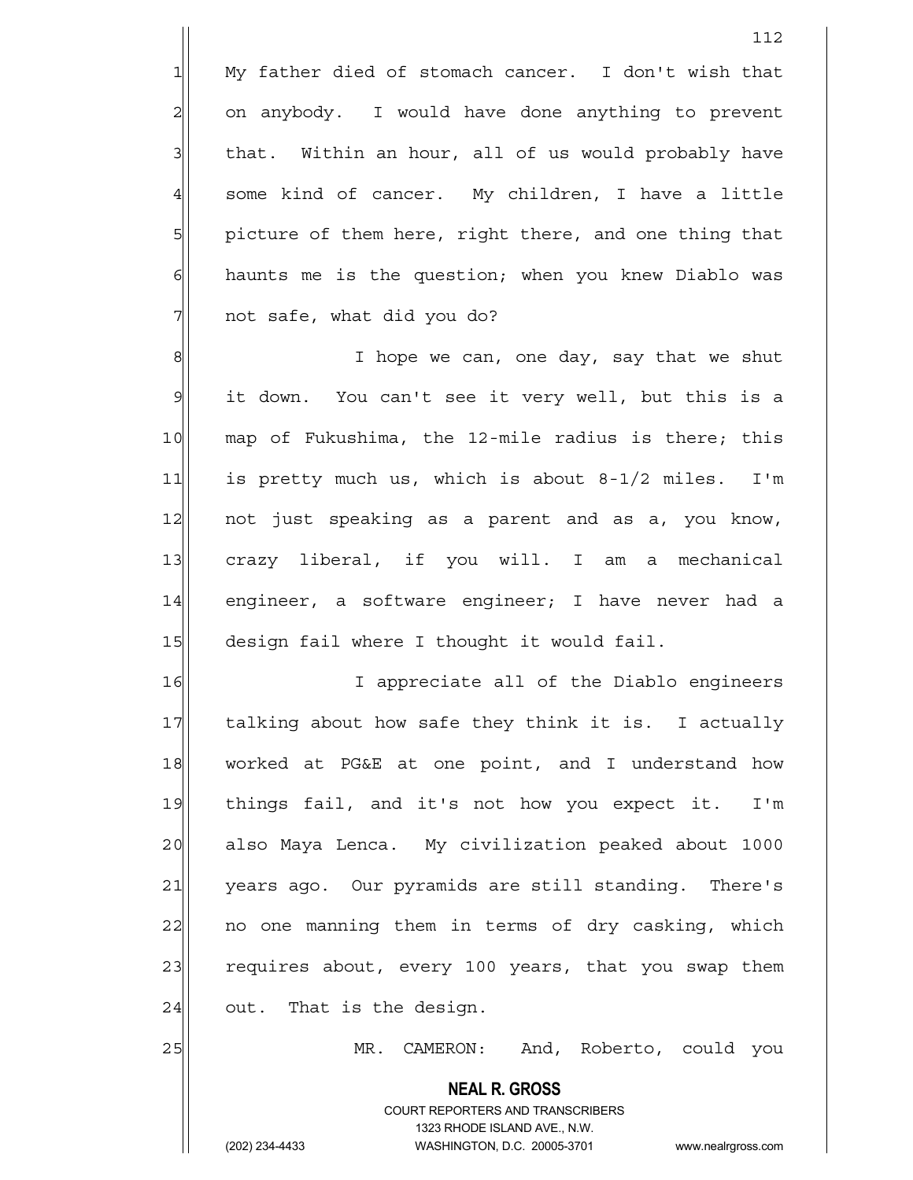My father died of stomach cancer. I don't wish that on anybody. I would have done anything to prevent that. Within an hour, all of us would probably have some kind of cancer. My children, I have a little picture of them here, right there, and one thing that haunts me is the question; when you knew Diablo was not safe, what did you do?

I hope we can, one day, say that we shut it down. You can't see it very well, but this is a map of Fukushima, the 12-mile radius is there; this is pretty much us, which is about 8-1/2 miles. I'm not just speaking as a parent and as a, you know, crazy liberal, if you will. I am a mechanical engineer, a software engineer; I have never had a design fail where I thought it would fail.

I appreciate all of the Diablo engineers talking about how safe they think it is. I actually worked at PG&E at one point, and I understand how things fail, and it's not how you expect it. I'm also Maya Lenca. My civilization peaked about 1000 years ago. Our pyramids are still standing. There's no one manning them in terms of dry casking, which requires about, every 100 years, that you swap them out. That is the design.

MR. CAMERON: And, Roberto, could you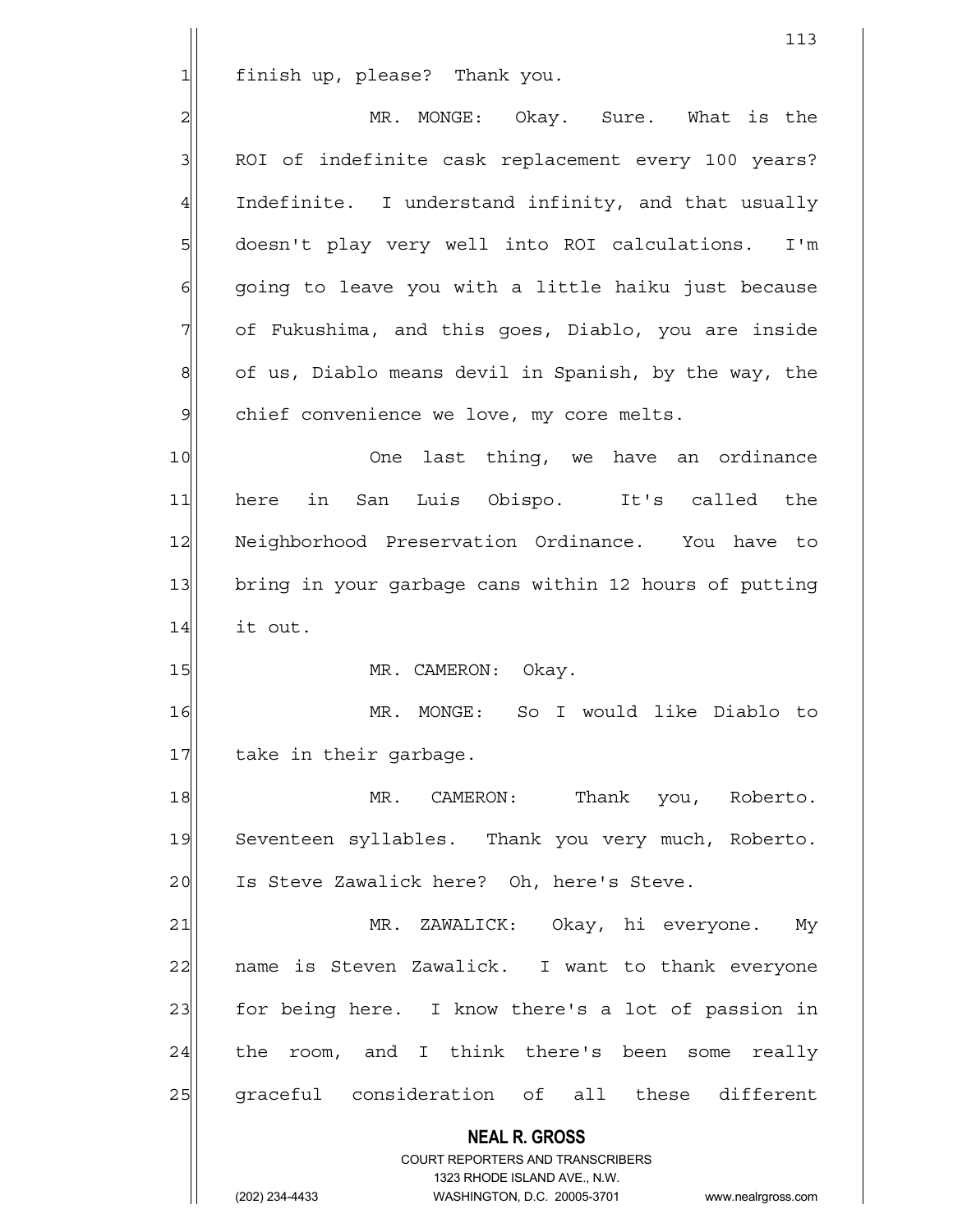finish up, please? Thank you.

MR. MONGE: Okay. Sure. What is the ROI of indefinite cask replacement every 100 years? Indefinite. I understand infinity, and that usually doesn't play very well into ROI calculations. I'm going to leave you with a little haiku just because of Fukushima, and this goes, Diablo, you are inside of us, Diablo means devil in Spanish, by the way, the chief convenience we love, my core melts.

One last thing, we have an ordinance here in San Luis Obispo. It's called the Neighborhood Preservation Ordinance. You have to bring in your garbage cans within 12 hours of putting it out.

MR. CAMERON: Okay.

MR. MONGE: So I would like Diablo to take in their garbage.

MR. CAMERON: Thank you, Roberto. Seventeen syllables. Thank you very much, Roberto. Is Steve Zawalick here? Oh, here's Steve.

MR. ZAWALICK: Okay, hi everyone. My name is Steven Zawalick. I want to thank everyone for being here. I know there's a lot of passion in the room, and I think there's been some really graceful consideration of all these different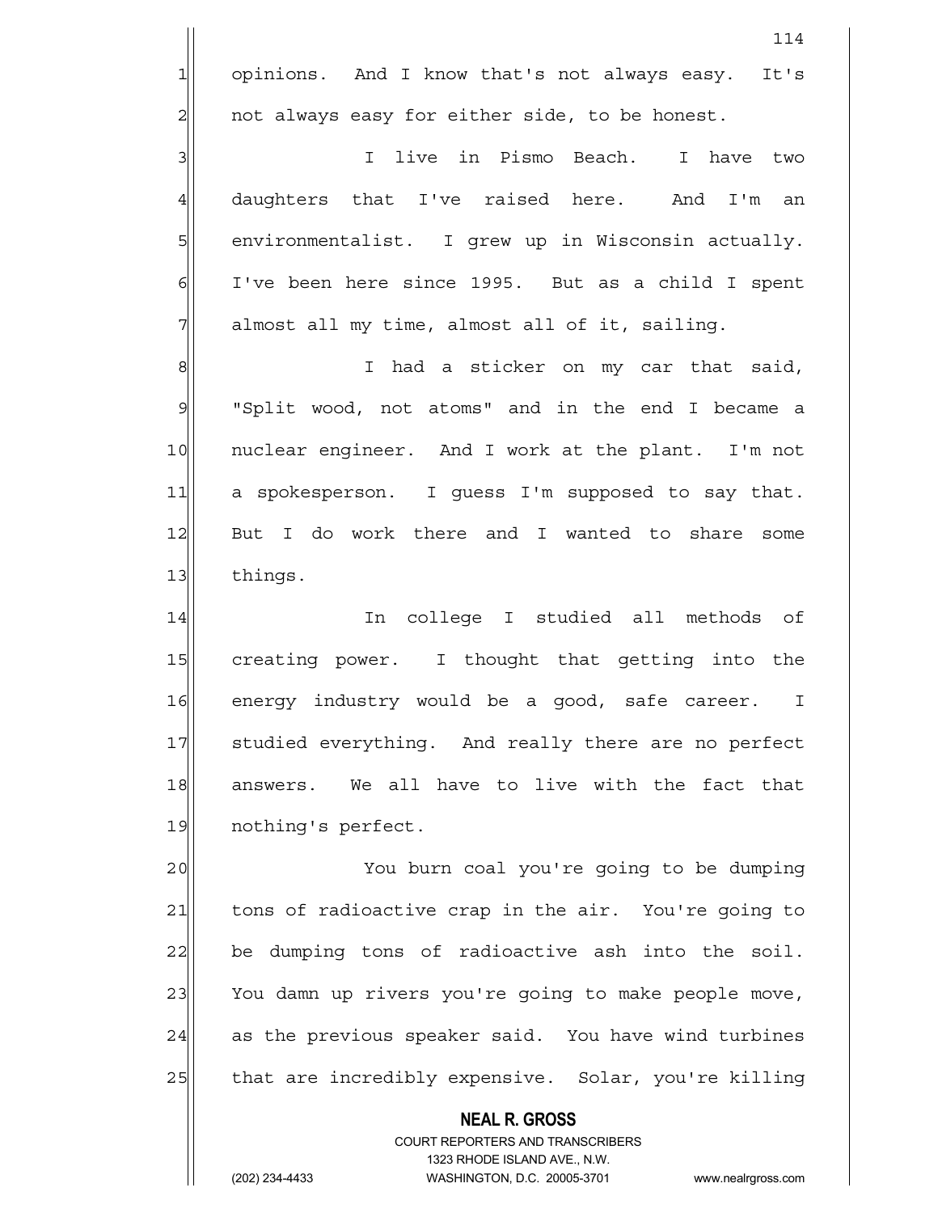opinions. And I know that's not always easy. It's not always easy for either side, to be honest.

I live in Pismo Beach. I have two daughters that I've raised here. And I'm an environmentalist. I grew up in Wisconsin actually. I've been here since 1995. But as a child I spent almost all my time, almost all of it, sailing.

I had a sticker on my car that said, "Split wood, not atoms" and in the end I became a nuclear engineer. And I work at the plant. I'm not a spokesperson. I guess I'm supposed to say that. But I do work there and I wanted to share some things.

In college I studied all methods of creating power. I thought that getting into the energy industry would be a good, safe career. I studied everything. And really there are no perfect answers. We all have to live with the fact that nothing's perfect.

You burn coal you're going to be dumping tons of radioactive crap in the air. You're going to be dumping tons of radioactive ash into the soil. You damn up rivers you're going to make people move, as the previous speaker said. You have wind turbines that are incredibly expensive. Solar, you're killing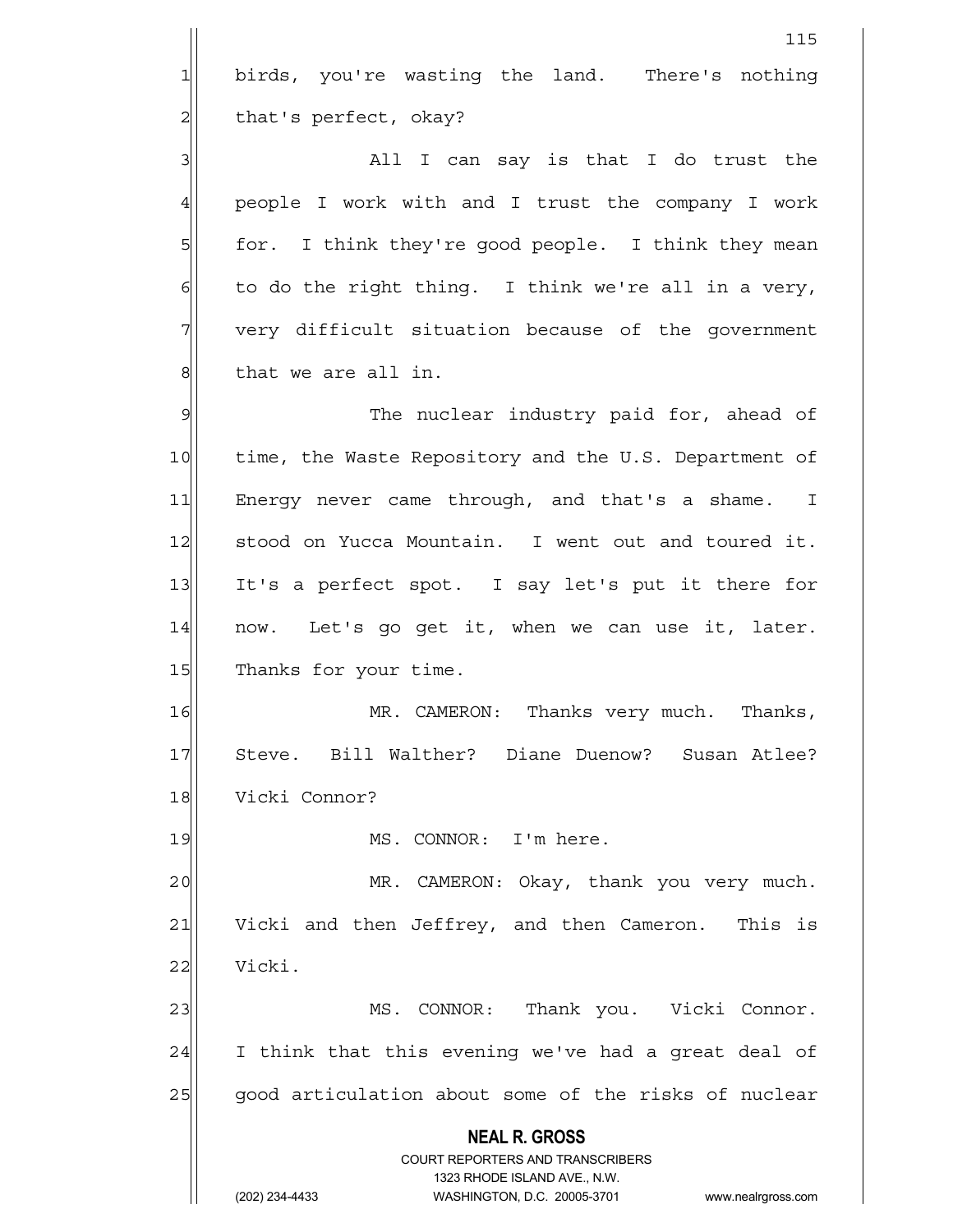birds, you're wasting the land. There's nothing that's perfect, okay?

All I can say is that I do trust the people I work with and I trust the company I work for. I think they're good people. I think they mean to do the right thing. I think we're all in a very, very difficult situation because of the government that we are all in.

The nuclear industry paid for, ahead of time, the Waste Repository and the U.S. Department of Energy never came through, and that's a shame. I stood on Yucca Mountain. I went out and toured it. It's a perfect spot. I say let's put it there for now. Let's go get it, when we can use it, later. Thanks for your time.

MR. CAMERON: Thanks very much. Thanks, Steve. Bill Walther? Diane Duenow? Susan Atlee? Vicki Connor?

MS. CONNOR: I'm here.

MR. CAMERON: Okay, thank you very much. Vicki and then Jeffrey, and then Cameron. This is Vicki.

MS. CONNOR: Thank you. Vicki Connor. I think that this evening we've had a great deal of good articulation about some of the risks of nuclear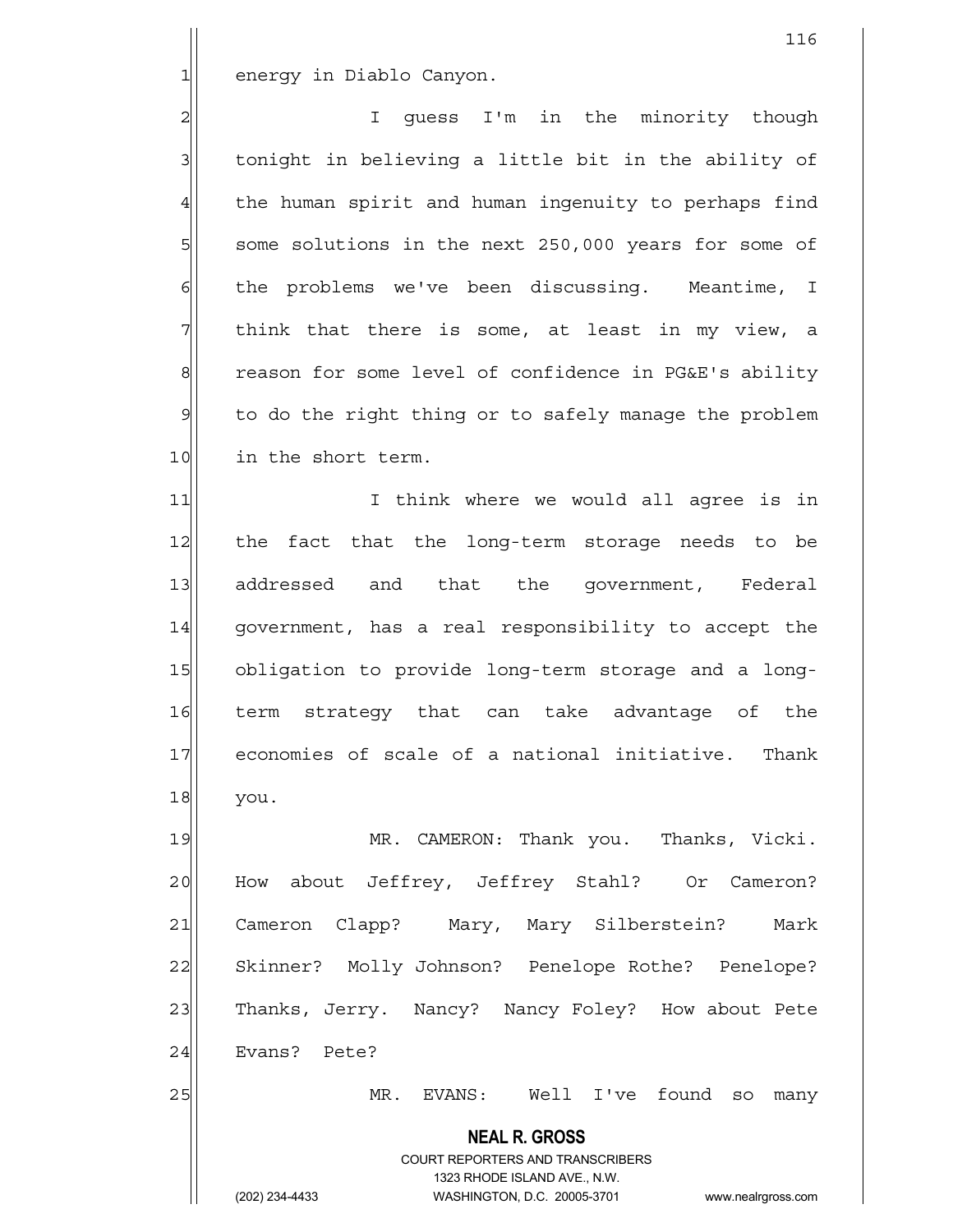energy in Diablo Canyon.

I guess I'm in the minority though tonight in believing a little bit in the ability of the human spirit and human ingenuity to perhaps find some solutions in the next 250,000 years for some of the problems we've been discussing. Meantime, I think that there is some, at least in my view, a reason for some level of confidence in PG&E's ability to do the right thing or to safely manage the problem in the short term.

I think where we would all agree is in the fact that the long-term storage needs to be addressed and that the government, Federal government, has a real responsibility to accept the obligation to provide long-term storage and a long-term strategy that can take advantage of the economies of scale of a national initiative. Thank you.

MR. CAMERON: Thank you. Thanks, Vicki. How about Jeffrey, Jeffrey Stahl? Or Cameron? Cameron Clapp? Mary, Mary Silberstein? Mark Skinner? Molly Johnson? Penelope Rothe? Penelope? Thanks, Jerry. Nancy? Nancy Foley? How about Pete Evans? Pete?

MR. EVANS: Well I've found so many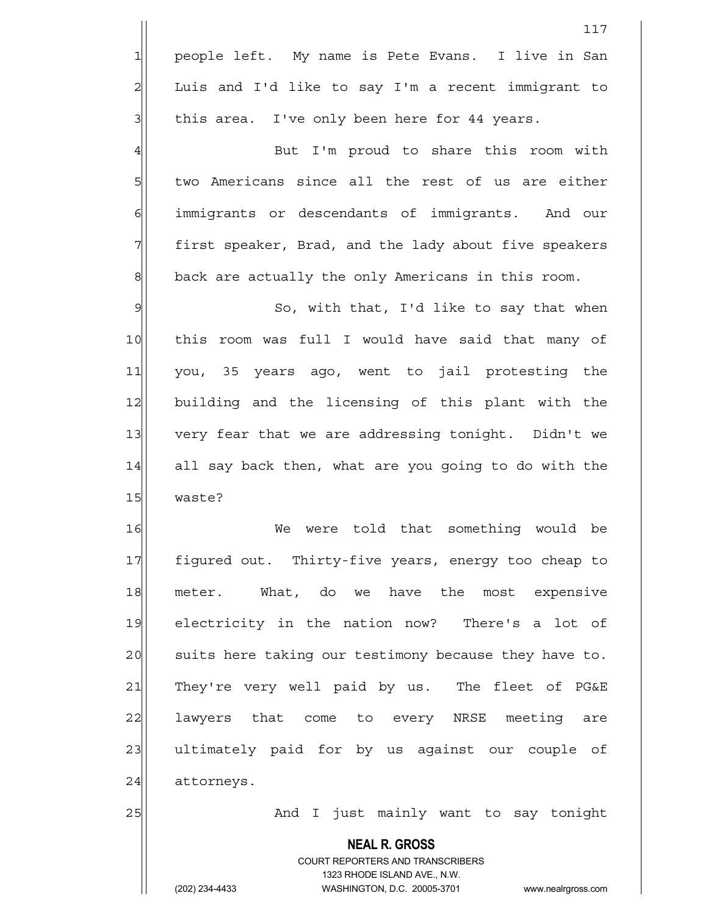people left. My name is Pete Evans. I live in San Luis and I'd like to say I'm a recent immigrant to this area. I've only been here for 44 years.

But I'm proud to share this room with two Americans since all the rest of us are either immigrants or descendants of immigrants. And our first speaker, Brad, and the lady about five speakers back are actually the only Americans in this room.

So, with that, I'd like to say that when this room was full I would have said that many of you, 35 years ago, went to jail protesting the building and the licensing of this plant with the very fear that we are addressing tonight. Didn't we all say back then, what are you going to do with the waste?

We were told that something would be figured out. Thirty-five years, energy too cheap to meter. What, do we have the most expensive electricity in the nation now? There's a lot of suits here taking our testimony because they have to. They're very well paid by us. The fleet of PG&E lawyers that come to every NRSE meeting are ultimately paid for by us against our couple of attorneys.

And I just mainly want to say tonight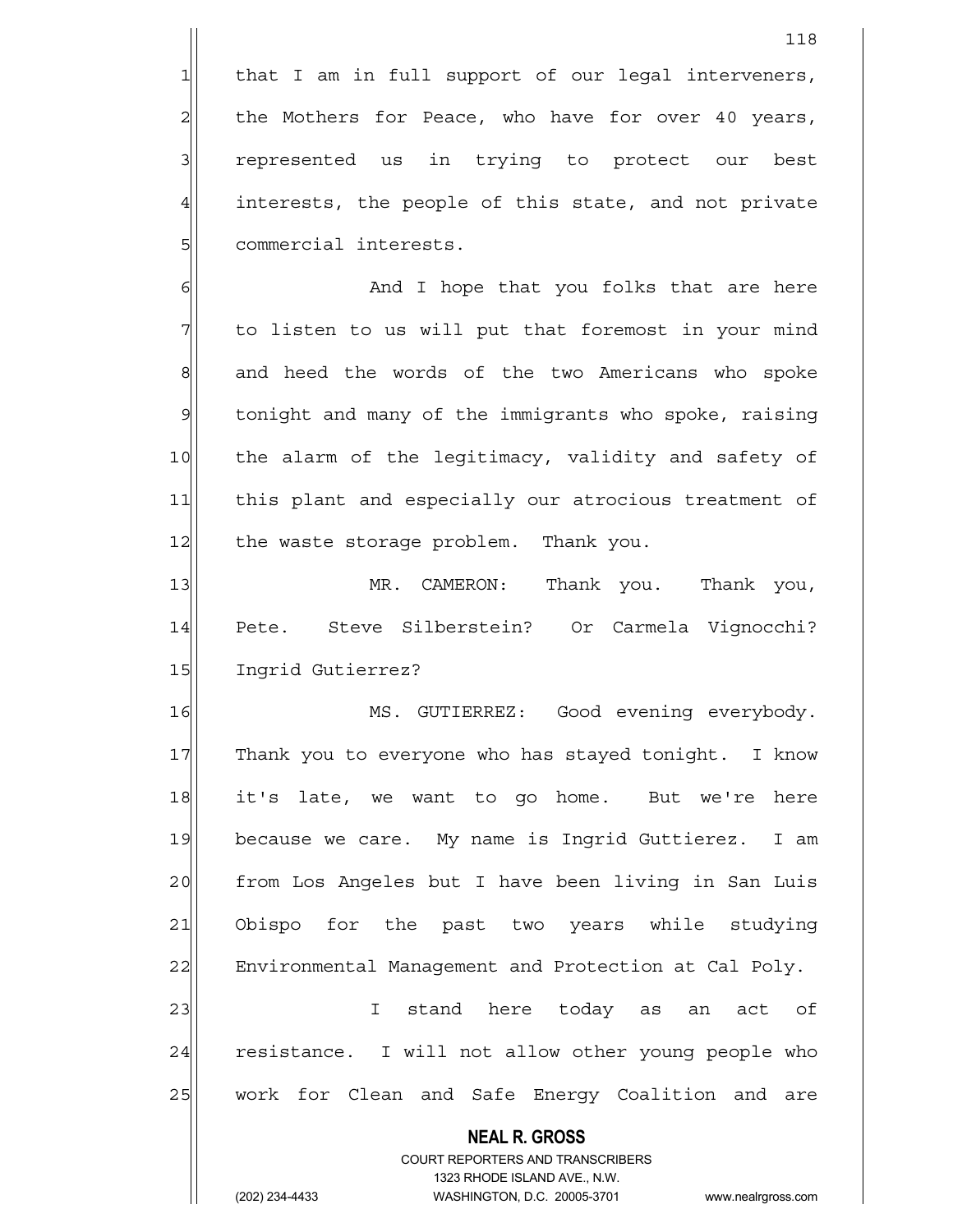that I am in full support of our legal interveners, the Mothers for Peace, who have for over 40 years, represented us in trying to protect our best interests, the people of this state, and not private commercial interests.

And I hope that you folks that are here to listen to us will put that foremost in your mind and heed the words of the two Americans who spoke tonight and many of the immigrants who spoke, raising the alarm of the legitimacy, validity and safety of this plant and especially our atrocious treatment of the waste storage problem. Thank you.

MR. CAMERON: Thank you. Thank you, Pete. Steve Silberstein? Or Carmela Vignocchi? Ingrid Gutierrez?

MS. GUTIERREZ: Good evening everybody. Thank you to everyone who has stayed tonight. I know it's late, we want to go home. But we're here because we care. My name is Ingrid Guttierez. I am from Los Angeles but I have been living in San Luis Obispo for the past two years while studying Environmental Management and Protection at Cal Poly.

I stand here today as an act of resistance. I will not allow other young people who work for Clean and Safe Energy Coalition and are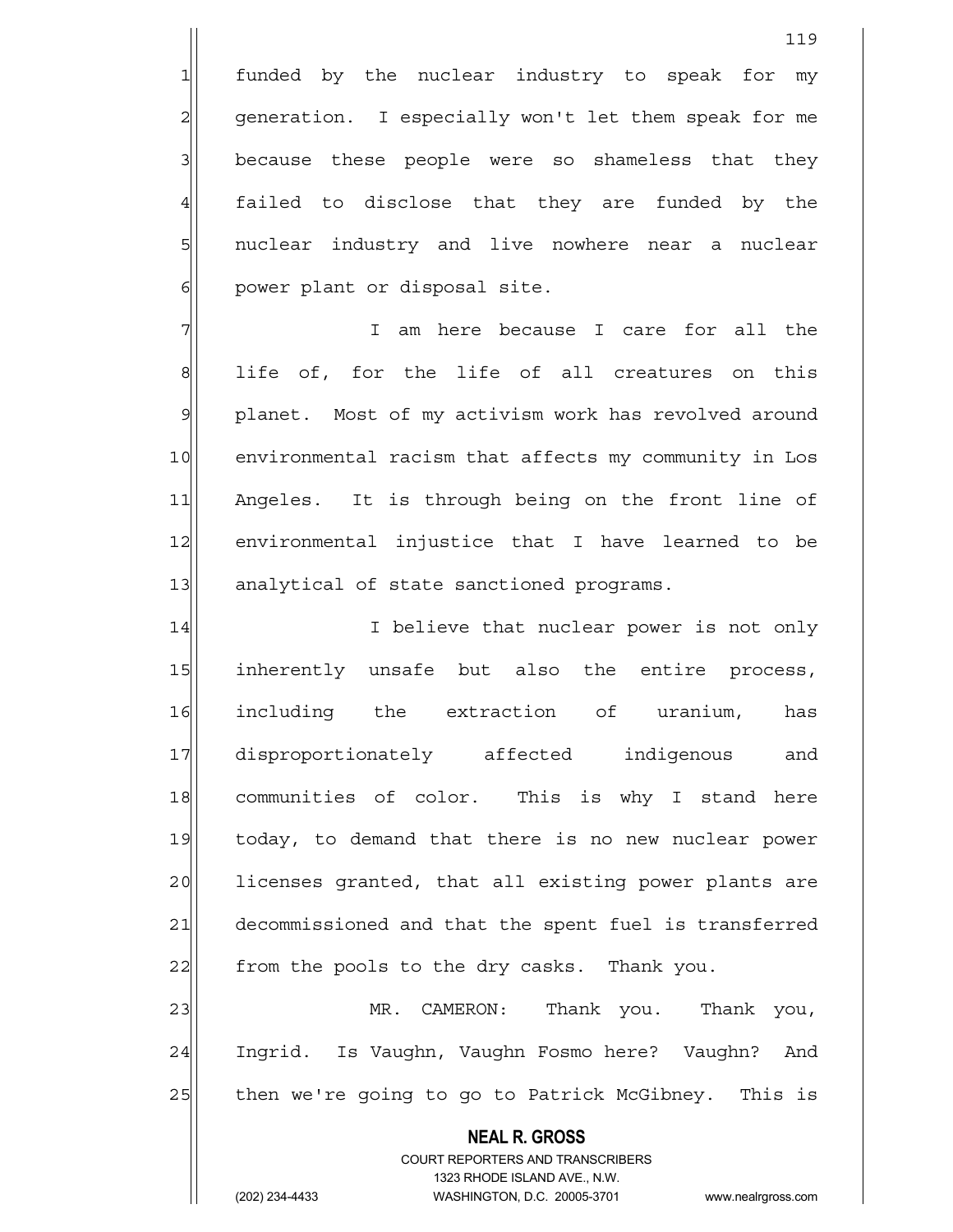funded by the nuclear industry to speak for my generation. I especially won't let them speak for me because these people were so shameless that they failed to disclose that they are funded by the nuclear industry and live nowhere near a nuclear power plant or disposal site.

I am here because I care for all the life of, for the life of all creatures on this planet. Most of my activism work has revolved around environmental racism that affects my community in Los Angeles. It is through being on the front line of environmental injustice that I have learned to be analytical of state sanctioned programs.

I believe that nuclear power is not only inherently unsafe but also the entire process, including the extraction of uranium, has disproportionately affected indigenous and communities of color. This is why I stand here today, to demand that there is no new nuclear power licenses granted, that all existing power plants are decommissioned and that the spent fuel is transferred from the pools to the dry casks. Thank you.

MR. CAMERON: Thank you. Thank you, Ingrid. Is Vaughn, Vaughn Fosmo here? Vaughn? And then we're going to go to Patrick McGibney. This is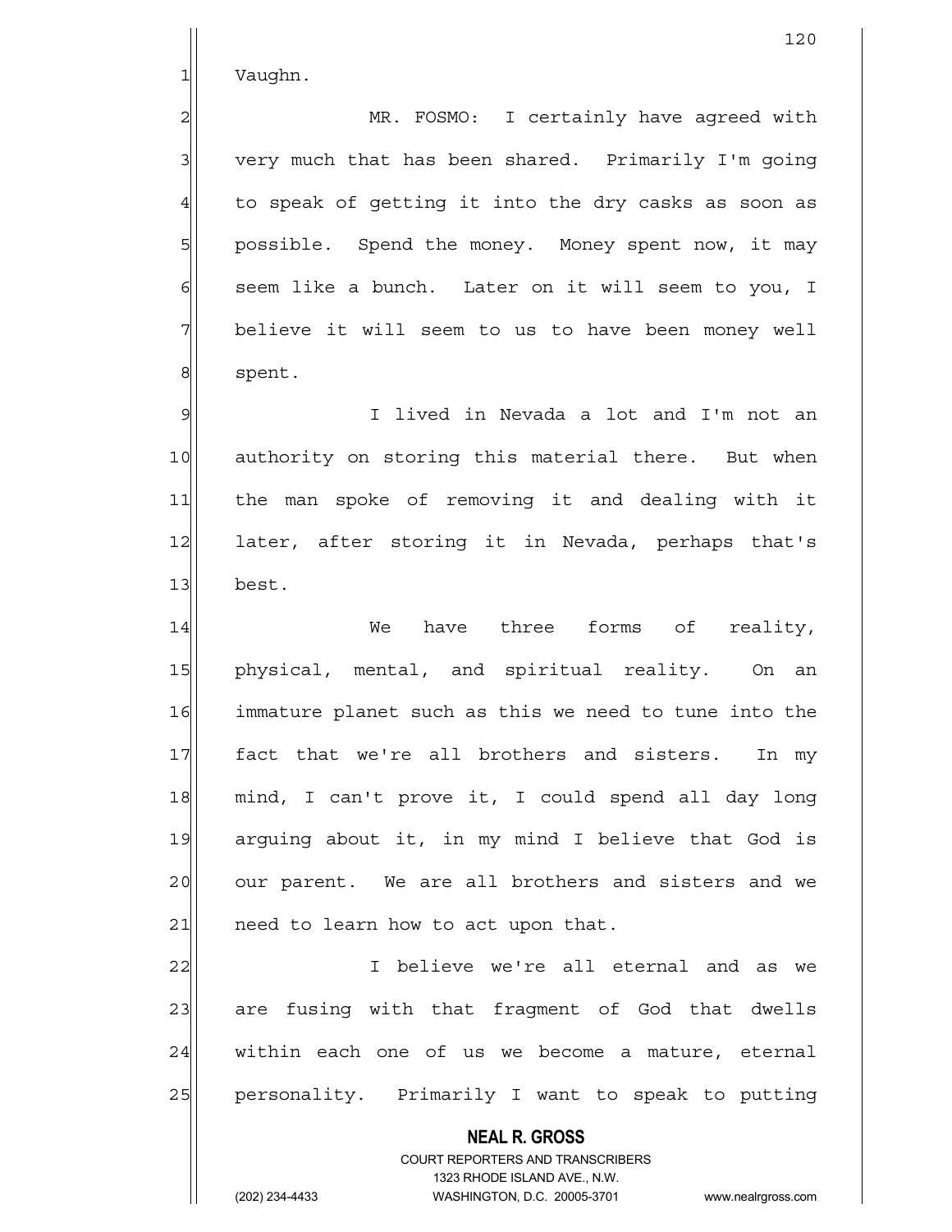Vaughn.

MR. FOSMO: I certainly have agreed with very much that has been shared. Primarily I'm going to speak of getting it into the dry casks as soon as possible. Spend the money. Money spent now, it may seem like a bunch. Later on it will seem to you, I believe it will seem to us to have been money well spent.

I lived in Nevada a lot and I'm not an authority on storing this material there. But when the man spoke of removing it and dealing with it later, after storing it in Nevada, perhaps that's best.

We have three forms of reality, physical, mental, and spiritual reality. On an immature planet such as this we need to tune into the fact that we're all brothers and sisters. In my mind, I can't prove it, I could spend all day long arguing about it, in my mind I believe that God is our parent. We are all brothers and sisters and we need to learn how to act upon that.

I believe we're all eternal and as we are fusing with that fragment of God that dwells within each one of us we become a mature, eternal personality. Primarily I want to speak to putting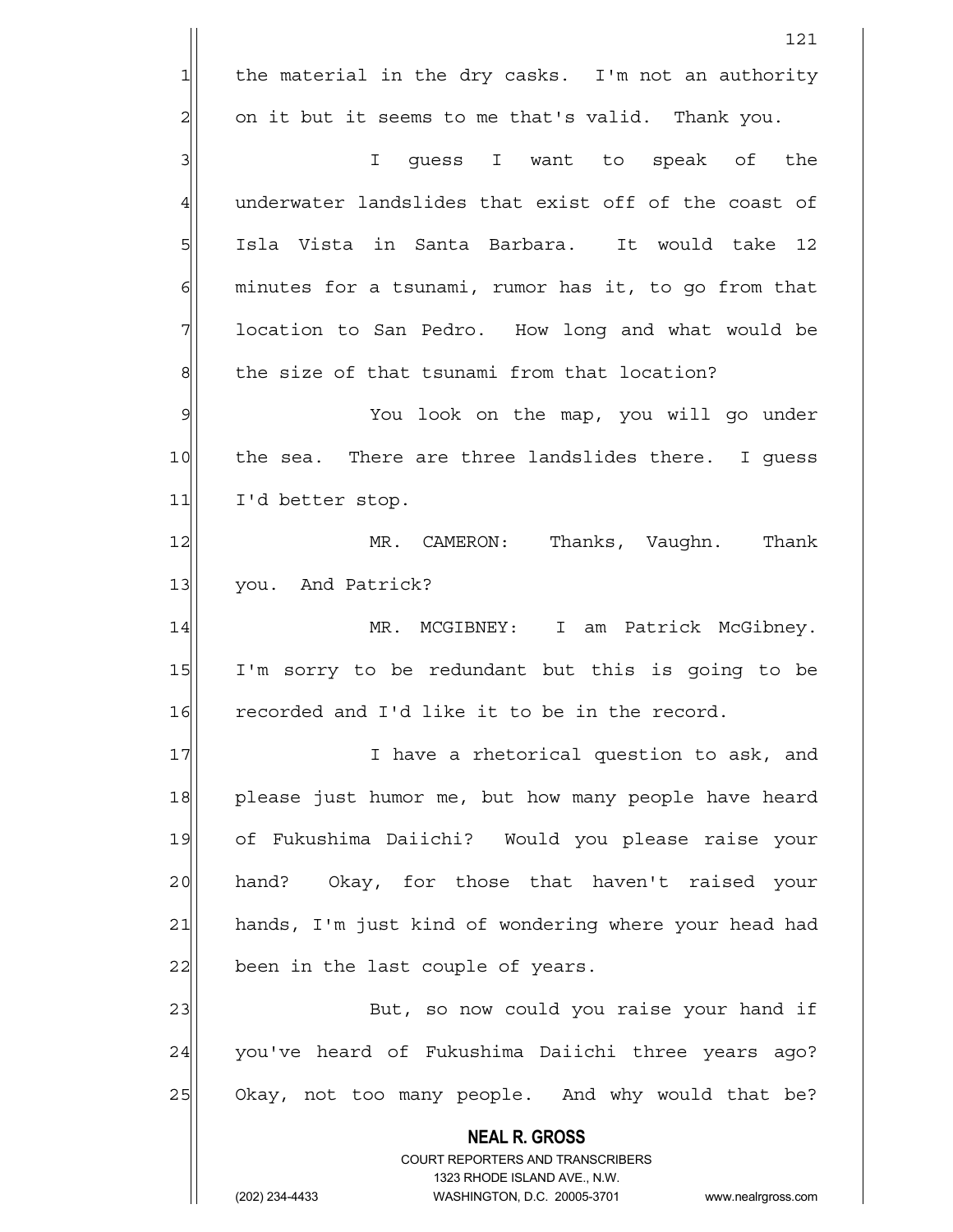the material in the dry casks. I'm not an authority on it but it seems to me that's valid. Thank you.

I guess I want to speak of the underwater landslides that exist off of the coast of Isla Vista in Santa Barbara. It would take 12 minutes for a tsunami, rumor has it, to go from that location to San Pedro. How long and what would be the size of that tsunami from that location?

You look on the map, you will go under the sea. There are three landslides there. I guess I'd better stop.

MR. CAMERON: Thanks, Vaughn. Thank you. And Patrick?

MR. MCGIBNEY: I am Patrick McGibney. I'm sorry to be redundant but this is going to be recorded and I'd like it to be in the record.

I have a rhetorical question to ask, and please just humor me, but how many people have heard of Fukushima Daiichi? Would you please raise your hand? Okay, for those that haven't raised your hands, I'm just kind of wondering where your head had been in the last couple of years.

But, so now could you raise your hand if you've heard of Fukushima Daiichi three years ago? Okay, not too many people. And why would that be?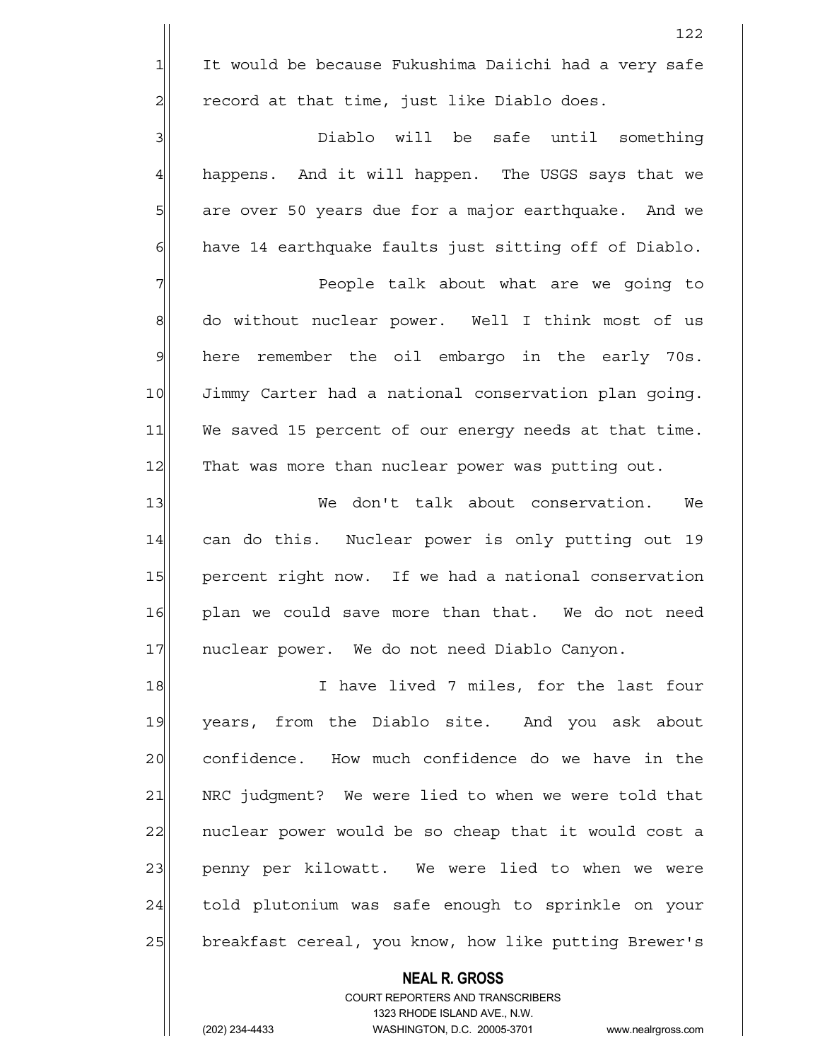It would be because Fukushima Daiichi had a very safe record at that time, just like Diablo does.

Diablo will be safe until something happens. And it will happen. The USGS says that we are over 50 years due for a major earthquake. And we have 14 earthquake faults just sitting off of Diablo.

People talk about what are we going to do without nuclear power. Well I think most of us here remember the oil embargo in the early 70s. Jimmy Carter had a national conservation plan going. We saved 15 percent of our energy needs at that time. That was more than nuclear power was putting out.

We don't talk about conservation. We can do this. Nuclear power is only putting out 19 percent right now. If we had a national conservation plan we could save more than that. We do not need nuclear power. We do not need Diablo Canyon.

I have lived 7 miles, for the last four years, from the Diablo site. And you ask about confidence. How much confidence do we have in the NRC judgment? We were lied to when we were told that nuclear power would be so cheap that it would cost a penny per kilowatt. We were lied to when we were told plutonium was safe enough to sprinkle on your breakfast cereal, you know, how like putting Brewer's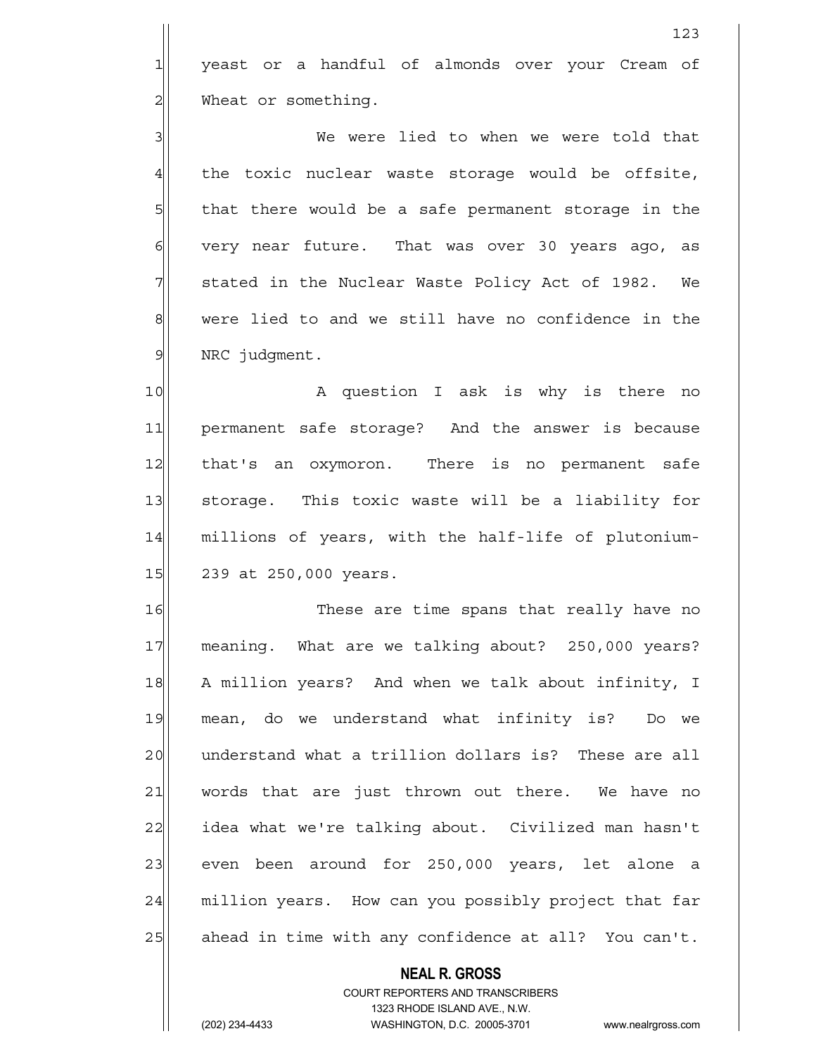yeast or a handful of almonds over your Cream of Wheat or something.

We were lied to when we were told that the toxic nuclear waste storage would be offsite, that there would be a safe permanent storage in the very near future. That was over 30 years ago, as stated in the Nuclear Waste Policy Act of 1982. We were lied to and we still have no confidence in the NRC judgment.

A question I ask is why is there no permanent safe storage? And the answer is because that's an oxymoron. There is no permanent safe storage. This toxic waste will be a liability for millions of years, with the half-life of plutonium-239 at 250,000 years.

These are time spans that really have no meaning. What are we talking about? 250,000 years? A million years? And when we talk about infinity, I mean, do we understand what infinity is? Do we understand what a trillion dollars is? These are all words that are just thrown out there. We have no idea what we're talking about. Civilized man hasn't even been around for 250,000 years, let alone a million years. How can you possibly project that far ahead in time with any confidence at all? You can't.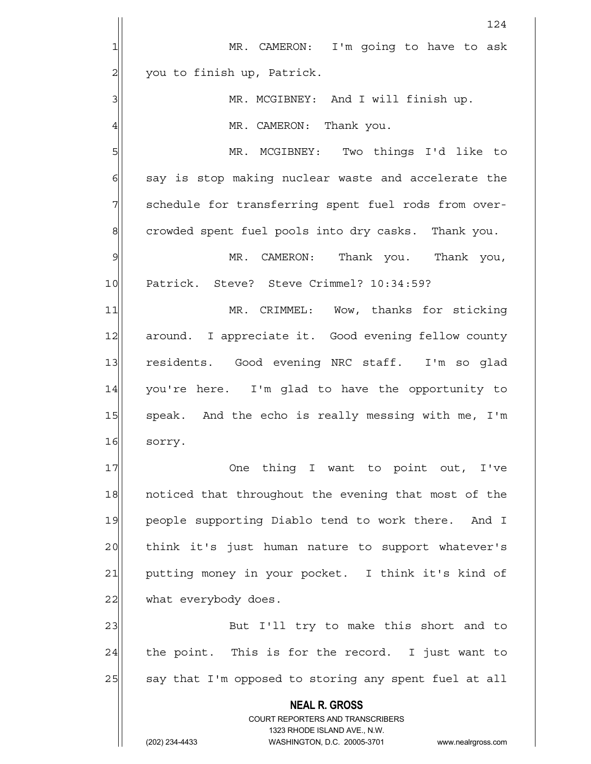MR. CAMERON: I'm going to have to ask you to finish up, Patrick.

MR. MCGIBNEY: And I will finish up.

MR. CAMERON: Thank you.

MR. MCGIBNEY: Two things I'd like to say is stop making nuclear waste and accelerate the schedule for transferring spent fuel rods from over-crowded spent fuel pools into dry casks. Thank you.

MR. CAMERON: Thank you. Thank you, Patrick. Steve? Steve Crimmel? 10:34:59?

MR. CRIMMEL: Wow, thanks for sticking around. I appreciate it. Good evening fellow county residents. Good evening NRC staff. I'm so glad you're here. I'm glad to have the opportunity to speak. And the echo is really messing with me, I'm sorry.

One thing I want to point out, I've noticed that throughout the evening that most of the people supporting Diablo tend to work there. And I think it's just human nature to support whatever's putting money in your pocket. I think it's kind of what everybody does.

But I'll try to make this short and to the point. This is for the record. I just want to say that I'm opposed to storing any spent fuel at all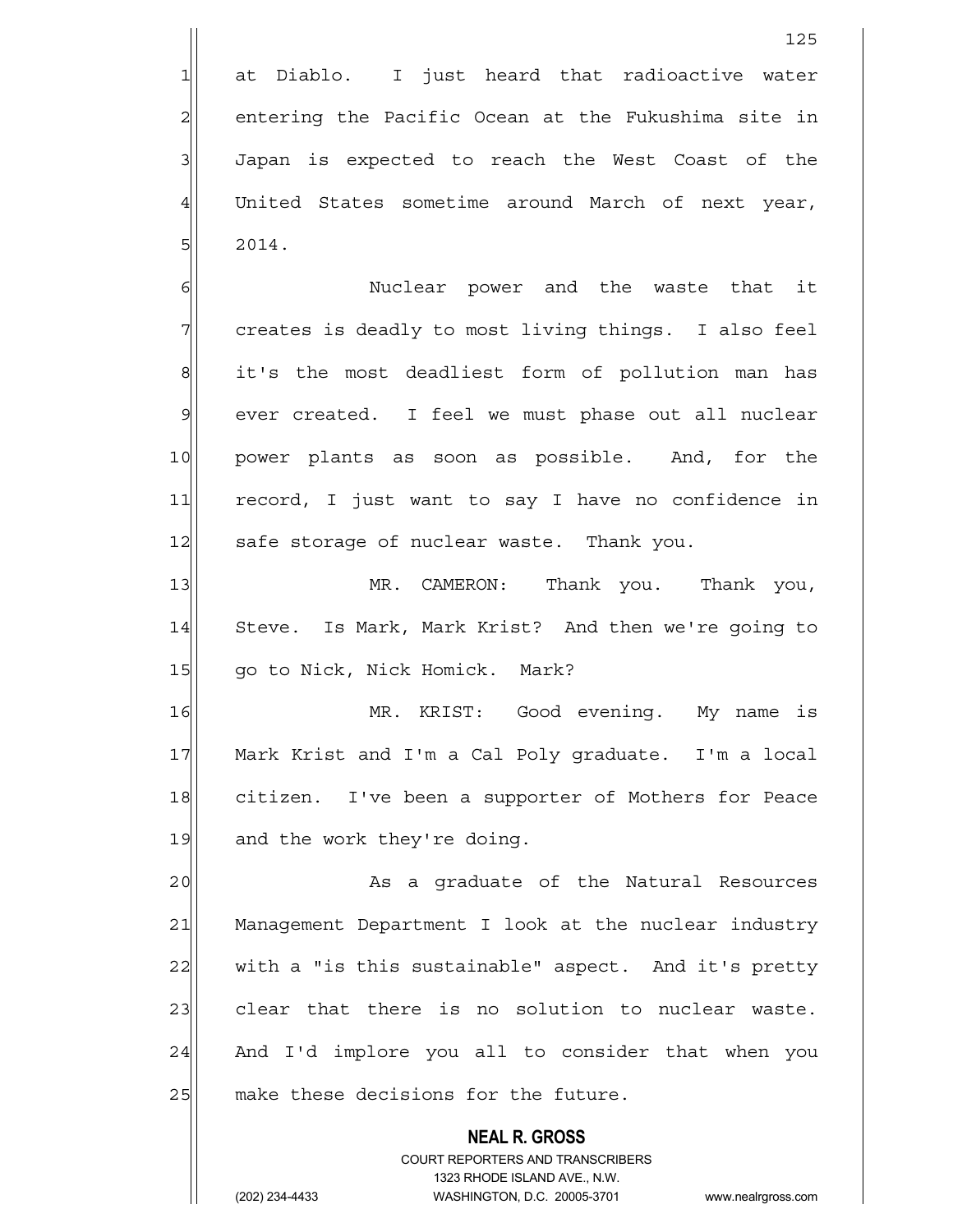at Diablo. I just heard that radioactive water entering the Pacific Ocean at the Fukushima site in Japan is expected to reach the West Coast of the United States sometime around March of next year, 2014.

Nuclear power and the waste that it creates is deadly to most living things. I also feel it's the most deadliest form of pollution man has ever created. I feel we must phase out all nuclear power plants as soon as possible. And, for the record, I just want to say I have no confidence in safe storage of nuclear waste. Thank you.

MR. CAMERON: Thank you. Thank you, Steve. Is Mark, Mark Krist? And then we're going to go to Nick, Nick Homick. Mark?

MR. KRIST: Good evening. My name is Mark Krist and I'm a Cal Poly graduate. I'm a local citizen. I've been a supporter of Mothers for Peace and the work they're doing.

As a graduate of the Natural Resources Management Department I look at the nuclear industry with a "is this sustainable" aspect. And it's pretty clear that there is no solution to nuclear waste. And I'd implore you all to consider that when you make these decisions for the future.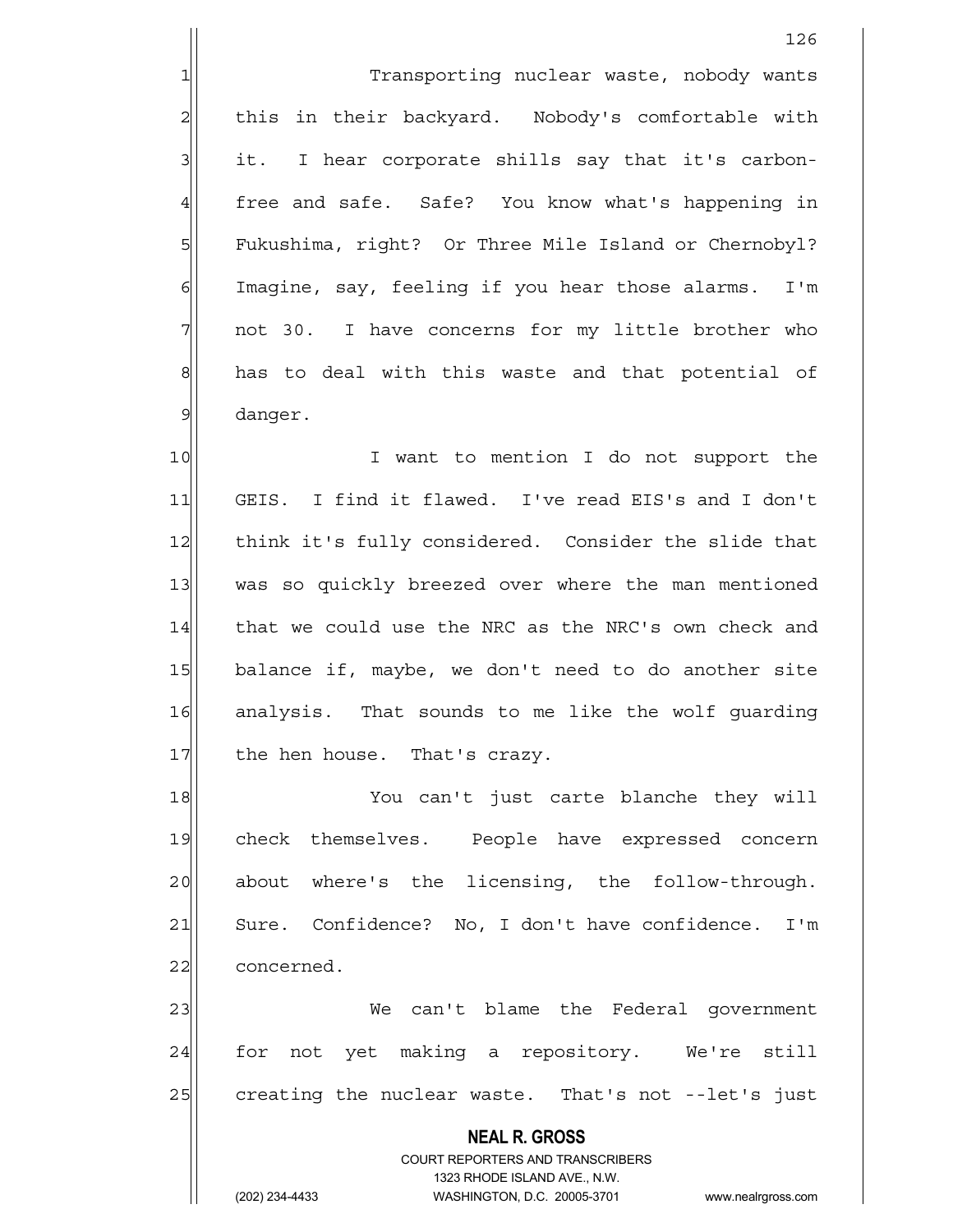Transporting nuclear waste, nobody wants this in their backyard. Nobody's comfortable with it. I hear corporate shills say that it's carbon-free and safe. Safe? You know what's happening in Fukushima, right? Or Three Mile Island or Chernobyl? Imagine, say, feeling if you hear those alarms. I'm not 30. I have concerns for my little brother who has to deal with this waste and that potential of danger.

I want to mention I do not support the GEIS. I find it flawed. I've read EIS's and I don't think it's fully considered. Consider the slide that was so quickly breezed over where the man mentioned that we could use the NRC as the NRC's own check and balance if, maybe, we don't need to do another site analysis. That sounds to me like the wolf guarding the hen house. That's crazy.

You can't just carte blanche they will check themselves. People have expressed concern about where's the licensing, the follow-through. Sure. Confidence? No, I don't have confidence. I'm concerned.

We can't blame the Federal government for not yet making a repository. We're still creating the nuclear waste. That's not --let's just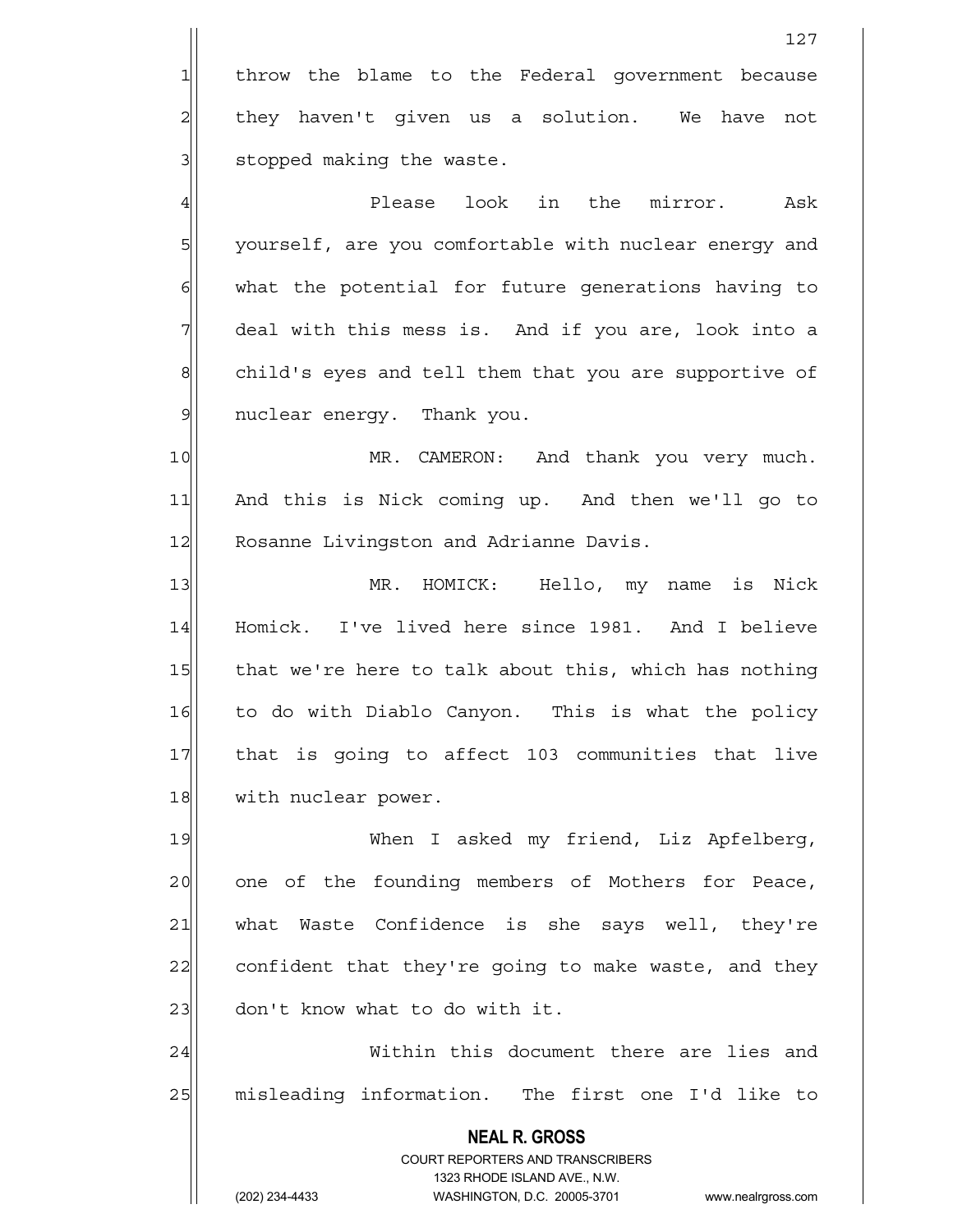throw the blame to the Federal government because they haven't given us a solution. We have not stopped making the waste.

Please look in the mirror. Ask yourself, are you comfortable with nuclear energy and what the potential for future generations having to deal with this mess is. And if you are, look into a child's eyes and tell them that you are supportive of nuclear energy. Thank you.

MR. CAMERON: And thank you very much. And this is Nick coming up. And then we'll go to Rosanne Livingston and Adrianne Davis.

MR. HOMICK: Hello, my name is Nick Homick. I've lived here since 1981. And I believe that we're here to talk about this, which has nothing to do with Diablo Canyon. This is what the policy that is going to affect 103 communities that live with nuclear power.

When I asked my friend, Liz Apfelberg, one of the founding members of Mothers for Peace, what Waste Confidence is she says well, they're confident that they're going to make waste, and they don't know what to do with it.

Within this document there are lies and misleading information. The first one I'd like to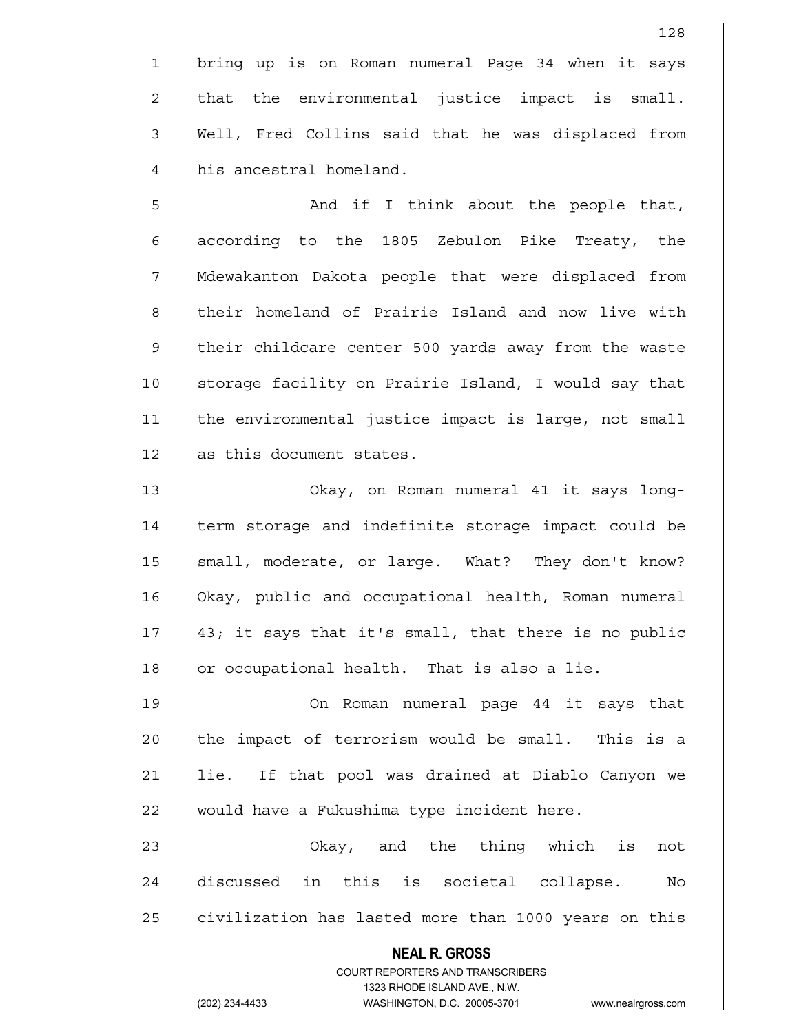bring up is on Roman numeral Page 34 when it says that the environmental justice impact is small. Well, Fred Collins said that he was displaced from his ancestral homeland.

And if I think about the people that, according to the 1805 Zebulon Pike Treaty, the Mdewakanton Dakota people that were displaced from their homeland of Prairie Island and now live with their childcare center 500 yards away from the waste storage facility on Prairie Island, I would say that the environmental justice impact is large, not small as this document states.

Okay, on Roman numeral 41 it says long-term storage and indefinite storage impact could be small, moderate, or large. What? They don't know? Okay, public and occupational health, Roman numeral 43; it says that it's small, that there is no public or occupational health. That is also a lie.

On Roman numeral page 44 it says that the impact of terrorism would be small. This is a lie. If that pool was drained at Diablo Canyon we would have a Fukushima type incident here.

Okay, and the thing which is not discussed in this is societal collapse. No civilization has lasted more than 1000 years on this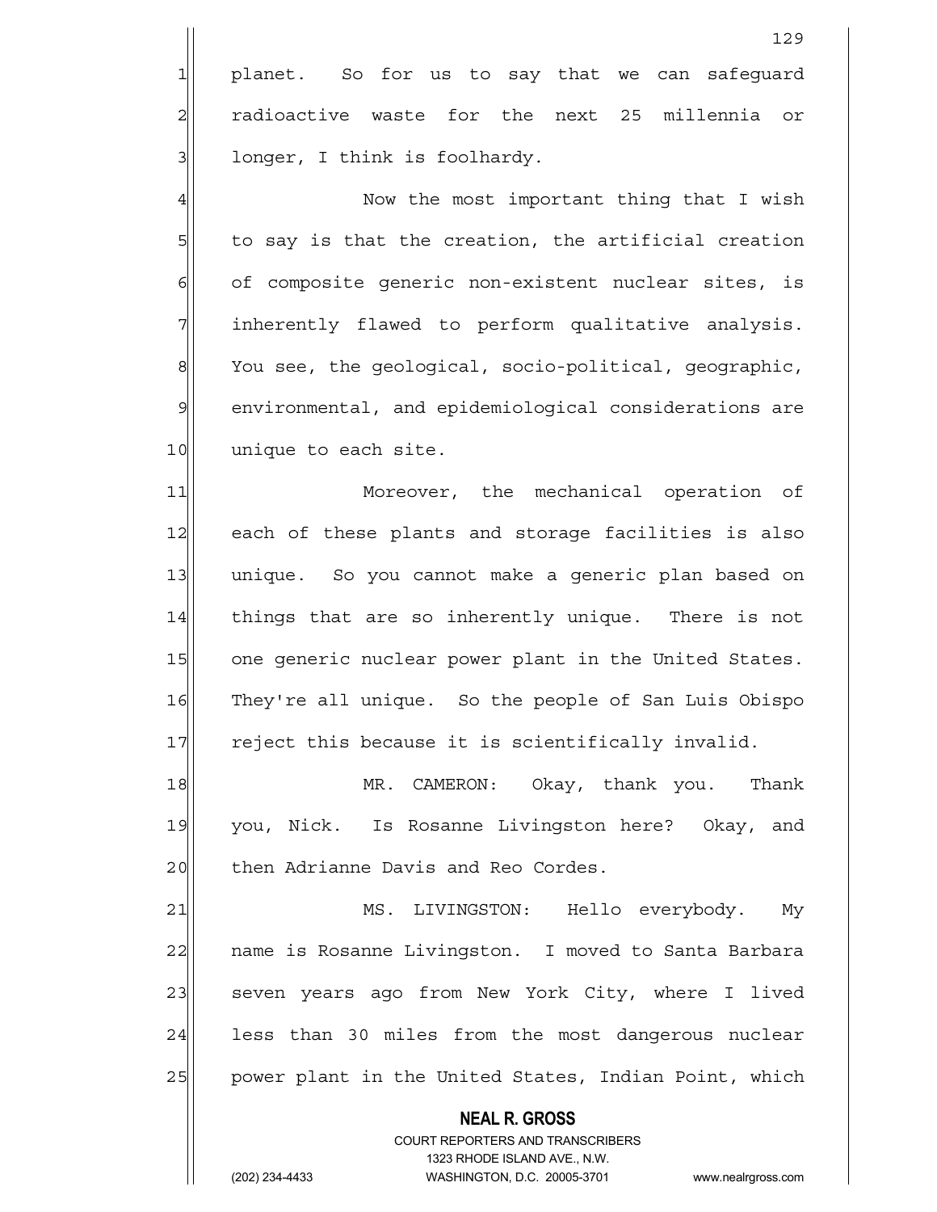planet. So for us to say that we can safeguard radioactive waste for the next 25 millennia or longer, I think is foolhardy.

Now the most important thing that I wish to say is that the creation, the artificial creation of composite generic non-existent nuclear sites, is inherently flawed to perform qualitative analysis. You see, the geological, socio-political, geographic, environmental, and epidemiological considerations are unique to each site.

Moreover, the mechanical operation of each of these plants and storage facilities is also unique. So you cannot make a generic plan based on things that are so inherently unique. There is not one generic nuclear power plant in the United States. They're all unique. So the people of San Luis Obispo reject this because it is scientifically invalid.

MR. CAMERON: Okay, thank you. Thank you, Nick. Is Rosanne Livingston here? Okay, and then Adrianne Davis and Reo Cordes.

MS. LIVINGSTON: Hello everybody. My name is Rosanne Livingston. I moved to Santa Barbara seven years ago from New York City, where I lived less than 30 miles from the most dangerous nuclear power plant in the United States, Indian Point, which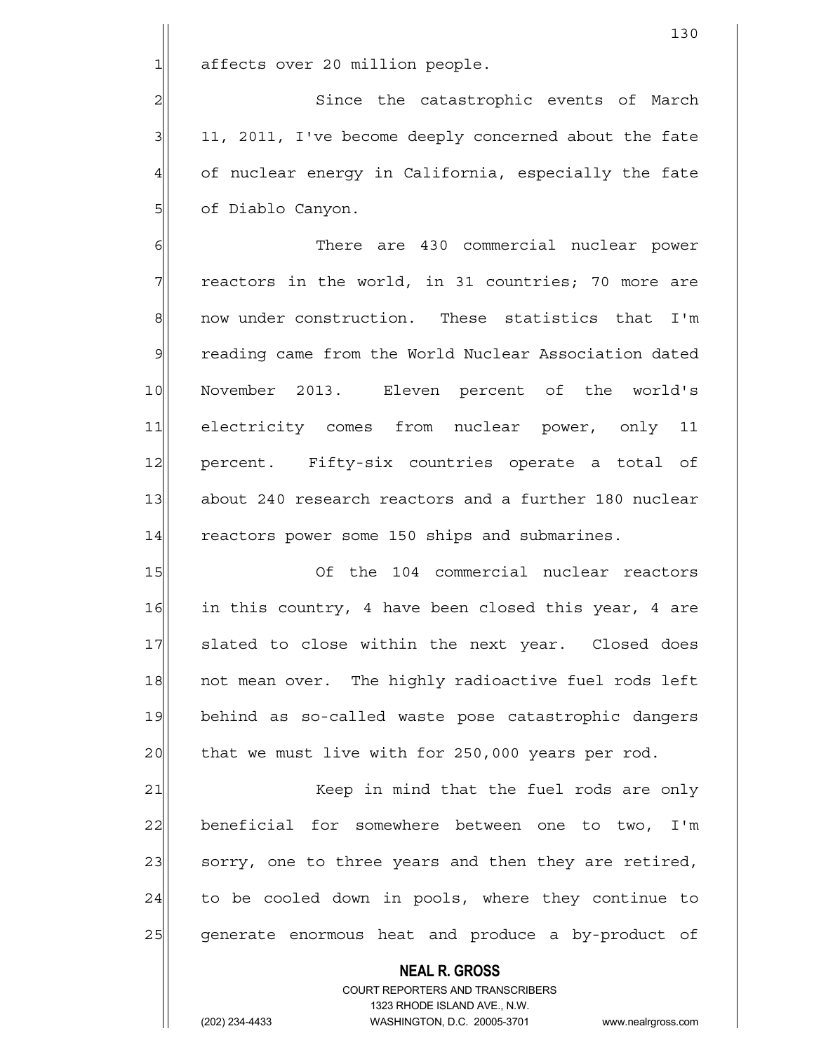affects over 20 million people.

Since the catastrophic events of March 11, 2011, I've become deeply concerned about the fate of nuclear energy in California, especially the fate of Diablo Canyon.

There are 430 commercial nuclear power reactors in the world, in 31 countries; 70 more are now under construction. These statistics that I'm reading came from the World Nuclear Association dated November 2013. Eleven percent of the world's electricity comes from nuclear power, only 11 percent. Fifty-six countries operate a total of about 240 research reactors and a further 180 nuclear reactors power some 150 ships and submarines.

Of the 104 commercial nuclear reactors in this country, 4 have been closed this year, 4 are slated to close within the next year. Closed does not mean over. The highly radioactive fuel rods left behind as so-called waste pose catastrophic dangers that we must live with for 250,000 years per rod.

Keep in mind that the fuel rods are only beneficial for somewhere between one to two, I'm sorry, one to three years and then they are retired, to be cooled down in pools, where they continue to generate enormous heat and produce a by-product of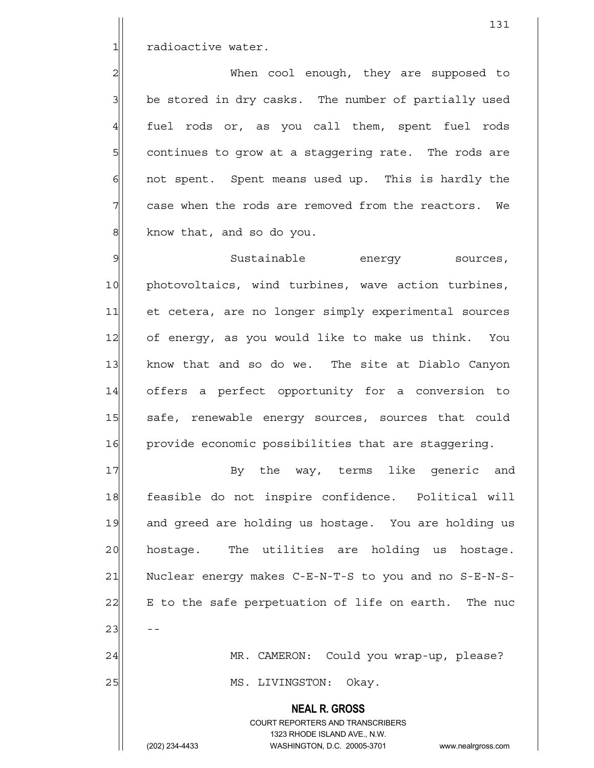radioactive water.

When cool enough, they are supposed to be stored in dry casks. The number of partially used fuel rods or, as you call them, spent fuel rods continues to grow at a staggering rate. The rods are not spent. Spent means used up. This is hardly the case when the rods are removed from the reactors. We know that, and so do you.

Sustainable energy sources, photovoltaics, wind turbines, wave action turbines, et cetera, are no longer simply experimental sources of energy, as you would like to make us think. You know that and so do we. The site at Diablo Canyon offers a perfect opportunity for a conversion to safe, renewable energy sources, sources that could provide economic possibilities that are staggering.

By the way, terms like generic and feasible do not inspire confidence. Political will and greed are holding us hostage. You are holding us hostage. The utilities are holding us hostage. Nuclear energy makes C-E-N-T-S to you and no S-E-N-S-E to the safe perpetuation of life on earth. The nuc --

MR. CAMERON: Could you wrap-up, please?

MS. LIVINGSTON: Okay.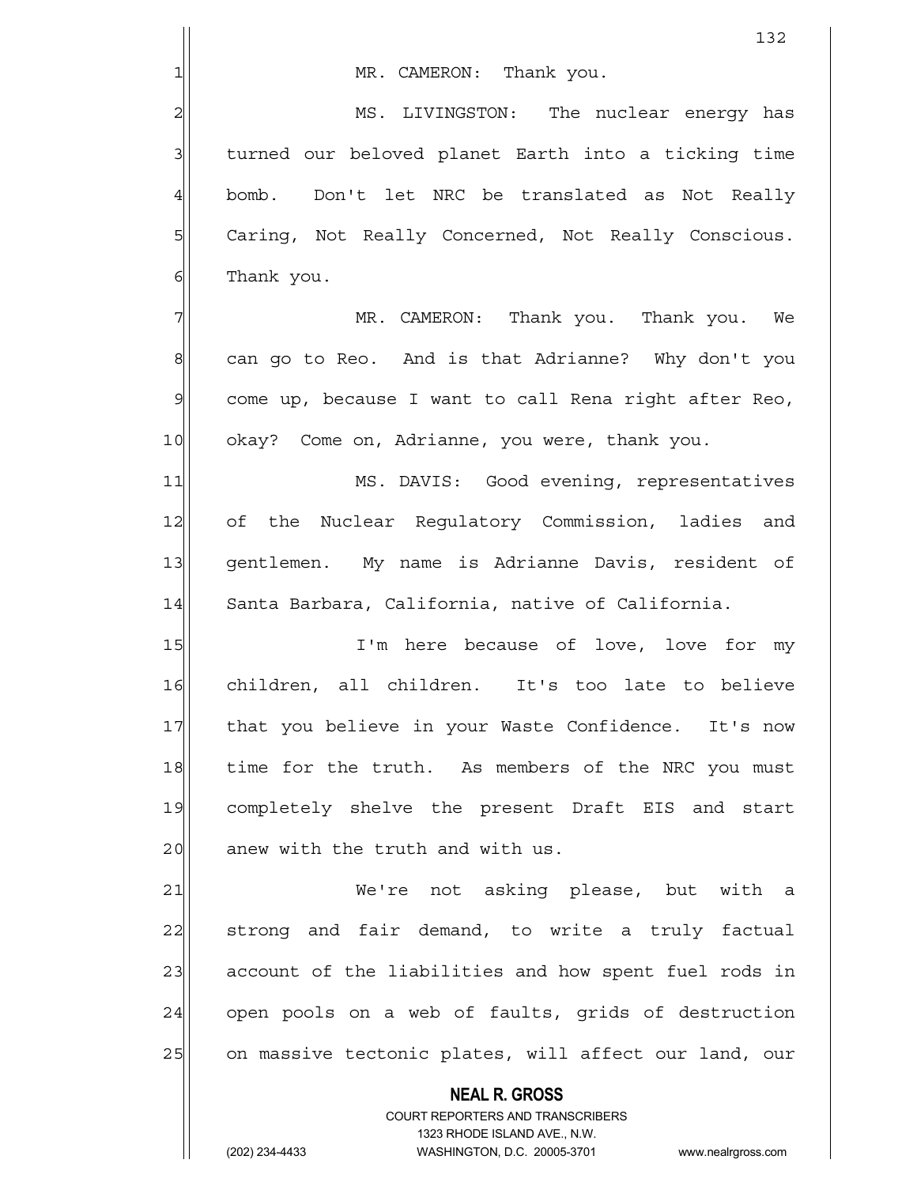MR. CAMERON: Thank you.

MS. LIVINGSTON: The nuclear energy has turned our beloved planet Earth into a ticking time bomb. Don't let NRC be translated as Not Really Caring, Not Really Concerned, Not Really Conscious. Thank you.

MR. CAMERON: Thank you. Thank you. We can go to Reo. And is that Adrianne? Why don't you come up, because I want to call Rena right after Reo, okay? Come on, Adrianne, you were, thank you.

MS. DAVIS: Good evening, representatives of the Nuclear Regulatory Commission, ladies and gentlemen. My name is Adrianne Davis, resident of Santa Barbara, California, native of California.

I'm here because of love, love for my children, all children. It's too late to believe that you believe in your Waste Confidence. It's now time for the truth. As members of the NRC you must completely shelve the present Draft EIS and start anew with the truth and with us.

We're not asking please, but with a strong and fair demand, to write a truly factual account of the liabilities and how spent fuel rods in open pools on a web of faults, grids of destruction on massive tectonic plates, will affect our land, our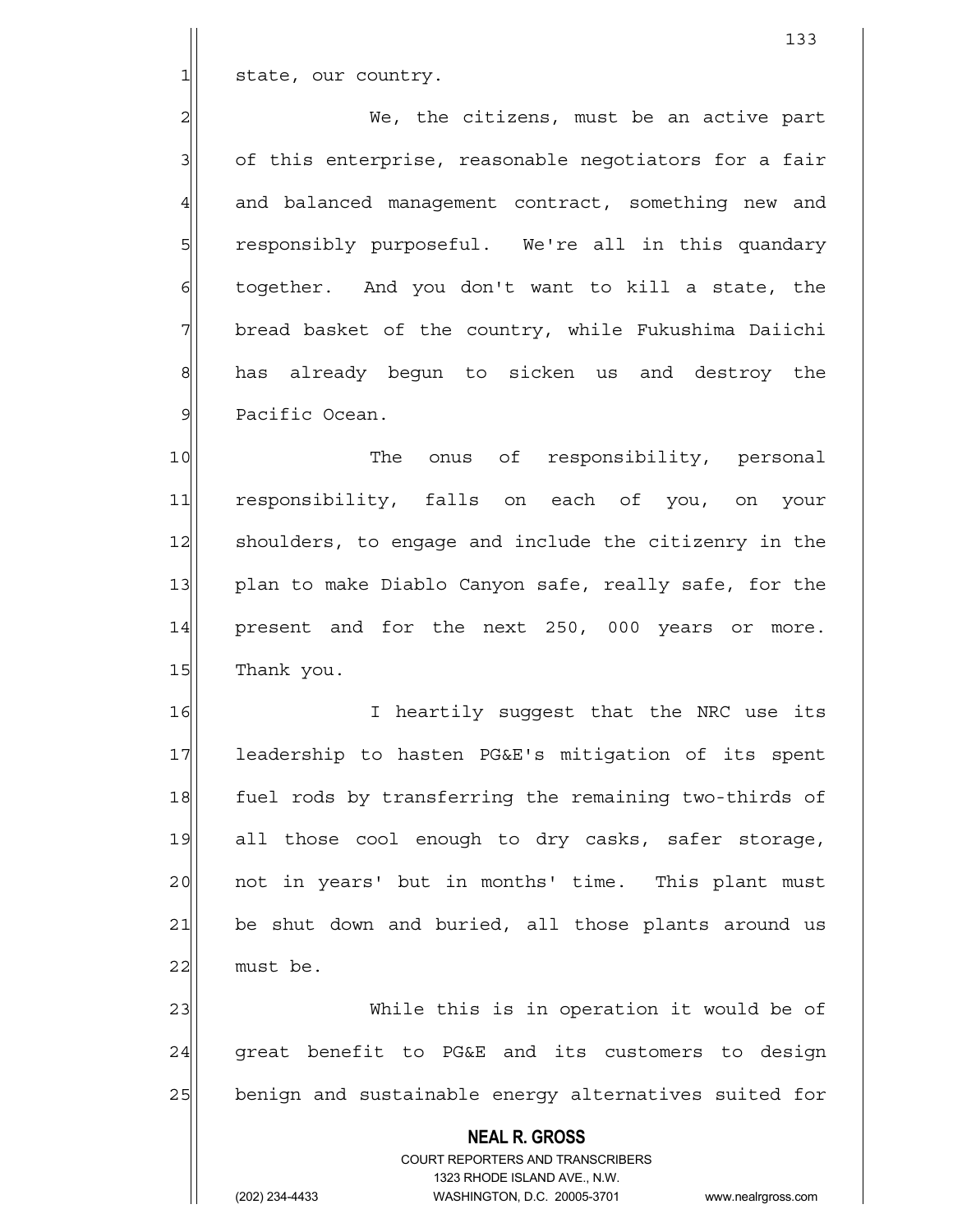state, our country.

We, the citizens, must be an active part of this enterprise, reasonable negotiators for a fair and balanced management contract, something new and responsibly purposeful. We're all in this quandary together. And you don't want to kill a state, the bread basket of the country, while Fukushima Daiichi has already begun to sicken us and destroy the Pacific Ocean.

The onus of responsibility, personal responsibility, falls on each of you, on your shoulders, to engage and include the citizenry in the plan to make Diablo Canyon safe, really safe, for the present and for the next 250, 000 years or more. Thank you.

I heartily suggest that the NRC use its leadership to hasten PG&E's mitigation of its spent fuel rods by transferring the remaining two-thirds of all those cool enough to dry casks, safer storage, not in years' but in months' time. This plant must be shut down and buried, all those plants around us must be.

While this is in operation it would be of great benefit to PG&E and its customers to design benign and sustainable energy alternatives suited for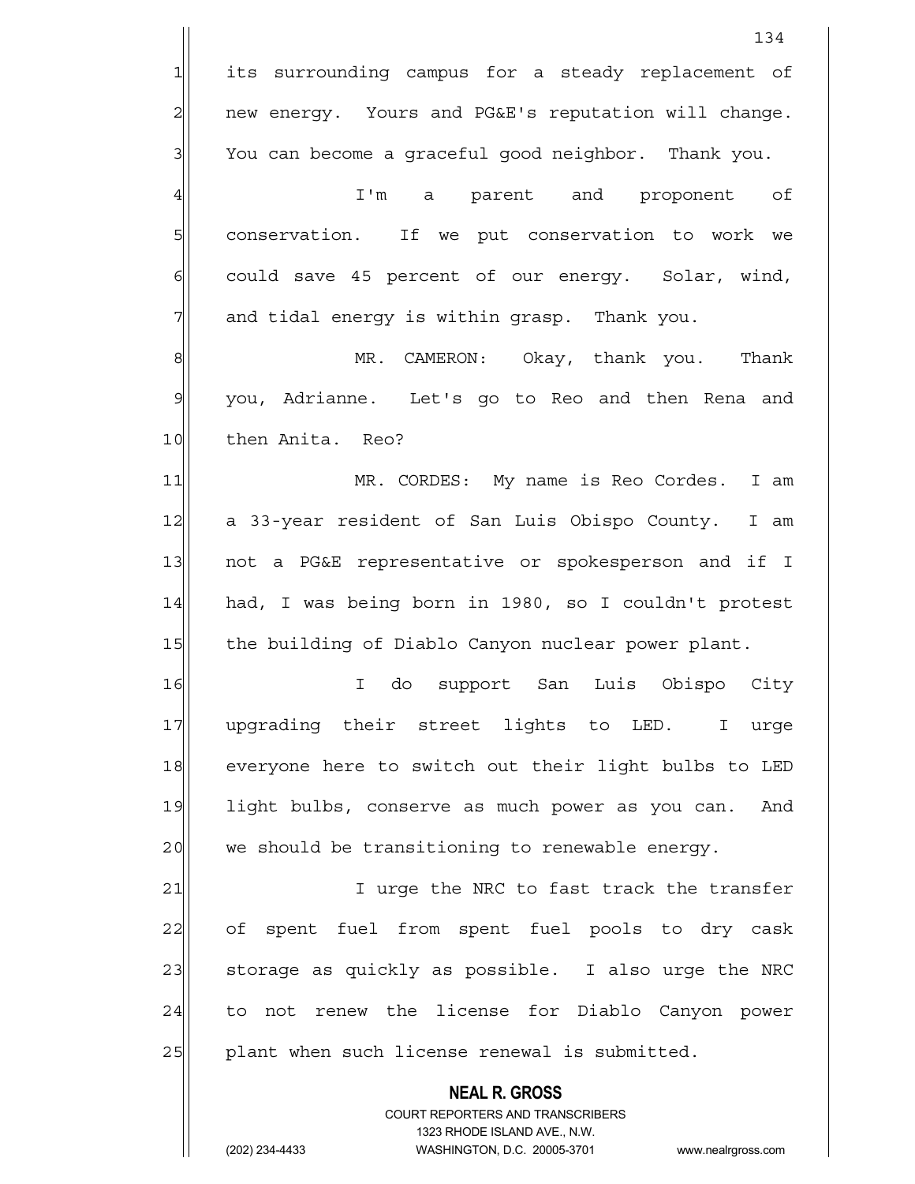its surrounding campus for a steady replacement of new energy. Yours and PG&E's reputation will change. You can become a graceful good neighbor. Thank you.

I'm a parent and proponent of conservation. If we put conservation to work we could save 45 percent of our energy. Solar, wind, and tidal energy is within grasp. Thank you.

MR. CAMERON: Okay, thank you. Thank you, Adrianne. Let's go to Reo and then Rena and then Anita. Reo?

MR. CORDES: My name is Reo Cordes. I am a 33-year resident of San Luis Obispo County. I am not a PG&E representative or spokesperson and if I had, I was being born in 1980, so I couldn't protest the building of Diablo Canyon nuclear power plant.

I do support San Luis Obispo City upgrading their street lights to LED. I urge everyone here to switch out their light bulbs to LED light bulbs, conserve as much power as you can. And we should be transitioning to renewable energy.

I urge the NRC to fast track the transfer of spent fuel from spent fuel pools to dry cask storage as quickly as possible. I also urge the NRC to not renew the license for Diablo Canyon power plant when such license renewal is submitted.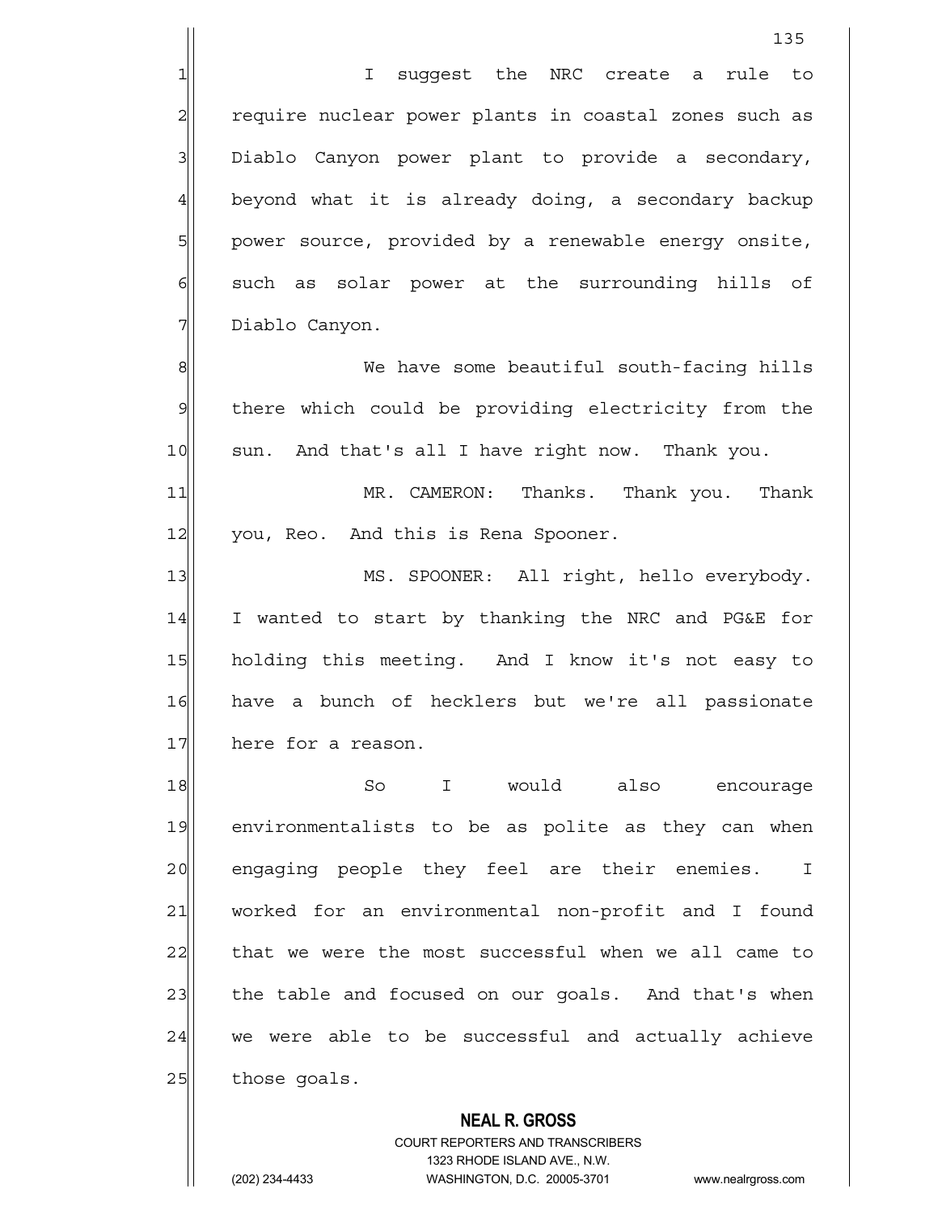I suggest the NRC create a rule to require nuclear power plants in coastal zones such as Diablo Canyon power plant to provide a secondary, beyond what it is already doing, a secondary backup power source, provided by a renewable energy onsite, such as solar power at the surrounding hills of Diablo Canyon.

We have some beautiful south-facing hills there which could be providing electricity from the sun. And that's all I have right now. Thank you.

MR. CAMERON: Thanks. Thank you. Thank you, Reo. And this is Rena Spooner.

MS. SPOONER: All right, hello everybody. I wanted to start by thanking the NRC and PG&E for holding this meeting. And I know it's not easy to have a bunch of hecklers but we're all passionate here for a reason.

So I would also encourage environmentalists to be as polite as they can when engaging people they feel are their enemies. I worked for an environmental non-profit and I found that we were the most successful when we all came to the table and focused on our goals. And that's when we were able to be successful and actually achieve those goals.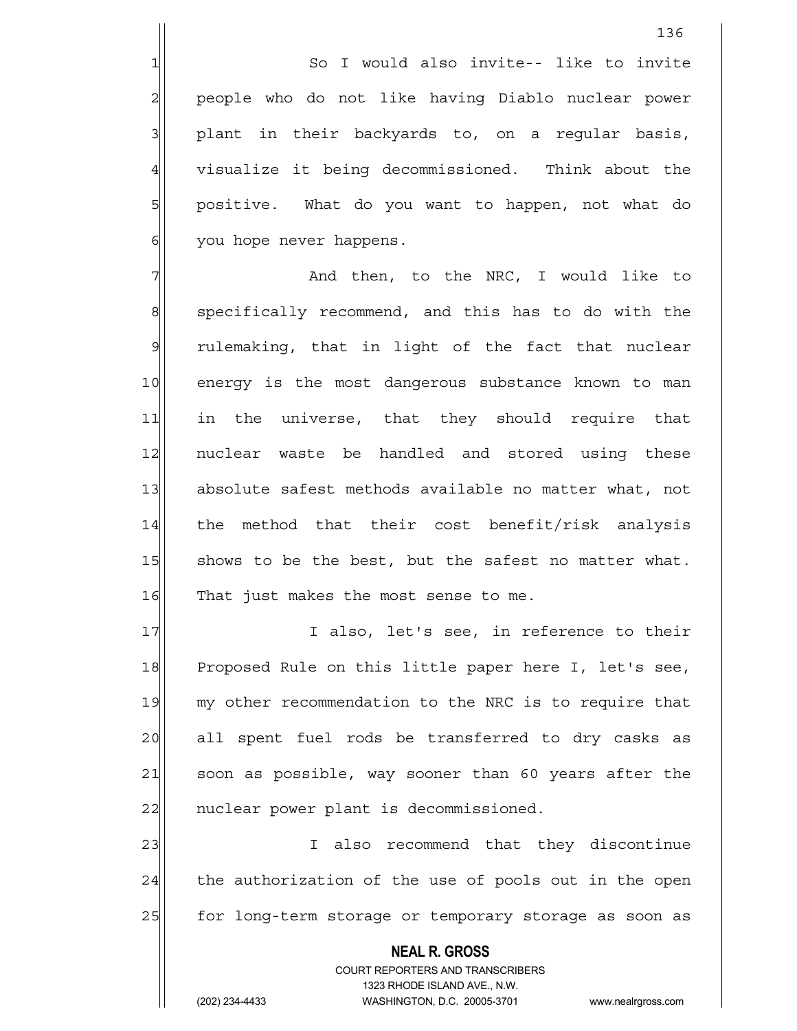So I would also invite-- like to invite people who do not like having Diablo nuclear power plant in their backyards to, on a regular basis, visualize it being decommissioned. Think about the positive. What do you want to happen, not what do you hope never happens.

And then, to the NRC, I would like to specifically recommend, and this has to do with the rulemaking, that in light of the fact that nuclear energy is the most dangerous substance known to man in the universe, that they should require that nuclear waste be handled and stored using these absolute safest methods available no matter what, not the method that their cost benefit/risk analysis shows to be the best, but the safest no matter what. That just makes the most sense to me.

I also, let's see, in reference to their Proposed Rule on this little paper here I, let's see, my other recommendation to the NRC is to require that all spent fuel rods be transferred to dry casks as soon as possible, way sooner than 60 years after the nuclear power plant is decommissioned.

I also recommend that they discontinue the authorization of the use of pools out in the open for long-term storage or temporary storage as soon as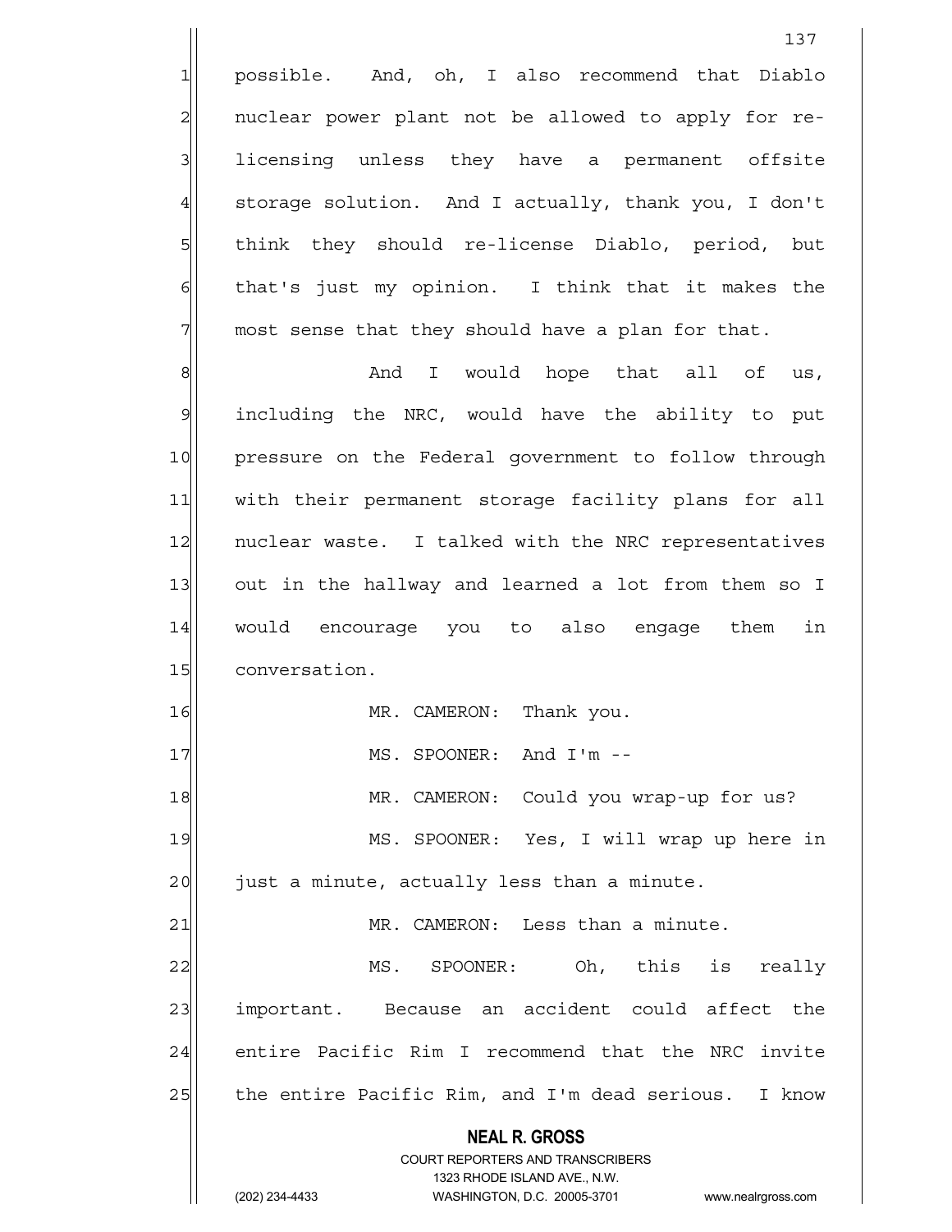possible. And, oh, I also recommend that Diablo nuclear power plant not be allowed to apply for re-licensing unless they have a permanent offsite storage solution. And I actually, thank you, I don't think they should re-license Diablo, period, but that's just my opinion. I think that it makes the most sense that they should have a plan for that.

And I would hope that all of us, including the NRC, would have the ability to put pressure on the Federal government to follow through with their permanent storage facility plans for all nuclear waste. I talked with the NRC representatives out in the hallway and learned a lot from them so I would encourage you to also engage them in conversation.

MR. CAMERON: Thank you.

MS. SPOONER: And I'm --

MR. CAMERON: Could you wrap-up for us?

MS. SPOONER: Yes, I will wrap up here in just a minute, actually less than a minute.

MR. CAMERON: Less than a minute.

MS. SPOONER: Oh, this is really important. Because an accident could affect the entire Pacific Rim I recommend that the NRC invite the entire Pacific Rim, and I'm dead serious. I know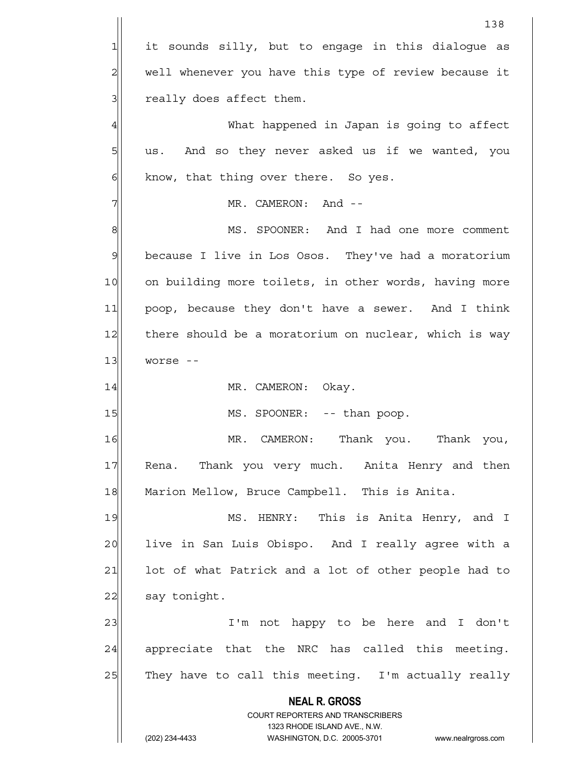it sounds silly, but to engage in this dialogue as well whenever you have this type of review because it really does affect them.

What happened in Japan is going to affect us. And so they never asked us if we wanted, you know, that thing over there. So yes.

MR. CAMERON: And --

MS. SPOONER: And I had one more comment because I live in Los Osos. They've had a moratorium on building more toilets, in other words, having more poop, because they don't have a sewer. And I think there should be a moratorium on nuclear, which is way worse --

MR. CAMERON: Okay.

MS. SPOONER: -- than poop.

MR. CAMERON: Thank you. Thank you, Rena. Thank you very much. Anita Henry and then Marion Mellow, Bruce Campbell. This is Anita.

MS. HENRY: This is Anita Henry, and I live in San Luis Obispo. And I really agree with a lot of what Patrick and a lot of other people had to say tonight.

I'm not happy to be here and I don't appreciate that the NRC has called this meeting. They have to call this meeting. I'm actually really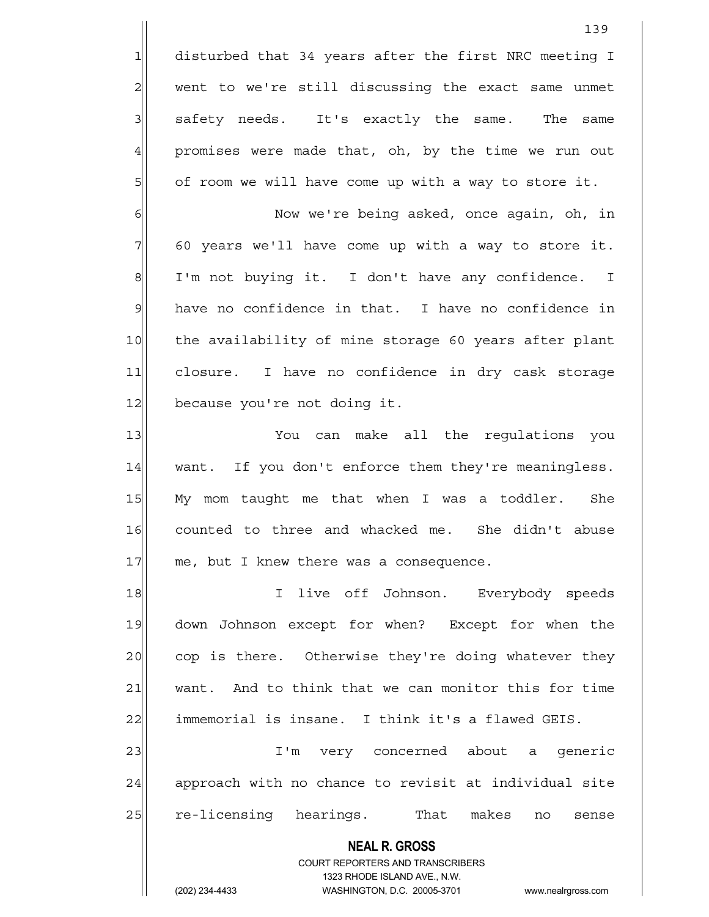disturbed that 34 years after the first NRC meeting I went to we're still discussing the exact same unmet safety needs. It's exactly the same. The same promises were made that, oh, by the time we run out of room we will have come up with a way to store it.

Now we're being asked, once again, oh, in 60 years we'll have come up with a way to store it. I'm not buying it. I don't have any confidence. I have no confidence in that. I have no confidence in the availability of mine storage 60 years after plant closure. I have no confidence in dry cask storage because you're not doing it.

You can make all the regulations you want. If you don't enforce them they're meaningless. My mom taught me that when I was a toddler. She counted to three and whacked me. She didn't abuse me, but I knew there was a consequence.

I live off Johnson. Everybody speeds down Johnson except for when? Except for when the cop is there. Otherwise they're doing whatever they want. And to think that we can monitor this for time immemorial is insane. I think it's a flawed GEIS.

I'm very concerned about a generic approach with no chance to revisit at individual site re-licensing hearings. That makes no sense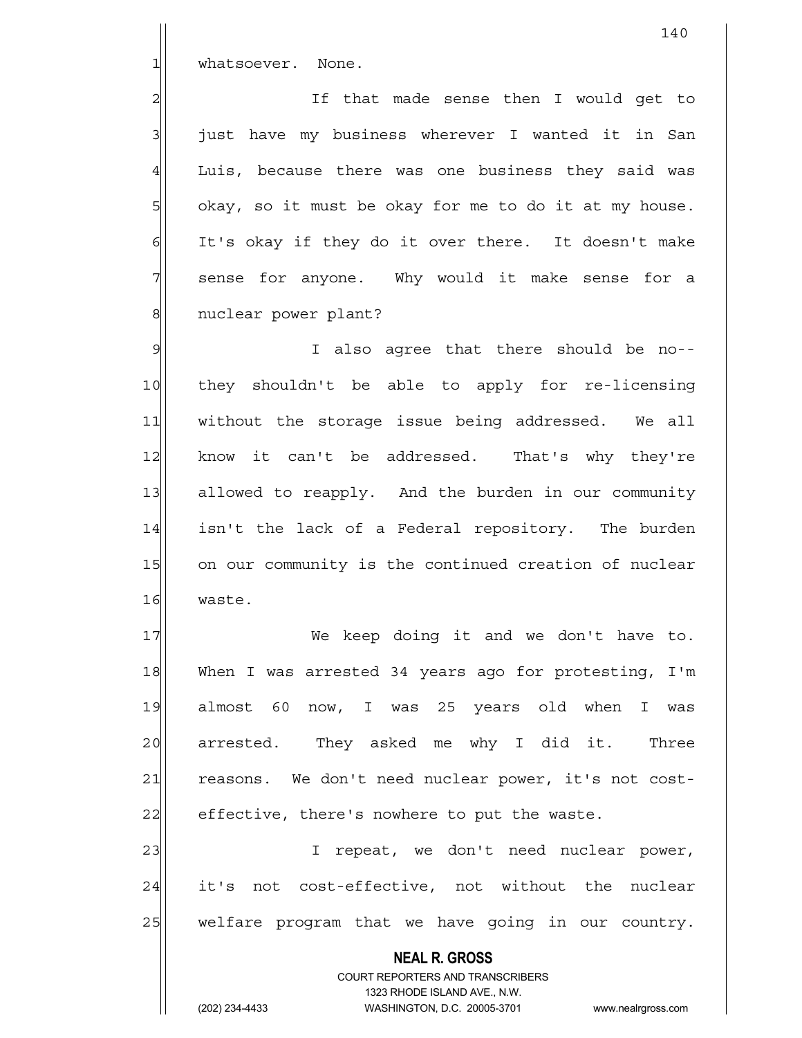whatsoever. None.

If that made sense then I would get to just have my business wherever I wanted it in San Luis, because there was one business they said was okay, so it must be okay for me to do it at my house. It's okay if they do it over there. It doesn't make sense for anyone. Why would it make sense for a nuclear power plant?

I also agree that there should be no-- they shouldn't be able to apply for re-licensing without the storage issue being addressed. We all know it can't be addressed. That's why they're allowed to reapply. And the burden in our community isn't the lack of a Federal repository. The burden on our community is the continued creation of nuclear waste.

We keep doing it and we don't have to. When I was arrested 34 years ago for protesting, I'm almost 60 now, I was 25 years old when I was arrested. They asked me why I did it. Three reasons. We don't need nuclear power, it's not cost-effective, there's nowhere to put the waste.

I repeat, we don't need nuclear power, it's not cost-effective, not without the nuclear welfare program that we have going in our country.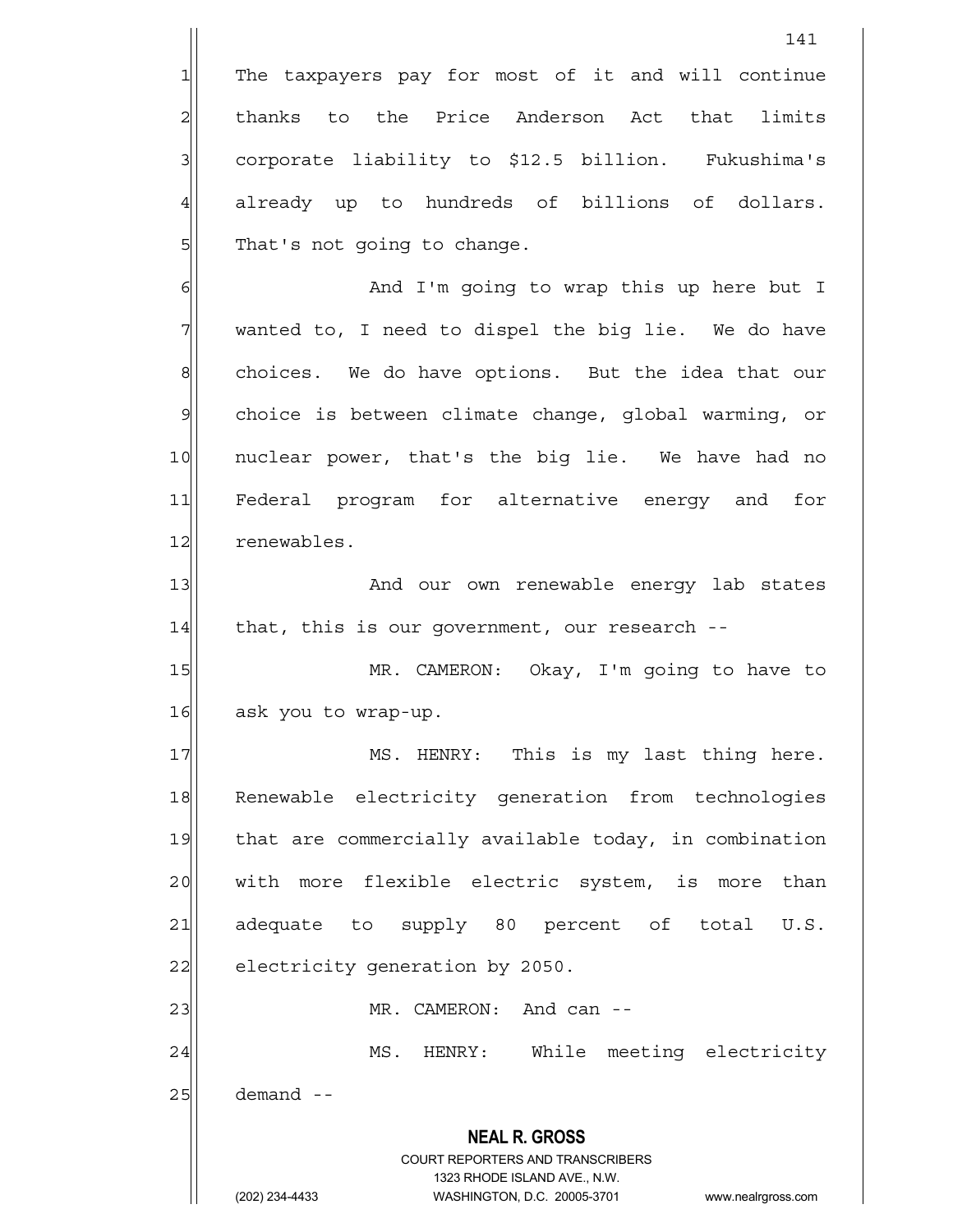The taxpayers pay for most of it and will continue thanks to the Price Anderson Act that limits corporate liability to $12.5 billion. Fukushima's already up to hundreds of billions of dollars. That's not going to change.

And I'm going to wrap this up here but I wanted to, I need to dispel the big lie. We do have choices. We do have options. But the idea that our choice is between climate change, global warming, or nuclear power, that's the big lie. We have had no Federal program for alternative energy and for renewables.

And our own renewable energy lab states that, this is our government, our research --

MR. CAMERON: Okay, I'm going to have to ask you to wrap-up.

MS. HENRY: This is my last thing here. Renewable electricity generation from technologies that are commercially available today, in combination with more flexible electric system, is more than adequate to supply 80 percent of total U.S. electricity generation by 2050.

MR. CAMERON: And can --

MS. HENRY: While meeting electricity demand --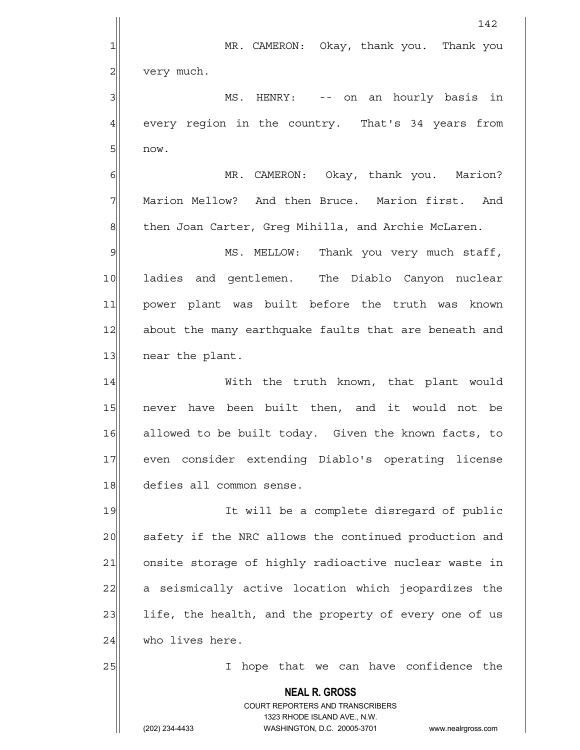MR. CAMERON: Okay, thank you. Thank you very much.

MS. HENRY: -- on an hourly basis in every region in the country. That's 34 years from now.

MR. CAMERON: Okay, thank you. Marion? Marion Mellow? And then Bruce. Marion first. And then Joan Carter, Greg Mihilla, and Archie McLaren.

MS. MELLOW: Thank you very much staff, ladies and gentlemen. The Diablo Canyon nuclear power plant was built before the truth was known about the many earthquake faults that are beneath and near the plant.

With the truth known, that plant would never have been built then, and it would not be allowed to be built today. Given the known facts, to even consider extending Diablo's operating license defies all common sense.

It will be a complete disregard of public safety if the NRC allows the continued production and onsite storage of highly radioactive nuclear waste in a seismically active location which jeopardizes the life, the health, and the property of every one of us who lives here.

I hope that we can have confidence the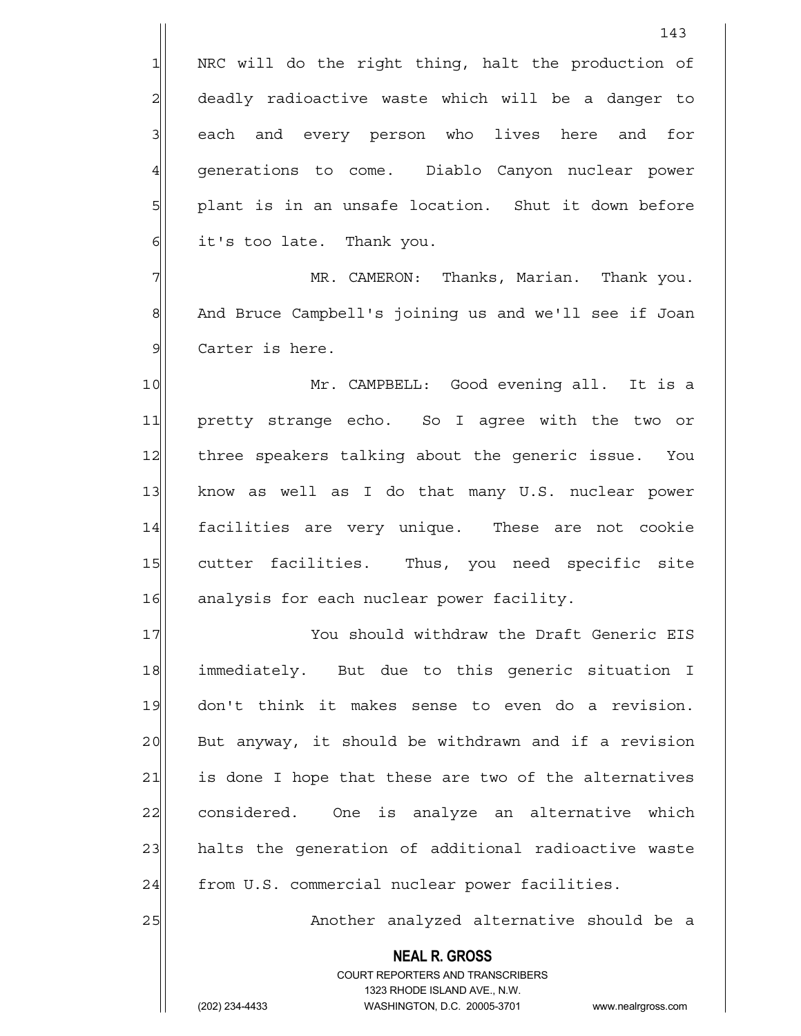NRC will do the right thing, halt the production of deadly radioactive waste which will be a danger to each and every person who lives here and for generations to come. Diablo Canyon nuclear power plant is in an unsafe location. Shut it down before it's too late. Thank you.

MR. CAMERON: Thanks, Marian. Thank you. And Bruce Campbell's joining us and we'll see if Joan Carter is here.

Mr. CAMPBELL: Good evening all. It is a pretty strange echo. So I agree with the two or three speakers talking about the generic issue. You know as well as I do that many U.S. nuclear power facilities are very unique. These are not cookie cutter facilities. Thus, you need specific site analysis for each nuclear power facility.

You should withdraw the Draft Generic EIS immediately. But due to this generic situation I don't think it makes sense to even do a revision. But anyway, it should be withdrawn and if a revision is done I hope that these are two of the alternatives considered. One is analyze an alternative which halts the generation of additional radioactive waste from U.S. commercial nuclear power facilities.

Another analyzed alternative should be a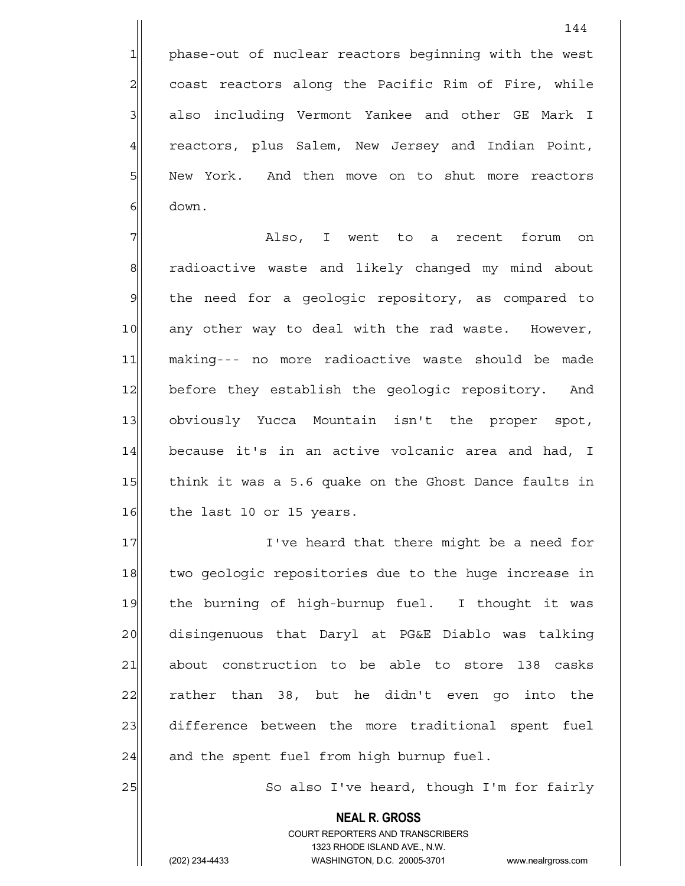phase-out of nuclear reactors beginning with the west coast reactors along the Pacific Rim of Fire, while also including Vermont Yankee and other GE Mark I reactors, plus Salem, New Jersey and Indian Point, New York. And then move on to shut more reactors down.

Also, I went to a recent forum on radioactive waste and likely changed my mind about the need for a geologic repository, as compared to any other way to deal with the rad waste. However, making--- no more radioactive waste should be made before they establish the geologic repository. And obviously Yucca Mountain isn't the proper spot, because it's in an active volcanic area and had, I think it was a 5.6 quake on the Ghost Dance faults in the last 10 or 15 years.

I've heard that there might be a need for two geologic repositories due to the huge increase in the burning of high-burnup fuel. I thought it was disingenuous that Daryl at PG&E Diablo was talking about construction to be able to store 138 casks rather than 38, but he didn't even go into the difference between the more traditional spent fuel and the spent fuel from high burnup fuel.

So also I've heard, though I'm for fairly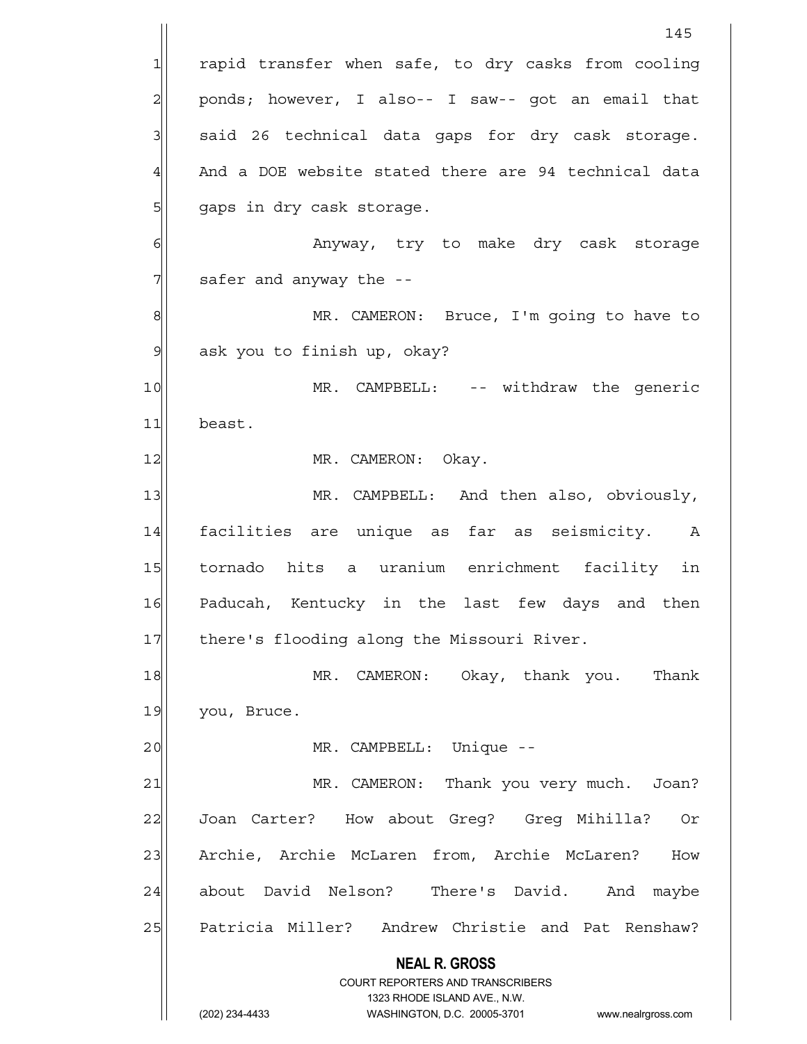rapid transfer when safe, to dry casks from cooling ponds; however, I also-- I saw-- got an email that said 26 technical data gaps for dry cask storage. And a DOE website stated there are 94 technical data gaps in dry cask storage.

Anyway, try to make dry cask storage safer and anyway the --

MR. CAMERON: Bruce, I'm going to have to ask you to finish up, okay?

MR. CAMPBELL: -- withdraw the generic beast.

MR. CAMERON: Okay.

MR. CAMPBELL: And then also, obviously, facilities are unique as far as seismicity. A tornado hits a uranium enrichment facility in Paducah, Kentucky in the last few days and then there's flooding along the Missouri River.

MR. CAMERON: Okay, thank you. Thank you, Bruce.

MR. CAMPBELL: Unique --

MR. CAMERON: Thank you very much. Joan? Joan Carter? How about Greg? Greg Mihilla? Or Archie, Archie McLaren from, Archie McLaren? How about David Nelson? There's David. And maybe Patricia Miller? Andrew Christie and Pat Renshaw?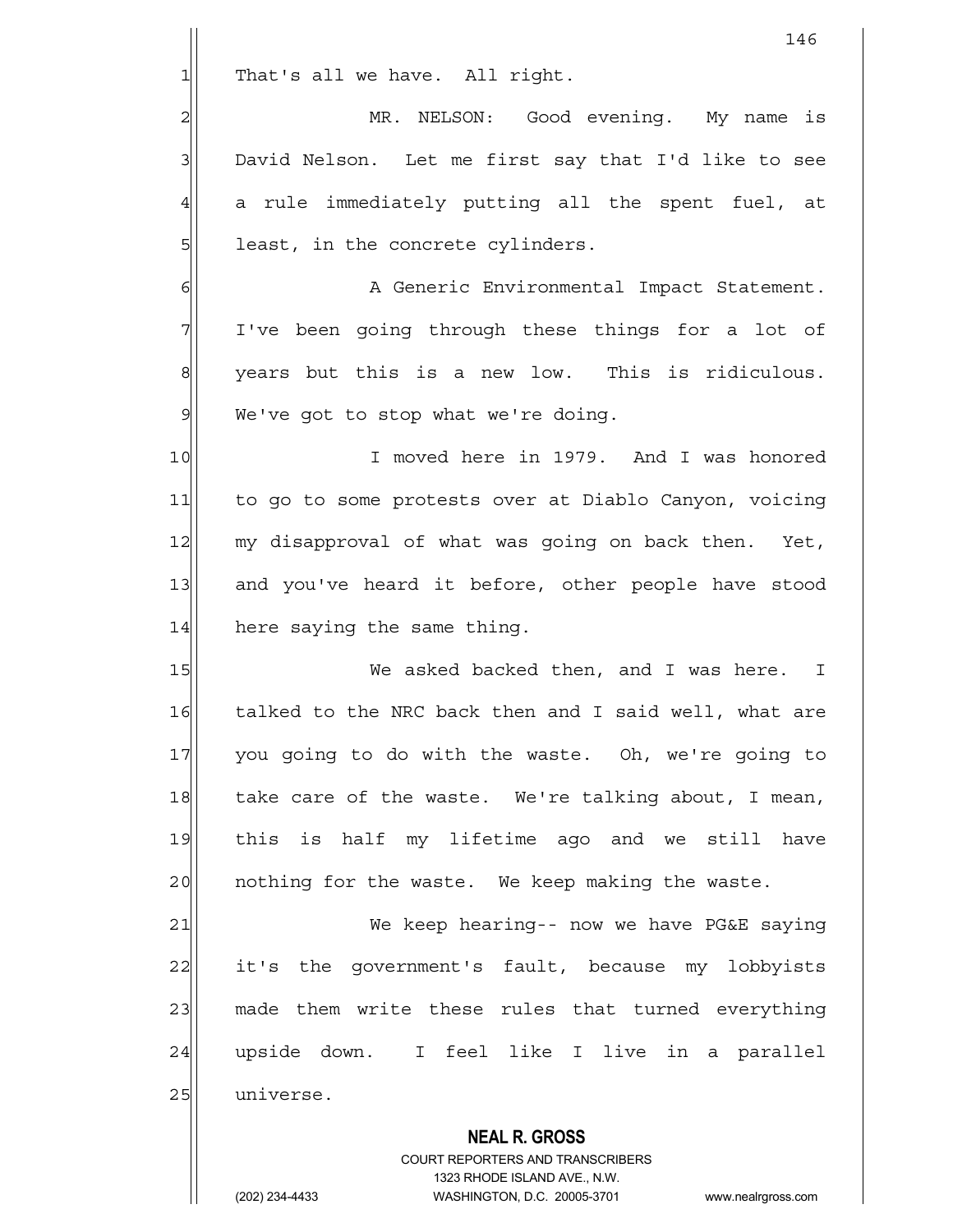That's all we have. All right.

MR. NELSON: Good evening. My name is David Nelson. Let me first say that I'd like to see a rule immediately putting all the spent fuel, at least, in the concrete cylinders.

A Generic Environmental Impact Statement. I've been going through these things for a lot of years but this is a new low. This is ridiculous. We've got to stop what we're doing.

I moved here in 1979. And I was honored to go to some protests over at Diablo Canyon, voicing my disapproval of what was going on back then. Yet, and you've heard it before, other people have stood here saying the same thing.

We asked backed then, and I was here. I talked to the NRC back then and I said well, what are you going to do with the waste. Oh, we're going to take care of the waste. We're talking about, I mean, this is half my lifetime ago and we still have nothing for the waste. We keep making the waste.

We keep hearing-- now we have PG&E saying it's the government's fault, because my lobbyists made them write these rules that turned everything upside down. I feel like I live in a parallel universe.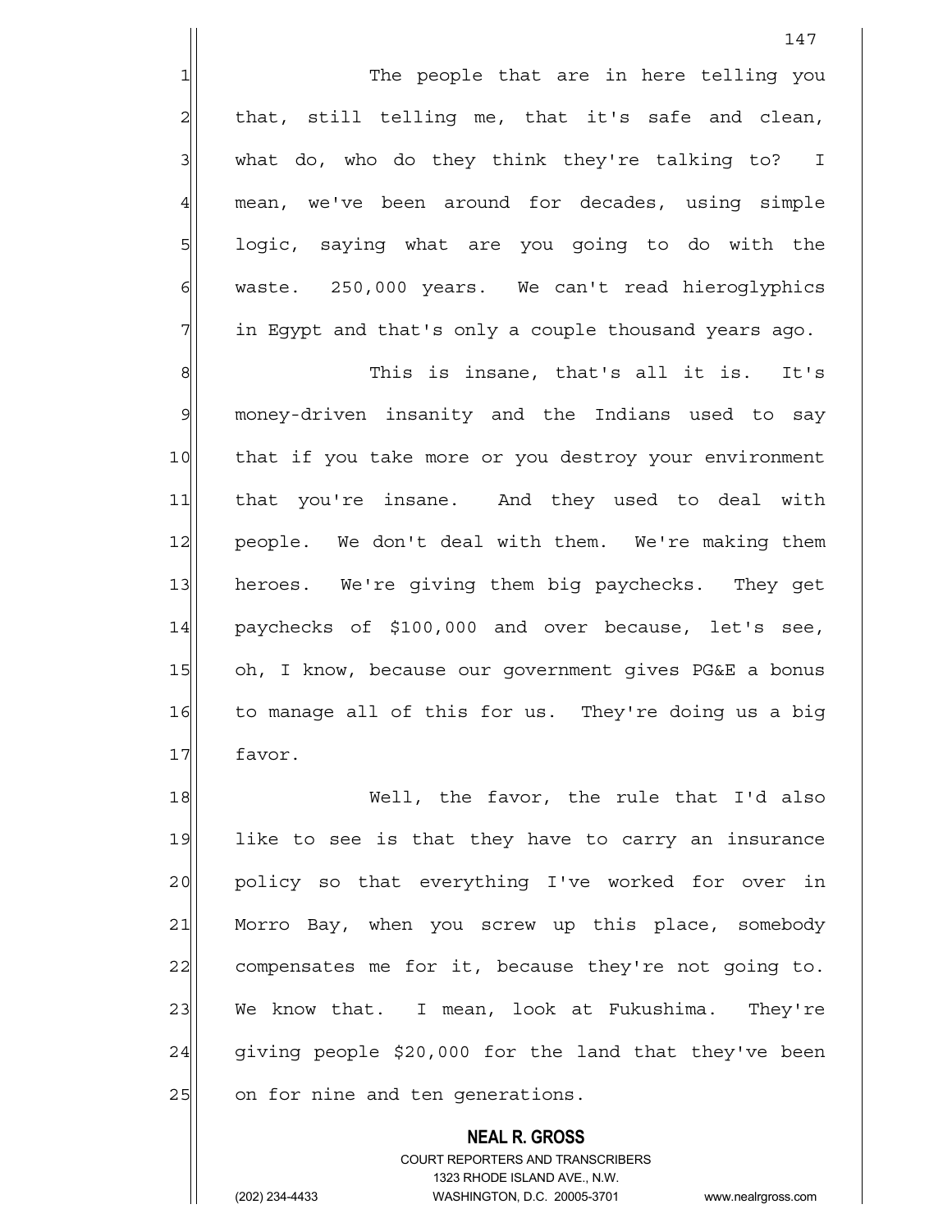The people that are in here telling you that, still telling me, that it's safe and clean, what do, who do they think they're talking to? I mean, we've been around for decades, using simple logic, saying what are you going to do with the waste. 250,000 years. We can't read hieroglyphics in Egypt and that's only a couple thousand years ago.

This is insane, that's all it is. It's money-driven insanity and the Indians used to say that if you take more or you destroy your environment that you're insane. And they used to deal with people. We don't deal with them. We're making them heroes. We're giving them big paychecks. They get paychecks of $100,000 and over because, let's see, oh, I know, because our government gives PG&E a bonus to manage all of this for us. They're doing us a big favor.

Well, the favor, the rule that I'd also like to see is that they have to carry an insurance policy so that everything I've worked for over in Morro Bay, when you screw up this place, somebody compensates me for it, because they're not going to. We know that. I mean, look at Fukushima. They're giving people $20,000 for the land that they've been on for nine and ten generations.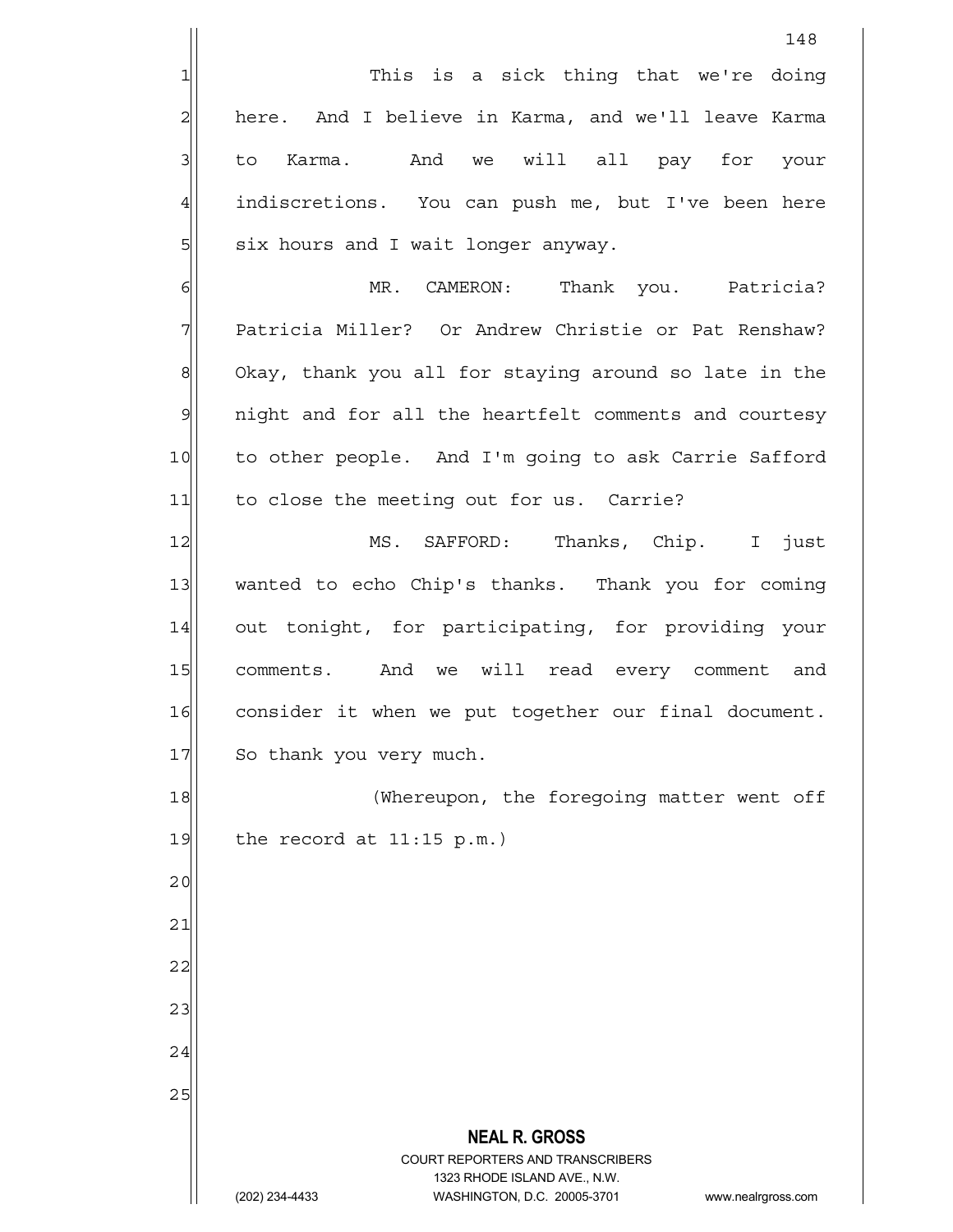This is a sick thing that we're doing here. And I believe in Karma, and we'll leave Karma to Karma. And we will all pay for your indiscretions. You can push me, but I've been here six hours and I wait longer anyway.

MR. CAMERON: Thank you. Patricia? Patricia Miller? Or Andrew Christie or Pat Renshaw? Okay, thank you all for staying around so late in the night and for all the heartfelt comments and courtesy to other people. And I'm going to ask Carrie Safford to close the meeting out for us. Carrie?

MS. SAFFORD: Thanks, Chip. I just wanted to echo Chip's thanks. Thank you for coming out tonight, for participating, for providing your comments. And we will read every comment and consider it when we put together our final document. So thank you very much.

(Whereupon, the foregoing matter went off the record at 11:15 p.m.)